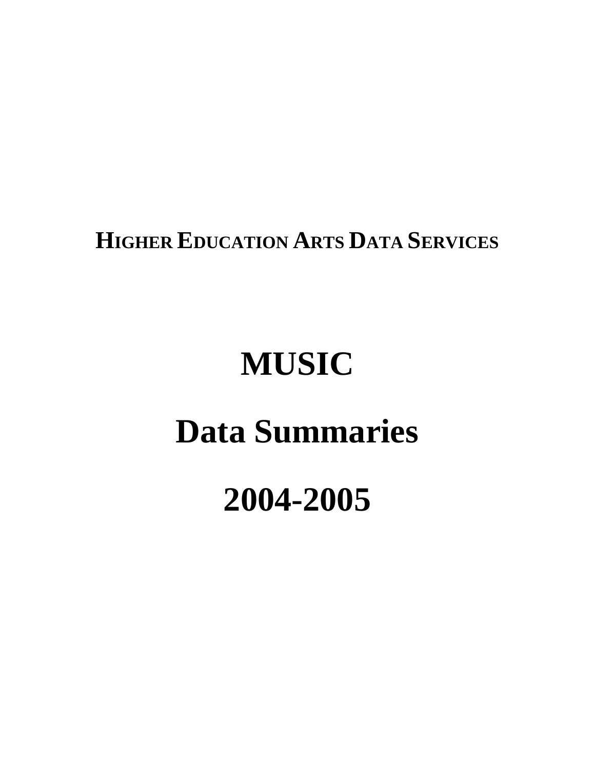**HIGHER EDUCATION ARTS DATA SERVICES**

# MUSIC

# Data Summaries

# 2004-2005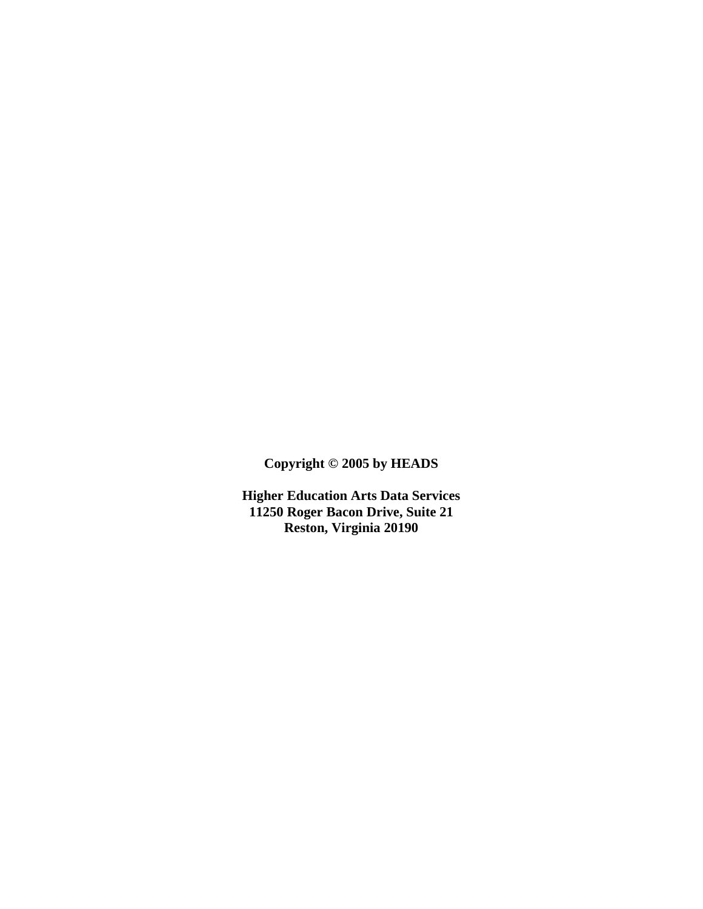**Copyright © 2005 by HEADS**

**Higher Education Arts Data Services**
**11250 Roger Bacon Drive, Suite 21**
**Reston, Virginia 20190**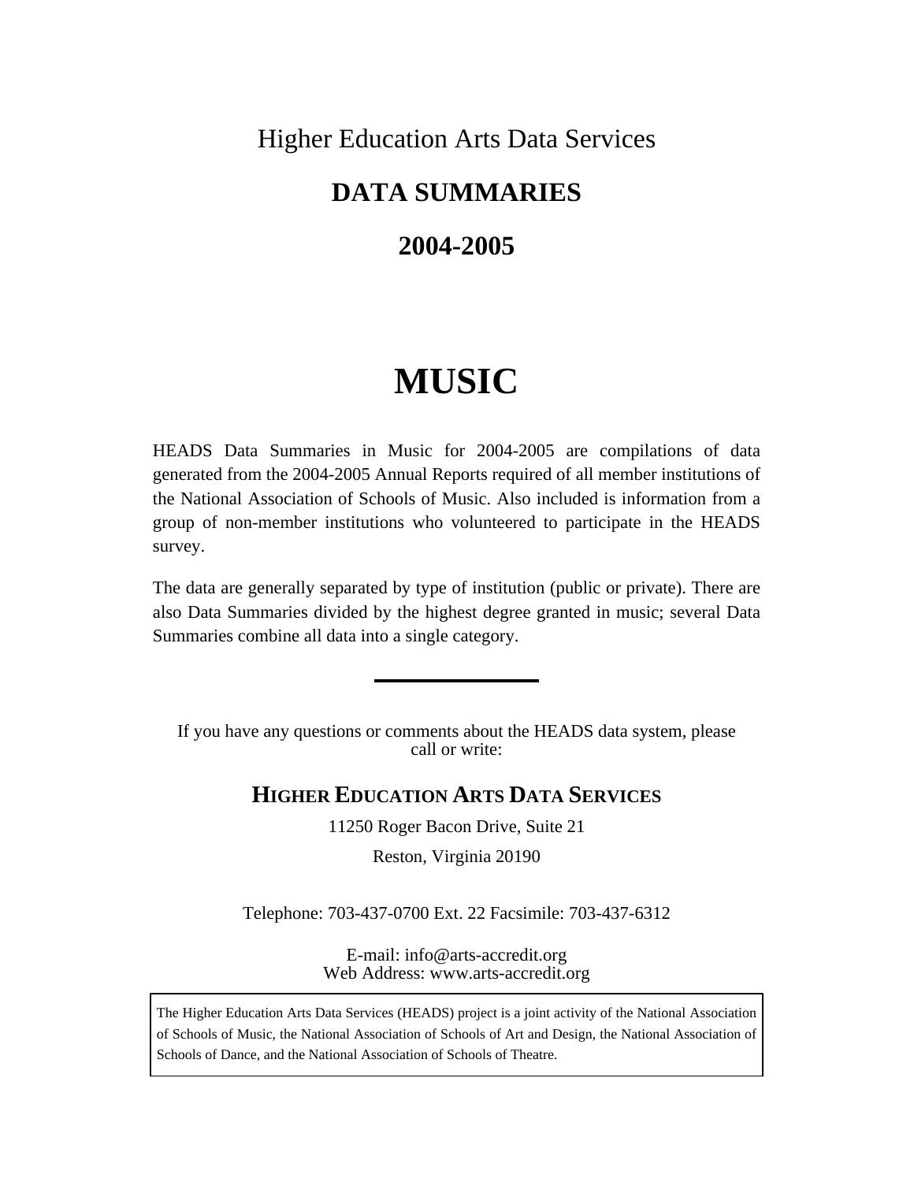Higher Education Arts Data Services

# DATA SUMMARIES

## 2004-2005

# MUSIC

HEADS Data Summaries in Music for 2004-2005 are compilations of data generated from the 2004-2005 Annual Reports required of all member institutions of the National Association of Schools of Music. Also included is information from a group of non-member institutions who volunteered to participate in the HEADS survey.

The data are generally separated by type of institution (public or private). There are also Data Summaries divided by the highest degree granted in music; several Data Summaries combine all data into a single category.

---

If you have any questions or comments about the HEADS data system, please call or write:

**HIGHER EDUCATION ARTS DATA SERVICES**

11250 Roger Bacon Drive, Suite 21

Reston, Virginia 20190

Telephone: 703-437-0700 Ext. 22 Facsimile: 703-437-6312

E-mail: info@arts-accredit.org
Web Address: www.arts-accredit.org

The Higher Education Arts Data Services (HEADS) project is a joint activity of the National Association of Schools of Music, the National Association of Schools of Art and Design, the National Association of Schools of Dance, and the National Association of Schools of Theatre.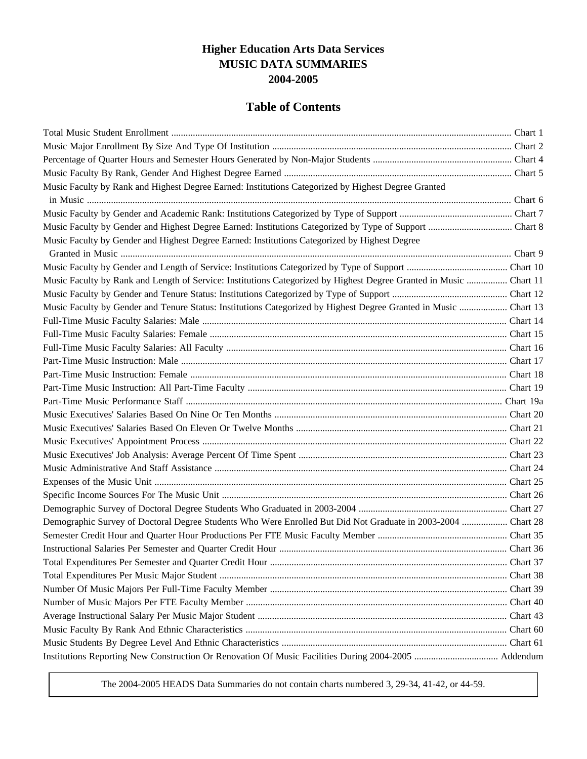# Higher Education Arts Data Services
# MUSIC DATA SUMMARIES
# 2004-2005

## Table of Contents

| Title | Chart |
|---|---|
| Total Music Student Enrollment | Chart 1 |
| Music Major Enrollment By Size And Type Of Institution | Chart 2 |
| Percentage of Quarter Hours and Semester Hours Generated by Non-Major Students | Chart 4 |
| Music Faculty By Rank, Gender And Highest Degree Earned | Chart 5 |
| Music Faculty by Rank and Highest Degree Earned: Institutions Categorized by Highest Degree Granted in Music | Chart 6 |
| Music Faculty by Gender and Academic Rank: Institutions Categorized by Type of Support | Chart 7 |
| Music Faculty by Gender and Highest Degree Earned: Institutions Categorized by Type of Support | Chart 8 |
| Music Faculty by Gender and Highest Degree Earned: Institutions Categorized by Highest Degree Granted in Music | Chart 9 |
| Music Faculty by Gender and Length of Service: Institutions Categorized by Type of Support | Chart 10 |
| Music Faculty by Rank and Length of Service: Institutions Categorized by Highest Degree Granted in Music | Chart 11 |
| Music Faculty by Gender and Tenure Status: Institutions Categorized by Type of Support | Chart 12 |
| Music Faculty by Gender and Tenure Status: Institutions Categorized by Highest Degree Granted in Music | Chart 13 |
| Full-Time Music Faculty Salaries: Male | Chart 14 |
| Full-Time Music Faculty Salaries: Female | Chart 15 |
| Full-Time Music Faculty Salaries: All Faculty | Chart 16 |
| Part-Time Music Instruction: Male | Chart 17 |
| Part-Time Music Instruction: Female | Chart 18 |
| Part-Time Music Instruction: All Part-Time Faculty | Chart 19 |
| Part-Time Music Performance Staff | Chart 19a |
| Music Executives' Salaries Based On Nine Or Ten Months | Chart 20 |
| Music Executives' Salaries Based On Eleven Or Twelve Months | Chart 21 |
| Music Executives' Appointment Process | Chart 22 |
| Music Executives' Job Analysis: Average Percent Of Time Spent | Chart 23 |
| Music Administrative And Staff Assistance | Chart 24 |
| Expenses of the Music Unit | Chart 25 |
| Specific Income Sources For The Music Unit | Chart 26 |
| Demographic Survey of Doctoral Degree Students Who Graduated in 2003-2004 | Chart 27 |
| Demographic Survey of Doctoral Degree Students Who Were Enrolled But Did Not Graduate in 2003-2004 | Chart 28 |
| Semester Credit Hour and Quarter Hour Productions Per FTE Music Faculty Member | Chart 35 |
| Instructional Salaries Per Semester and Quarter Credit Hour | Chart 36 |
| Total Expenditures Per Semester and Quarter Credit Hour | Chart 37 |
| Total Expenditures Per Music Major Student | Chart 38 |
| Number Of Music Majors Per Full-Time Faculty Member | Chart 39 |
| Number of Music Majors Per FTE Faculty Member | Chart 40 |
| Average Instructional Salary Per Music Major Student | Chart 43 |
| Music Faculty By Rank And Ethnic Characteristics | Chart 60 |
| Music Students By Degree Level And Ethnic Characteristics | Chart 61 |
| Institutions Reporting New Construction Or Renovation Of Music Facilities During 2004-2005 | Addendum |

The 2004-2005 HEADS Data Summaries do not contain charts numbered 3, 29-34, 41-42, or 44-59.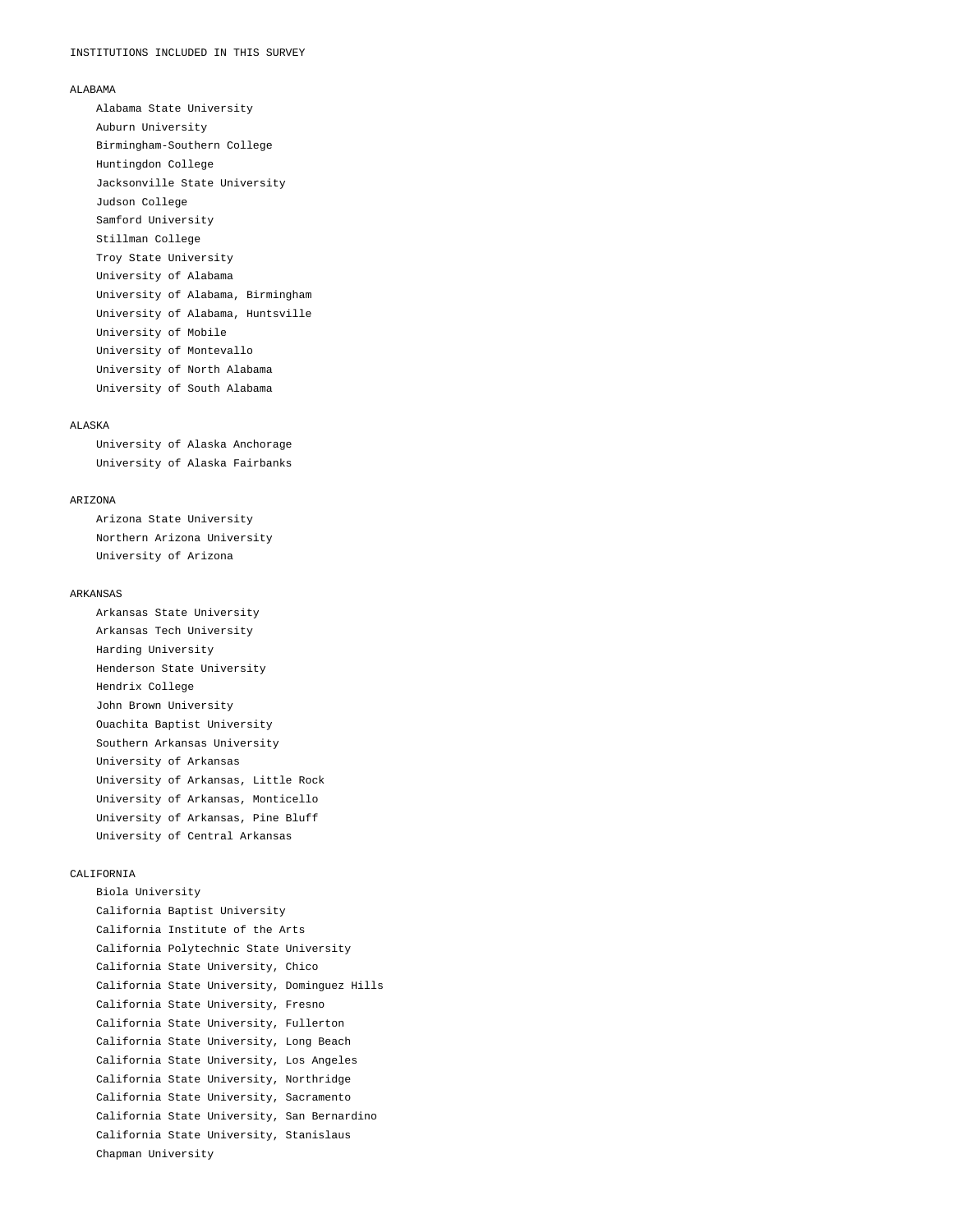# INSTITUTIONS INCLUDED IN THIS SURVEY

## ALABAMA

- Alabama State University
- Auburn University
- Birmingham-Southern College
- Huntingdon College
- Jacksonville State University
- Judson College
- Samford University
- Stillman College
- Troy State University
- University of Alabama
- University of Alabama, Birmingham
- University of Alabama, Huntsville
- University of Mobile
- University of Montevallo
- University of North Alabama
- University of South Alabama

## ALASKA

- University of Alaska Anchorage
- University of Alaska Fairbanks

## ARIZONA

- Arizona State University
- Northern Arizona University
- University of Arizona

## ARKANSAS

- Arkansas State University
- Arkansas Tech University
- Harding University
- Henderson State University
- Hendrix College
- John Brown University
- Ouachita Baptist University
- Southern Arkansas University
- University of Arkansas
- University of Arkansas, Little Rock
- University of Arkansas, Monticello
- University of Arkansas, Pine Bluff
- University of Central Arkansas

## CALIFORNIA

- Biola University
- California Baptist University
- California Institute of the Arts
- California Polytechnic State University
- California State University, Chico
- California State University, Dominguez Hills
- California State University, Fresno
- California State University, Fullerton
- California State University, Long Beach
- California State University, Los Angeles
- California State University, Northridge
- California State University, Sacramento
- California State University, San Bernardino
- California State University, Stanislaus
- Chapman University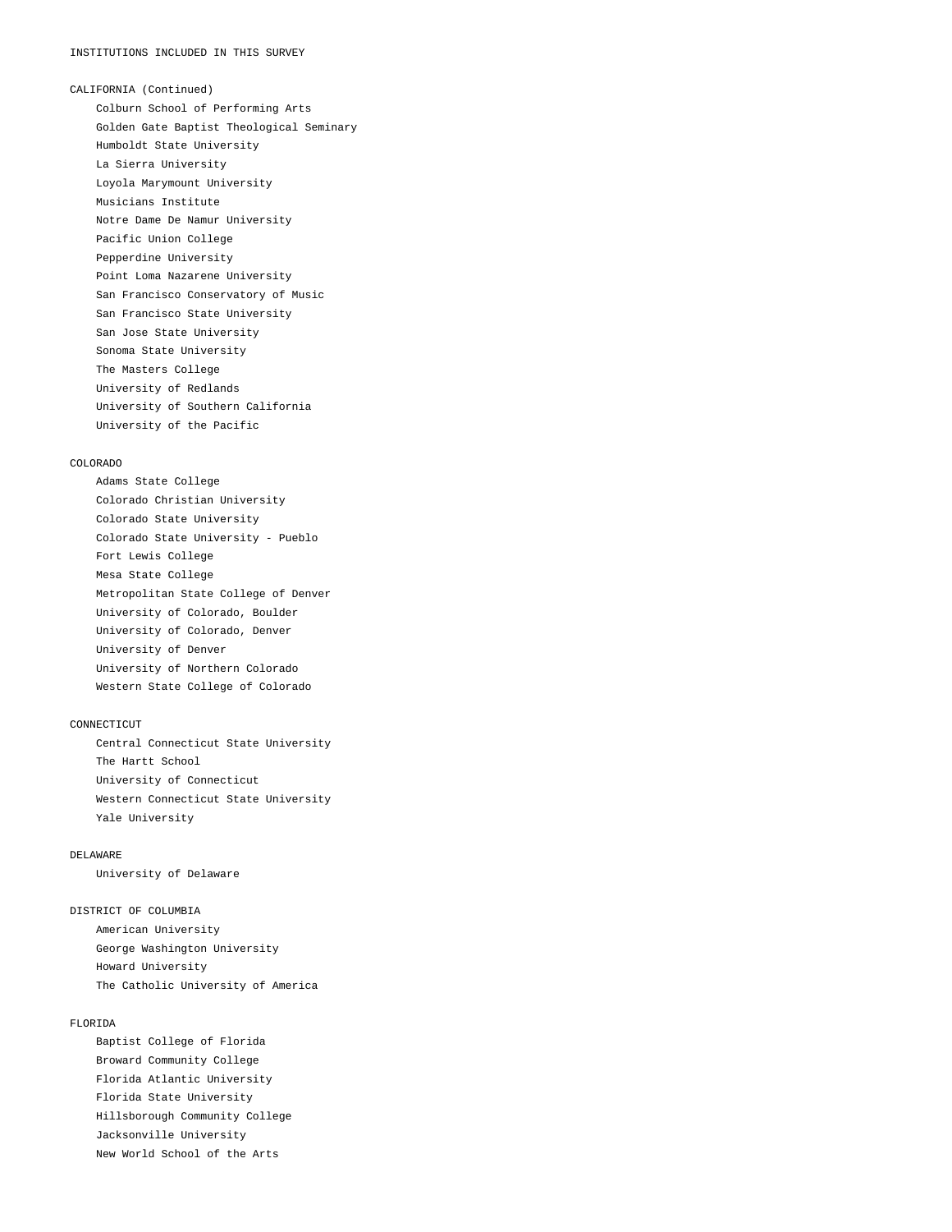INSTITUTIONS INCLUDED IN THIS SURVEY

CALIFORNIA (Continued)

- Colburn School of Performing Arts
- Golden Gate Baptist Theological Seminary
- Humboldt State University
- La Sierra University
- Loyola Marymount University
- Musicians Institute
- Notre Dame De Namur University
- Pacific Union College
- Pepperdine University
- Point Loma Nazarene University
- San Francisco Conservatory of Music
- San Francisco State University
- San Jose State University
- Sonoma State University
- The Masters College
- University of Redlands
- University of Southern California
- University of the Pacific

COLORADO

- Adams State College
- Colorado Christian University
- Colorado State University
- Colorado State University - Pueblo
- Fort Lewis College
- Mesa State College
- Metropolitan State College of Denver
- University of Colorado, Boulder
- University of Colorado, Denver
- University of Denver
- University of Northern Colorado
- Western State College of Colorado

CONNECTICUT

- Central Connecticut State University
- The Hartt School
- University of Connecticut
- Western Connecticut State University
- Yale University

DELAWARE

- University of Delaware

DISTRICT OF COLUMBIA

- American University
- George Washington University
- Howard University
- The Catholic University of America

FLORIDA

- Baptist College of Florida
- Broward Community College
- Florida Atlantic University
- Florida State University
- Hillsborough Community College
- Jacksonville University
- New World School of the Arts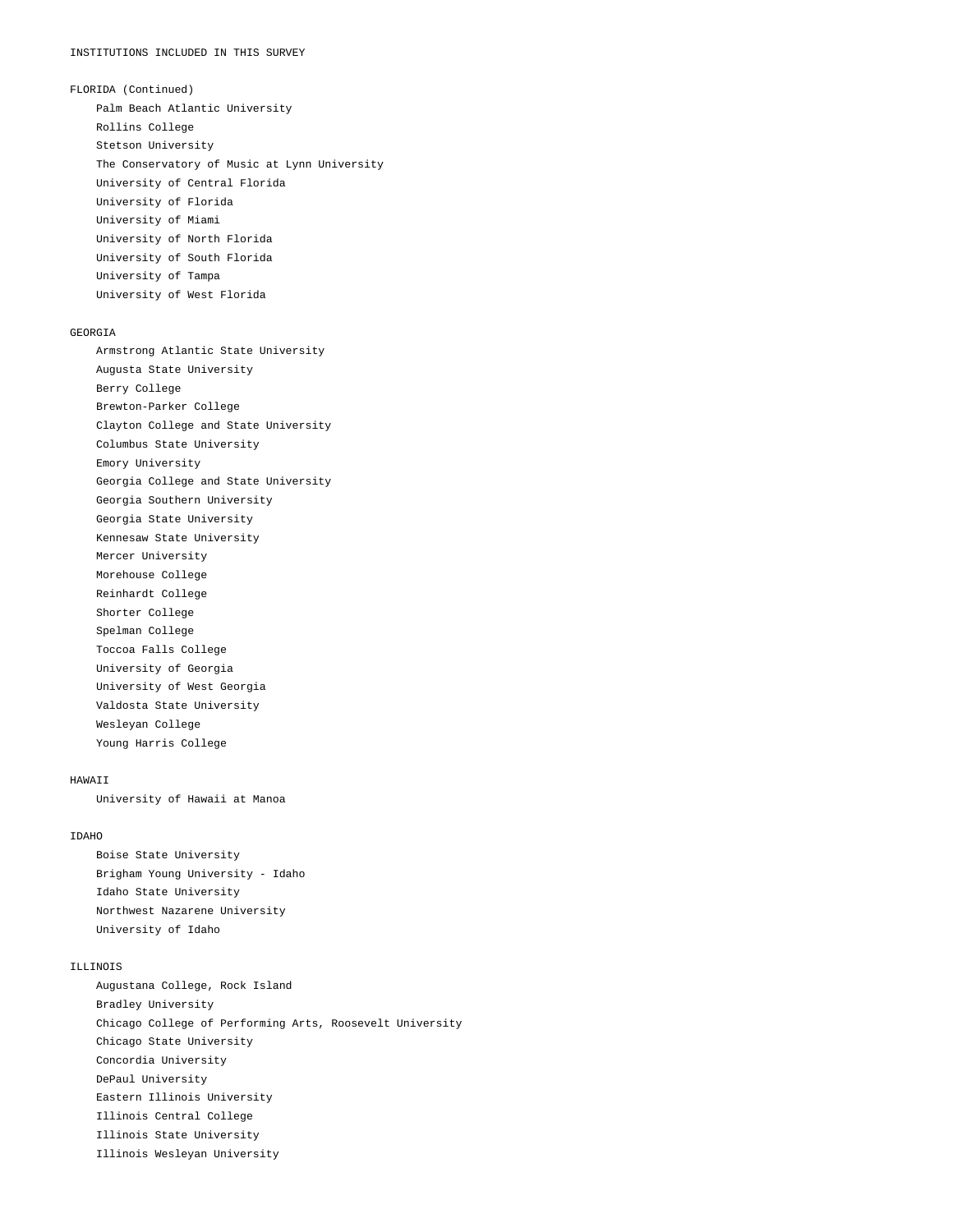INSTITUTIONS INCLUDED IN THIS SURVEY

FLORIDA (Continued)

- Palm Beach Atlantic University
- Rollins College
- Stetson University
- The Conservatory of Music at Lynn University
- University of Central Florida
- University of Florida
- University of Miami
- University of North Florida
- University of South Florida
- University of Tampa
- University of West Florida

GEORGIA

- Armstrong Atlantic State University
- Augusta State University
- Berry College
- Brewton-Parker College
- Clayton College and State University
- Columbus State University
- Emory University
- Georgia College and State University
- Georgia Southern University
- Georgia State University
- Kennesaw State University
- Mercer University
- Morehouse College
- Reinhardt College
- Shorter College
- Spelman College
- Toccoa Falls College
- University of Georgia
- University of West Georgia
- Valdosta State University
- Wesleyan College
- Young Harris College

HAWAII

- University of Hawaii at Manoa

IDAHO

- Boise State University
- Brigham Young University - Idaho
- Idaho State University
- Northwest Nazarene University
- University of Idaho

ILLINOIS

- Augustana College, Rock Island
- Bradley University
- Chicago College of Performing Arts, Roosevelt University
- Chicago State University
- Concordia University
- DePaul University
- Eastern Illinois University
- Illinois Central College
- Illinois State University
- Illinois Wesleyan University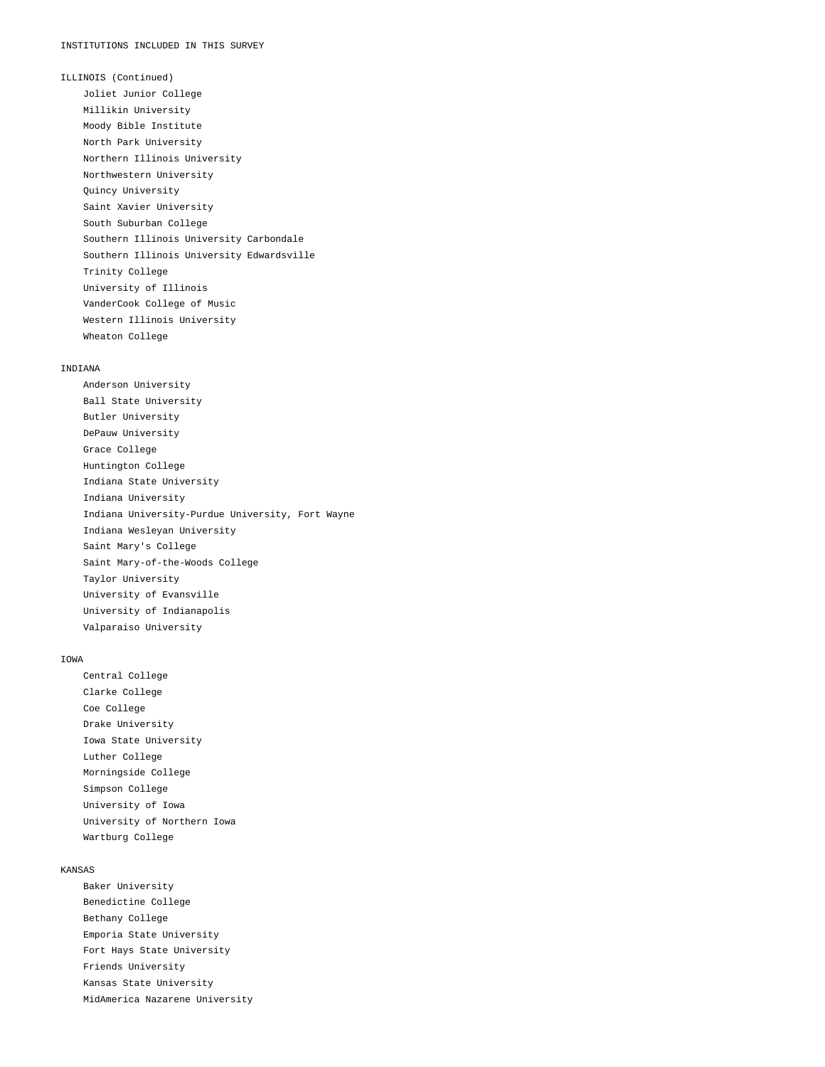INSTITUTIONS INCLUDED IN THIS SURVEY

ILLINOIS (Continued)

- Joliet Junior College
- Millikin University
- Moody Bible Institute
- North Park University
- Northern Illinois University
- Northwestern University
- Quincy University
- Saint Xavier University
- South Suburban College
- Southern Illinois University Carbondale
- Southern Illinois University Edwardsville
- Trinity College
- University of Illinois
- VanderCook College of Music
- Western Illinois University
- Wheaton College

INDIANA

- Anderson University
- Ball State University
- Butler University
- DePauw University
- Grace College
- Huntington College
- Indiana State University
- Indiana University
- Indiana University-Purdue University, Fort Wayne
- Indiana Wesleyan University
- Saint Mary's College
- Saint Mary-of-the-Woods College
- Taylor University
- University of Evansville
- University of Indianapolis
- Valparaiso University

IOWA

- Central College
- Clarke College
- Coe College
- Drake University
- Iowa State University
- Luther College
- Morningside College
- Simpson College
- University of Iowa
- University of Northern Iowa
- Wartburg College

KANSAS

- Baker University
- Benedictine College
- Bethany College
- Emporia State University
- Fort Hays State University
- Friends University
- Kansas State University
- MidAmerica Nazarene University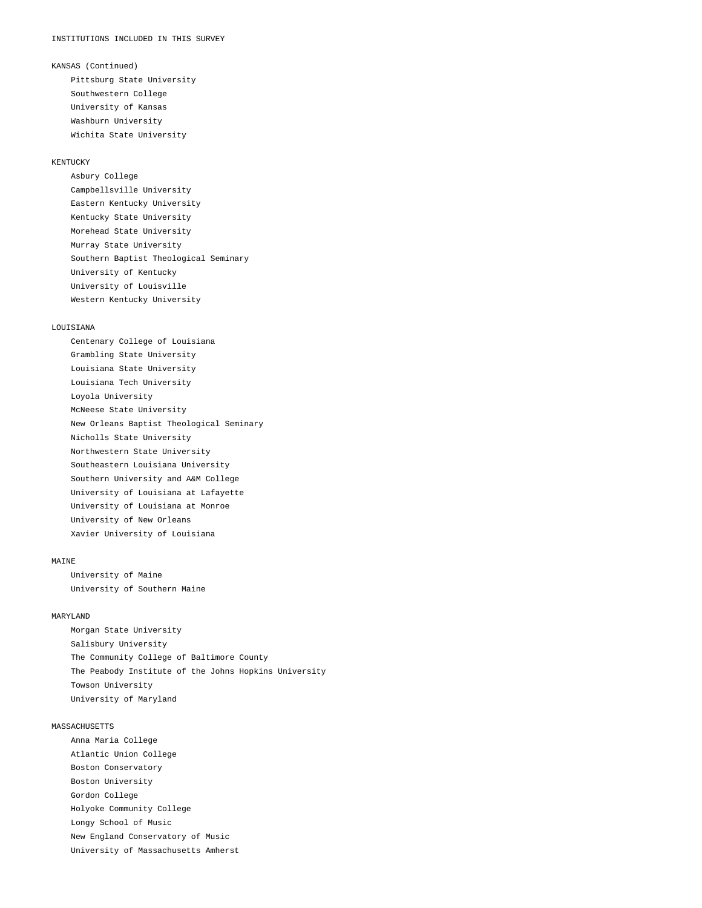INSTITUTIONS INCLUDED IN THIS SURVEY

KANSAS (Continued)

- Pittsburg State University
- Southwestern College
- University of Kansas
- Washburn University
- Wichita State University

KENTUCKY

- Asbury College
- Campbellsville University
- Eastern Kentucky University
- Kentucky State University
- Morehead State University
- Murray State University
- Southern Baptist Theological Seminary
- University of Kentucky
- University of Louisville
- Western Kentucky University

LOUISIANA

- Centenary College of Louisiana
- Grambling State University
- Louisiana State University
- Louisiana Tech University
- Loyola University
- McNeese State University
- New Orleans Baptist Theological Seminary
- Nicholls State University
- Northwestern State University
- Southeastern Louisiana University
- Southern University and A&M College
- University of Louisiana at Lafayette
- University of Louisiana at Monroe
- University of New Orleans
- Xavier University of Louisiana

MAINE

- University of Maine
- University of Southern Maine

MARYLAND

- Morgan State University
- Salisbury University
- The Community College of Baltimore County
- The Peabody Institute of the Johns Hopkins University
- Towson University
- University of Maryland

MASSACHUSETTS

- Anna Maria College
- Atlantic Union College
- Boston Conservatory
- Boston University
- Gordon College
- Holyoke Community College
- Longy School of Music
- New England Conservatory of Music
- University of Massachusetts Amherst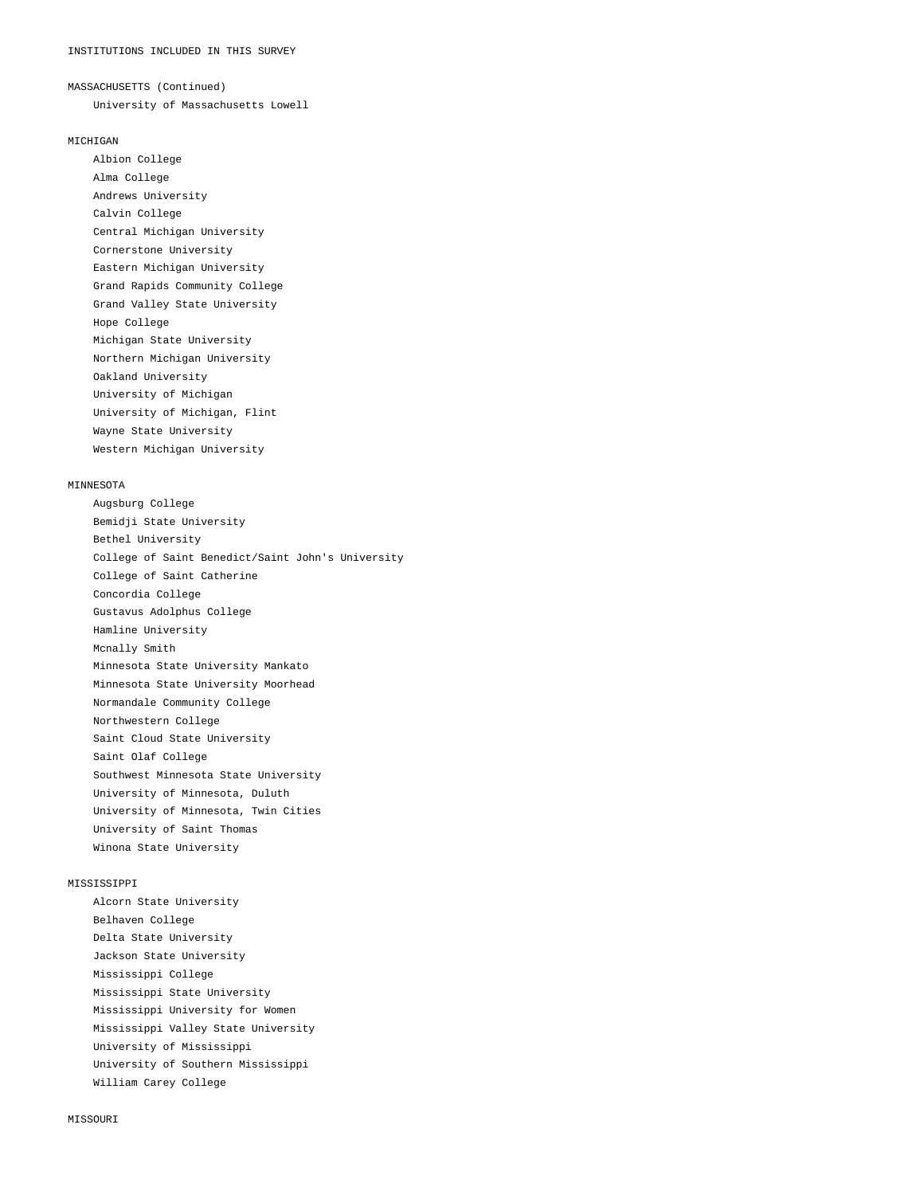INSTITUTIONS INCLUDED IN THIS SURVEY

MASSACHUSETTS (Continued)

- University of Massachusetts Lowell

MICHIGAN

- Albion College
- Alma College
- Andrews University
- Calvin College
- Central Michigan University
- Cornerstone University
- Eastern Michigan University
- Grand Rapids Community College
- Grand Valley State University
- Hope College
- Michigan State University
- Northern Michigan University
- Oakland University
- University of Michigan
- University of Michigan, Flint
- Wayne State University
- Western Michigan University

MINNESOTA

- Augsburg College
- Bemidji State University
- Bethel University
- College of Saint Benedict/Saint John's University
- College of Saint Catherine
- Concordia College
- Gustavus Adolphus College
- Hamline University
- Mcnally Smith
- Minnesota State University Mankato
- Minnesota State University Moorhead
- Normandale Community College
- Northwestern College
- Saint Cloud State University
- Saint Olaf College
- Southwest Minnesota State University
- University of Minnesota, Duluth
- University of Minnesota, Twin Cities
- University of Saint Thomas
- Winona State University

MISSISSIPPI

- Alcorn State University
- Belhaven College
- Delta State University
- Jackson State University
- Mississippi College
- Mississippi State University
- Mississippi University for Women
- Mississippi Valley State University
- University of Mississippi
- University of Southern Mississippi
- William Carey College

MISSOURI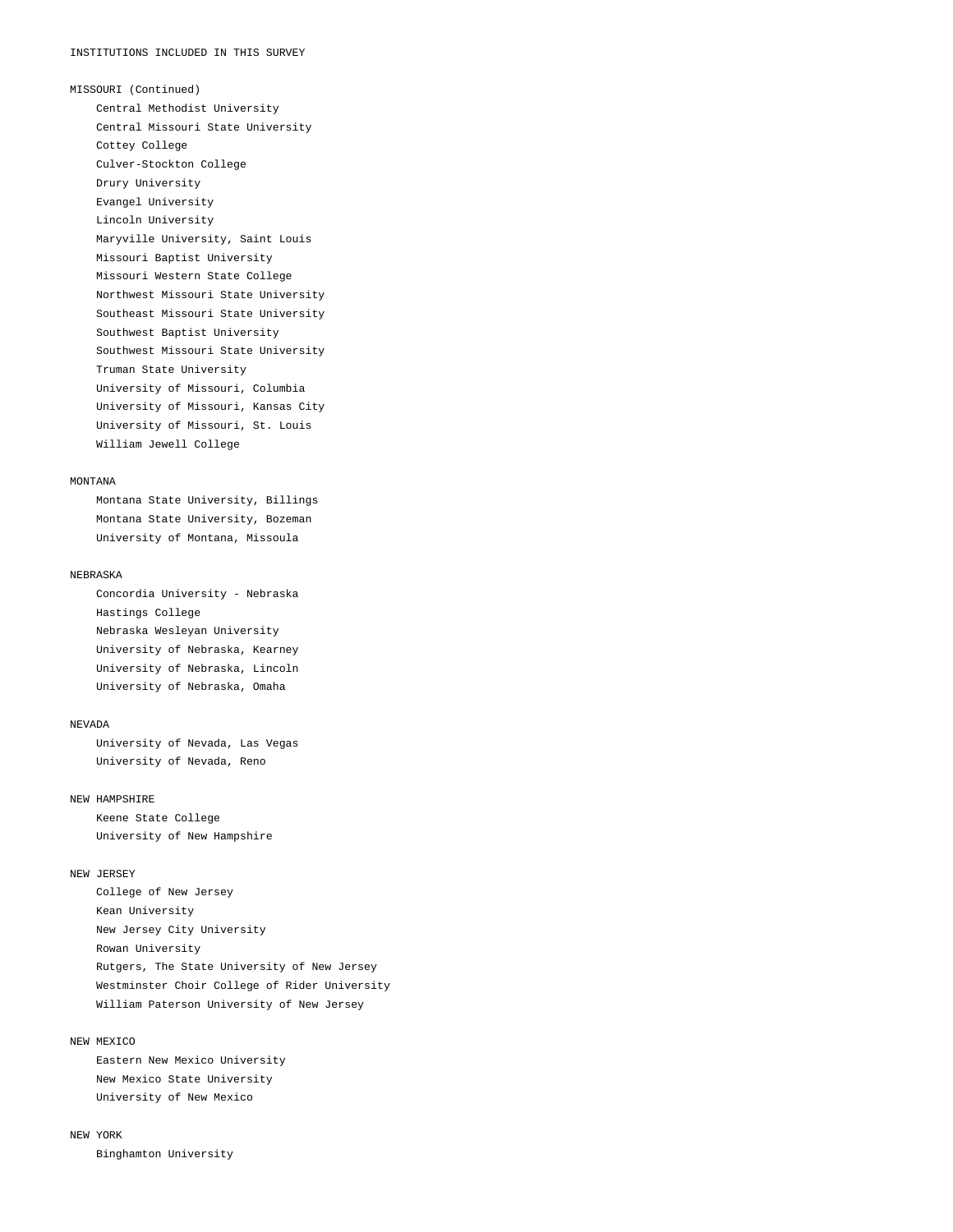INSTITUTIONS INCLUDED IN THIS SURVEY

MISSOURI (Continued)

- Central Methodist University
- Central Missouri State University
- Cottey College
- Culver-Stockton College
- Drury University
- Evangel University
- Lincoln University
- Maryville University, Saint Louis
- Missouri Baptist University
- Missouri Western State College
- Northwest Missouri State University
- Southeast Missouri State University
- Southwest Baptist University
- Southwest Missouri State University
- Truman State University
- University of Missouri, Columbia
- University of Missouri, Kansas City
- University of Missouri, St. Louis
- William Jewell College

MONTANA

- Montana State University, Billings
- Montana State University, Bozeman
- University of Montana, Missoula

NEBRASKA

- Concordia University - Nebraska
- Hastings College
- Nebraska Wesleyan University
- University of Nebraska, Kearney
- University of Nebraska, Lincoln
- University of Nebraska, Omaha

NEVADA

- University of Nevada, Las Vegas
- University of Nevada, Reno

NEW HAMPSHIRE

- Keene State College
- University of New Hampshire

NEW JERSEY

- College of New Jersey
- Kean University
- New Jersey City University
- Rowan University
- Rutgers, The State University of New Jersey
- Westminster Choir College of Rider University
- William Paterson University of New Jersey

NEW MEXICO

- Eastern New Mexico University
- New Mexico State University
- University of New Mexico

NEW YORK

- Binghamton University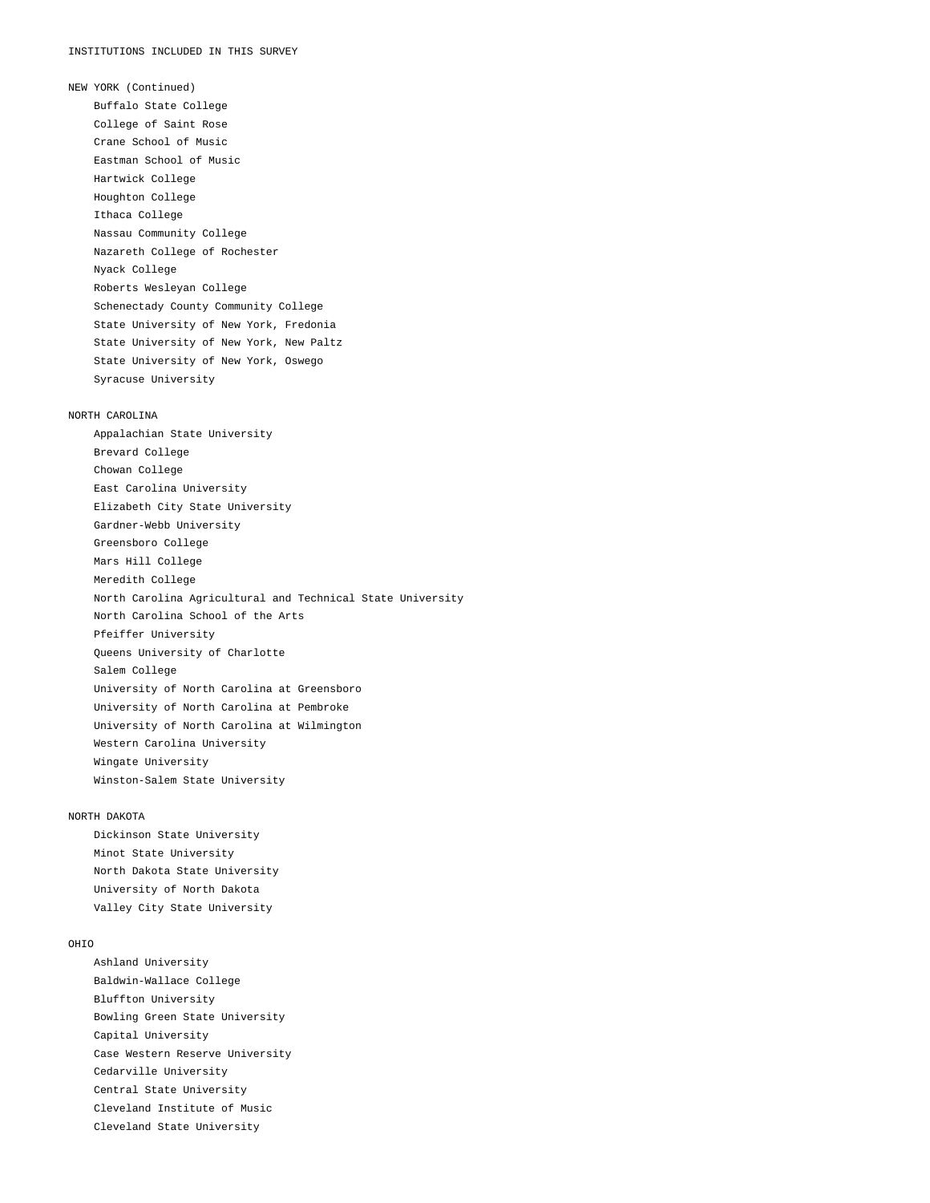INSTITUTIONS INCLUDED IN THIS SURVEY

NEW YORK (Continued)

- Buffalo State College
- College of Saint Rose
- Crane School of Music
- Eastman School of Music
- Hartwick College
- Houghton College
- Ithaca College
- Nassau Community College
- Nazareth College of Rochester
- Nyack College
- Roberts Wesleyan College
- Schenectady County Community College
- State University of New York, Fredonia
- State University of New York, New Paltz
- State University of New York, Oswego
- Syracuse University

NORTH CAROLINA

- Appalachian State University
- Brevard College
- Chowan College
- East Carolina University
- Elizabeth City State University
- Gardner-Webb University
- Greensboro College
- Mars Hill College
- Meredith College
- North Carolina Agricultural and Technical State University
- North Carolina School of the Arts
- Pfeiffer University
- Queens University of Charlotte
- Salem College
- University of North Carolina at Greensboro
- University of North Carolina at Pembroke
- University of North Carolina at Wilmington
- Western Carolina University
- Wingate University
- Winston-Salem State University

NORTH DAKOTA

- Dickinson State University
- Minot State University
- North Dakota State University
- University of North Dakota
- Valley City State University

OHIO

- Ashland University
- Baldwin-Wallace College
- Bluffton University
- Bowling Green State University
- Capital University
- Case Western Reserve University
- Cedarville University
- Central State University
- Cleveland Institute of Music
- Cleveland State University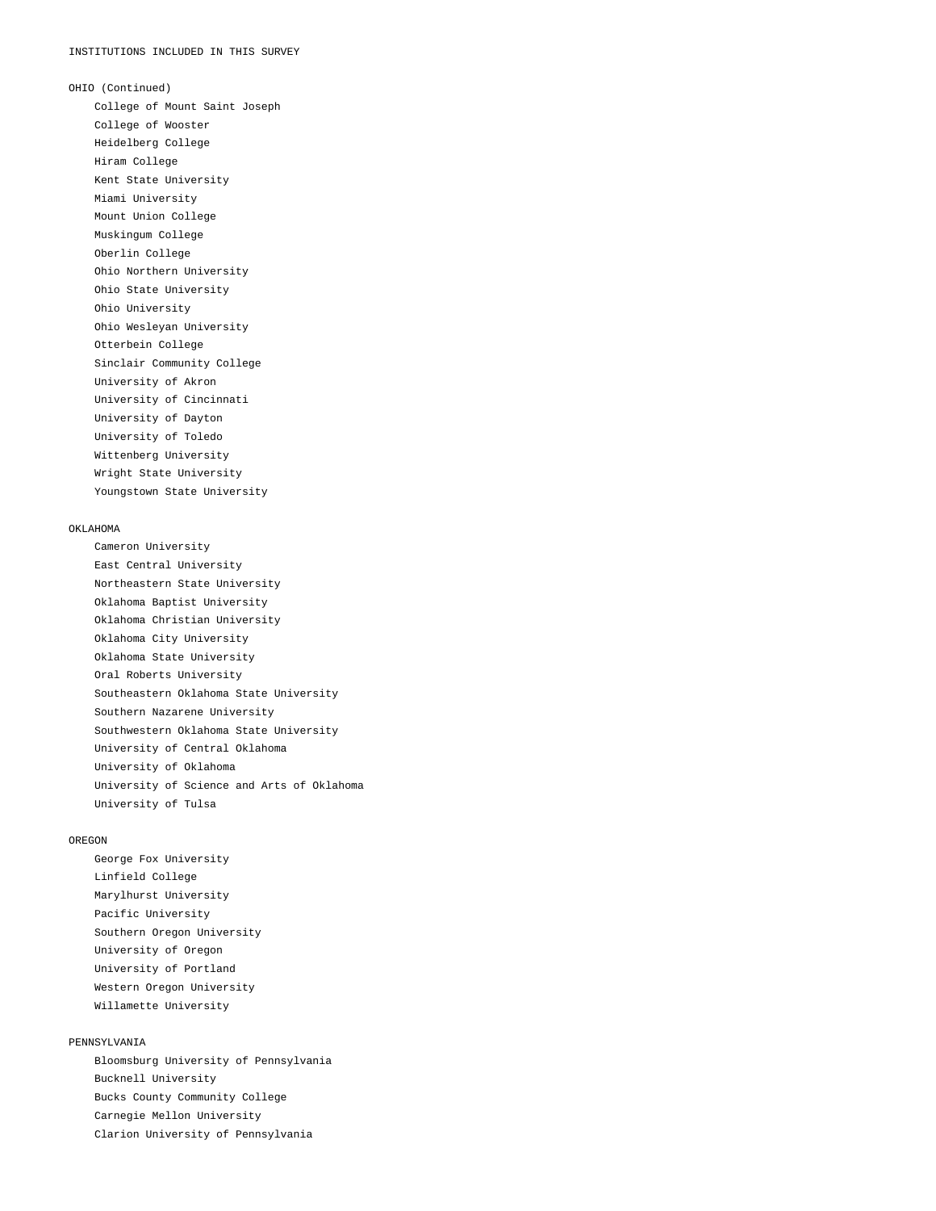INSTITUTIONS INCLUDED IN THIS SURVEY

OHIO (Continued)

- College of Mount Saint Joseph
- College of Wooster
- Heidelberg College
- Hiram College
- Kent State University
- Miami University
- Mount Union College
- Muskingum College
- Oberlin College
- Ohio Northern University
- Ohio State University
- Ohio University
- Ohio Wesleyan University
- Otterbein College
- Sinclair Community College
- University of Akron
- University of Cincinnati
- University of Dayton
- University of Toledo
- Wittenberg University
- Wright State University
- Youngstown State University

OKLAHOMA

- Cameron University
- East Central University
- Northeastern State University
- Oklahoma Baptist University
- Oklahoma Christian University
- Oklahoma City University
- Oklahoma State University
- Oral Roberts University
- Southeastern Oklahoma State University
- Southern Nazarene University
- Southwestern Oklahoma State University
- University of Central Oklahoma
- University of Oklahoma
- University of Science and Arts of Oklahoma
- University of Tulsa

OREGON

- George Fox University
- Linfield College
- Marylhurst University
- Pacific University
- Southern Oregon University
- University of Oregon
- University of Portland
- Western Oregon University
- Willamette University

PENNSYLVANIA

- Bloomsburg University of Pennsylvania
- Bucknell University
- Bucks County Community College
- Carnegie Mellon University
- Clarion University of Pennsylvania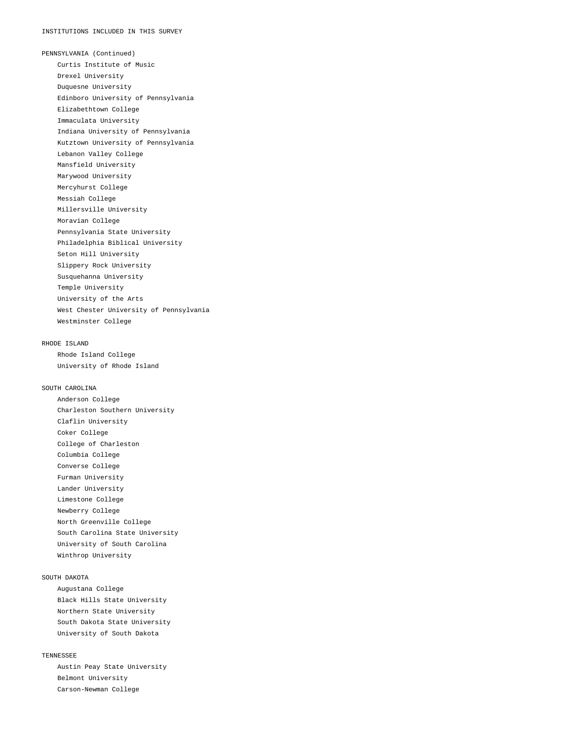INSTITUTIONS INCLUDED IN THIS SURVEY

PENNSYLVANIA (Continued)

- Curtis Institute of Music
- Drexel University
- Duquesne University
- Edinboro University of Pennsylvania
- Elizabethtown College
- Immaculata University
- Indiana University of Pennsylvania
- Kutztown University of Pennsylvania
- Lebanon Valley College
- Mansfield University
- Marywood University
- Mercyhurst College
- Messiah College
- Millersville University
- Moravian College
- Pennsylvania State University
- Philadelphia Biblical University
- Seton Hill University
- Slippery Rock University
- Susquehanna University
- Temple University
- University of the Arts
- West Chester University of Pennsylvania
- Westminster College

RHODE ISLAND

- Rhode Island College
- University of Rhode Island

SOUTH CAROLINA

- Anderson College
- Charleston Southern University
- Claflin University
- Coker College
- College of Charleston
- Columbia College
- Converse College
- Furman University
- Lander University
- Limestone College
- Newberry College
- North Greenville College
- South Carolina State University
- University of South Carolina
- Winthrop University

SOUTH DAKOTA

- Augustana College
- Black Hills State University
- Northern State University
- South Dakota State University
- University of South Dakota

TENNESSEE

- Austin Peay State University
- Belmont University
- Carson-Newman College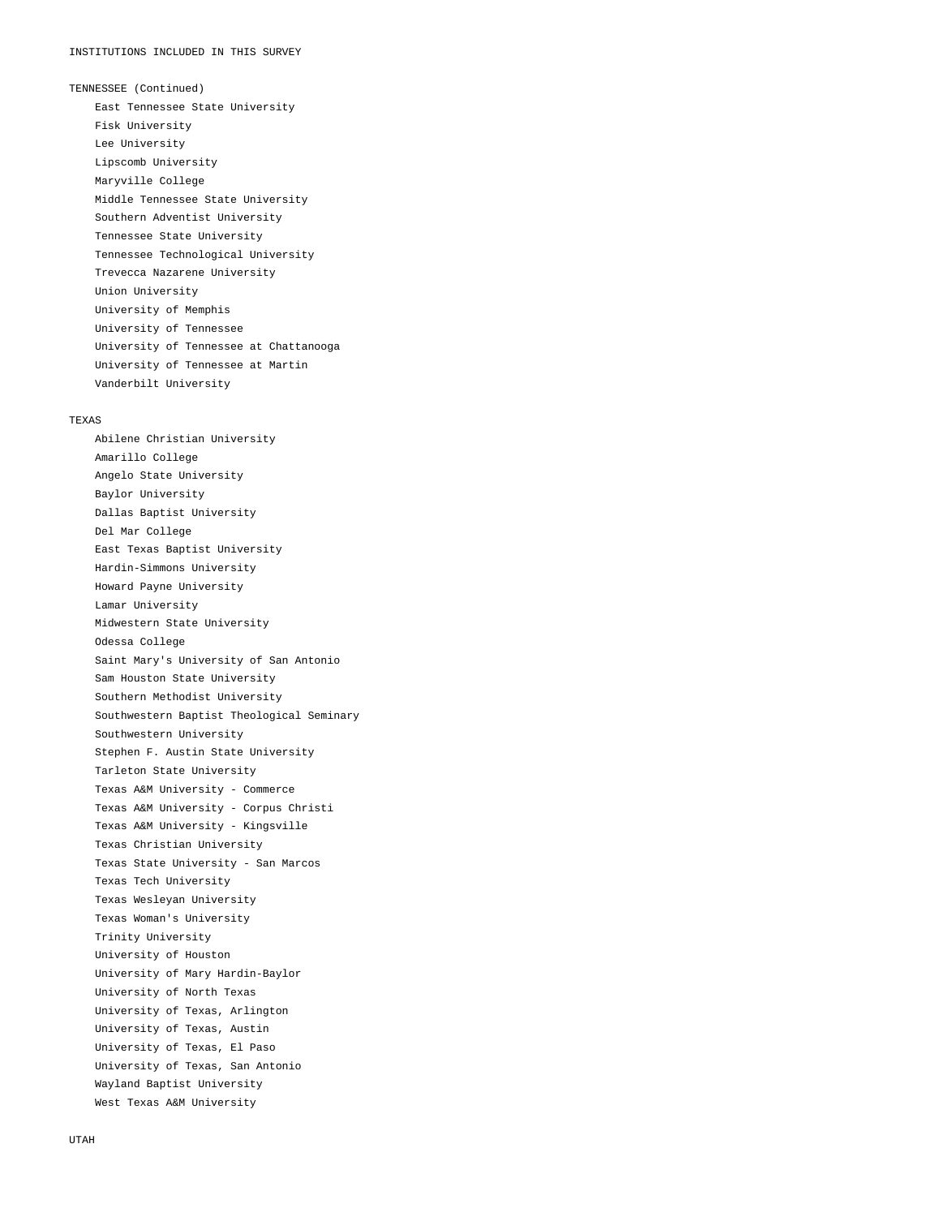INSTITUTIONS INCLUDED IN THIS SURVEY

TENNESSEE (Continued)

- East Tennessee State University
- Fisk University
- Lee University
- Lipscomb University
- Maryville College
- Middle Tennessee State University
- Southern Adventist University
- Tennessee State University
- Tennessee Technological University
- Trevecca Nazarene University
- Union University
- University of Memphis
- University of Tennessee
- University of Tennessee at Chattanooga
- University of Tennessee at Martin
- Vanderbilt University

TEXAS

- Abilene Christian University
- Amarillo College
- Angelo State University
- Baylor University
- Dallas Baptist University
- Del Mar College
- East Texas Baptist University
- Hardin-Simmons University
- Howard Payne University
- Lamar University
- Midwestern State University
- Odessa College
- Saint Mary's University of San Antonio
- Sam Houston State University
- Southern Methodist University
- Southwestern Baptist Theological Seminary
- Southwestern University
- Stephen F. Austin State University
- Tarleton State University
- Texas A&M University - Commerce
- Texas A&M University - Corpus Christi
- Texas A&M University - Kingsville
- Texas Christian University
- Texas State University - San Marcos
- Texas Tech University
- Texas Wesleyan University
- Texas Woman's University
- Trinity University
- University of Houston
- University of Mary Hardin-Baylor
- University of North Texas
- University of Texas, Arlington
- University of Texas, Austin
- University of Texas, El Paso
- University of Texas, San Antonio
- Wayland Baptist University
- West Texas A&M University

UTAH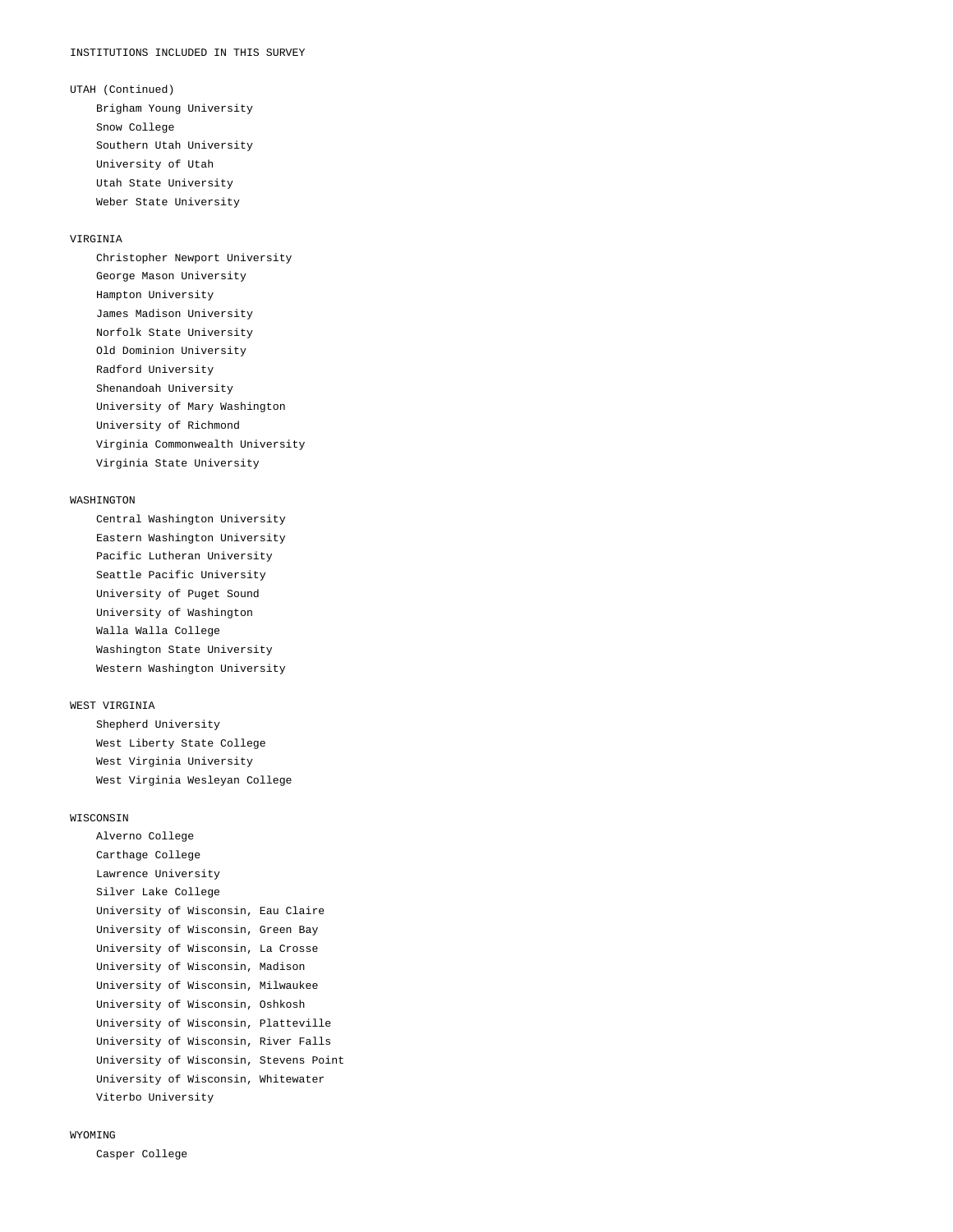INSTITUTIONS INCLUDED IN THIS SURVEY

UTAH (Continued)

- Brigham Young University
- Snow College
- Southern Utah University
- University of Utah
- Utah State University
- Weber State University

VIRGINIA

- Christopher Newport University
- George Mason University
- Hampton University
- James Madison University
- Norfolk State University
- Old Dominion University
- Radford University
- Shenandoah University
- University of Mary Washington
- University of Richmond
- Virginia Commonwealth University
- Virginia State University

WASHINGTON

- Central Washington University
- Eastern Washington University
- Pacific Lutheran University
- Seattle Pacific University
- University of Puget Sound
- University of Washington
- Walla Walla College
- Washington State University
- Western Washington University

WEST VIRGINIA

- Shepherd University
- West Liberty State College
- West Virginia University
- West Virginia Wesleyan College

WISCONSIN

- Alverno College
- Carthage College
- Lawrence University
- Silver Lake College
- University of Wisconsin, Eau Claire
- University of Wisconsin, Green Bay
- University of Wisconsin, La Crosse
- University of Wisconsin, Madison
- University of Wisconsin, Milwaukee
- University of Wisconsin, Oshkosh
- University of Wisconsin, Platteville
- University of Wisconsin, River Falls
- University of Wisconsin, Stevens Point
- University of Wisconsin, Whitewater
- Viterbo University

WYOMING

- Casper College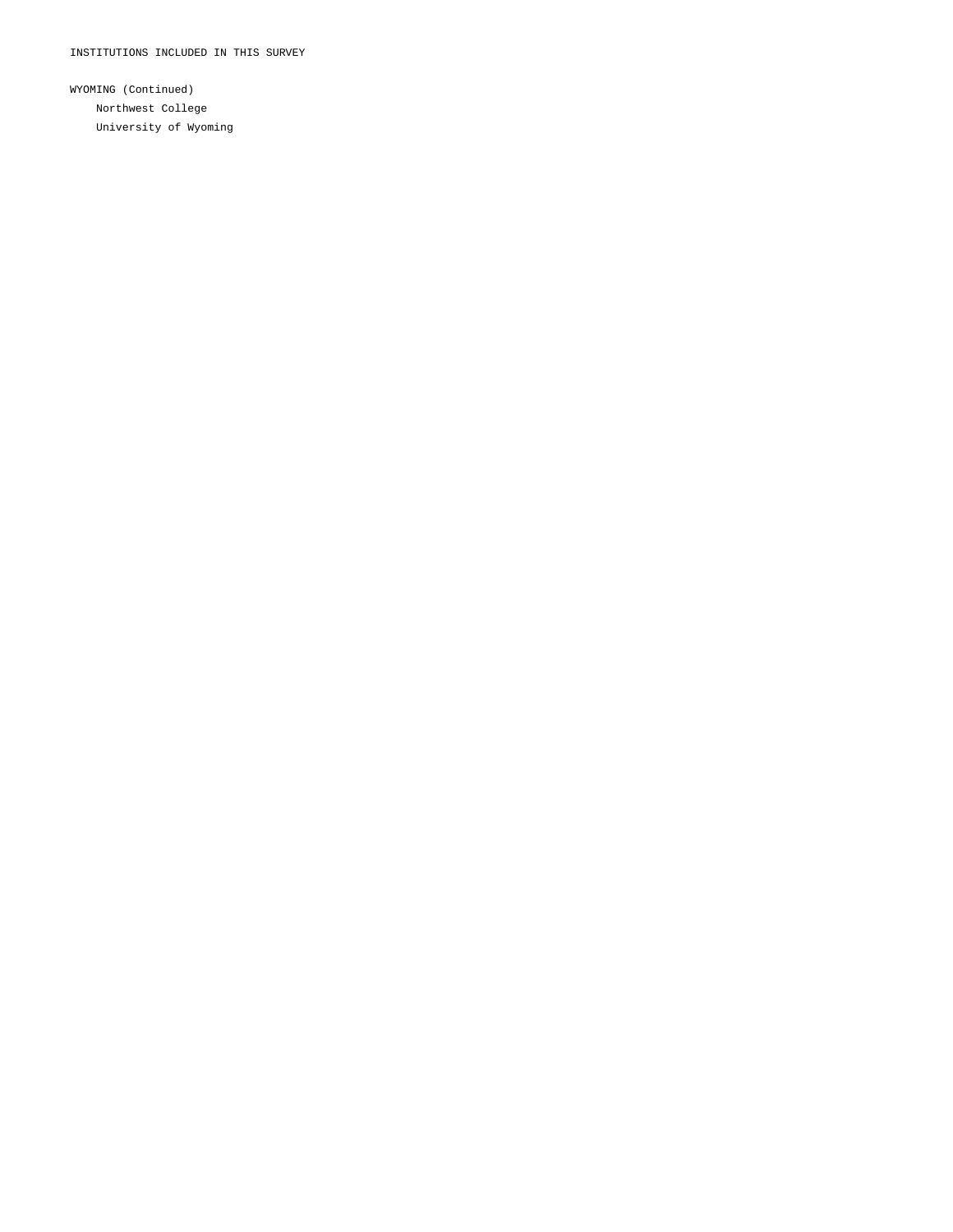INSTITUTIONS INCLUDED IN THIS SURVEY

WYOMING (Continued)

- Northwest College
- University of Wyoming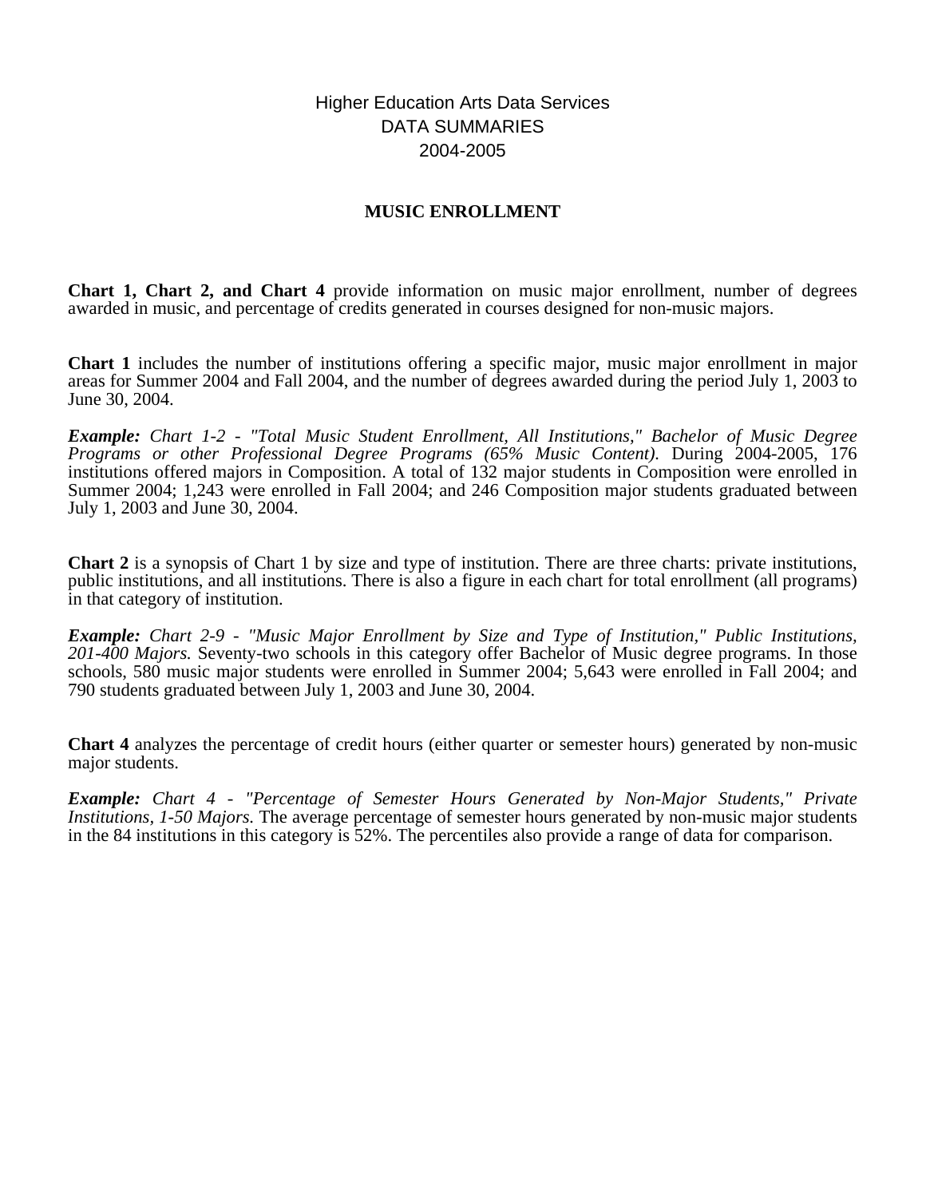Higher Education Arts Data Services
DATA SUMMARIES
2004-2005

## MUSIC ENROLLMENT

**Chart 1, Chart 2, and Chart 4** provide information on music major enrollment, number of degrees awarded in music, and percentage of credits generated in courses designed for non-music majors.

**Chart 1** includes the number of institutions offering a specific major, music major enrollment in major areas for Summer 2004 and Fall 2004, and the number of degrees awarded during the period July 1, 2003 to June 30, 2004.

***Example:*** *Chart 1-2 - "Total Music Student Enrollment, All Institutions," Bachelor of Music Degree Programs or other Professional Degree Programs (65% Music Content).* During 2004-2005, 176 institutions offered majors in Composition. A total of 132 major students in Composition were enrolled in Summer 2004; 1,243 were enrolled in Fall 2004; and 246 Composition major students graduated between July 1, 2003 and June 30, 2004.

**Chart 2** is a synopsis of Chart 1 by size and type of institution. There are three charts: private institutions, public institutions, and all institutions. There is also a figure in each chart for total enrollment (all programs) in that category of institution.

***Example:*** *Chart 2-9 - "Music Major Enrollment by Size and Type of Institution," Public Institutions, 201-400 Majors.* Seventy-two schools in this category offer Bachelor of Music degree programs. In those schools, 580 music major students were enrolled in Summer 2004; 5,643 were enrolled in Fall 2004; and 790 students graduated between July 1, 2003 and June 30, 2004.

**Chart 4** analyzes the percentage of credit hours (either quarter or semester hours) generated by non-music major students.

***Example:*** *Chart 4 - "Percentage of Semester Hours Generated by Non-Major Students," Private Institutions, 1-50 Majors.* The average percentage of semester hours generated by non-music major students in the 84 institutions in this category is 52%. The percentiles also provide a range of data for comparison.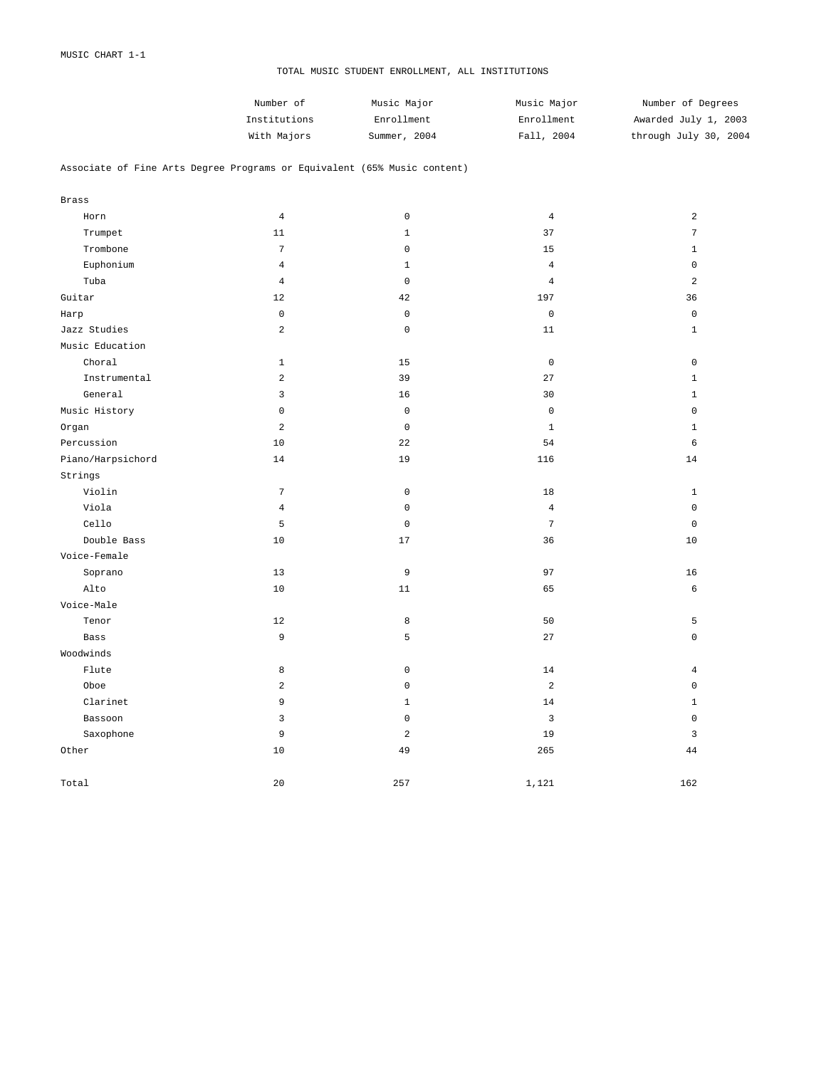MUSIC CHART 1-1

# TOTAL MUSIC STUDENT ENROLLMENT, ALL INSTITUTIONS

| | Number of Institutions With Majors | Music Major Enrollment Summer, 2004 | Music Major Enrollment Fall, 2004 | Number of Degrees Awarded July 1, 2003 through July 30, 2004 |
|---|---|---|---|---|
| **Associate of Fine Arts Degree Programs or Equivalent (65% Music content)** | | | | |
| Brass | | | | |
| Horn | 4 | 0 | 4 | 2 |
| Trumpet | 11 | 1 | 37 | 7 |
| Trombone | 7 | 0 | 15 | 1 |
| Euphonium | 4 | 1 | 4 | 0 |
| Tuba | 4 | 0 | 4 | 2 |
| Guitar | 12 | 42 | 197 | 36 |
| Harp | 0 | 0 | 0 | 0 |
| Jazz Studies | 2 | 0 | 11 | 1 |
| Music Education | | | | |
| Choral | 1 | 15 | 0 | 0 |
| Instrumental | 2 | 39 | 27 | 1 |
| General | 3 | 16 | 30 | 1 |
| Music History | 0 | 0 | 0 | 0 |
| Organ | 2 | 0 | 1 | 1 |
| Percussion | 10 | 22 | 54 | 6 |
| Piano/Harpsichord | 14 | 19 | 116 | 14 |
| Strings | | | | |
| Violin | 7 | 0 | 18 | 1 |
| Viola | 4 | 0 | 4 | 0 |
| Cello | 5 | 0 | 7 | 0 |
| Double Bass | 10 | 17 | 36 | 10 |
| Voice-Female | | | | |
| Soprano | 13 | 9 | 97 | 16 |
| Alto | 10 | 11 | 65 | 6 |
| Voice-Male | | | | |
| Tenor | 12 | 8 | 50 | 5 |
| Bass | 9 | 5 | 27 | 0 |
| Woodwinds | | | | |
| Flute | 8 | 0 | 14 | 4 |
| Oboe | 2 | 0 | 2 | 0 |
| Clarinet | 9 | 1 | 14 | 1 |
| Bassoon | 3 | 0 | 3 | 0 |
| Saxophone | 9 | 2 | 19 | 3 |
| Other | 10 | 49 | 265 | 44 |
| Total | 20 | 257 | 1,121 | 162 |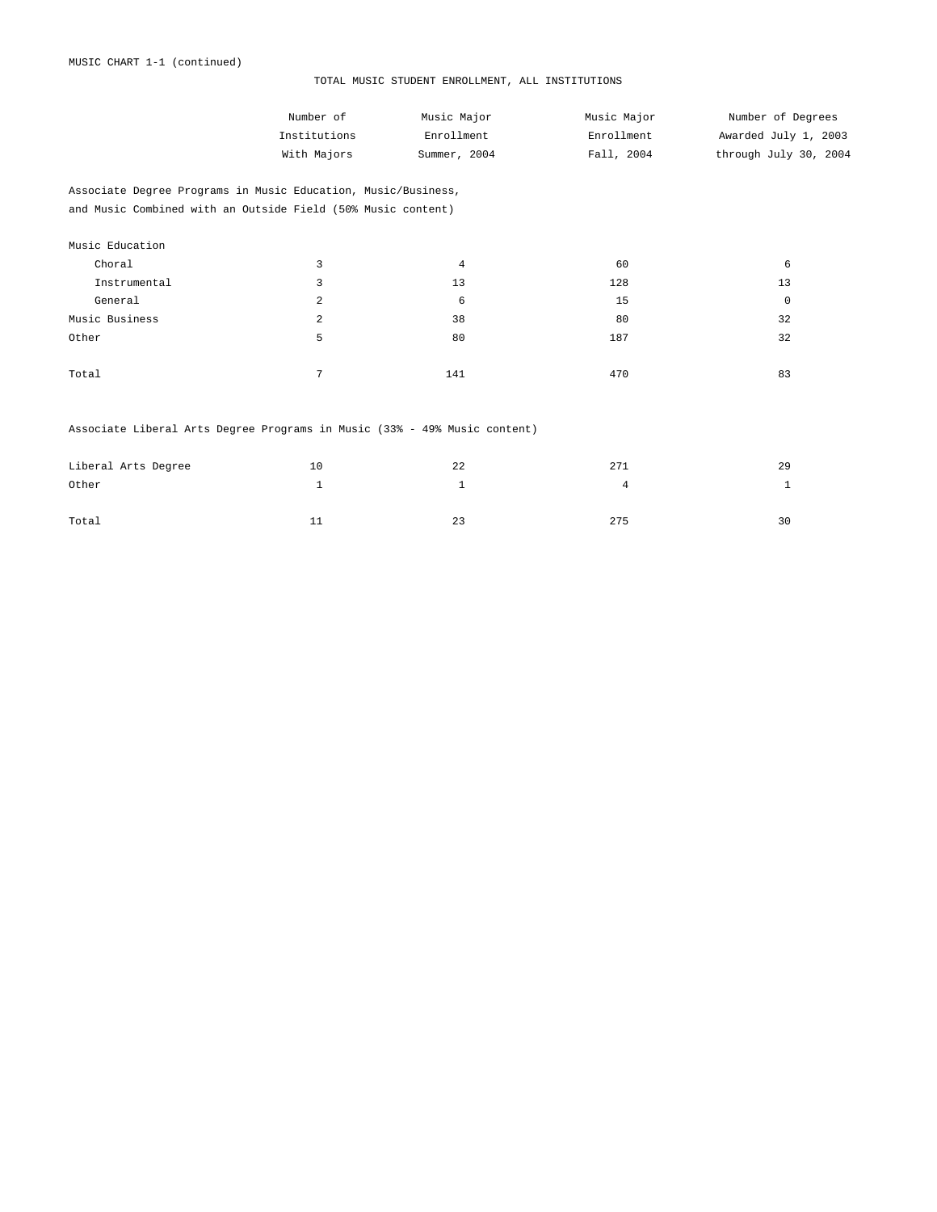MUSIC CHART 1-1 (continued)

## TOTAL MUSIC STUDENT ENROLLMENT, ALL INSTITUTIONS

| | Number of Institutions With Majors | Music Major Enrollment Summer, 2004 | Music Major Enrollment Fall, 2004 | Number of Degrees Awarded July 1, 2003 through July 30, 2004 |
|---|---|---|---|---|
| **Associate Degree Programs in Music Education, Music/Business, and Music Combined with an Outside Field (50% Music content)** | | | | |
| Music Education | | | | |
| Choral | 3 | 4 | 60 | 6 |
| Instrumental | 3 | 13 | 128 | 13 |
| General | 2 | 6 | 15 | 0 |
| Music Business | 2 | 38 | 80 | 32 |
| Other | 5 | 80 | 187 | 32 |
| Total | 7 | 141 | 470 | 83 |
| **Associate Liberal Arts Degree Programs in Music (33% - 49% Music content)** | | | | |
| Liberal Arts Degree | 10 | 22 | 271 | 29 |
| Other | 1 | 1 | 4 | 1 |
| Total | 11 | 23 | 275 | 30 |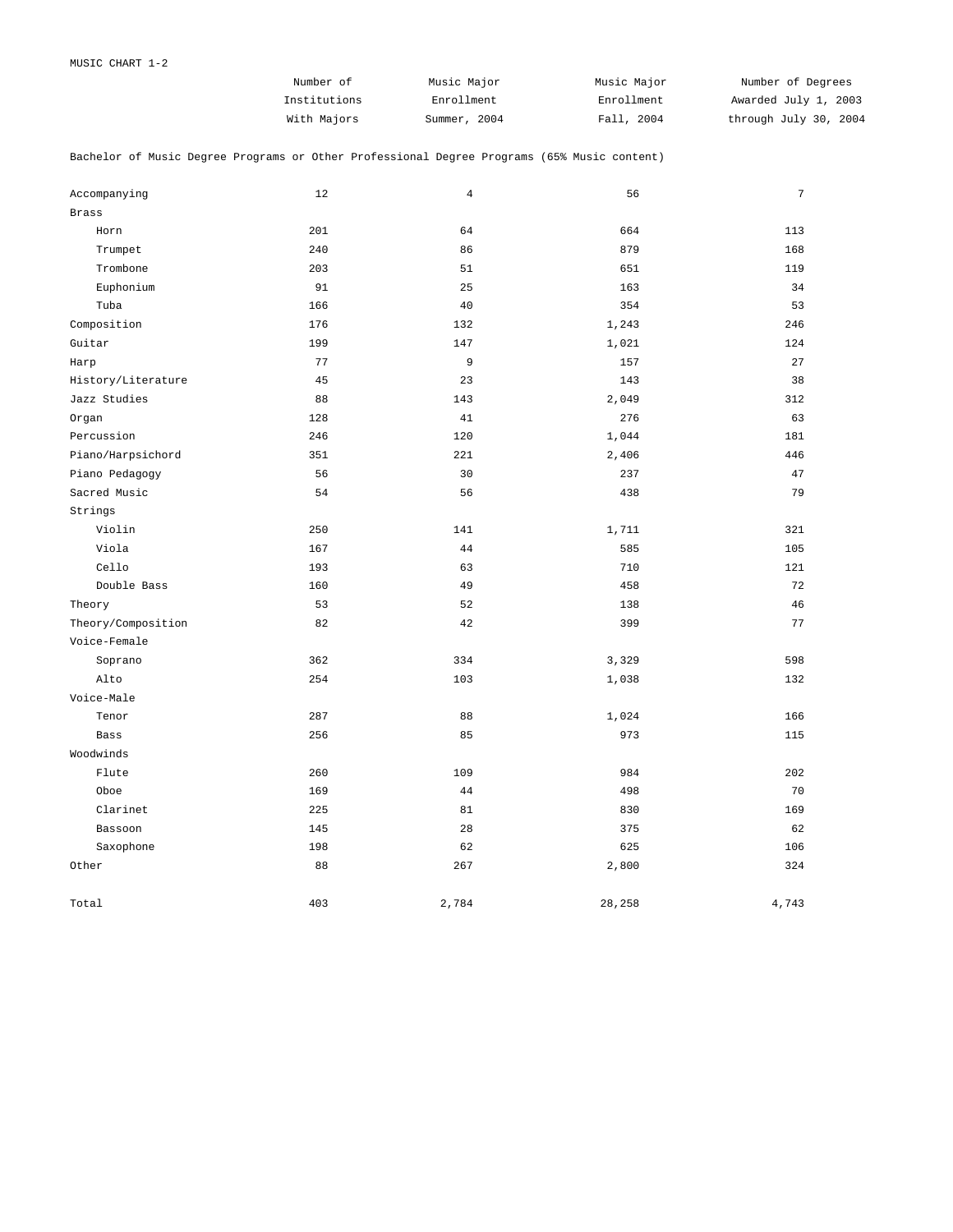MUSIC CHART 1-2

| | Number of Institutions With Majors | Music Major Enrollment Summer, 2004 | Music Major Enrollment Fall, 2004 | Number of Degrees Awarded July 1, 2003 through July 30, 2004 |
|---|---|---|---|---|
| **Bachelor of Music Degree Programs or Other Professional Degree Programs (65% Music content)** | | | | |
| Accompanying | 12 | 4 | 56 | 7 |
| Brass | | | | |
| Horn | 201 | 64 | 664 | 113 |
| Trumpet | 240 | 86 | 879 | 168 |
| Trombone | 203 | 51 | 651 | 119 |
| Euphonium | 91 | 25 | 163 | 34 |
| Tuba | 166 | 40 | 354 | 53 |
| Composition | 176 | 132 | 1,243 | 246 |
| Guitar | 199 | 147 | 1,021 | 124 |
| Harp | 77 | 9 | 157 | 27 |
| History/Literature | 45 | 23 | 143 | 38 |
| Jazz Studies | 88 | 143 | 2,049 | 312 |
| Organ | 128 | 41 | 276 | 63 |
| Percussion | 246 | 120 | 1,044 | 181 |
| Piano/Harpsichord | 351 | 221 | 2,406 | 446 |
| Piano Pedagogy | 56 | 30 | 237 | 47 |
| Sacred Music | 54 | 56 | 438 | 79 |
| Strings | | | | |
| Violin | 250 | 141 | 1,711 | 321 |
| Viola | 167 | 44 | 585 | 105 |
| Cello | 193 | 63 | 710 | 121 |
| Double Bass | 160 | 49 | 458 | 72 |
| Theory | 53 | 52 | 138 | 46 |
| Theory/Composition | 82 | 42 | 399 | 77 |
| Voice-Female | | | | |
| Soprano | 362 | 334 | 3,329 | 598 |
| Alto | 254 | 103 | 1,038 | 132 |
| Voice-Male | | | | |
| Tenor | 287 | 88 | 1,024 | 166 |
| Bass | 256 | 85 | 973 | 115 |
| Woodwinds | | | | |
| Flute | 260 | 109 | 984 | 202 |
| Oboe | 169 | 44 | 498 | 70 |
| Clarinet | 225 | 81 | 830 | 169 |
| Bassoon | 145 | 28 | 375 | 62 |
| Saxophone | 198 | 62 | 625 | 106 |
| Other | 88 | 267 | 2,800 | 324 |
| Total | 403 | 2,784 | 28,258 | 4,743 |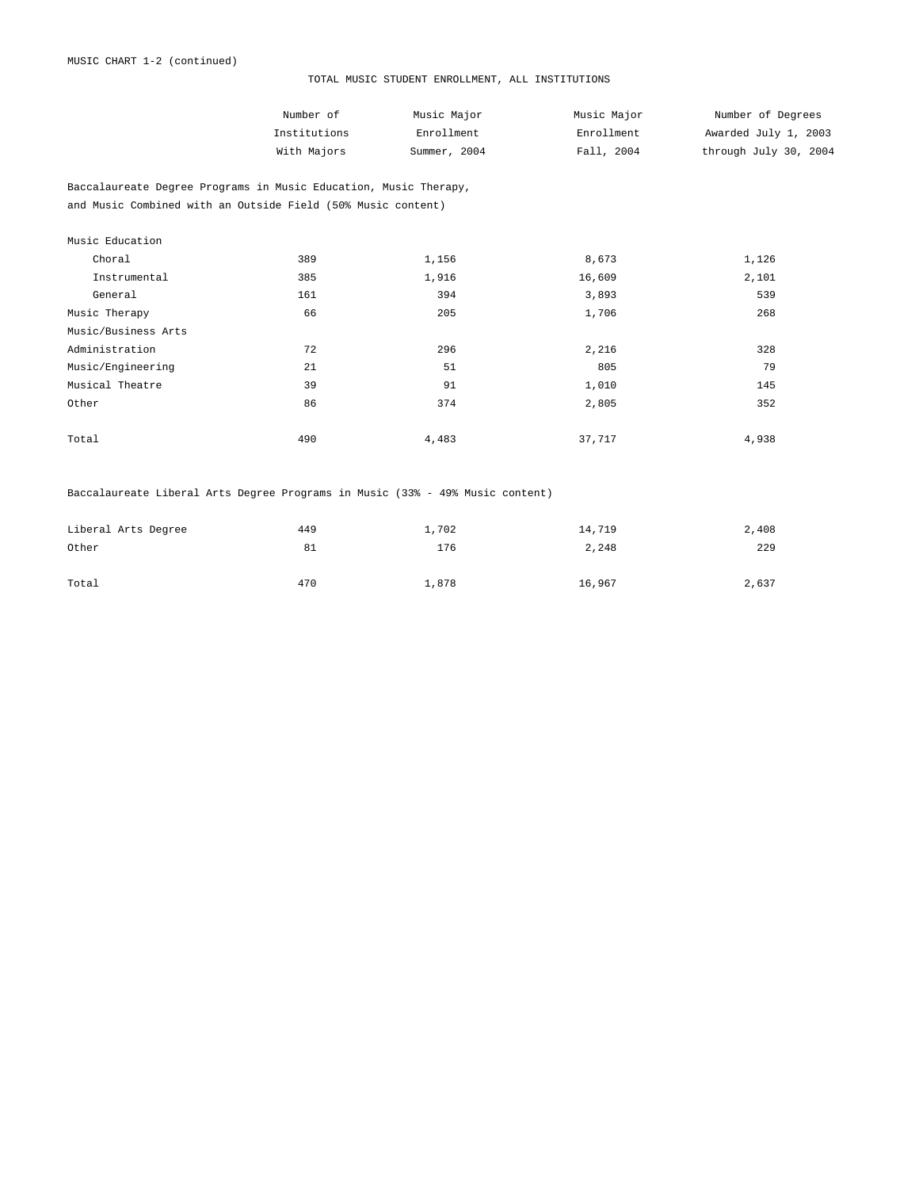MUSIC CHART 1-2 (continued)

## TOTAL MUSIC STUDENT ENROLLMENT, ALL INSTITUTIONS

| | Number of Institutions With Majors | Music Major Enrollment Summer, 2004 | Music Major Enrollment Fall, 2004 | Number of Degrees Awarded July 1, 2003 through July 30, 2004 |
|---|---|---|---|---|
| **Baccalaureate Degree Programs in Music Education, Music Therapy, and Music Combined with an Outside Field (50% Music content)** | | | | |
| Music Education | | | | |
| Choral | 389 | 1,156 | 8,673 | 1,126 |
| Instrumental | 385 | 1,916 | 16,609 | 2,101 |
| General | 161 | 394 | 3,893 | 539 |
| Music Therapy | 66 | 205 | 1,706 | 268 |
| Music/Business Arts | | | | |
| Administration | 72 | 296 | 2,216 | 328 |
| Music/Engineering | 21 | 51 | 805 | 79 |
| Musical Theatre | 39 | 91 | 1,010 | 145 |
| Other | 86 | 374 | 2,805 | 352 |
| Total | 490 | 4,483 | 37,717 | 4,938 |
| **Baccalaureate Liberal Arts Degree Programs in Music (33% - 49% Music content)** | | | | |
| Liberal Arts Degree | 449 | 1,702 | 14,719 | 2,408 |
| Other | 81 | 176 | 2,248 | 229 |
| Total | 470 | 1,878 | 16,967 | 2,637 |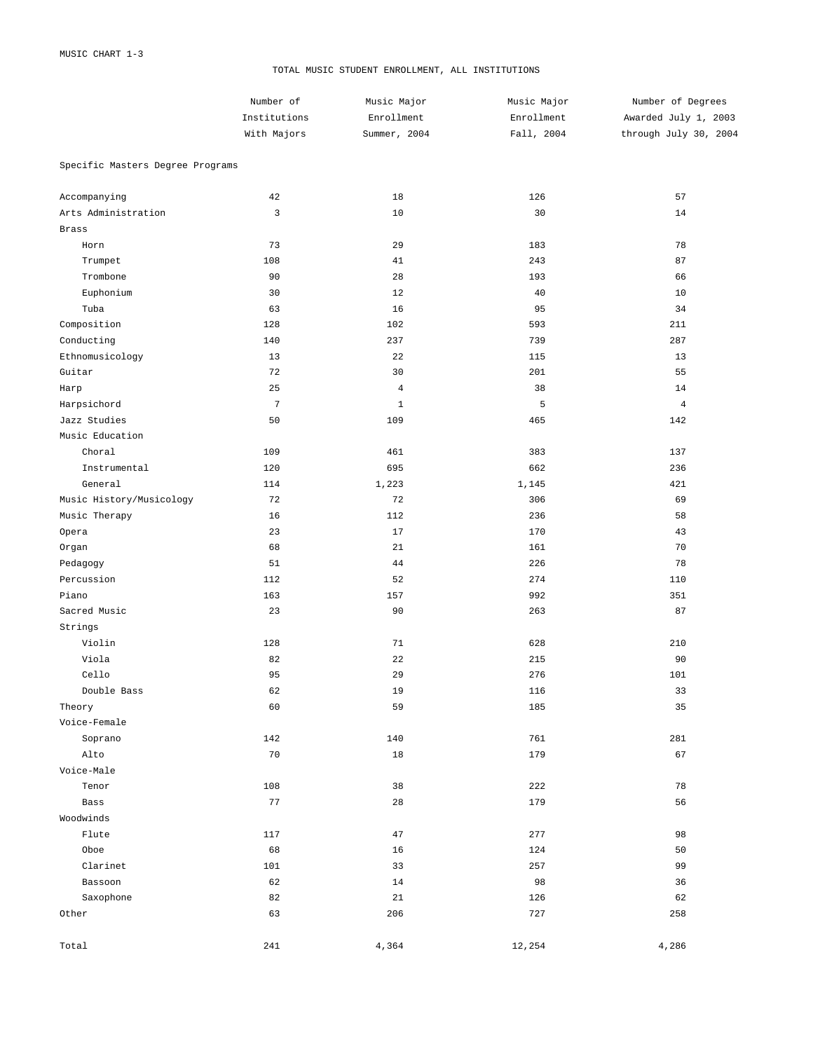MUSIC CHART 1-3

# TOTAL MUSIC STUDENT ENROLLMENT, ALL INSTITUTIONS

| | Number of Institutions With Majors | Music Major Enrollment Summer, 2004 | Music Major Enrollment Fall, 2004 | Number of Degrees Awarded July 1, 2003 through July 30, 2004 |
|---|---|---|---|---|
| Specific Masters Degree Programs | | | | |
| Accompanying | 42 | 18 | 126 | 57 |
| Arts Administration | 3 | 10 | 30 | 14 |
| Brass | | | | |
| Horn | 73 | 29 | 183 | 78 |
| Trumpet | 108 | 41 | 243 | 87 |
| Trombone | 90 | 28 | 193 | 66 |
| Euphonium | 30 | 12 | 40 | 10 |
| Tuba | 63 | 16 | 95 | 34 |
| Composition | 128 | 102 | 593 | 211 |
| Conducting | 140 | 237 | 739 | 287 |
| Ethnomusicology | 13 | 22 | 115 | 13 |
| Guitar | 72 | 30 | 201 | 55 |
| Harp | 25 | 4 | 38 | 14 |
| Harpsichord | 7 | 1 | 5 | 4 |
| Jazz Studies | 50 | 109 | 465 | 142 |
| Music Education | | | | |
| Choral | 109 | 461 | 383 | 137 |
| Instrumental | 120 | 695 | 662 | 236 |
| General | 114 | 1,223 | 1,145 | 421 |
| Music History/Musicology | 72 | 72 | 306 | 69 |
| Music Therapy | 16 | 112 | 236 | 58 |
| Opera | 23 | 17 | 170 | 43 |
| Organ | 68 | 21 | 161 | 70 |
| Pedagogy | 51 | 44 | 226 | 78 |
| Percussion | 112 | 52 | 274 | 110 |
| Piano | 163 | 157 | 992 | 351 |
| Sacred Music | 23 | 90 | 263 | 87 |
| Strings | | | | |
| Violin | 128 | 71 | 628 | 210 |
| Viola | 82 | 22 | 215 | 90 |
| Cello | 95 | 29 | 276 | 101 |
| Double Bass | 62 | 19 | 116 | 33 |
| Theory | 60 | 59 | 185 | 35 |
| Voice-Female | | | | |
| Soprano | 142 | 140 | 761 | 281 |
| Alto | 70 | 18 | 179 | 67 |
| Voice-Male | | | | |
| Tenor | 108 | 38 | 222 | 78 |
| Bass | 77 | 28 | 179 | 56 |
| Woodwinds | | | | |
| Flute | 117 | 47 | 277 | 98 |
| Oboe | 68 | 16 | 124 | 50 |
| Clarinet | 101 | 33 | 257 | 99 |
| Bassoon | 62 | 14 | 98 | 36 |
| Saxophone | 82 | 21 | 126 | 62 |
| Other | 63 | 206 | 727 | 258 |
| Total | 241 | 4,364 | 12,254 | 4,286 |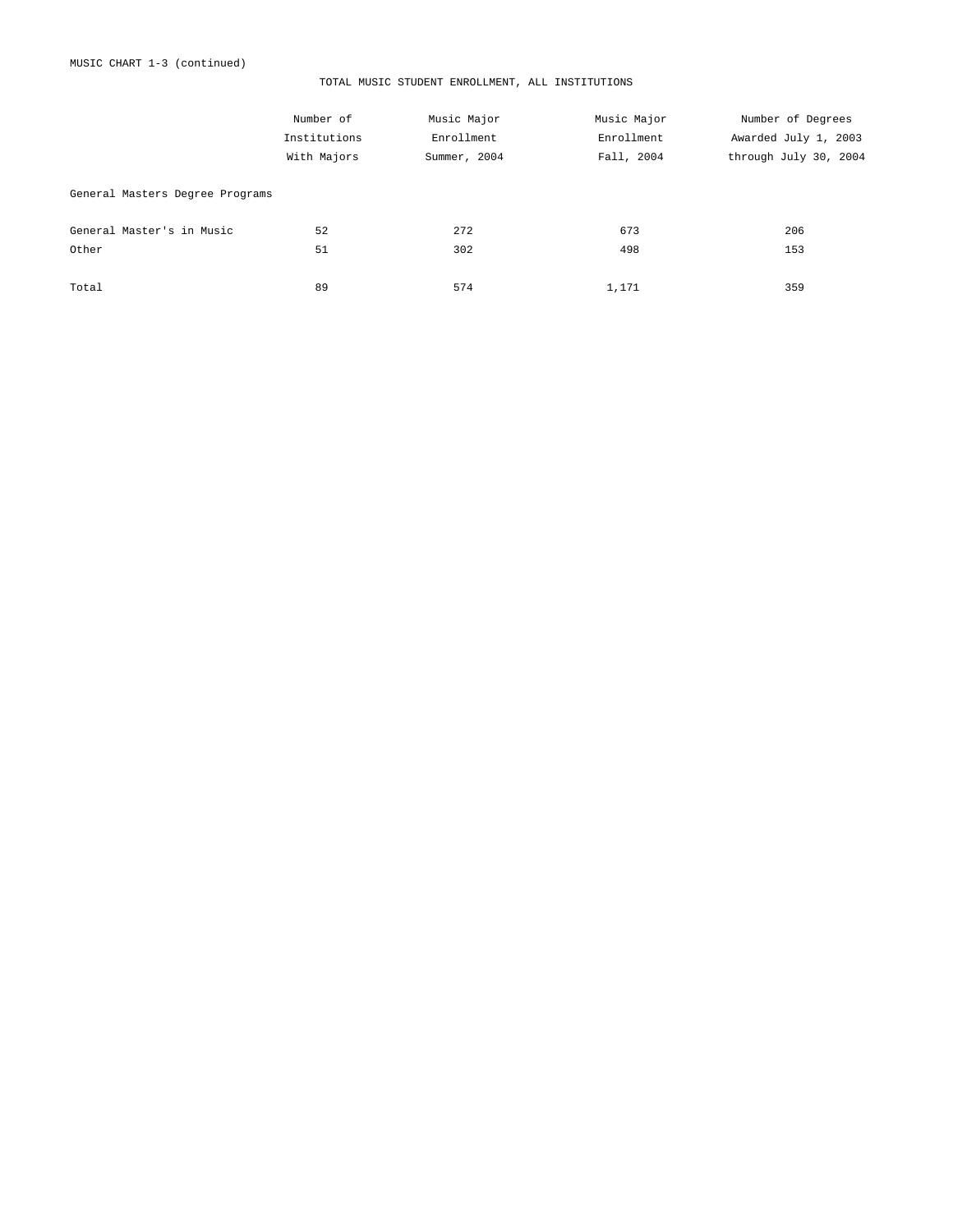MUSIC CHART 1-3 (continued)

## TOTAL MUSIC STUDENT ENROLLMENT, ALL INSTITUTIONS

| | Number of Institutions With Majors | Music Major Enrollment Summer, 2004 | Music Major Enrollment Fall, 2004 | Number of Degrees Awarded July 1, 2003 through July 30, 2004 |
|---|---|---|---|---|
| General Masters Degree Programs | | | | |
| General Master's in Music | 52 | 272 | 673 | 206 |
| Other | 51 | 302 | 498 | 153 |
| Total | 89 | 574 | 1,171 | 359 |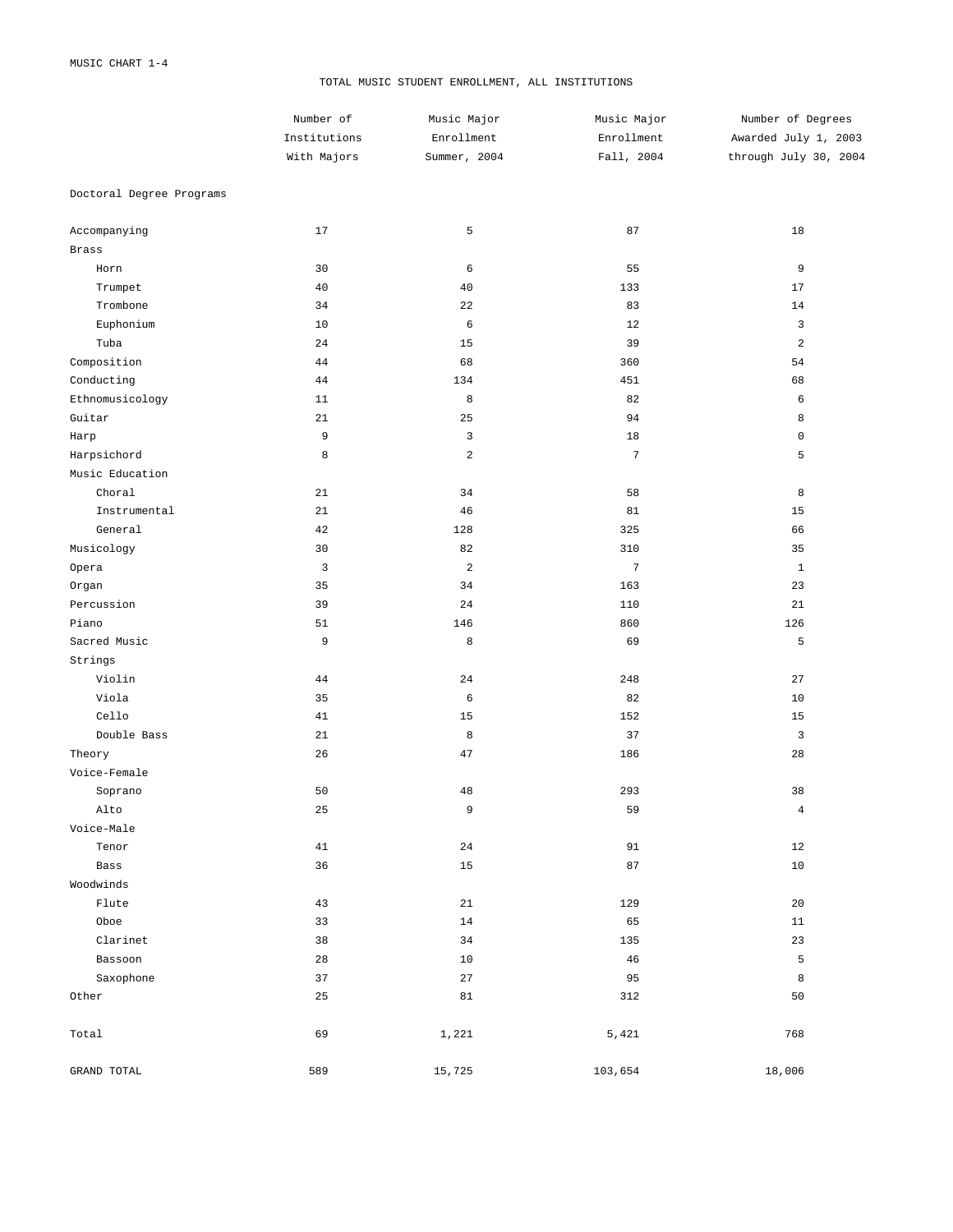MUSIC CHART 1-4

# TOTAL MUSIC STUDENT ENROLLMENT, ALL INSTITUTIONS

| | Number of Institutions With Majors | Music Major Enrollment Summer, 2004 | Music Major Enrollment Fall, 2004 | Number of Degrees Awarded July 1, 2003 through July 30, 2004 |
|---|---|---|---|---|
| Doctoral Degree Programs | | | | |
| Accompanying | 17 | 5 | 87 | 18 |
| Brass | | | | |
| Horn | 30 | 6 | 55 | 9 |
| Trumpet | 40 | 40 | 133 | 17 |
| Trombone | 34 | 22 | 83 | 14 |
| Euphonium | 10 | 6 | 12 | 3 |
| Tuba | 24 | 15 | 39 | 2 |
| Composition | 44 | 68 | 360 | 54 |
| Conducting | 44 | 134 | 451 | 68 |
| Ethnomusicology | 11 | 8 | 82 | 6 |
| Guitar | 21 | 25 | 94 | 8 |
| Harp | 9 | 3 | 18 | 0 |
| Harpsichord | 8 | 2 | 7 | 5 |
| Music Education | | | | |
| Choral | 21 | 34 | 58 | 8 |
| Instrumental | 21 | 46 | 81 | 15 |
| General | 42 | 128 | 325 | 66 |
| Musicology | 30 | 82 | 310 | 35 |
| Opera | 3 | 2 | 7 | 1 |
| Organ | 35 | 34 | 163 | 23 |
| Percussion | 39 | 24 | 110 | 21 |
| Piano | 51 | 146 | 860 | 126 |
| Sacred Music | 9 | 8 | 69 | 5 |
| Strings | | | | |
| Violin | 44 | 24 | 248 | 27 |
| Viola | 35 | 6 | 82 | 10 |
| Cello | 41 | 15 | 152 | 15 |
| Double Bass | 21 | 8 | 37 | 3 |
| Theory | 26 | 47 | 186 | 28 |
| Voice-Female | | | | |
| Soprano | 50 | 48 | 293 | 38 |
| Alto | 25 | 9 | 59 | 4 |
| Voice-Male | | | | |
| Tenor | 41 | 24 | 91 | 12 |
| Bass | 36 | 15 | 87 | 10 |
| Woodwinds | | | | |
| Flute | 43 | 21 | 129 | 20 |
| Oboe | 33 | 14 | 65 | 11 |
| Clarinet | 38 | 34 | 135 | 23 |
| Bassoon | 28 | 10 | 46 | 5 |
| Saxophone | 37 | 27 | 95 | 8 |
| Other | 25 | 81 | 312 | 50 |
| Total | 69 | 1,221 | 5,421 | 768 |
| GRAND TOTAL | 589 | 15,725 | 103,654 | 18,006 |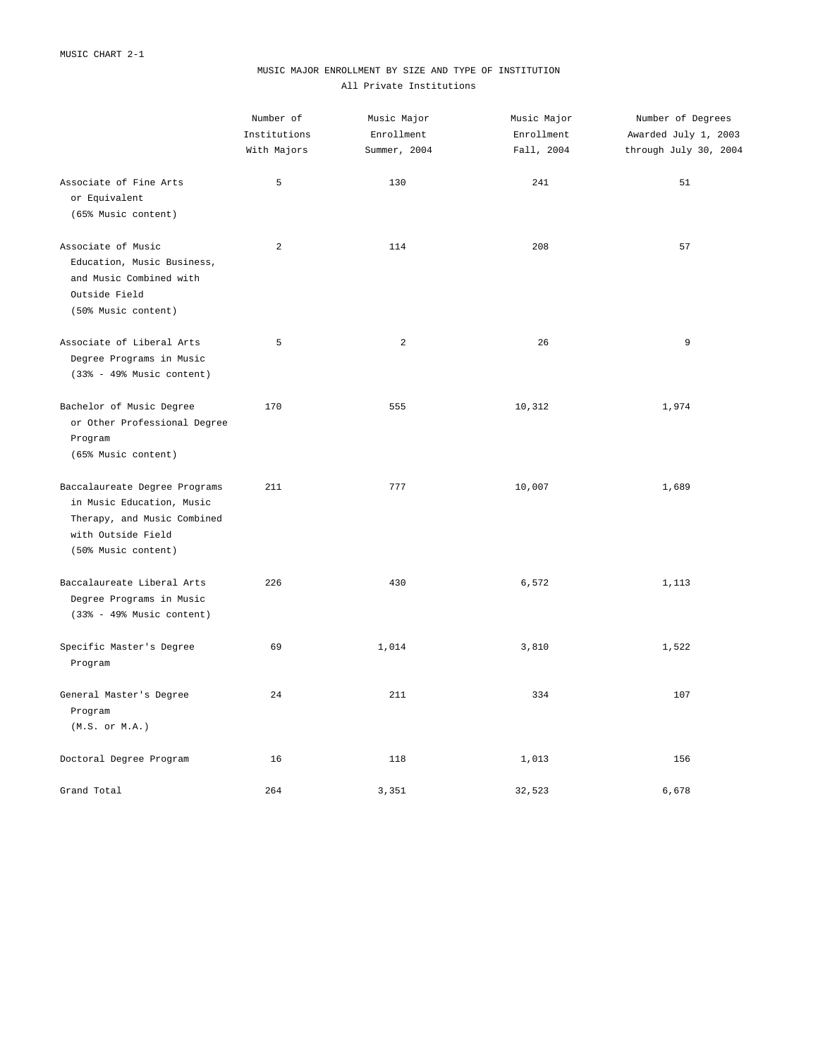MUSIC CHART 2-1

## MUSIC MAJOR ENROLLMENT BY SIZE AND TYPE OF INSTITUTION

### All Private Institutions

| | Number of Institutions With Majors | Music Major Enrollment Summer, 2004 | Music Major Enrollment Fall, 2004 | Number of Degrees Awarded July 1, 2003 through July 30, 2004 |
|---|---|---|---|---|
| Associate of Fine Arts or Equivalent (65% Music content) | 5 | 130 | 241 | 51 |
| Associate of Music Education, Music Business, and Music Combined with Outside Field (50% Music content) | 2 | 114 | 208 | 57 |
| Associate of Liberal Arts Degree Programs in Music (33% - 49% Music content) | 5 | 2 | 26 | 9 |
| Bachelor of Music Degree or Other Professional Degree Program (65% Music content) | 170 | 555 | 10,312 | 1,974 |
| Baccalaureate Degree Programs in Music Education, Music Therapy, and Music Combined with Outside Field (50% Music content) | 211 | 777 | 10,007 | 1,689 |
| Baccalaureate Liberal Arts Degree Programs in Music (33% - 49% Music content) | 226 | 430 | 6,572 | 1,113 |
| Specific Master's Degree Program | 69 | 1,014 | 3,810 | 1,522 |
| General Master's Degree Program (M.S. or M.A.) | 24 | 211 | 334 | 107 |
| Doctoral Degree Program | 16 | 118 | 1,013 | 156 |
| Grand Total | 264 | 3,351 | 32,523 | 6,678 |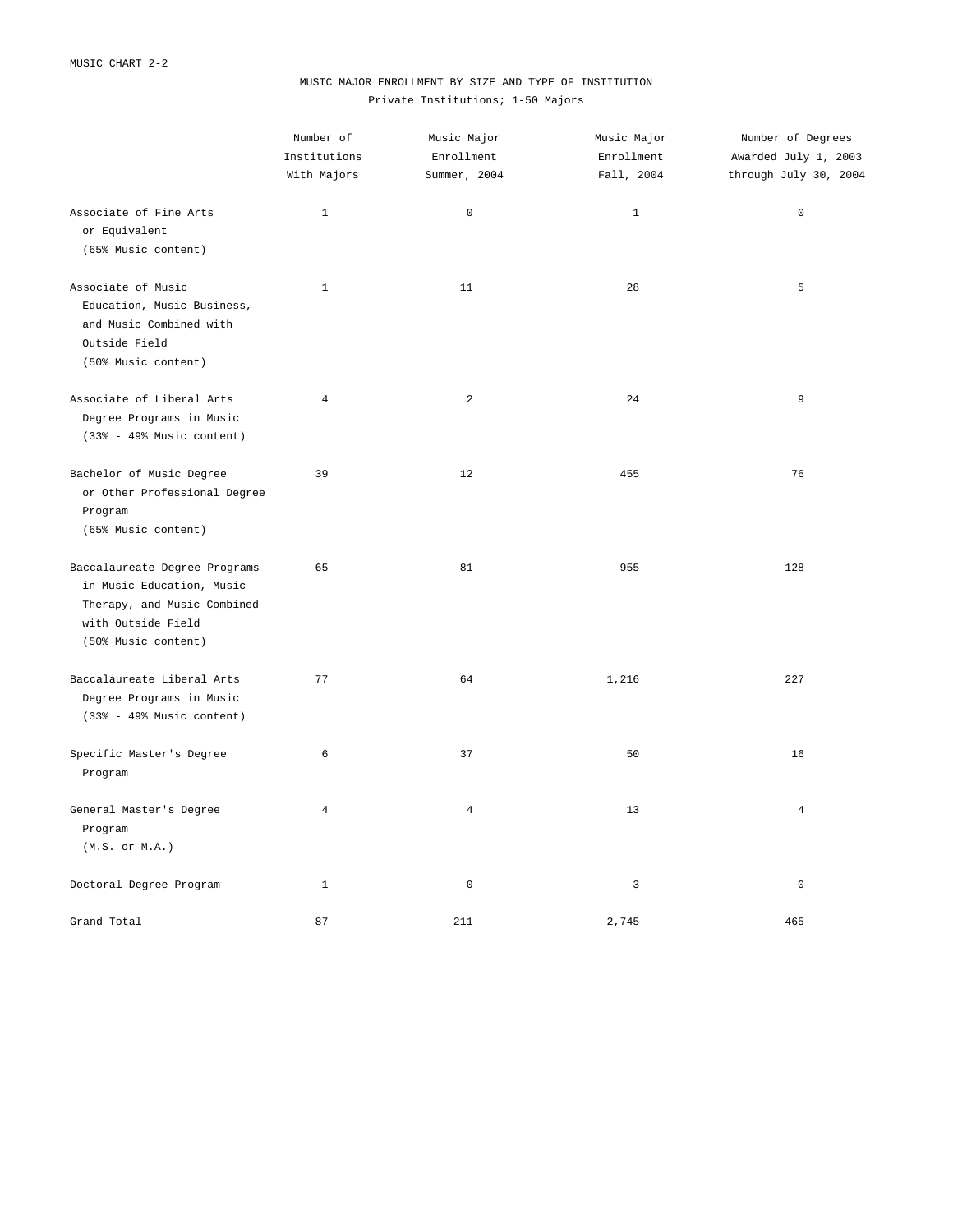MUSIC CHART 2-2

## MUSIC MAJOR ENROLLMENT BY SIZE AND TYPE OF INSTITUTION

Private Institutions; 1-50 Majors

| | Number of Institutions With Majors | Music Major Enrollment Summer, 2004 | Music Major Enrollment Fall, 2004 | Number of Degrees Awarded July 1, 2003 through July 30, 2004 |
|---|---|---|---|---|
| Associate of Fine Arts or Equivalent (65% Music content) | 1 | 0 | 1 | 0 |
| Associate of Music Education, Music Business, and Music Combined with Outside Field (50% Music content) | 1 | 11 | 28 | 5 |
| Associate of Liberal Arts Degree Programs in Music (33% - 49% Music content) | 4 | 2 | 24 | 9 |
| Bachelor of Music Degree or Other Professional Degree Program (65% Music content) | 39 | 12 | 455 | 76 |
| Baccalaureate Degree Programs in Music Education, Music Therapy, and Music Combined with Outside Field (50% Music content) | 65 | 81 | 955 | 128 |
| Baccalaureate Liberal Arts Degree Programs in Music (33% - 49% Music content) | 77 | 64 | 1,216 | 227 |
| Specific Master's Degree Program | 6 | 37 | 50 | 16 |
| General Master's Degree Program (M.S. or M.A.) | 4 | 4 | 13 | 4 |
| Doctoral Degree Program | 1 | 0 | 3 | 0 |
| Grand Total | 87 | 211 | 2,745 | 465 |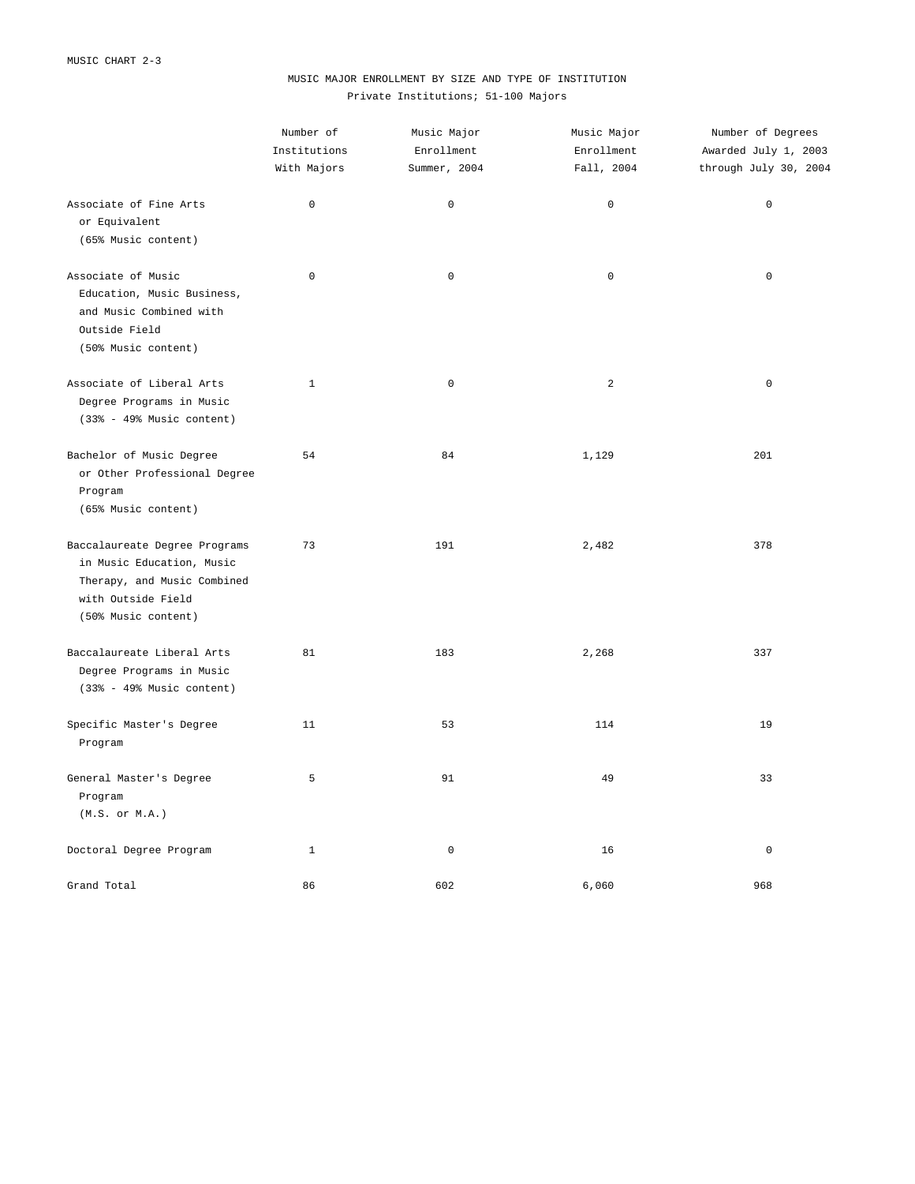MUSIC CHART 2-3

# MUSIC MAJOR ENROLLMENT BY SIZE AND TYPE OF INSTITUTION

## Private Institutions; 51-100 Majors

| | Number of Institutions With Majors | Music Major Enrollment Summer, 2004 | Music Major Enrollment Fall, 2004 | Number of Degrees Awarded July 1, 2003 through July 30, 2004 |
|---|---|---|---|---|
| Associate of Fine Arts or Equivalent (65% Music content) | 0 | 0 | 0 | 0 |
| Associate of Music Education, Music Business, and Music Combined with Outside Field (50% Music content) | 0 | 0 | 0 | 0 |
| Associate of Liberal Arts Degree Programs in Music (33% - 49% Music content) | 1 | 0 | 2 | 0 |
| Bachelor of Music Degree or Other Professional Degree Program (65% Music content) | 54 | 84 | 1,129 | 201 |
| Baccalaureate Degree Programs in Music Education, Music Therapy, and Music Combined with Outside Field (50% Music content) | 73 | 191 | 2,482 | 378 |
| Baccalaureate Liberal Arts Degree Programs in Music (33% - 49% Music content) | 81 | 183 | 2,268 | 337 |
| Specific Master's Degree Program | 11 | 53 | 114 | 19 |
| General Master's Degree Program (M.S. or M.A.) | 5 | 91 | 49 | 33 |
| Doctoral Degree Program | 1 | 0 | 16 | 0 |
| Grand Total | 86 | 602 | 6,060 | 968 |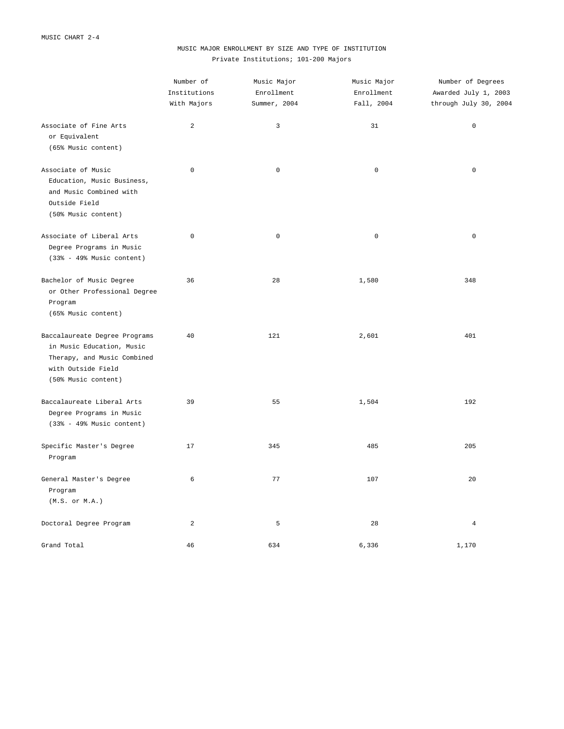MUSIC CHART 2-4

## MUSIC MAJOR ENROLLMENT BY SIZE AND TYPE OF INSTITUTION

Private Institutions; 101-200 Majors

| | Number of Institutions With Majors | Music Major Enrollment Summer, 2004 | Music Major Enrollment Fall, 2004 | Number of Degrees Awarded July 1, 2003 through July 30, 2004 |
|---|---|---|---|---|
| Associate of Fine Arts or Equivalent (65% Music content) | 2 | 3 | 31 | 0 |
| Associate of Music Education, Music Business, and Music Combined with Outside Field (50% Music content) | 0 | 0 | 0 | 0 |
| Associate of Liberal Arts Degree Programs in Music (33% - 49% Music content) | 0 | 0 | 0 | 0 |
| Bachelor of Music Degree or Other Professional Degree Program (65% Music content) | 36 | 28 | 1,580 | 348 |
| Baccalaureate Degree Programs in Music Education, Music Therapy, and Music Combined with Outside Field (50% Music content) | 40 | 121 | 2,601 | 401 |
| Baccalaureate Liberal Arts Degree Programs in Music (33% - 49% Music content) | 39 | 55 | 1,504 | 192 |
| Specific Master's Degree Program | 17 | 345 | 485 | 205 |
| General Master's Degree Program (M.S. or M.A.) | 6 | 77 | 107 | 20 |
| Doctoral Degree Program | 2 | 5 | 28 | 4 |
| Grand Total | 46 | 634 | 6,336 | 1,170 |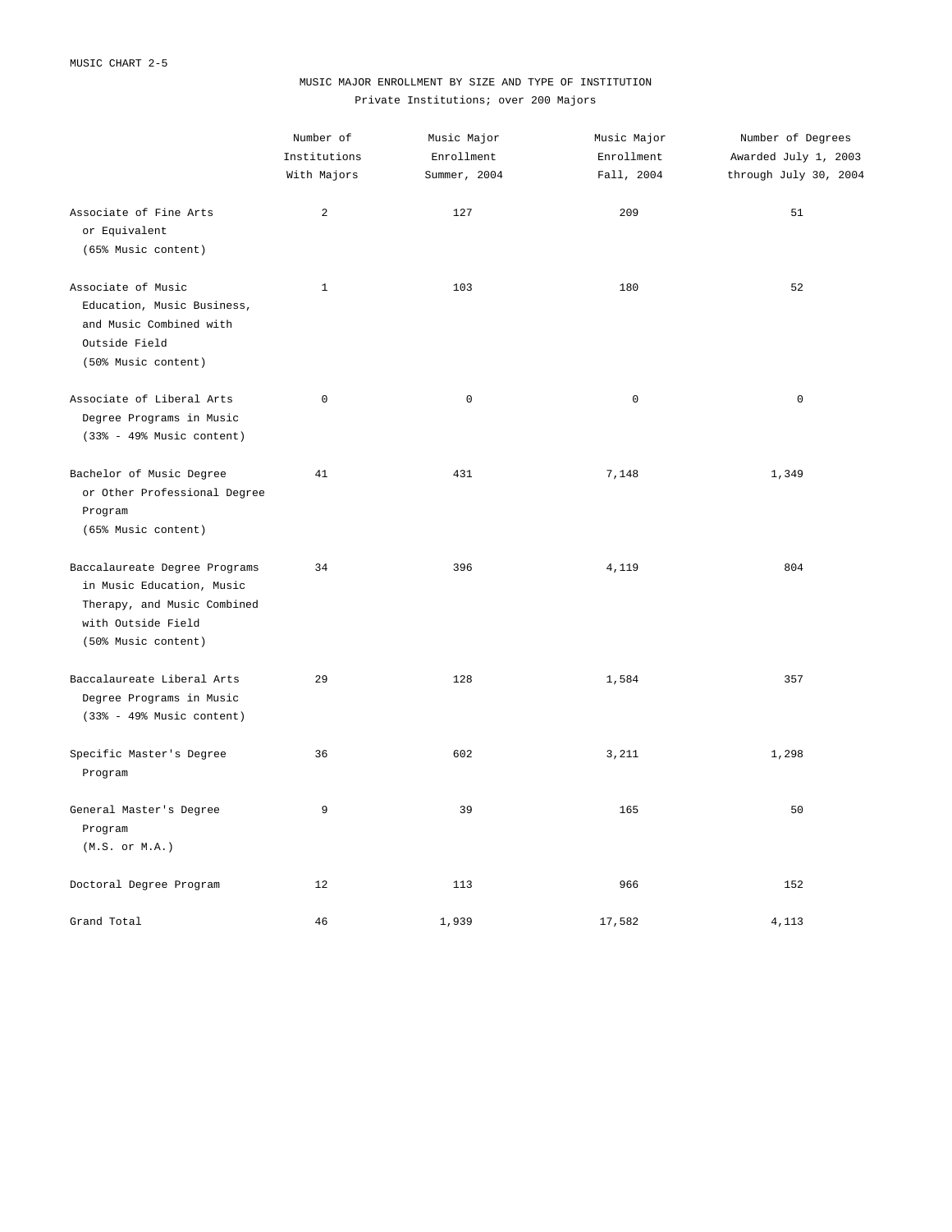MUSIC CHART 2-5

## MUSIC MAJOR ENROLLMENT BY SIZE AND TYPE OF INSTITUTION

Private Institutions; over 200 Majors

| | Number of Institutions With Majors | Music Major Enrollment Summer, 2004 | Music Major Enrollment Fall, 2004 | Number of Degrees Awarded July 1, 2003 through July 30, 2004 |
|---|---|---|---|---|
| Associate of Fine Arts or Equivalent (65% Music content) | 2 | 127 | 209 | 51 |
| Associate of Music Education, Music Business, and Music Combined with Outside Field (50% Music content) | 1 | 103 | 180 | 52 |
| Associate of Liberal Arts Degree Programs in Music (33% - 49% Music content) | 0 | 0 | 0 | 0 |
| Bachelor of Music Degree or Other Professional Degree Program (65% Music content) | 41 | 431 | 7,148 | 1,349 |
| Baccalaureate Degree Programs in Music Education, Music Therapy, and Music Combined with Outside Field (50% Music content) | 34 | 396 | 4,119 | 804 |
| Baccalaureate Liberal Arts Degree Programs in Music (33% - 49% Music content) | 29 | 128 | 1,584 | 357 |
| Specific Master's Degree Program | 36 | 602 | 3,211 | 1,298 |
| General Master's Degree Program (M.S. or M.A.) | 9 | 39 | 165 | 50 |
| Doctoral Degree Program | 12 | 113 | 966 | 152 |
| Grand Total | 46 | 1,939 | 17,582 | 4,113 |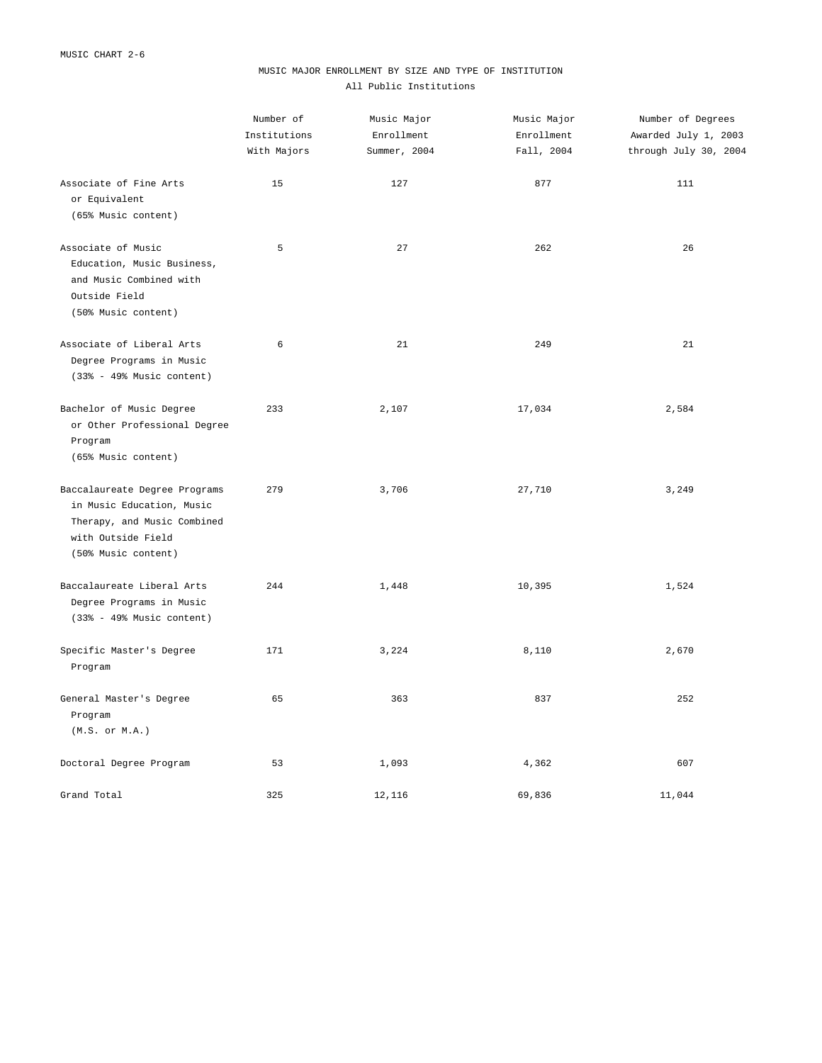MUSIC CHART 2-6

## MUSIC MAJOR ENROLLMENT BY SIZE AND TYPE OF INSTITUTION

All Public Institutions

| | Number of Institutions With Majors | Music Major Enrollment Summer, 2004 | Music Major Enrollment Fall, 2004 | Number of Degrees Awarded July 1, 2003 through July 30, 2004 |
|---|---|---|---|---|
| Associate of Fine Arts or Equivalent (65% Music content) | 15 | 127 | 877 | 111 |
| Associate of Music Education, Music Business, and Music Combined with Outside Field (50% Music content) | 5 | 27 | 262 | 26 |
| Associate of Liberal Arts Degree Programs in Music (33% - 49% Music content) | 6 | 21 | 249 | 21 |
| Bachelor of Music Degree or Other Professional Degree Program (65% Music content) | 233 | 2,107 | 17,034 | 2,584 |
| Baccalaureate Degree Programs in Music Education, Music Therapy, and Music Combined with Outside Field (50% Music content) | 279 | 3,706 | 27,710 | 3,249 |
| Baccalaureate Liberal Arts Degree Programs in Music (33% - 49% Music content) | 244 | 1,448 | 10,395 | 1,524 |
| Specific Master's Degree Program | 171 | 3,224 | 8,110 | 2,670 |
| General Master's Degree Program (M.S. or M.A.) | 65 | 363 | 837 | 252 |
| Doctoral Degree Program | 53 | 1,093 | 4,362 | 607 |
| Grand Total | 325 | 12,116 | 69,836 | 11,044 |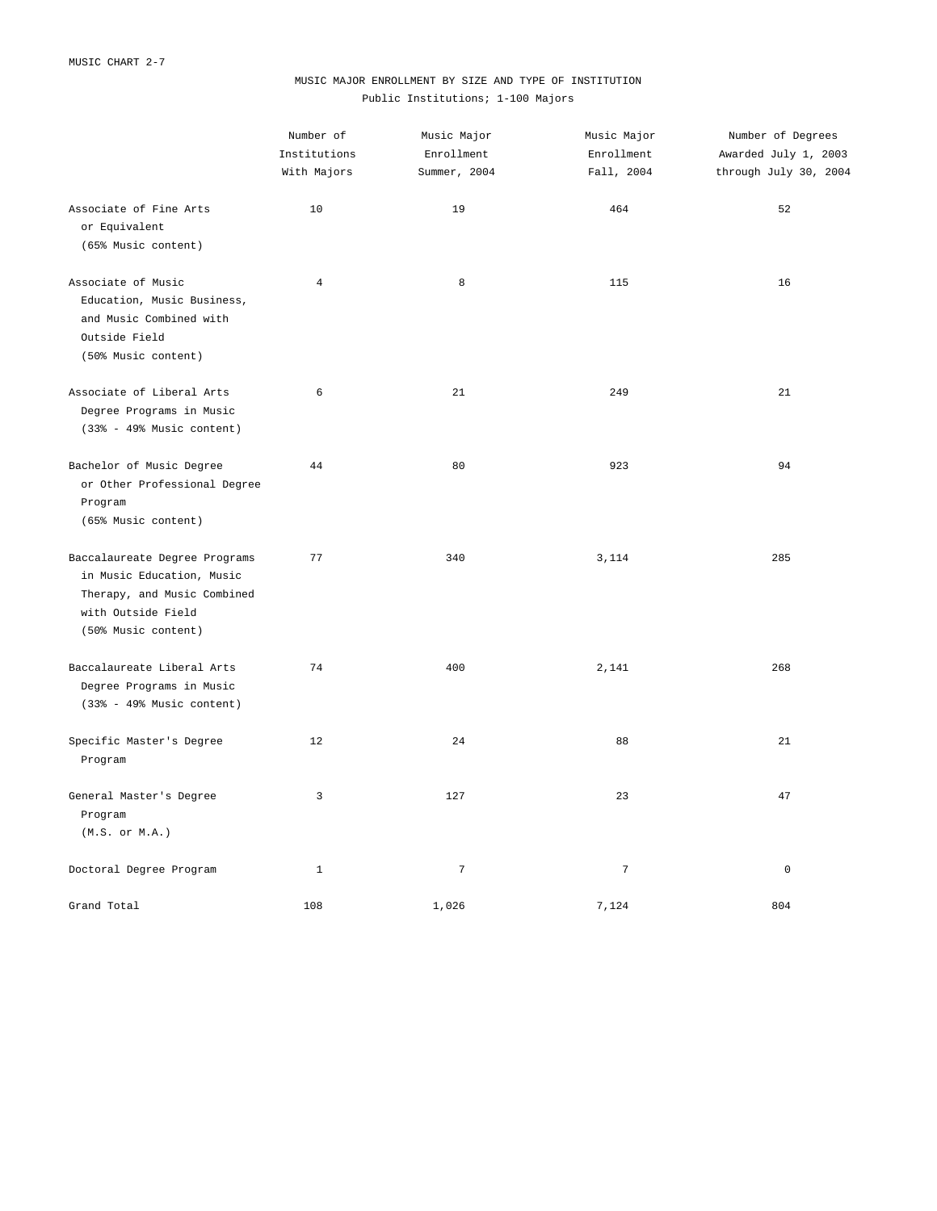MUSIC CHART 2-7

# MUSIC MAJOR ENROLLMENT BY SIZE AND TYPE OF INSTITUTION

Public Institutions; 1-100 Majors

| | Number of Institutions With Majors | Music Major Enrollment Summer, 2004 | Music Major Enrollment Fall, 2004 | Number of Degrees Awarded July 1, 2003 through July 30, 2004 |
|---|---|---|---|---|
| Associate of Fine Arts or Equivalent (65% Music content) | 10 | 19 | 464 | 52 |
| Associate of Music Education, Music Business, and Music Combined with Outside Field (50% Music content) | 4 | 8 | 115 | 16 |
| Associate of Liberal Arts Degree Programs in Music (33% - 49% Music content) | 6 | 21 | 249 | 21 |
| Bachelor of Music Degree or Other Professional Degree Program (65% Music content) | 44 | 80 | 923 | 94 |
| Baccalaureate Degree Programs in Music Education, Music Therapy, and Music Combined with Outside Field (50% Music content) | 77 | 340 | 3,114 | 285 |
| Baccalaureate Liberal Arts Degree Programs in Music (33% - 49% Music content) | 74 | 400 | 2,141 | 268 |
| Specific Master's Degree Program | 12 | 24 | 88 | 21 |
| General Master's Degree Program (M.S. or M.A.) | 3 | 127 | 23 | 47 |
| Doctoral Degree Program | 1 | 7 | 7 | 0 |
| Grand Total | 108 | 1,026 | 7,124 | 804 |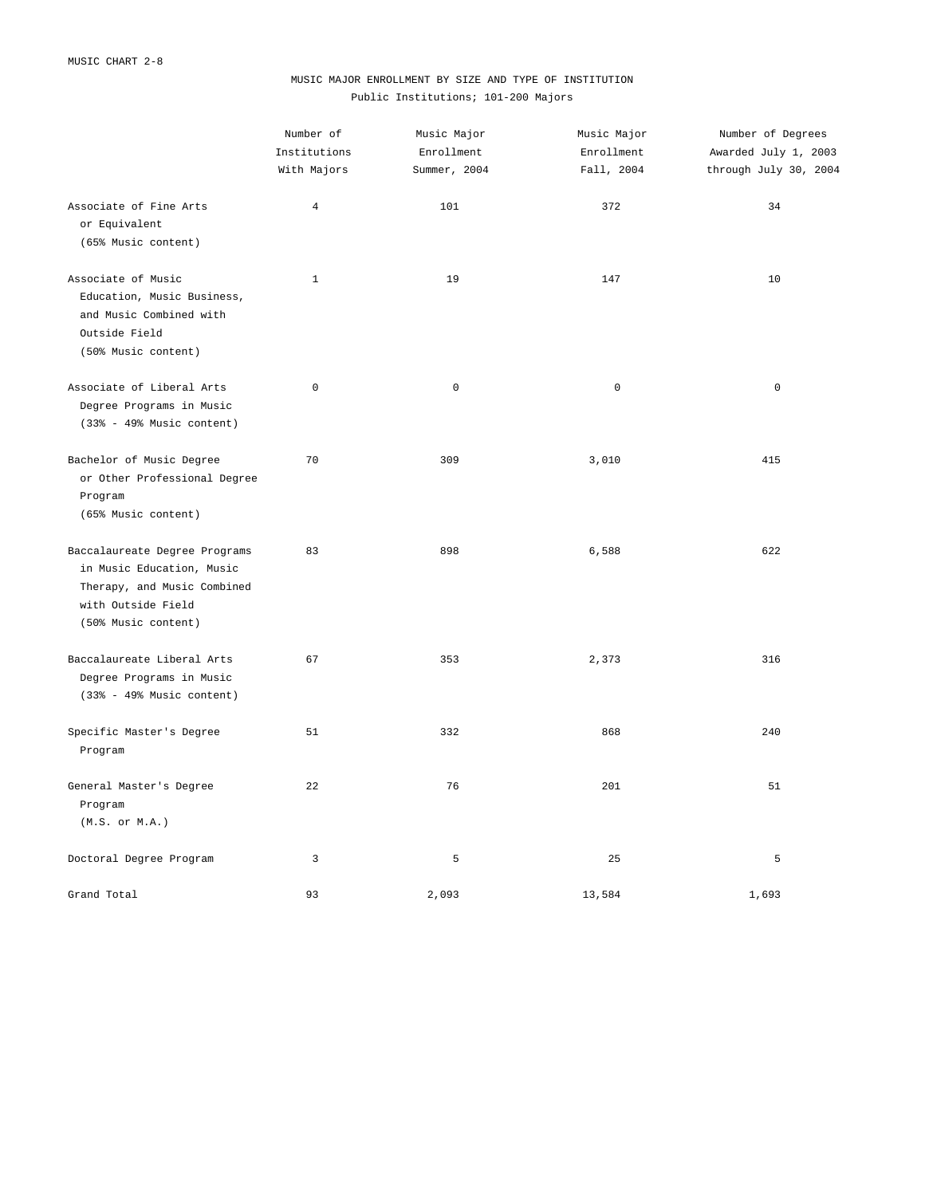MUSIC CHART 2-8

# MUSIC MAJOR ENROLLMENT BY SIZE AND TYPE OF INSTITUTION

Public Institutions; 101-200 Majors

| | Number of Institutions With Majors | Music Major Enrollment Summer, 2004 | Music Major Enrollment Fall, 2004 | Number of Degrees Awarded July 1, 2003 through July 30, 2004 |
|---|---|---|---|---|
| Associate of Fine Arts or Equivalent (65% Music content) | 4 | 101 | 372 | 34 |
| Associate of Music Education, Music Business, and Music Combined with Outside Field (50% Music content) | 1 | 19 | 147 | 10 |
| Associate of Liberal Arts Degree Programs in Music (33% - 49% Music content) | 0 | 0 | 0 | 0 |
| Bachelor of Music Degree or Other Professional Degree Program (65% Music content) | 70 | 309 | 3,010 | 415 |
| Baccalaureate Degree Programs in Music Education, Music Therapy, and Music Combined with Outside Field (50% Music content) | 83 | 898 | 6,588 | 622 |
| Baccalaureate Liberal Arts Degree Programs in Music (33% - 49% Music content) | 67 | 353 | 2,373 | 316 |
| Specific Master's Degree Program | 51 | 332 | 868 | 240 |
| General Master's Degree Program (M.S. or M.A.) | 22 | 76 | 201 | 51 |
| Doctoral Degree Program | 3 | 5 | 25 | 5 |
| Grand Total | 93 | 2,093 | 13,584 | 1,693 |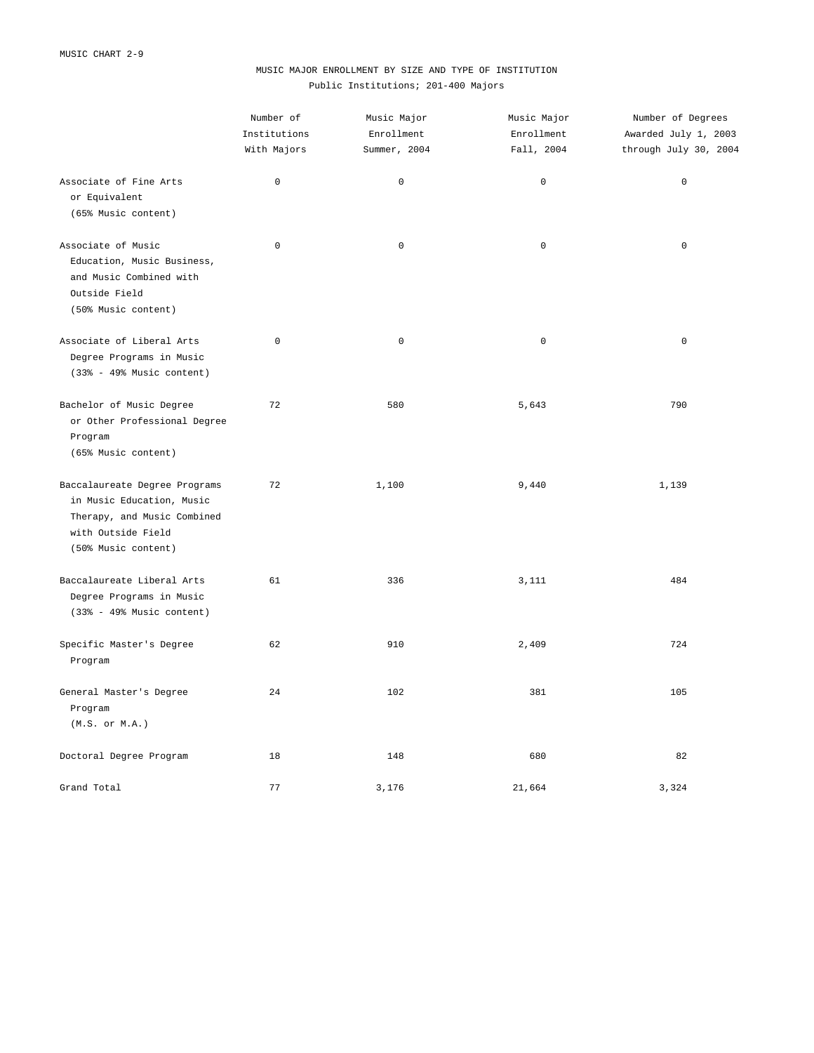MUSIC CHART 2-9

# MUSIC MAJOR ENROLLMENT BY SIZE AND TYPE OF INSTITUTION

Public Institutions; 201-400 Majors

| | Number of Institutions With Majors | Music Major Enrollment Summer, 2004 | Music Major Enrollment Fall, 2004 | Number of Degrees Awarded July 1, 2003 through July 30, 2004 |
|---|---|---|---|---|
| Associate of Fine Arts or Equivalent (65% Music content) | 0 | 0 | 0 | 0 |
| Associate of Music Education, Music Business, and Music Combined with Outside Field (50% Music content) | 0 | 0 | 0 | 0 |
| Associate of Liberal Arts Degree Programs in Music (33% - 49% Music content) | 0 | 0 | 0 | 0 |
| Bachelor of Music Degree or Other Professional Degree Program (65% Music content) | 72 | 580 | 5,643 | 790 |
| Baccalaureate Degree Programs in Music Education, Music Therapy, and Music Combined with Outside Field (50% Music content) | 72 | 1,100 | 9,440 | 1,139 |
| Baccalaureate Liberal Arts Degree Programs in Music (33% - 49% Music content) | 61 | 336 | 3,111 | 484 |
| Specific Master's Degree Program | 62 | 910 | 2,409 | 724 |
| General Master's Degree Program (M.S. or M.A.) | 24 | 102 | 381 | 105 |
| Doctoral Degree Program | 18 | 148 | 680 | 82 |
| Grand Total | 77 | 3,176 | 21,664 | 3,324 |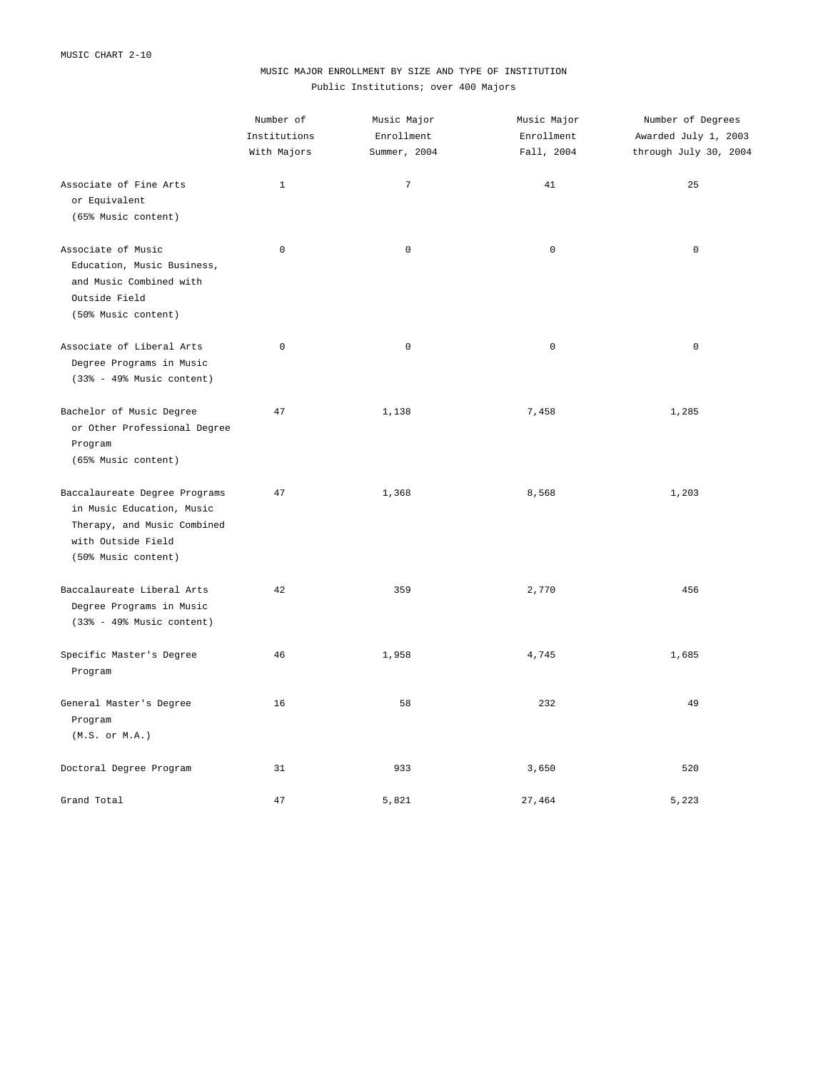MUSIC CHART 2-10

MUSIC MAJOR ENROLLMENT BY SIZE AND TYPE OF INSTITUTION

Public Institutions; over 400 Majors

| | Number of Institutions With Majors | Music Major Enrollment Summer, 2004 | Music Major Enrollment Fall, 2004 | Number of Degrees Awarded July 1, 2003 through July 30, 2004 |
|---|---|---|---|---|
| Associate of Fine Arts or Equivalent (65% Music content) | 1 | 7 | 41 | 25 |
| Associate of Music Education, Music Business, and Music Combined with Outside Field (50% Music content) | 0 | 0 | 0 | 0 |
| Associate of Liberal Arts Degree Programs in Music (33% - 49% Music content) | 0 | 0 | 0 | 0 |
| Bachelor of Music Degree or Other Professional Degree Program (65% Music content) | 47 | 1,138 | 7,458 | 1,285 |
| Baccalaureate Degree Programs in Music Education, Music Therapy, and Music Combined with Outside Field (50% Music content) | 47 | 1,368 | 8,568 | 1,203 |
| Baccalaureate Liberal Arts Degree Programs in Music (33% - 49% Music content) | 42 | 359 | 2,770 | 456 |
| Specific Master's Degree Program | 46 | 1,958 | 4,745 | 1,685 |
| General Master's Degree Program (M.S. or M.A.) | 16 | 58 | 232 | 49 |
| Doctoral Degree Program | 31 | 933 | 3,650 | 520 |
| Grand Total | 47 | 5,821 | 27,464 | 5,223 |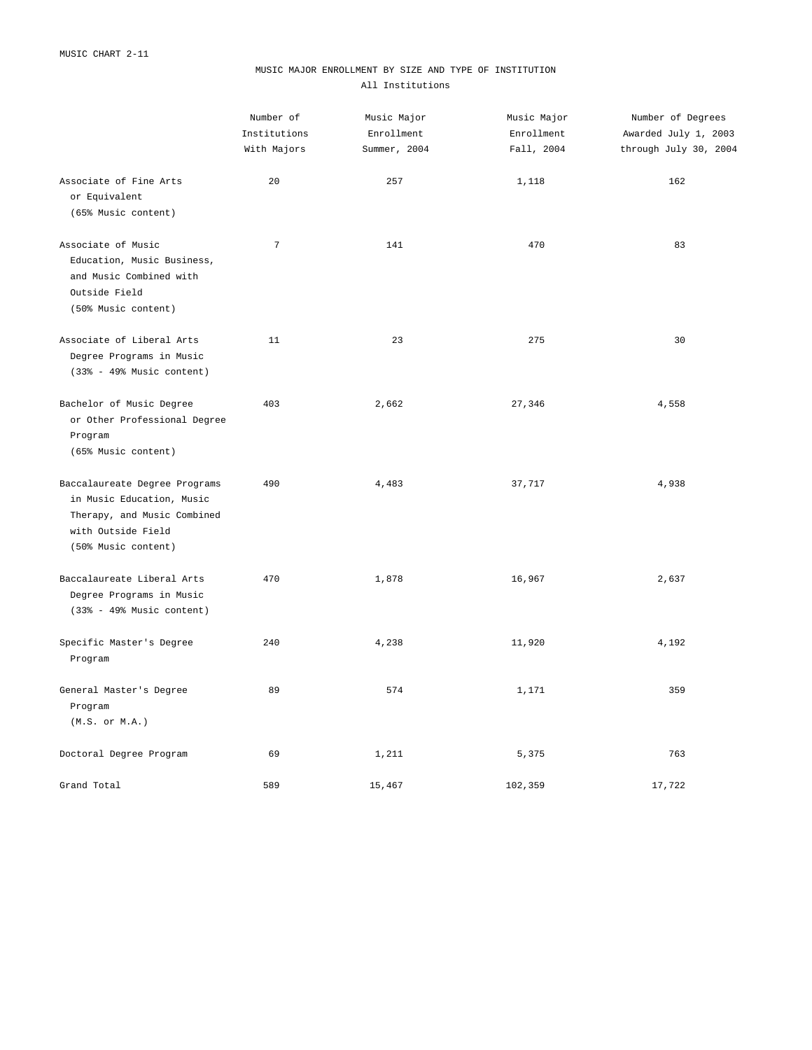MUSIC CHART 2-11

## MUSIC MAJOR ENROLLMENT BY SIZE AND TYPE OF INSTITUTION

All Institutions

| | Number of Institutions With Majors | Music Major Enrollment Summer, 2004 | Music Major Enrollment Fall, 2004 | Number of Degrees Awarded July 1, 2003 through July 30, 2004 |
|---|---|---|---|---|
| Associate of Fine Arts or Equivalent (65% Music content) | 20 | 257 | 1,118 | 162 |
| Associate of Music Education, Music Business, and Music Combined with Outside Field (50% Music content) | 7 | 141 | 470 | 83 |
| Associate of Liberal Arts Degree Programs in Music (33% - 49% Music content) | 11 | 23 | 275 | 30 |
| Bachelor of Music Degree or Other Professional Degree Program (65% Music content) | 403 | 2,662 | 27,346 | 4,558 |
| Baccalaureate Degree Programs in Music Education, Music Therapy, and Music Combined with Outside Field (50% Music content) | 490 | 4,483 | 37,717 | 4,938 |
| Baccalaureate Liberal Arts Degree Programs in Music (33% - 49% Music content) | 470 | 1,878 | 16,967 | 2,637 |
| Specific Master's Degree Program | 240 | 4,238 | 11,920 | 4,192 |
| General Master's Degree Program (M.S. or M.A.) | 89 | 574 | 1,171 | 359 |
| Doctoral Degree Program | 69 | 1,211 | 5,375 | 763 |
| Grand Total | 589 | 15,467 | 102,359 | 17,722 |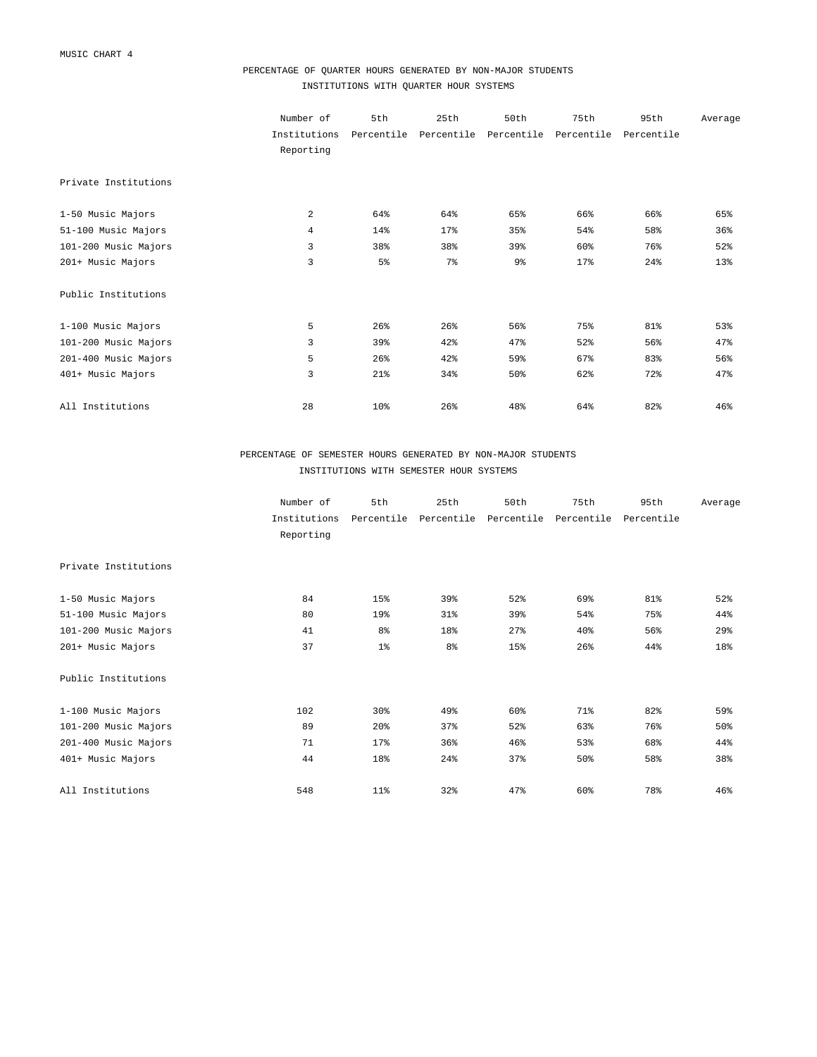MUSIC CHART 4

## PERCENTAGE OF QUARTER HOURS GENERATED BY NON-MAJOR STUDENTS
### INSTITUTIONS WITH QUARTER HOUR SYSTEMS

| | Number of Institutions Reporting | 5th Percentile | 25th Percentile | 50th Percentile | 75th Percentile | 95th Percentile | Average |
|---|---|---|---|---|---|---|---|
| **Private Institutions** | | | | | | | |
| 1-50 Music Majors | 2 | 64% | 64% | 65% | 66% | 66% | 65% |
| 51-100 Music Majors | 4 | 14% | 17% | 35% | 54% | 58% | 36% |
| 101-200 Music Majors | 3 | 38% | 38% | 39% | 60% | 76% | 52% |
| 201+ Music Majors | 3 | 5% | 7% | 9% | 17% | 24% | 13% |
| **Public Institutions** | | | | | | | |
| 1-100 Music Majors | 5 | 26% | 26% | 56% | 75% | 81% | 53% |
| 101-200 Music Majors | 3 | 39% | 42% | 47% | 52% | 56% | 47% |
| 201-400 Music Majors | 5 | 26% | 42% | 59% | 67% | 83% | 56% |
| 401+ Music Majors | 3 | 21% | 34% | 50% | 62% | 72% | 47% |
| All Institutions | 28 | 10% | 26% | 48% | 64% | 82% | 46% |

## PERCENTAGE OF SEMESTER HOURS GENERATED BY NON-MAJOR STUDENTS
### INSTITUTIONS WITH SEMESTER HOUR SYSTEMS

| | Number of Institutions Reporting | 5th Percentile | 25th Percentile | 50th Percentile | 75th Percentile | 95th Percentile | Average |
|---|---|---|---|---|---|---|---|
| **Private Institutions** | | | | | | | |
| 1-50 Music Majors | 84 | 15% | 39% | 52% | 69% | 81% | 52% |
| 51-100 Music Majors | 80 | 19% | 31% | 39% | 54% | 75% | 44% |
| 101-200 Music Majors | 41 | 8% | 18% | 27% | 40% | 56% | 29% |
| 201+ Music Majors | 37 | 1% | 8% | 15% | 26% | 44% | 18% |
| **Public Institutions** | | | | | | | |
| 1-100 Music Majors | 102 | 30% | 49% | 60% | 71% | 82% | 59% |
| 101-200 Music Majors | 89 | 20% | 37% | 52% | 63% | 76% | 50% |
| 201-400 Music Majors | 71 | 17% | 36% | 46% | 53% | 68% | 44% |
| 401+ Music Majors | 44 | 18% | 24% | 37% | 50% | 58% | 38% |
| All Institutions | 548 | 11% | 32% | 47% | 60% | 78% | 46% |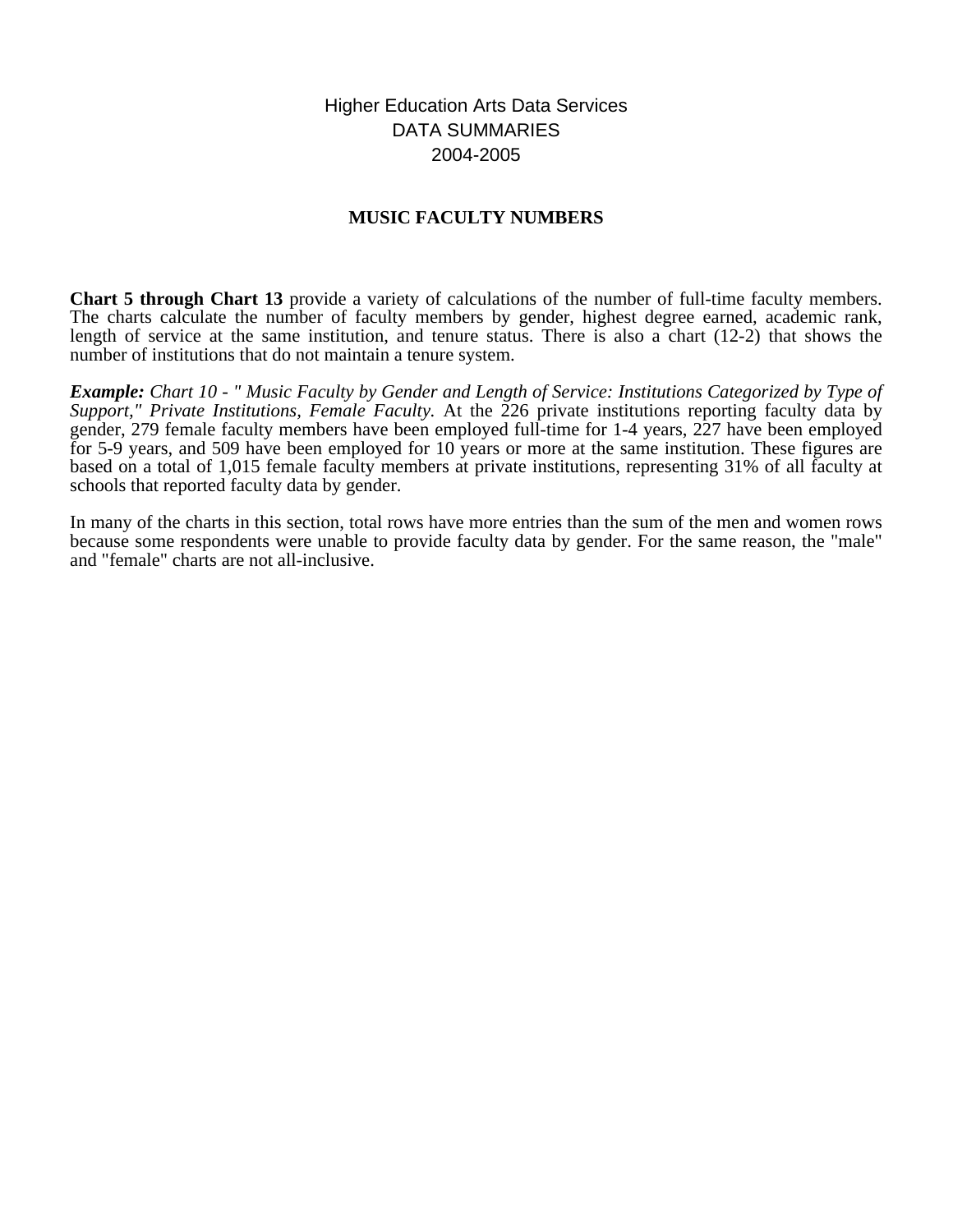Higher Education Arts Data Services
DATA SUMMARIES
2004-2005

## MUSIC FACULTY NUMBERS

**Chart 5 through Chart 13** provide a variety of calculations of the number of full-time faculty members. The charts calculate the number of faculty members by gender, highest degree earned, academic rank, length of service at the same institution, and tenure status. There is also a chart (12-2) that shows the number of institutions that do not maintain a tenure system.

***Example:*** *Chart 10 - " Music Faculty by Gender and Length of Service: Institutions Categorized by Type of Support," Private Institutions, Female Faculty.* At the 226 private institutions reporting faculty data by gender, 279 female faculty members have been employed full-time for 1-4 years, 227 have been employed for 5-9 years, and 509 have been employed for 10 years or more at the same institution. These figures are based on a total of 1,015 female faculty members at private institutions, representing 31% of all faculty at schools that reported faculty data by gender.

In many of the charts in this section, total rows have more entries than the sum of the men and women rows because some respondents were unable to provide faculty data by gender. For the same reason, the "male" and "female" charts are not all-inclusive.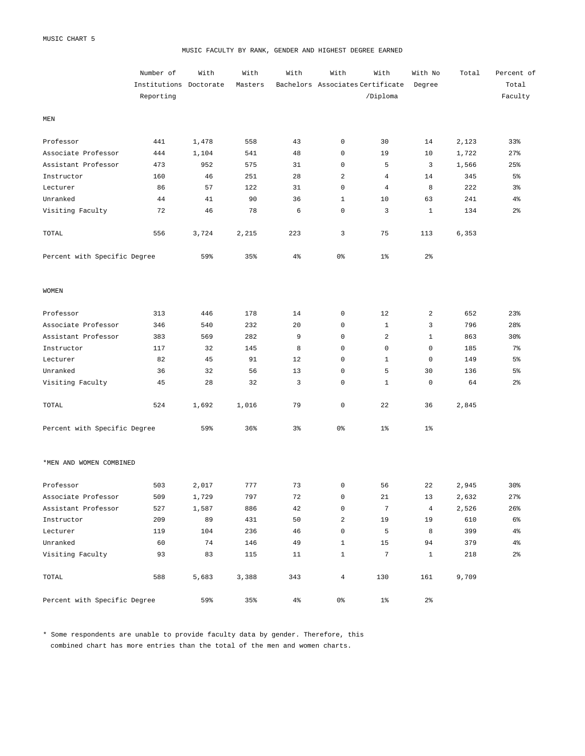MUSIC CHART 5

## MUSIC FACULTY BY RANK, GENDER AND HIGHEST DEGREE EARNED

| | Number of Institutions Reporting | With Doctorate | With Masters | With Bachelors | With Associates | With Certificate /Diploma | With No Degree | Total | Percent of Total Faculty |
|---|---|---|---|---|---|---|---|---|---|
| **MEN** | | | | | | | | | |
| Professor | 441 | 1,478 | 558 | 43 | 0 | 30 | 14 | 2,123 | 33% |
| Associate Professor | 444 | 1,104 | 541 | 48 | 0 | 19 | 10 | 1,722 | 27% |
| Assistant Professor | 473 | 952 | 575 | 31 | 0 | 5 | 3 | 1,566 | 25% |
| Instructor | 160 | 46 | 251 | 28 | 2 | 4 | 14 | 345 | 5% |
| Lecturer | 86 | 57 | 122 | 31 | 0 | 4 | 8 | 222 | 3% |
| Unranked | 44 | 41 | 90 | 36 | 1 | 10 | 63 | 241 | 4% |
| Visiting Faculty | 72 | 46 | 78 | 6 | 0 | 3 | 1 | 134 | 2% |
| TOTAL | 556 | 3,724 | 2,215 | 223 | 3 | 75 | 113 | 6,353 | |
| Percent with Specific Degree | | 59% | 35% | 4% | 0% | 1% | 2% | | |
| **WOMEN** | | | | | | | | | |
| Professor | 313 | 446 | 178 | 14 | 0 | 12 | 2 | 652 | 23% |
| Associate Professor | 346 | 540 | 232 | 20 | 0 | 1 | 3 | 796 | 28% |
| Assistant Professor | 383 | 569 | 282 | 9 | 0 | 2 | 1 | 863 | 30% |
| Instructor | 117 | 32 | 145 | 8 | 0 | 0 | 0 | 185 | 7% |
| Lecturer | 82 | 45 | 91 | 12 | 0 | 1 | 0 | 149 | 5% |
| Unranked | 36 | 32 | 56 | 13 | 0 | 5 | 30 | 136 | 5% |
| Visiting Faculty | 45 | 28 | 32 | 3 | 0 | 1 | 0 | 64 | 2% |
| TOTAL | 524 | 1,692 | 1,016 | 79 | 0 | 22 | 36 | 2,845 | |
| Percent with Specific Degree | | 59% | 36% | 3% | 0% | 1% | 1% | | |
| **\*MEN AND WOMEN COMBINED** | | | | | | | | | |
| Professor | 503 | 2,017 | 777 | 73 | 0 | 56 | 22 | 2,945 | 30% |
| Associate Professor | 509 | 1,729 | 797 | 72 | 0 | 21 | 13 | 2,632 | 27% |
| Assistant Professor | 527 | 1,587 | 886 | 42 | 0 | 7 | 4 | 2,526 | 26% |
| Instructor | 209 | 89 | 431 | 50 | 2 | 19 | 19 | 610 | 6% |
| Lecturer | 119 | 104 | 236 | 46 | 0 | 5 | 8 | 399 | 4% |
| Unranked | 60 | 74 | 146 | 49 | 1 | 15 | 94 | 379 | 4% |
| Visiting Faculty | 93 | 83 | 115 | 11 | 1 | 7 | 1 | 218 | 2% |
| TOTAL | 588 | 5,683 | 3,388 | 343 | 4 | 130 | 161 | 9,709 | |
| Percent with Specific Degree | | 59% | 35% | 4% | 0% | 1% | 2% | | |

* Some respondents are unable to provide faculty data by gender. Therefore, this combined chart has more entries than the total of the men and women charts.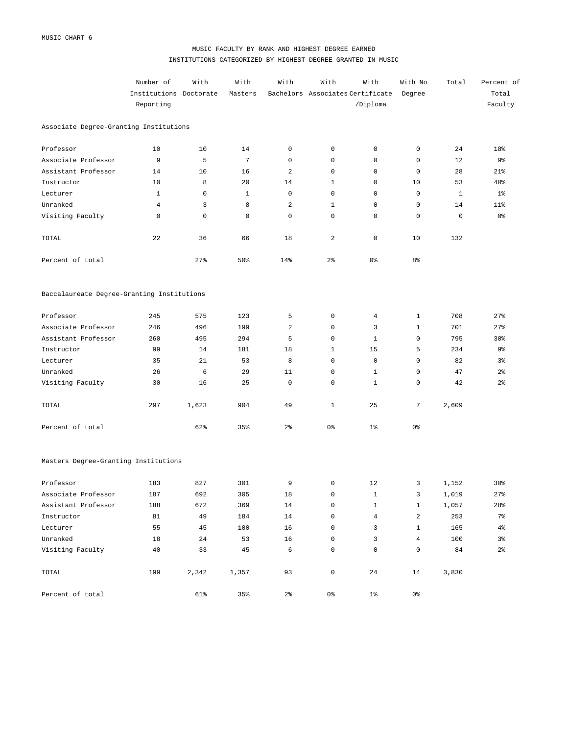MUSIC CHART 6

## MUSIC FACULTY BY RANK AND HIGHEST DEGREE EARNED
## INSTITUTIONS CATEGORIZED BY HIGHEST DEGREE GRANTED IN MUSIC

| | Number of Institutions Reporting | With Doctorate | With Masters | With Bachelors | With Associates | With Certificate /Diploma | With No Degree | Total | Percent of Total Faculty |
|---|---|---|---|---|---|---|---|---|---|
| **Associate Degree-Granting Institutions** | | | | | | | | | |
| Professor | 10 | 10 | 14 | 0 | 0 | 0 | 0 | 24 | 18% |
| Associate Professor | 9 | 5 | 7 | 0 | 0 | 0 | 0 | 12 | 9% |
| Assistant Professor | 14 | 10 | 16 | 2 | 0 | 0 | 0 | 28 | 21% |
| Instructor | 10 | 8 | 20 | 14 | 1 | 0 | 10 | 53 | 40% |
| Lecturer | 1 | 0 | 1 | 0 | 0 | 0 | 0 | 1 | 1% |
| Unranked | 4 | 3 | 8 | 2 | 1 | 0 | 0 | 14 | 11% |
| Visiting Faculty | 0 | 0 | 0 | 0 | 0 | 0 | 0 | 0 | 0% |
| TOTAL | 22 | 36 | 66 | 18 | 2 | 0 | 10 | 132 | |
| Percent of total | | 27% | 50% | 14% | 2% | 0% | 8% | | |
| **Baccalaureate Degree-Granting Institutions** | | | | | | | | | |
| Professor | 245 | 575 | 123 | 5 | 0 | 4 | 1 | 708 | 27% |
| Associate Professor | 246 | 496 | 199 | 2 | 0 | 3 | 1 | 701 | 27% |
| Assistant Professor | 260 | 495 | 294 | 5 | 0 | 1 | 0 | 795 | 30% |
| Instructor | 99 | 14 | 181 | 18 | 1 | 15 | 5 | 234 | 9% |
| Lecturer | 35 | 21 | 53 | 8 | 0 | 0 | 0 | 82 | 3% |
| Unranked | 26 | 6 | 29 | 11 | 0 | 1 | 0 | 47 | 2% |
| Visiting Faculty | 30 | 16 | 25 | 0 | 0 | 1 | 0 | 42 | 2% |
| TOTAL | 297 | 1,623 | 904 | 49 | 1 | 25 | 7 | 2,609 | |
| Percent of total | | 62% | 35% | 2% | 0% | 1% | 0% | | |
| **Masters Degree-Granting Institutions** | | | | | | | | | |
| Professor | 183 | 827 | 301 | 9 | 0 | 12 | 3 | 1,152 | 30% |
| Associate Professor | 187 | 692 | 305 | 18 | 0 | 1 | 3 | 1,019 | 27% |
| Assistant Professor | 188 | 672 | 369 | 14 | 0 | 1 | 1 | 1,057 | 28% |
| Instructor | 81 | 49 | 184 | 14 | 0 | 4 | 2 | 253 | 7% |
| Lecturer | 55 | 45 | 100 | 16 | 0 | 3 | 1 | 165 | 4% |
| Unranked | 18 | 24 | 53 | 16 | 0 | 3 | 4 | 100 | 3% |
| Visiting Faculty | 40 | 33 | 45 | 6 | 0 | 0 | 0 | 84 | 2% |
| TOTAL | 199 | 2,342 | 1,357 | 93 | 0 | 24 | 14 | 3,830 | |
| Percent of total | | 61% | 35% | 2% | 0% | 1% | 0% | | |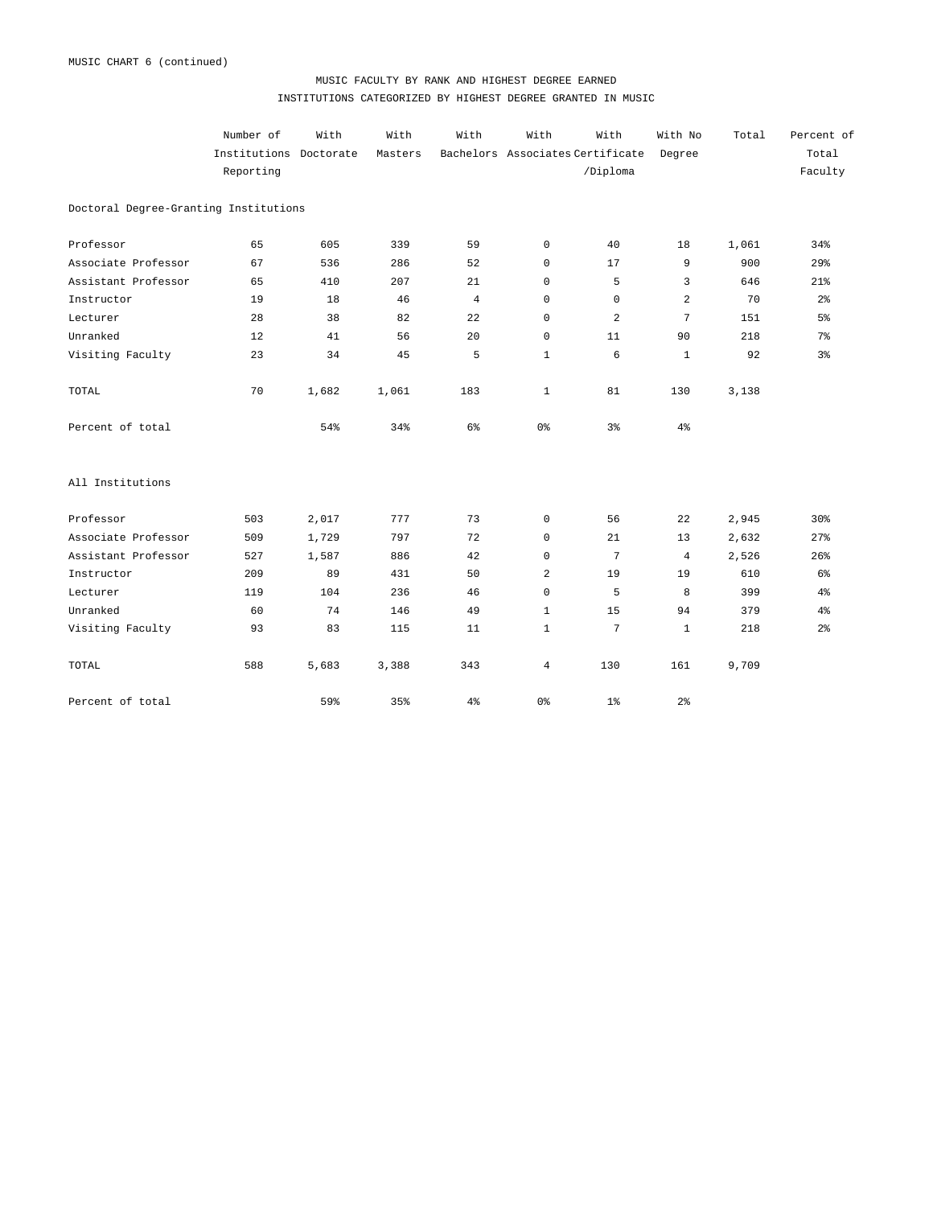MUSIC CHART 6 (continued)

## MUSIC FACULTY BY RANK AND HIGHEST DEGREE EARNED

### INSTITUTIONS CATEGORIZED BY HIGHEST DEGREE GRANTED IN MUSIC

| | Number of Institutions Reporting | With Doctorate | With Masters | With Bachelors | With Associates | With Certificate /Diploma | With No Degree | Total | Percent of Total Faculty |
|---|---|---|---|---|---|---|---|---|---|
| **Doctoral Degree-Granting Institutions** | | | | | | | | | |
| Professor | 65 | 605 | 339 | 59 | 0 | 40 | 18 | 1,061 | 34% |
| Associate Professor | 67 | 536 | 286 | 52 | 0 | 17 | 9 | 900 | 29% |
| Assistant Professor | 65 | 410 | 207 | 21 | 0 | 5 | 3 | 646 | 21% |
| Instructor | 19 | 18 | 46 | 4 | 0 | 0 | 2 | 70 | 2% |
| Lecturer | 28 | 38 | 82 | 22 | 0 | 2 | 7 | 151 | 5% |
| Unranked | 12 | 41 | 56 | 20 | 0 | 11 | 90 | 218 | 7% |
| Visiting Faculty | 23 | 34 | 45 | 5 | 1 | 6 | 1 | 92 | 3% |
| TOTAL | 70 | 1,682 | 1,061 | 183 | 1 | 81 | 130 | 3,138 | |
| Percent of total | | 54% | 34% | 6% | 0% | 3% | 4% | | |
| **All Institutions** | | | | | | | | | |
| Professor | 503 | 2,017 | 777 | 73 | 0 | 56 | 22 | 2,945 | 30% |
| Associate Professor | 509 | 1,729 | 797 | 72 | 0 | 21 | 13 | 2,632 | 27% |
| Assistant Professor | 527 | 1,587 | 886 | 42 | 0 | 7 | 4 | 2,526 | 26% |
| Instructor | 209 | 89 | 431 | 50 | 2 | 19 | 19 | 610 | 6% |
| Lecturer | 119 | 104 | 236 | 46 | 0 | 5 | 8 | 399 | 4% |
| Unranked | 60 | 74 | 146 | 49 | 1 | 15 | 94 | 379 | 4% |
| Visiting Faculty | 93 | 83 | 115 | 11 | 1 | 7 | 1 | 218 | 2% |
| TOTAL | 588 | 5,683 | 3,388 | 343 | 4 | 130 | 161 | 9,709 | |
| Percent of total | | 59% | 35% | 4% | 0% | 1% | 2% | | |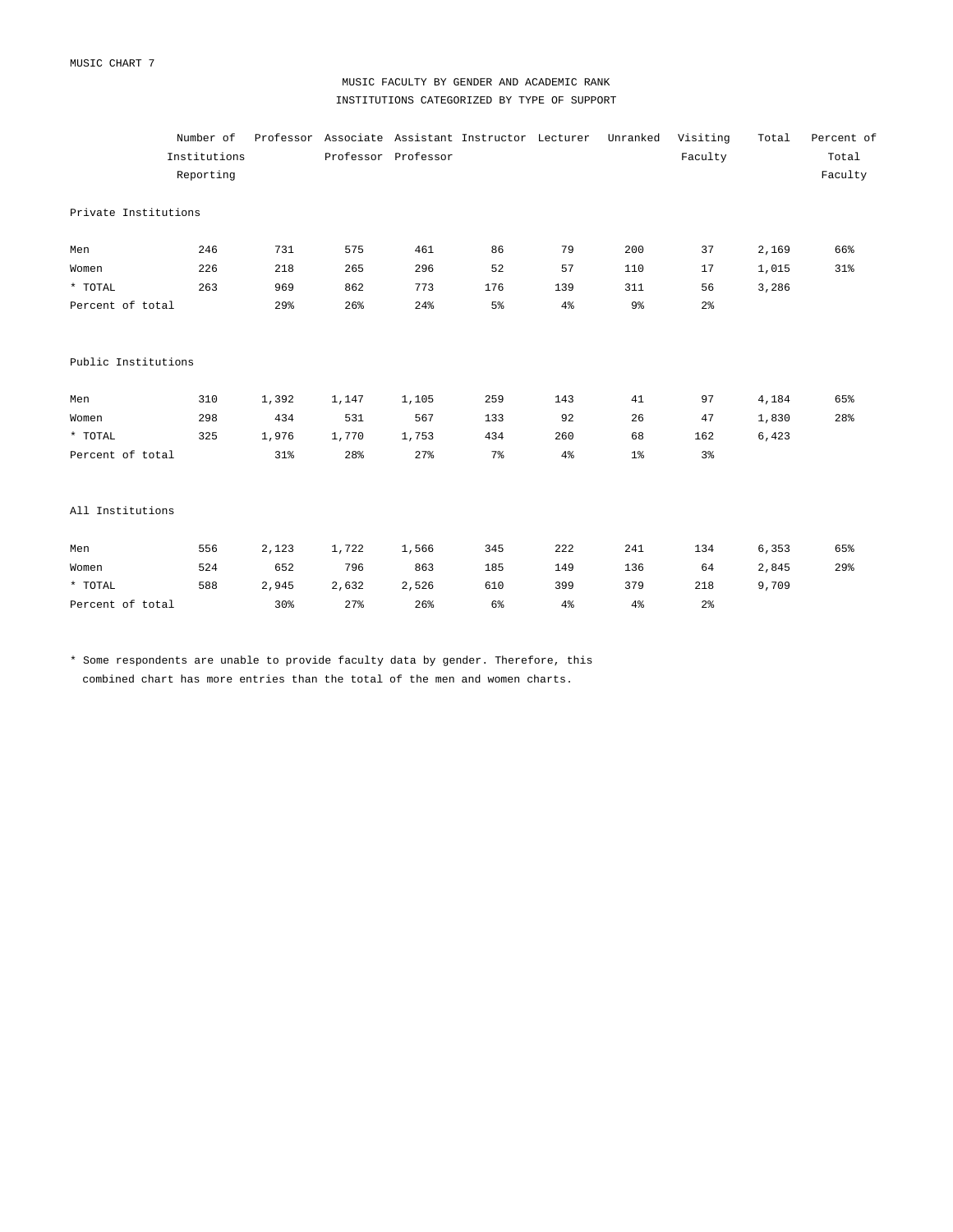MUSIC CHART 7

## MUSIC FACULTY BY GENDER AND ACADEMIC RANK
### INSTITUTIONS CATEGORIZED BY TYPE OF SUPPORT

| | Number of Institutions Reporting | Professor | Associate Professor | Assistant Professor | Instructor | Lecturer | Unranked | Visiting Faculty | Total | Percent of Total Faculty |
|---|---|---|---|---|---|---|---|---|---|---|
| **Private Institutions** | | | | | | | | | | |
| Men | 246 | 731 | 575 | 461 | 86 | 79 | 200 | 37 | 2,169 | 66% |
| Women | 226 | 218 | 265 | 296 | 52 | 57 | 110 | 17 | 1,015 | 31% |
| * TOTAL | 263 | 969 | 862 | 773 | 176 | 139 | 311 | 56 | 3,286 | |
| Percent of total | | 29% | 26% | 24% | 5% | 4% | 9% | 2% | | |
| **Public Institutions** | | | | | | | | | | |
| Men | 310 | 1,392 | 1,147 | 1,105 | 259 | 143 | 41 | 97 | 4,184 | 65% |
| Women | 298 | 434 | 531 | 567 | 133 | 92 | 26 | 47 | 1,830 | 28% |
| * TOTAL | 325 | 1,976 | 1,770 | 1,753 | 434 | 260 | 68 | 162 | 6,423 | |
| Percent of total | | 31% | 28% | 27% | 7% | 4% | 1% | 3% | | |
| **All Institutions** | | | | | | | | | | |
| Men | 556 | 2,123 | 1,722 | 1,566 | 345 | 222 | 241 | 134 | 6,353 | 65% |
| Women | 524 | 652 | 796 | 863 | 185 | 149 | 136 | 64 | 2,845 | 29% |
| * TOTAL | 588 | 2,945 | 2,632 | 2,526 | 610 | 399 | 379 | 218 | 9,709 | |
| Percent of total | | 30% | 27% | 26% | 6% | 4% | 4% | 2% | | |

* Some respondents are unable to provide faculty data by gender. Therefore, this combined chart has more entries than the total of the men and women charts.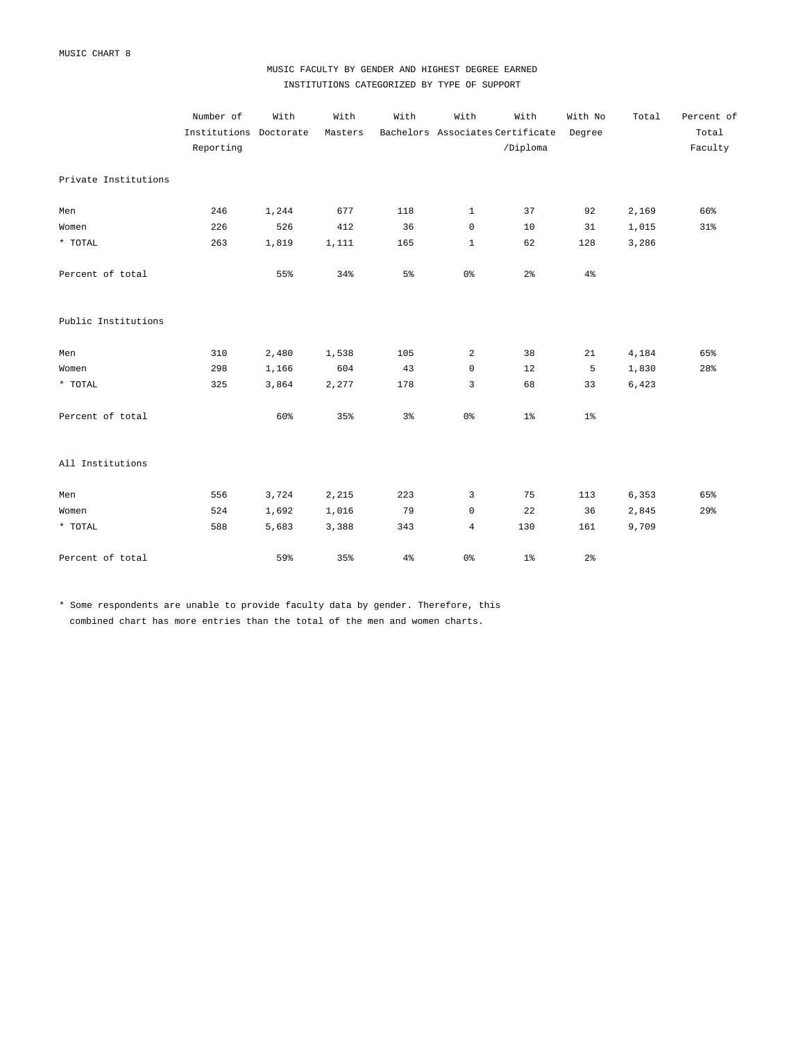MUSIC CHART 8

## MUSIC FACULTY BY GENDER AND HIGHEST DEGREE EARNED

### INSTITUTIONS CATEGORIZED BY TYPE OF SUPPORT

| | Number of Institutions Reporting | With Doctorate | With Masters | With Bachelors | With Associates | With Certificate /Diploma | With No Degree | Total | Percent of Total Faculty |
|---|---|---|---|---|---|---|---|---|---|
| **Private Institutions** | | | | | | | | | |
| Men | 246 | 1,244 | 677 | 118 | 1 | 37 | 92 | 2,169 | 66% |
| Women | 226 | 526 | 412 | 36 | 0 | 10 | 31 | 1,015 | 31% |
| * TOTAL | 263 | 1,819 | 1,111 | 165 | 1 | 62 | 128 | 3,286 | |
| Percent of total | | 55% | 34% | 5% | 0% | 2% | 4% | | |
| **Public Institutions** | | | | | | | | | |
| Men | 310 | 2,480 | 1,538 | 105 | 2 | 38 | 21 | 4,184 | 65% |
| Women | 298 | 1,166 | 604 | 43 | 0 | 12 | 5 | 1,830 | 28% |
| * TOTAL | 325 | 3,864 | 2,277 | 178 | 3 | 68 | 33 | 6,423 | |
| Percent of total | | 60% | 35% | 3% | 0% | 1% | 1% | | |
| **All Institutions** | | | | | | | | | |
| Men | 556 | 3,724 | 2,215 | 223 | 3 | 75 | 113 | 6,353 | 65% |
| Women | 524 | 1,692 | 1,016 | 79 | 0 | 22 | 36 | 2,845 | 29% |
| * TOTAL | 588 | 5,683 | 3,388 | 343 | 4 | 130 | 161 | 9,709 | |
| Percent of total | | 59% | 35% | 4% | 0% | 1% | 2% | | |

* Some respondents are unable to provide faculty data by gender. Therefore, this combined chart has more entries than the total of the men and women charts.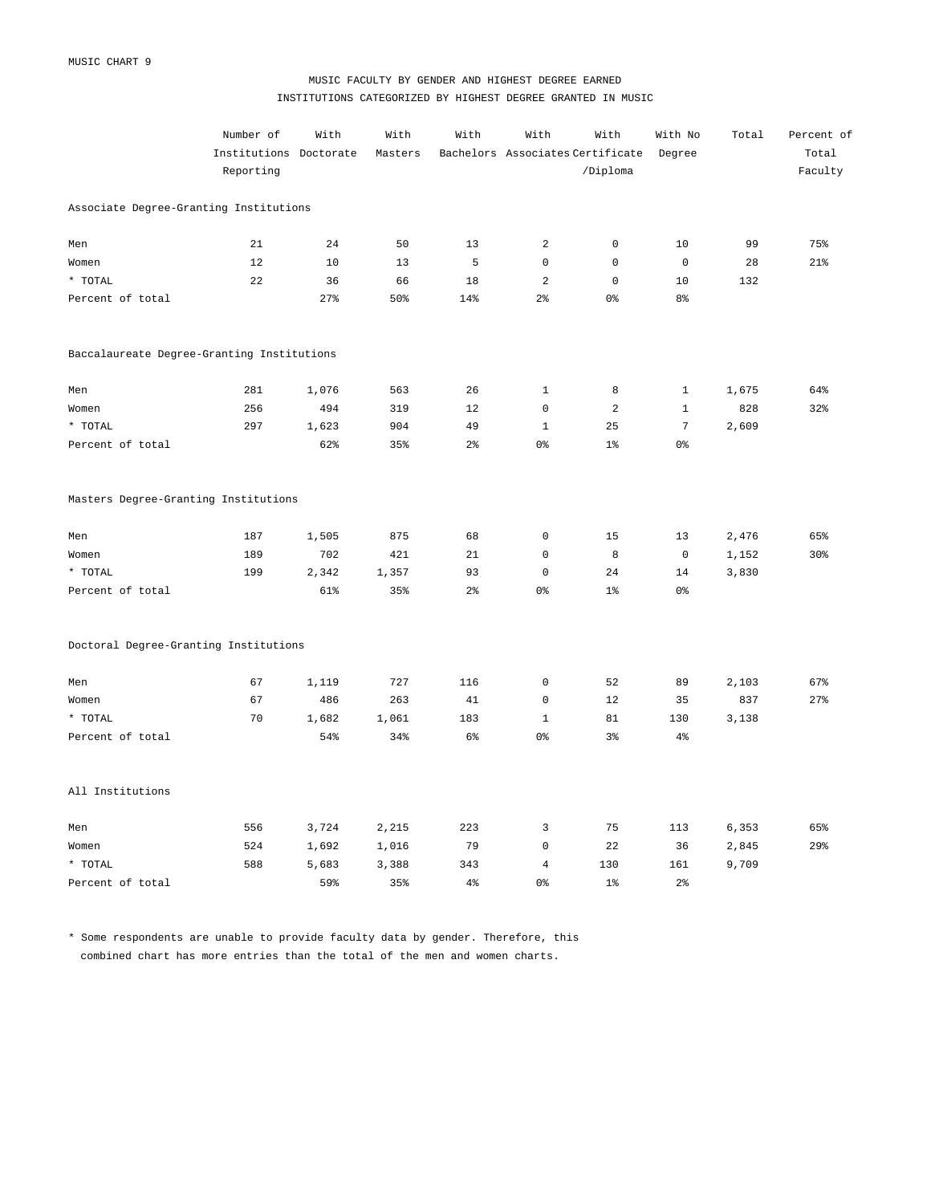MUSIC CHART 9

## MUSIC FACULTY BY GENDER AND HIGHEST DEGREE EARNED
### INSTITUTIONS CATEGORIZED BY HIGHEST DEGREE GRANTED IN MUSIC

| | Number of Institutions Reporting | With Doctorate | With Masters | With Bachelors | With Associates | With Certificate /Diploma | With No Degree | Total | Percent of Total Faculty |
|---|---|---|---|---|---|---|---|---|---|
| **Associate Degree-Granting Institutions** | | | | | | | | | |
| Men | 21 | 24 | 50 | 13 | 2 | 0 | 10 | 99 | 75% |
| Women | 12 | 10 | 13 | 5 | 0 | 0 | 0 | 28 | 21% |
| * TOTAL | 22 | 36 | 66 | 18 | 2 | 0 | 10 | 132 | |
| Percent of total | | 27% | 50% | 14% | 2% | 0% | 8% | | |
| **Baccalaureate Degree-Granting Institutions** | | | | | | | | | |
| Men | 281 | 1,076 | 563 | 26 | 1 | 8 | 1 | 1,675 | 64% |
| Women | 256 | 494 | 319 | 12 | 0 | 2 | 1 | 828 | 32% |
| * TOTAL | 297 | 1,623 | 904 | 49 | 1 | 25 | 7 | 2,609 | |
| Percent of total | | 62% | 35% | 2% | 0% | 1% | 0% | | |
| **Masters Degree-Granting Institutions** | | | | | | | | | |
| Men | 187 | 1,505 | 875 | 68 | 0 | 15 | 13 | 2,476 | 65% |
| Women | 189 | 702 | 421 | 21 | 0 | 8 | 0 | 1,152 | 30% |
| * TOTAL | 199 | 2,342 | 1,357 | 93 | 0 | 24 | 14 | 3,830 | |
| Percent of total | | 61% | 35% | 2% | 0% | 1% | 0% | | |
| **Doctoral Degree-Granting Institutions** | | | | | | | | | |
| Men | 67 | 1,119 | 727 | 116 | 0 | 52 | 89 | 2,103 | 67% |
| Women | 67 | 486 | 263 | 41 | 0 | 12 | 35 | 837 | 27% |
| * TOTAL | 70 | 1,682 | 1,061 | 183 | 1 | 81 | 130 | 3,138 | |
| Percent of total | | 54% | 34% | 6% | 0% | 3% | 4% | | |
| **All Institutions** | | | | | | | | | |
| Men | 556 | 3,724 | 2,215 | 223 | 3 | 75 | 113 | 6,353 | 65% |
| Women | 524 | 1,692 | 1,016 | 79 | 0 | 22 | 36 | 2,845 | 29% |
| * TOTAL | 588 | 5,683 | 3,388 | 343 | 4 | 130 | 161 | 9,709 | |
| Percent of total | | 59% | 35% | 4% | 0% | 1% | 2% | | |

* Some respondents are unable to provide faculty data by gender. Therefore, this combined chart has more entries than the total of the men and women charts.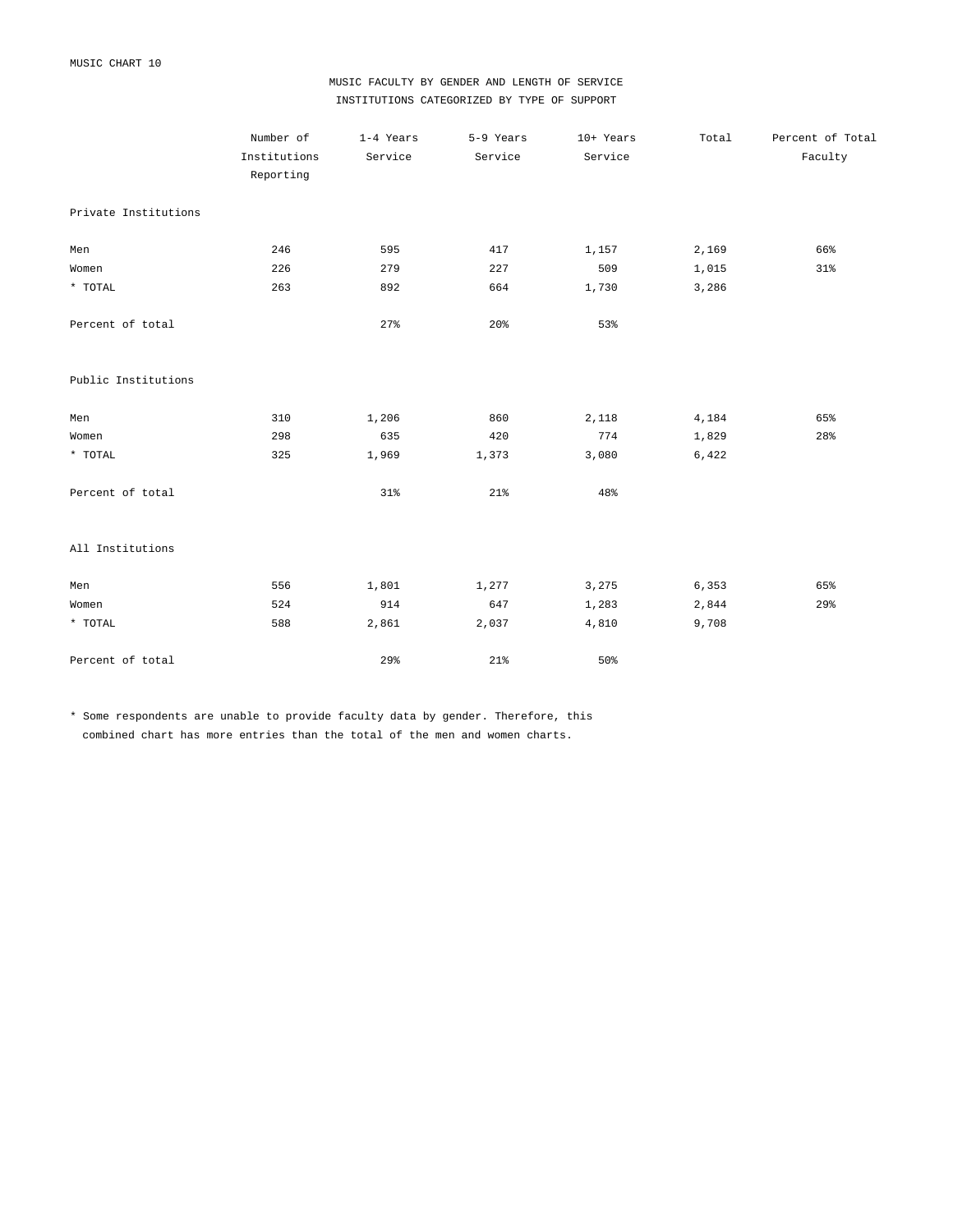MUSIC CHART 10

## MUSIC FACULTY BY GENDER AND LENGTH OF SERVICE
## INSTITUTIONS CATEGORIZED BY TYPE OF SUPPORT

| | Number of Institutions Reporting | 1-4 Years Service | 5-9 Years Service | 10+ Years Service | Total | Percent of Total Faculty |
|---|---|---|---|---|---|---|
| **Private Institutions** | | | | | | |
| Men | 246 | 595 | 417 | 1,157 | 2,169 | 66% |
| Women | 226 | 279 | 227 | 509 | 1,015 | 31% |
| * TOTAL | 263 | 892 | 664 | 1,730 | 3,286 | |
| Percent of total | | 27% | 20% | 53% | | |
| **Public Institutions** | | | | | | |
| Men | 310 | 1,206 | 860 | 2,118 | 4,184 | 65% |
| Women | 298 | 635 | 420 | 774 | 1,829 | 28% |
| * TOTAL | 325 | 1,969 | 1,373 | 3,080 | 6,422 | |
| Percent of total | | 31% | 21% | 48% | | |
| **All Institutions** | | | | | | |
| Men | 556 | 1,801 | 1,277 | 3,275 | 6,353 | 65% |
| Women | 524 | 914 | 647 | 1,283 | 2,844 | 29% |
| * TOTAL | 588 | 2,861 | 2,037 | 4,810 | 9,708 | |
| Percent of total | | 29% | 21% | 50% | | |

* Some respondents are unable to provide faculty data by gender. Therefore, this combined chart has more entries than the total of the men and women charts.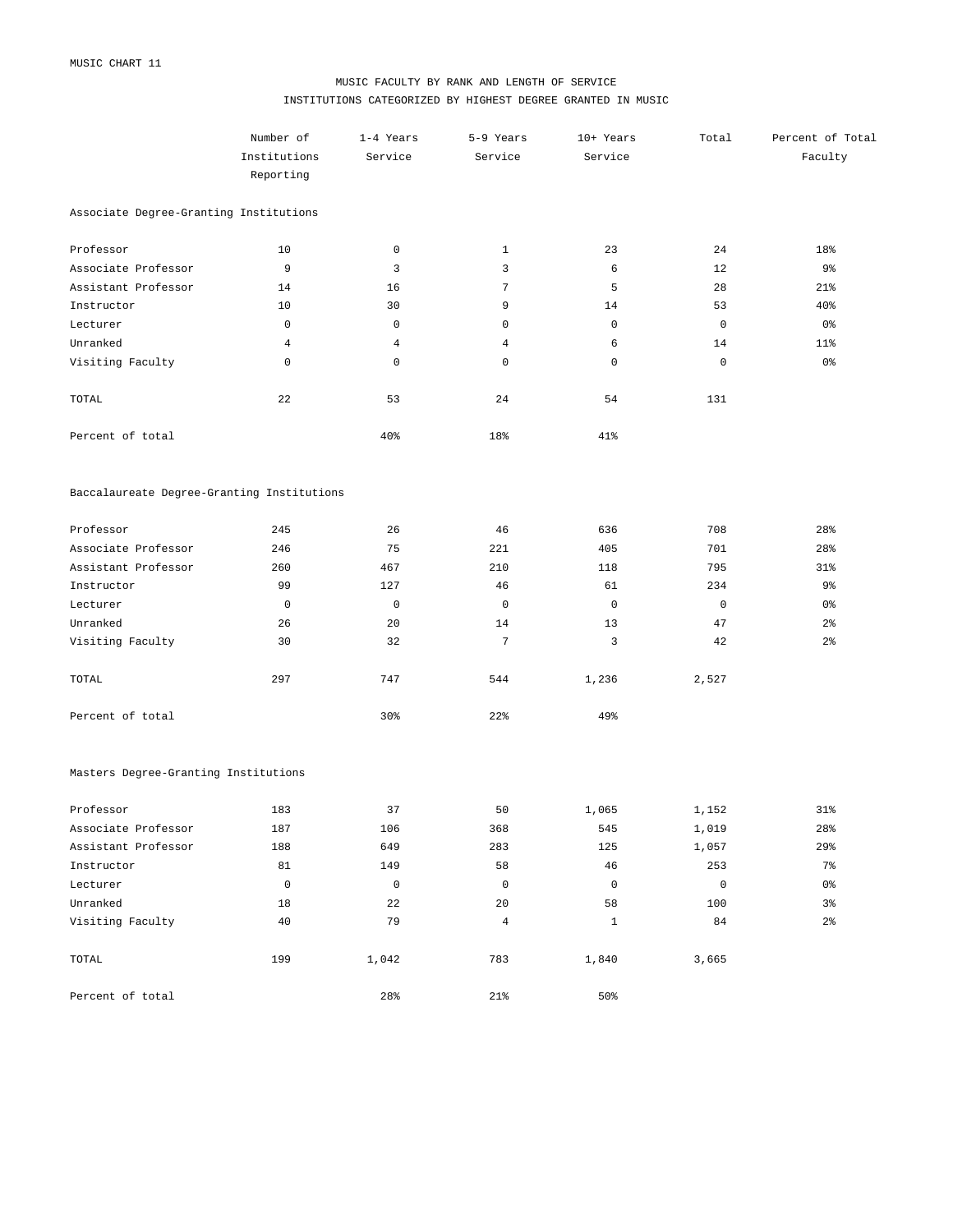MUSIC CHART 11

## MUSIC FACULTY BY RANK AND LENGTH OF SERVICE
### INSTITUTIONS CATEGORIZED BY HIGHEST DEGREE GRANTED IN MUSIC

| | Number of Institutions Reporting | 1-4 Years Service | 5-9 Years Service | 10+ Years Service | Total | Percent of Total Faculty |
|---|---|---|---|---|---|---|
| **Associate Degree-Granting Institutions** | | | | | | |
| Professor | 10 | 0 | 1 | 23 | 24 | 18% |
| Associate Professor | 9 | 3 | 3 | 6 | 12 | 9% |
| Assistant Professor | 14 | 16 | 7 | 5 | 28 | 21% |
| Instructor | 10 | 30 | 9 | 14 | 53 | 40% |
| Lecturer | 0 | 0 | 0 | 0 | 0 | 0% |
| Unranked | 4 | 4 | 4 | 6 | 14 | 11% |
| Visiting Faculty | 0 | 0 | 0 | 0 | 0 | 0% |
| TOTAL | 22 | 53 | 24 | 54 | 131 | |
| Percent of total | | 40% | 18% | 41% | | |
| **Baccalaureate Degree-Granting Institutions** | | | | | | |
| Professor | 245 | 26 | 46 | 636 | 708 | 28% |
| Associate Professor | 246 | 75 | 221 | 405 | 701 | 28% |
| Assistant Professor | 260 | 467 | 210 | 118 | 795 | 31% |
| Instructor | 99 | 127 | 46 | 61 | 234 | 9% |
| Lecturer | 0 | 0 | 0 | 0 | 0 | 0% |
| Unranked | 26 | 20 | 14 | 13 | 47 | 2% |
| Visiting Faculty | 30 | 32 | 7 | 3 | 42 | 2% |
| TOTAL | 297 | 747 | 544 | 1,236 | 2,527 | |
| Percent of total | | 30% | 22% | 49% | | |
| **Masters Degree-Granting Institutions** | | | | | | |
| Professor | 183 | 37 | 50 | 1,065 | 1,152 | 31% |
| Associate Professor | 187 | 106 | 368 | 545 | 1,019 | 28% |
| Assistant Professor | 188 | 649 | 283 | 125 | 1,057 | 29% |
| Instructor | 81 | 149 | 58 | 46 | 253 | 7% |
| Lecturer | 0 | 0 | 0 | 0 | 0 | 0% |
| Unranked | 18 | 22 | 20 | 58 | 100 | 3% |
| Visiting Faculty | 40 | 79 | 4 | 1 | 84 | 2% |
| TOTAL | 199 | 1,042 | 783 | 1,840 | 3,665 | |
| Percent of total | | 28% | 21% | 50% | | |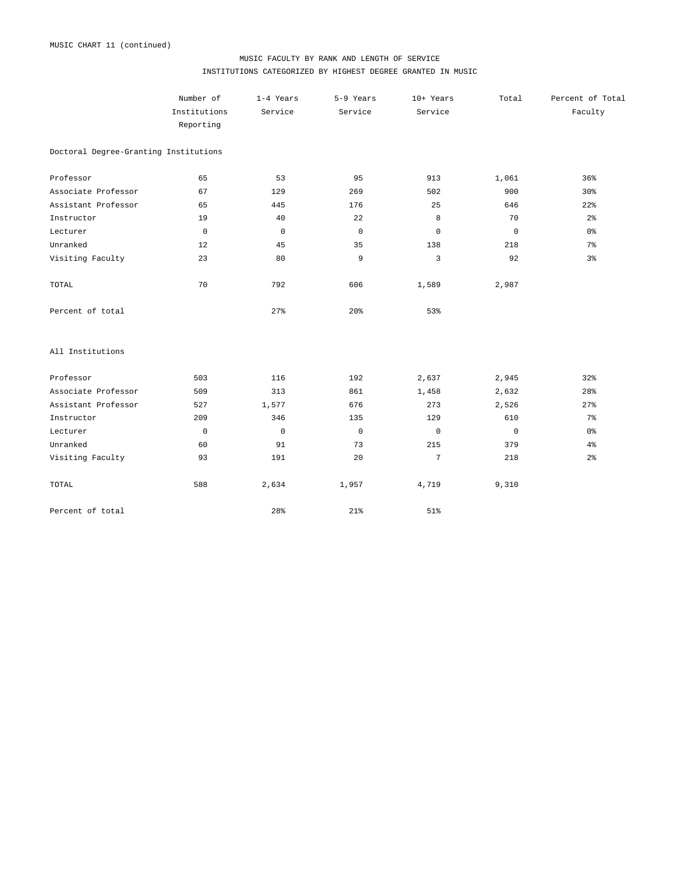MUSIC CHART 11 (continued)

## MUSIC FACULTY BY RANK AND LENGTH OF SERVICE

### INSTITUTIONS CATEGORIZED BY HIGHEST DEGREE GRANTED IN MUSIC

| | Number of Institutions Reporting | 1-4 Years Service | 5-9 Years Service | 10+ Years Service | Total | Percent of Total Faculty |
|---|---|---|---|---|---|---|
| **Doctoral Degree-Granting Institutions** | | | | | | |
| Professor | 65 | 53 | 95 | 913 | 1,061 | 36% |
| Associate Professor | 67 | 129 | 269 | 502 | 900 | 30% |
| Assistant Professor | 65 | 445 | 176 | 25 | 646 | 22% |
| Instructor | 19 | 40 | 22 | 8 | 70 | 2% |
| Lecturer | 0 | 0 | 0 | 0 | 0 | 0% |
| Unranked | 12 | 45 | 35 | 138 | 218 | 7% |
| Visiting Faculty | 23 | 80 | 9 | 3 | 92 | 3% |
| TOTAL | 70 | 792 | 606 | 1,589 | 2,987 | |
| Percent of total | | 27% | 20% | 53% | | |
| **All Institutions** | | | | | | |
| Professor | 503 | 116 | 192 | 2,637 | 2,945 | 32% |
| Associate Professor | 509 | 313 | 861 | 1,458 | 2,632 | 28% |
| Assistant Professor | 527 | 1,577 | 676 | 273 | 2,526 | 27% |
| Instructor | 209 | 346 | 135 | 129 | 610 | 7% |
| Lecturer | 0 | 0 | 0 | 0 | 0 | 0% |
| Unranked | 60 | 91 | 73 | 215 | 379 | 4% |
| Visiting Faculty | 93 | 191 | 20 | 7 | 218 | 2% |
| TOTAL | 588 | 2,634 | 1,957 | 4,719 | 9,310 | |
| Percent of total | | 28% | 21% | 51% | | |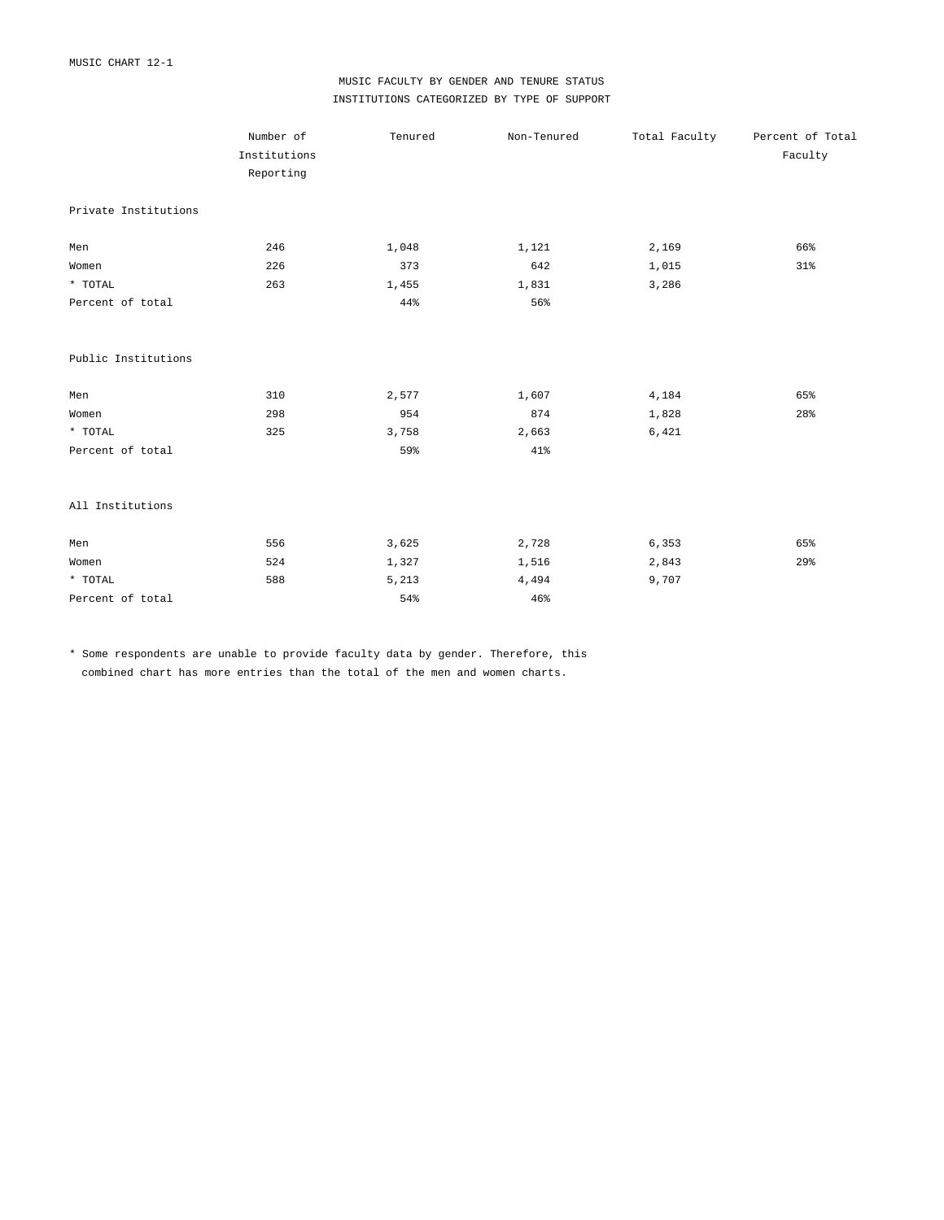MUSIC CHART 12-1

## MUSIC FACULTY BY GENDER AND TENURE STATUS
## INSTITUTIONS CATEGORIZED BY TYPE OF SUPPORT

| | Number of Institutions Reporting | Tenured | Non-Tenured | Total Faculty | Percent of Total Faculty |
|---|---|---|---|---|---|
| **Private Institutions** | | | | | |
| Men | 246 | 1,048 | 1,121 | 2,169 | 66% |
| Women | 226 | 373 | 642 | 1,015 | 31% |
| * TOTAL | 263 | 1,455 | 1,831 | 3,286 | |
| Percent of total | | 44% | 56% | | |
| **Public Institutions** | | | | | |
| Men | 310 | 2,577 | 1,607 | 4,184 | 65% |
| Women | 298 | 954 | 874 | 1,828 | 28% |
| * TOTAL | 325 | 3,758 | 2,663 | 6,421 | |
| Percent of total | | 59% | 41% | | |
| **All Institutions** | | | | | |
| Men | 556 | 3,625 | 2,728 | 6,353 | 65% |
| Women | 524 | 1,327 | 1,516 | 2,843 | 29% |
| * TOTAL | 588 | 5,213 | 4,494 | 9,707 | |
| Percent of total | | 54% | 46% | | |

* Some respondents are unable to provide faculty data by gender. Therefore, this combined chart has more entries than the total of the men and women charts.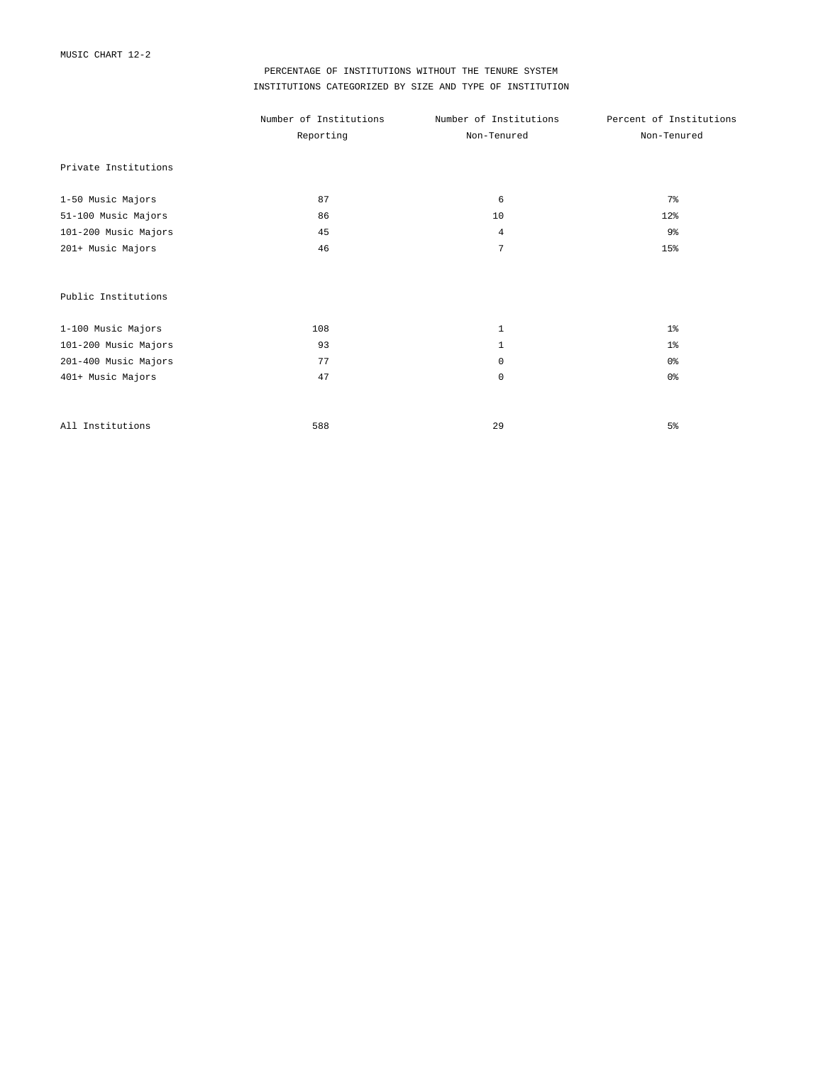MUSIC CHART 12-2

# PERCENTAGE OF INSTITUTIONS WITHOUT THE TENURE SYSTEM
## INSTITUTIONS CATEGORIZED BY SIZE AND TYPE OF INSTITUTION

| | Number of Institutions Reporting | Number of Institutions Non-Tenured | Percent of Institutions Non-Tenured |
|---|---|---|---|
| **Private Institutions** | | | |
| 1-50 Music Majors | 87 | 6 | 7% |
| 51-100 Music Majors | 86 | 10 | 12% |
| 101-200 Music Majors | 45 | 4 | 9% |
| 201+ Music Majors | 46 | 7 | 15% |
| **Public Institutions** | | | |
| 1-100 Music Majors | 108 | 1 | 1% |
| 101-200 Music Majors | 93 | 1 | 1% |
| 201-400 Music Majors | 77 | 0 | 0% |
| 401+ Music Majors | 47 | 0 | 0% |
| All Institutions | 588 | 29 | 5% |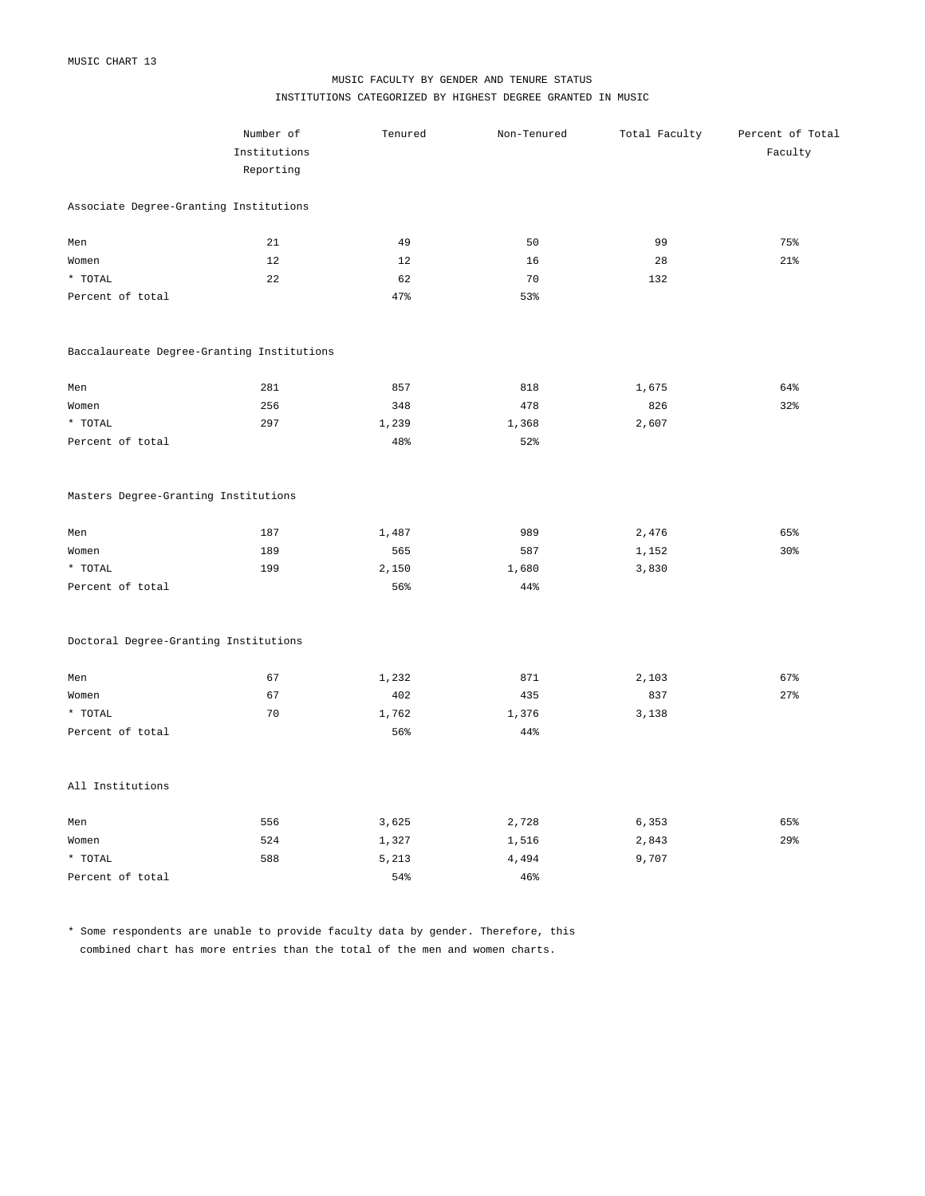MUSIC CHART 13

## MUSIC FACULTY BY GENDER AND TENURE STATUS

### INSTITUTIONS CATEGORIZED BY HIGHEST DEGREE GRANTED IN MUSIC

| | Number of Institutions Reporting | Tenured | Non-Tenured | Total Faculty | Percent of Total Faculty |
|---|---|---|---|---|---|
| **Associate Degree-Granting Institutions** | | | | | |
| Men | 21 | 49 | 50 | 99 | 75% |
| Women | 12 | 12 | 16 | 28 | 21% |
| * TOTAL | 22 | 62 | 70 | 132 | |
| Percent of total | | 47% | 53% | | |
| **Baccalaureate Degree-Granting Institutions** | | | | | |
| Men | 281 | 857 | 818 | 1,675 | 64% |
| Women | 256 | 348 | 478 | 826 | 32% |
| * TOTAL | 297 | 1,239 | 1,368 | 2,607 | |
| Percent of total | | 48% | 52% | | |
| **Masters Degree-Granting Institutions** | | | | | |
| Men | 187 | 1,487 | 989 | 2,476 | 65% |
| Women | 189 | 565 | 587 | 1,152 | 30% |
| * TOTAL | 199 | 2,150 | 1,680 | 3,830 | |
| Percent of total | | 56% | 44% | | |
| **Doctoral Degree-Granting Institutions** | | | | | |
| Men | 67 | 1,232 | 871 | 2,103 | 67% |
| Women | 67 | 402 | 435 | 837 | 27% |
| * TOTAL | 70 | 1,762 | 1,376 | 3,138 | |
| Percent of total | | 56% | 44% | | |
| **All Institutions** | | | | | |
| Men | 556 | 3,625 | 2,728 | 6,353 | 65% |
| Women | 524 | 1,327 | 1,516 | 2,843 | 29% |
| * TOTAL | 588 | 5,213 | 4,494 | 9,707 | |
| Percent of total | | 54% | 46% | | |

* Some respondents are unable to provide faculty data by gender. Therefore, this combined chart has more entries than the total of the men and women charts.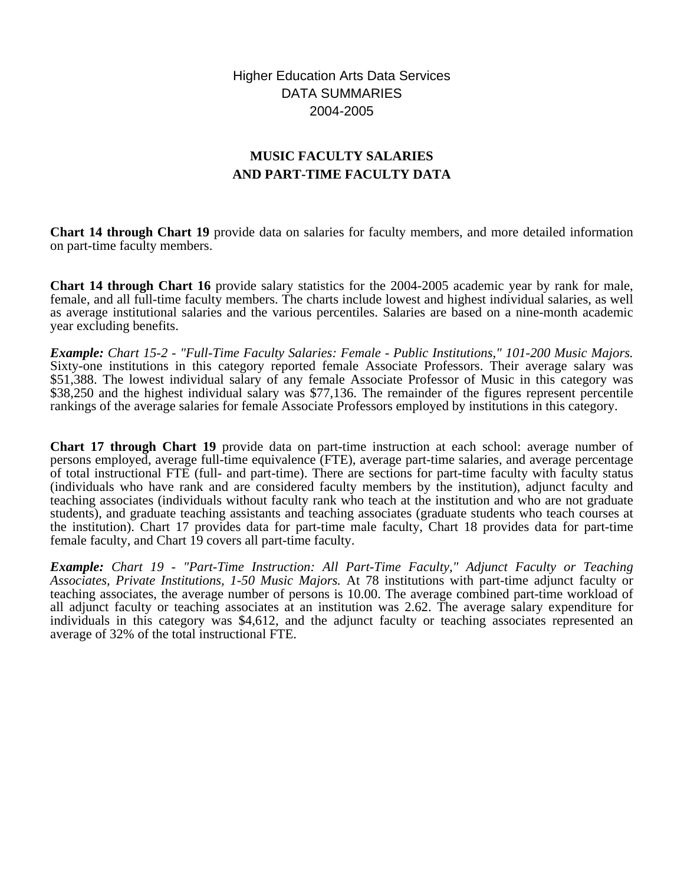Higher Education Arts Data Services
DATA SUMMARIES
2004-2005

# MUSIC FACULTY SALARIES
# AND PART-TIME FACULTY DATA

**Chart 14 through Chart 19** provide data on salaries for faculty members, and more detailed information on part-time faculty members.

**Chart 14 through Chart 16** provide salary statistics for the 2004-2005 academic year by rank for male, female, and all full-time faculty members. The charts include lowest and highest individual salaries, as well as average institutional salaries and the various percentiles. Salaries are based on a nine-month academic year excluding benefits.

***Example:*** *Chart 15-2 - "Full-Time Faculty Salaries: Female - Public Institutions," 101-200 Music Majors.* Sixty-one institutions in this category reported female Associate Professors. Their average salary was $51,388. The lowest individual salary of any female Associate Professor of Music in this category was $38,250 and the highest individual salary was $77,136. The remainder of the figures represent percentile rankings of the average salaries for female Associate Professors employed by institutions in this category.

**Chart 17 through Chart 19** provide data on part-time instruction at each school: average number of persons employed, average full-time equivalence (FTE), average part-time salaries, and average percentage of total instructional FTE (full- and part-time). There are sections for part-time faculty with faculty status (individuals who have rank and are considered faculty members by the institution), adjunct faculty and teaching associates (individuals without faculty rank who teach at the institution and who are not graduate students), and graduate teaching assistants and teaching associates (graduate students who teach courses at the institution). Chart 17 provides data for part-time male faculty, Chart 18 provides data for part-time female faculty, and Chart 19 covers all part-time faculty.

***Example:*** *Chart 19 - "Part-Time Instruction: All Part-Time Faculty," Adjunct Faculty or Teaching Associates, Private Institutions, 1-50 Music Majors.* At 78 institutions with part-time adjunct faculty or teaching associates, the average number of persons is 10.00. The average combined part-time workload of all adjunct faculty or teaching associates at an institution was 2.62. The average salary expenditure for individuals in this category was $4,612, and the adjunct faculty or teaching associates represented an average of 32% of the total instructional FTE.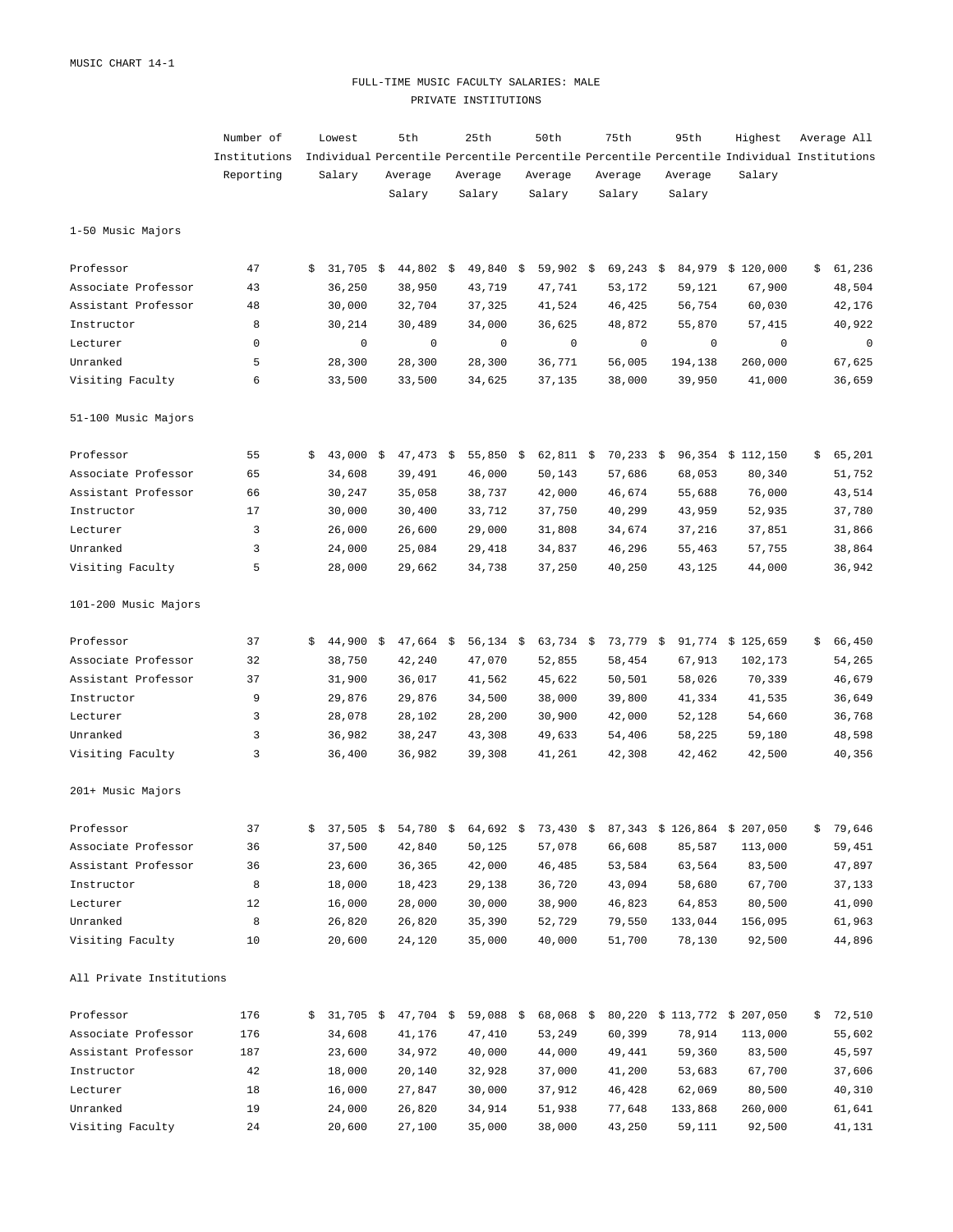MUSIC CHART 14-1

## FULL-TIME MUSIC FACULTY SALARIES: MALE
## PRIVATE INSTITUTIONS

| | Number of Institutions Reporting | Lowest Individual Salary | 5th Percentile Average Salary | 25th Percentile Average Salary | 50th Percentile Average Salary | 75th Percentile Average Salary | 95th Percentile Average Salary | Highest Individual Salary | Average All Institutions |
|---|---|---|---|---|---|---|---|---|---|
| **1-50 Music Majors** | | | | | | | | | |
| Professor | 47 | $ 31,705 | $ 44,802 | $ 49,840 | $ 59,902 | $ 69,243 | $ 84,979 | $ 120,000 | $ 61,236 |
| Associate Professor | 43 | 36,250 | 38,950 | 43,719 | 47,741 | 53,172 | 59,121 | 67,900 | 48,504 |
| Assistant Professor | 48 | 30,000 | 32,704 | 37,325 | 41,524 | 46,425 | 56,754 | 60,030 | 42,176 |
| Instructor | 8 | 30,214 | 30,489 | 34,000 | 36,625 | 48,872 | 55,870 | 57,415 | 40,922 |
| Lecturer | 0 | 0 | 0 | 0 | 0 | 0 | 0 | 0 | 0 |
| Unranked | 5 | 28,300 | 28,300 | 28,300 | 36,771 | 56,005 | 194,138 | 260,000 | 67,625 |
| Visiting Faculty | 6 | 33,500 | 33,500 | 34,625 | 37,135 | 38,000 | 39,950 | 41,000 | 36,659 |
| **51-100 Music Majors** | | | | | | | | | |
| Professor | 55 | $ 43,000 | $ 47,473 | $ 55,850 | $ 62,811 | $ 70,233 | $ 96,354 | $ 112,150 | $ 65,201 |
| Associate Professor | 65 | 34,608 | 39,491 | 46,000 | 50,143 | 57,686 | 68,053 | 80,340 | 51,752 |
| Assistant Professor | 66 | 30,247 | 35,058 | 38,737 | 42,000 | 46,674 | 55,688 | 76,000 | 43,514 |
| Instructor | 17 | 30,000 | 30,400 | 33,712 | 37,750 | 40,299 | 43,959 | 52,935 | 37,780 |
| Lecturer | 3 | 26,000 | 26,600 | 29,000 | 31,808 | 34,674 | 37,216 | 37,851 | 31,866 |
| Unranked | 3 | 24,000 | 25,084 | 29,418 | 34,837 | 46,296 | 55,463 | 57,755 | 38,864 |
| Visiting Faculty | 5 | 28,000 | 29,662 | 34,738 | 37,250 | 40,250 | 43,125 | 44,000 | 36,942 |
| **101-200 Music Majors** | | | | | | | | | |
| Professor | 37 | $ 44,900 | $ 47,664 | $ 56,134 | $ 63,734 | $ 73,779 | $ 91,774 | $ 125,659 | $ 66,450 |
| Associate Professor | 32 | 38,750 | 42,240 | 47,070 | 52,855 | 58,454 | 67,913 | 102,173 | 54,265 |
| Assistant Professor | 37 | 31,900 | 36,017 | 41,562 | 45,622 | 50,501 | 58,026 | 70,339 | 46,679 |
| Instructor | 9 | 29,876 | 29,876 | 34,500 | 38,000 | 39,800 | 41,334 | 41,535 | 36,649 |
| Lecturer | 3 | 28,078 | 28,102 | 28,200 | 30,900 | 42,000 | 52,128 | 54,660 | 36,768 |
| Unranked | 3 | 36,982 | 38,247 | 43,308 | 49,633 | 54,406 | 58,225 | 59,180 | 48,598 |
| Visiting Faculty | 3 | 36,400 | 36,982 | 39,308 | 41,261 | 42,308 | 42,462 | 42,500 | 40,356 |
| **201+ Music Majors** | | | | | | | | | |
| Professor | 37 | $ 37,505 | $ 54,780 | $ 64,692 | $ 73,430 | $ 87,343 | $ 126,864 | $ 207,050 | $ 79,646 |
| Associate Professor | 36 | 37,500 | 42,840 | 50,125 | 57,078 | 66,608 | 85,587 | 113,000 | 59,451 |
| Assistant Professor | 36 | 23,600 | 36,365 | 42,000 | 46,485 | 53,584 | 63,564 | 83,500 | 47,897 |
| Instructor | 8 | 18,000 | 18,423 | 29,138 | 36,720 | 43,094 | 58,680 | 67,700 | 37,133 |
| Lecturer | 12 | 16,000 | 28,000 | 30,000 | 38,900 | 46,823 | 64,853 | 80,500 | 41,090 |
| Unranked | 8 | 26,820 | 26,820 | 35,390 | 52,729 | 79,550 | 133,044 | 156,095 | 61,963 |
| Visiting Faculty | 10 | 20,600 | 24,120 | 35,000 | 40,000 | 51,700 | 78,130 | 92,500 | 44,896 |
| **All Private Institutions** | | | | | | | | | |
| Professor | 176 | $ 31,705 | $ 47,704 | $ 59,088 | $ 68,068 | $ 80,220 | $ 113,772 | $ 207,050 | $ 72,510 |
| Associate Professor | 176 | 34,608 | 41,176 | 47,410 | 53,249 | 60,399 | 78,914 | 113,000 | 55,602 |
| Assistant Professor | 187 | 23,600 | 34,972 | 40,000 | 44,000 | 49,441 | 59,360 | 83,500 | 45,597 |
| Instructor | 42 | 18,000 | 20,140 | 32,928 | 37,000 | 41,200 | 53,683 | 67,700 | 37,606 |
| Lecturer | 18 | 16,000 | 27,847 | 30,000 | 37,912 | 46,428 | 62,069 | 80,500 | 40,310 |
| Unranked | 19 | 24,000 | 26,820 | 34,914 | 51,938 | 77,648 | 133,868 | 260,000 | 61,641 |
| Visiting Faculty | 24 | 20,600 | 27,100 | 35,000 | 38,000 | 43,250 | 59,111 | 92,500 | 41,131 |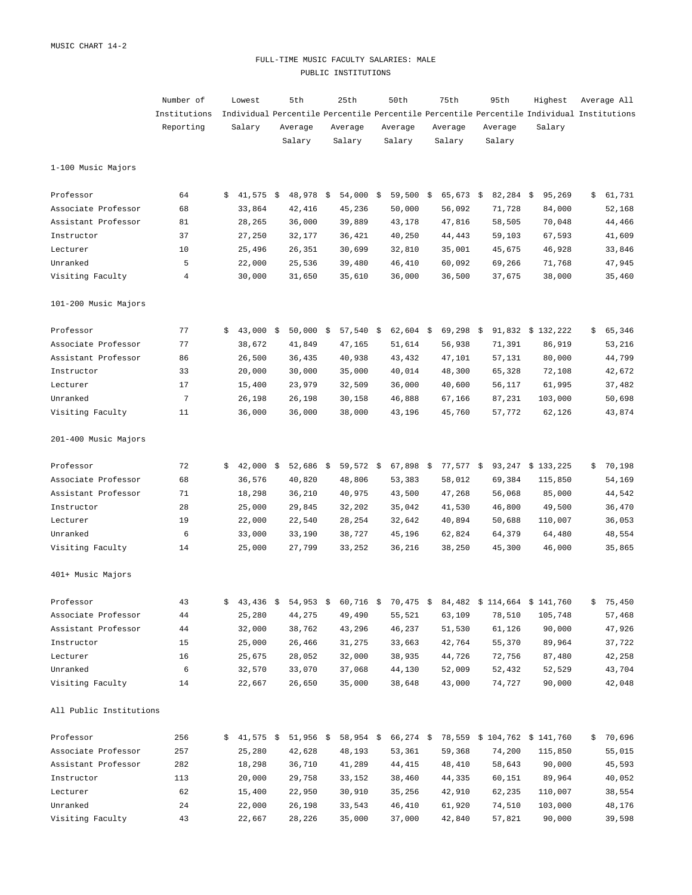MUSIC CHART 14-2

## FULL-TIME MUSIC FACULTY SALARIES: MALE
## PUBLIC INSTITUTIONS

| | Number of Institutions Reporting | Lowest Individual Salary | 5th Percentile Average Salary | 25th Percentile Average Salary | 50th Percentile Average Salary | 75th Percentile Average Salary | 95th Percentile Average Salary | Highest Individual Salary | Average All Institutions |
|---|---|---|---|---|---|---|---|---|---|
| **1-100 Music Majors** | | | | | | | | | |
| Professor | 64 | $ 41,575 | $ 48,978 | $ 54,000 | $ 59,500 | $ 65,673 | $ 82,284 | $ 95,269 | $ 61,731 |
| Associate Professor | 68 | 33,864 | 42,416 | 45,236 | 50,000 | 56,092 | 71,728 | 84,000 | 52,168 |
| Assistant Professor | 81 | 28,265 | 36,000 | 39,889 | 43,178 | 47,816 | 58,505 | 70,048 | 44,466 |
| Instructor | 37 | 27,250 | 32,177 | 36,421 | 40,250 | 44,443 | 59,103 | 67,593 | 41,609 |
| Lecturer | 10 | 25,496 | 26,351 | 30,699 | 32,810 | 35,001 | 45,675 | 46,928 | 33,846 |
| Unranked | 5 | 22,000 | 25,536 | 39,480 | 46,410 | 60,092 | 69,266 | 71,768 | 47,945 |
| Visiting Faculty | 4 | 30,000 | 31,650 | 35,610 | 36,000 | 36,500 | 37,675 | 38,000 | 35,460 |
| **101-200 Music Majors** | | | | | | | | | |
| Professor | 77 | $ 43,000 | $ 50,000 | $ 57,540 | $ 62,604 | $ 69,298 | $ 91,832 | $ 132,222 | $ 65,346 |
| Associate Professor | 77 | 38,672 | 41,849 | 47,165 | 51,614 | 56,938 | 71,391 | 86,919 | 53,216 |
| Assistant Professor | 86 | 26,500 | 36,435 | 40,938 | 43,432 | 47,101 | 57,131 | 80,000 | 44,799 |
| Instructor | 33 | 20,000 | 30,000 | 35,000 | 40,014 | 48,300 | 65,328 | 72,108 | 42,672 |
| Lecturer | 17 | 15,400 | 23,979 | 32,509 | 36,000 | 40,600 | 56,117 | 61,995 | 37,482 |
| Unranked | 7 | 26,198 | 26,198 | 30,158 | 46,888 | 67,166 | 87,231 | 103,000 | 50,698 |
| Visiting Faculty | 11 | 36,000 | 36,000 | 38,000 | 43,196 | 45,760 | 57,772 | 62,126 | 43,874 |
| **201-400 Music Majors** | | | | | | | | | |
| Professor | 72 | $ 42,000 | $ 52,686 | $ 59,572 | $ 67,898 | $ 77,577 | $ 93,247 | $ 133,225 | $ 70,198 |
| Associate Professor | 68 | 36,576 | 40,820 | 48,806 | 53,383 | 58,012 | 69,384 | 115,850 | 54,169 |
| Assistant Professor | 71 | 18,298 | 36,210 | 40,975 | 43,500 | 47,268 | 56,068 | 85,000 | 44,542 |
| Instructor | 28 | 25,000 | 29,845 | 32,202 | 35,042 | 41,530 | 46,800 | 49,500 | 36,470 |
| Lecturer | 19 | 22,000 | 22,540 | 28,254 | 32,642 | 40,894 | 50,688 | 110,007 | 36,053 |
| Unranked | 6 | 33,000 | 33,190 | 38,727 | 45,196 | 62,824 | 64,379 | 64,480 | 48,554 |
| Visiting Faculty | 14 | 25,000 | 27,799 | 33,252 | 36,216 | 38,250 | 45,300 | 46,000 | 35,865 |
| **401+ Music Majors** | | | | | | | | | |
| Professor | 43 | $ 43,436 | $ 54,953 | $ 60,716 | $ 70,475 | $ 84,482 | $ 114,664 | $ 141,760 | $ 75,450 |
| Associate Professor | 44 | 25,280 | 44,275 | 49,490 | 55,521 | 63,109 | 78,510 | 105,748 | 57,468 |
| Assistant Professor | 44 | 32,000 | 38,762 | 43,296 | 46,237 | 51,530 | 61,126 | 90,000 | 47,926 |
| Instructor | 15 | 25,000 | 26,466 | 31,275 | 33,663 | 42,764 | 55,370 | 89,964 | 37,722 |
| Lecturer | 16 | 25,675 | 28,052 | 32,000 | 38,935 | 44,726 | 72,756 | 87,480 | 42,258 |
| Unranked | 6 | 32,570 | 33,070 | 37,068 | 44,130 | 52,009 | 52,432 | 52,529 | 43,704 |
| Visiting Faculty | 14 | 22,667 | 26,650 | 35,000 | 38,648 | 43,000 | 74,727 | 90,000 | 42,048 |
| **All Public Institutions** | | | | | | | | | |
| Professor | 256 | $ 41,575 | $ 51,956 | $ 58,954 | $ 66,274 | $ 78,559 | $ 104,762 | $ 141,760 | $ 70,696 |
| Associate Professor | 257 | 25,280 | 42,628 | 48,193 | 53,361 | 59,368 | 74,200 | 115,850 | 55,015 |
| Assistant Professor | 282 | 18,298 | 36,710 | 41,289 | 44,415 | 48,410 | 58,643 | 90,000 | 45,593 |
| Instructor | 113 | 20,000 | 29,758 | 33,152 | 38,460 | 44,335 | 60,151 | 89,964 | 40,052 |
| Lecturer | 62 | 15,400 | 22,950 | 30,910 | 35,256 | 42,910 | 62,235 | 110,007 | 38,554 |
| Unranked | 24 | 22,000 | 26,198 | 33,543 | 46,410 | 61,920 | 74,510 | 103,000 | 48,176 |
| Visiting Faculty | 43 | 22,667 | 28,226 | 35,000 | 37,000 | 42,840 | 57,821 | 90,000 | 39,598 |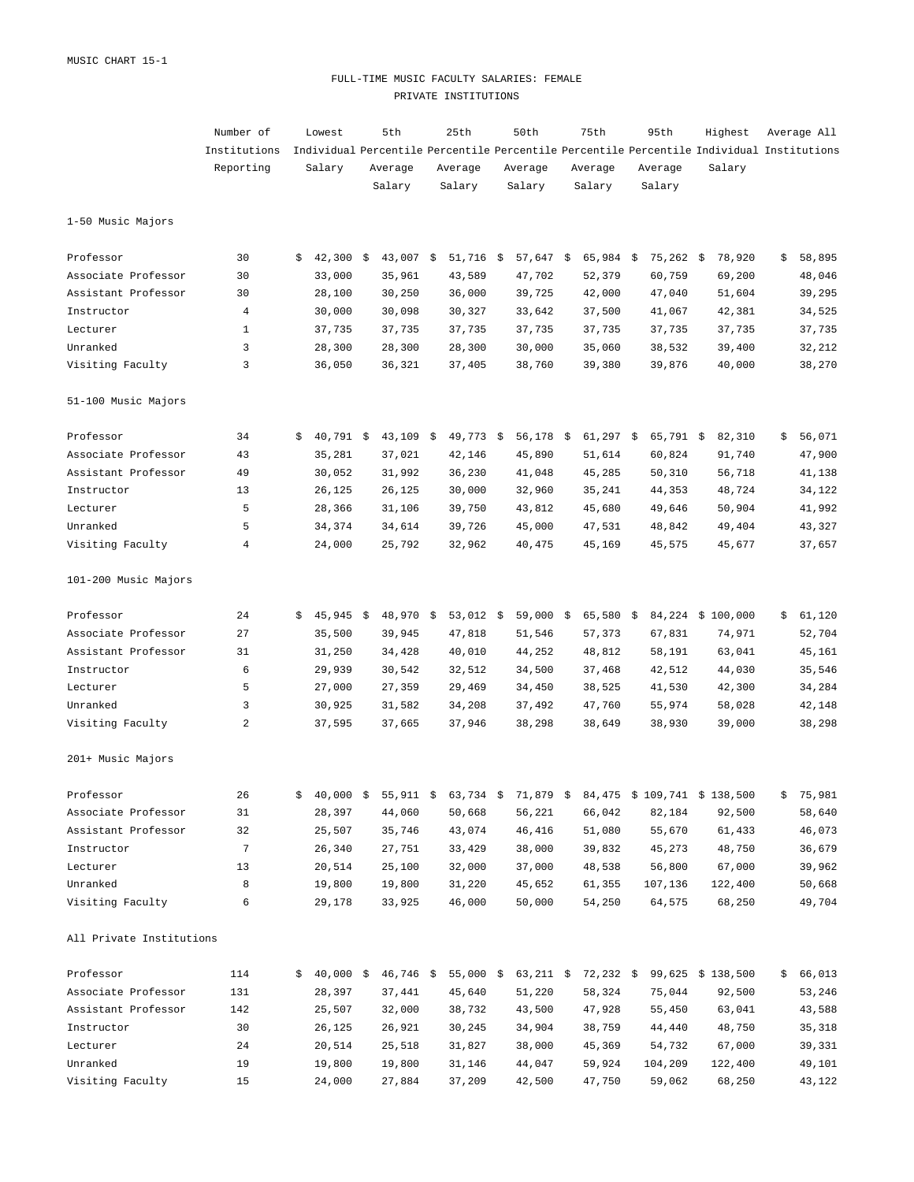MUSIC CHART 15-1

# FULL-TIME MUSIC FACULTY SALARIES: FEMALE

## PRIVATE INSTITUTIONS

| | Number of Institutions Reporting | Lowest Individual Salary | 5th Percentile Average Salary | 25th Percentile Average Salary | 50th Percentile Average Salary | 75th Percentile Average Salary | 95th Percentile Average Salary | Highest Individual Salary | Average All Institutions |
|---|---|---|---|---|---|---|---|---|---|
| **1-50 Music Majors** | | | | | | | | | |
| Professor | 30 | $ 42,300 | $ 43,007 | $ 51,716 | $ 57,647 | $ 65,984 | $ 75,262 | $ 78,920 | $ 58,895 |
| Associate Professor | 30 | 33,000 | 35,961 | 43,589 | 47,702 | 52,379 | 60,759 | 69,200 | 48,046 |
| Assistant Professor | 30 | 28,100 | 30,250 | 36,000 | 39,725 | 42,000 | 47,040 | 51,604 | 39,295 |
| Instructor | 4 | 30,000 | 30,098 | 30,327 | 33,642 | 37,500 | 41,067 | 42,381 | 34,525 |
| Lecturer | 1 | 37,735 | 37,735 | 37,735 | 37,735 | 37,735 | 37,735 | 37,735 | 37,735 |
| Unranked | 3 | 28,300 | 28,300 | 28,300 | 30,000 | 35,060 | 38,532 | 39,400 | 32,212 |
| Visiting Faculty | 3 | 36,050 | 36,321 | 37,405 | 38,760 | 39,380 | 39,876 | 40,000 | 38,270 |
| **51-100 Music Majors** | | | | | | | | | |
| Professor | 34 | $ 40,791 | $ 43,109 | $ 49,773 | $ 56,178 | $ 61,297 | $ 65,791 | $ 82,310 | $ 56,071 |
| Associate Professor | 43 | 35,281 | 37,021 | 42,146 | 45,890 | 51,614 | 60,824 | 91,740 | 47,900 |
| Assistant Professor | 49 | 30,052 | 31,992 | 36,230 | 41,048 | 45,285 | 50,310 | 56,718 | 41,138 |
| Instructor | 13 | 26,125 | 26,125 | 30,000 | 32,960 | 35,241 | 44,353 | 48,724 | 34,122 |
| Lecturer | 5 | 28,366 | 31,106 | 39,750 | 43,812 | 45,680 | 49,646 | 50,904 | 41,992 |
| Unranked | 5 | 34,374 | 34,614 | 39,726 | 45,000 | 47,531 | 48,842 | 49,404 | 43,327 |
| Visiting Faculty | 4 | 24,000 | 25,792 | 32,962 | 40,475 | 45,169 | 45,575 | 45,677 | 37,657 |
| **101-200 Music Majors** | | | | | | | | | |
| Professor | 24 | $ 45,945 | $ 48,970 | $ 53,012 | $ 59,000 | $ 65,580 | $ 84,224 | $ 100,000 | $ 61,120 |
| Associate Professor | 27 | 35,500 | 39,945 | 47,818 | 51,546 | 57,373 | 67,831 | 74,971 | 52,704 |
| Assistant Professor | 31 | 31,250 | 34,428 | 40,010 | 44,252 | 48,812 | 58,191 | 63,041 | 45,161 |
| Instructor | 6 | 29,939 | 30,542 | 32,512 | 34,500 | 37,468 | 42,512 | 44,030 | 35,546 |
| Lecturer | 5 | 27,000 | 27,359 | 29,469 | 34,450 | 38,525 | 41,530 | 42,300 | 34,284 |
| Unranked | 3 | 30,925 | 31,582 | 34,208 | 37,492 | 47,760 | 55,974 | 58,028 | 42,148 |
| Visiting Faculty | 2 | 37,595 | 37,665 | 37,946 | 38,298 | 38,649 | 38,930 | 39,000 | 38,298 |
| **201+ Music Majors** | | | | | | | | | |
| Professor | 26 | $ 40,000 | $ 55,911 | $ 63,734 | $ 71,879 | $ 84,475 | $ 109,741 | $ 138,500 | $ 75,981 |
| Associate Professor | 31 | 28,397 | 44,060 | 50,668 | 56,221 | 66,042 | 82,184 | 92,500 | 58,640 |
| Assistant Professor | 32 | 25,507 | 35,746 | 43,074 | 46,416 | 51,080 | 55,670 | 61,433 | 46,073 |
| Instructor | 7 | 26,340 | 27,751 | 33,429 | 38,000 | 39,832 | 45,273 | 48,750 | 36,679 |
| Lecturer | 13 | 20,514 | 25,100 | 32,000 | 37,000 | 48,538 | 56,800 | 67,000 | 39,962 |
| Unranked | 8 | 19,800 | 19,800 | 31,220 | 45,652 | 61,355 | 107,136 | 122,400 | 50,668 |
| Visiting Faculty | 6 | 29,178 | 33,925 | 46,000 | 50,000 | 54,250 | 64,575 | 68,250 | 49,704 |
| **All Private Institutions** | | | | | | | | | |
| Professor | 114 | $ 40,000 | $ 46,746 | $ 55,000 | $ 63,211 | $ 72,232 | $ 99,625 | $ 138,500 | $ 66,013 |
| Associate Professor | 131 | 28,397 | 37,441 | 45,640 | 51,220 | 58,324 | 75,044 | 92,500 | 53,246 |
| Assistant Professor | 142 | 25,507 | 32,000 | 38,732 | 43,500 | 47,928 | 55,450 | 63,041 | 43,588 |
| Instructor | 30 | 26,125 | 26,921 | 30,245 | 34,904 | 38,759 | 44,440 | 48,750 | 35,318 |
| Lecturer | 24 | 20,514 | 25,518 | 31,827 | 38,000 | 45,369 | 54,732 | 67,000 | 39,331 |
| Unranked | 19 | 19,800 | 19,800 | 31,146 | 44,047 | 59,924 | 104,209 | 122,400 | 49,101 |
| Visiting Faculty | 15 | 24,000 | 27,884 | 37,209 | 42,500 | 47,750 | 59,062 | 68,250 | 43,122 |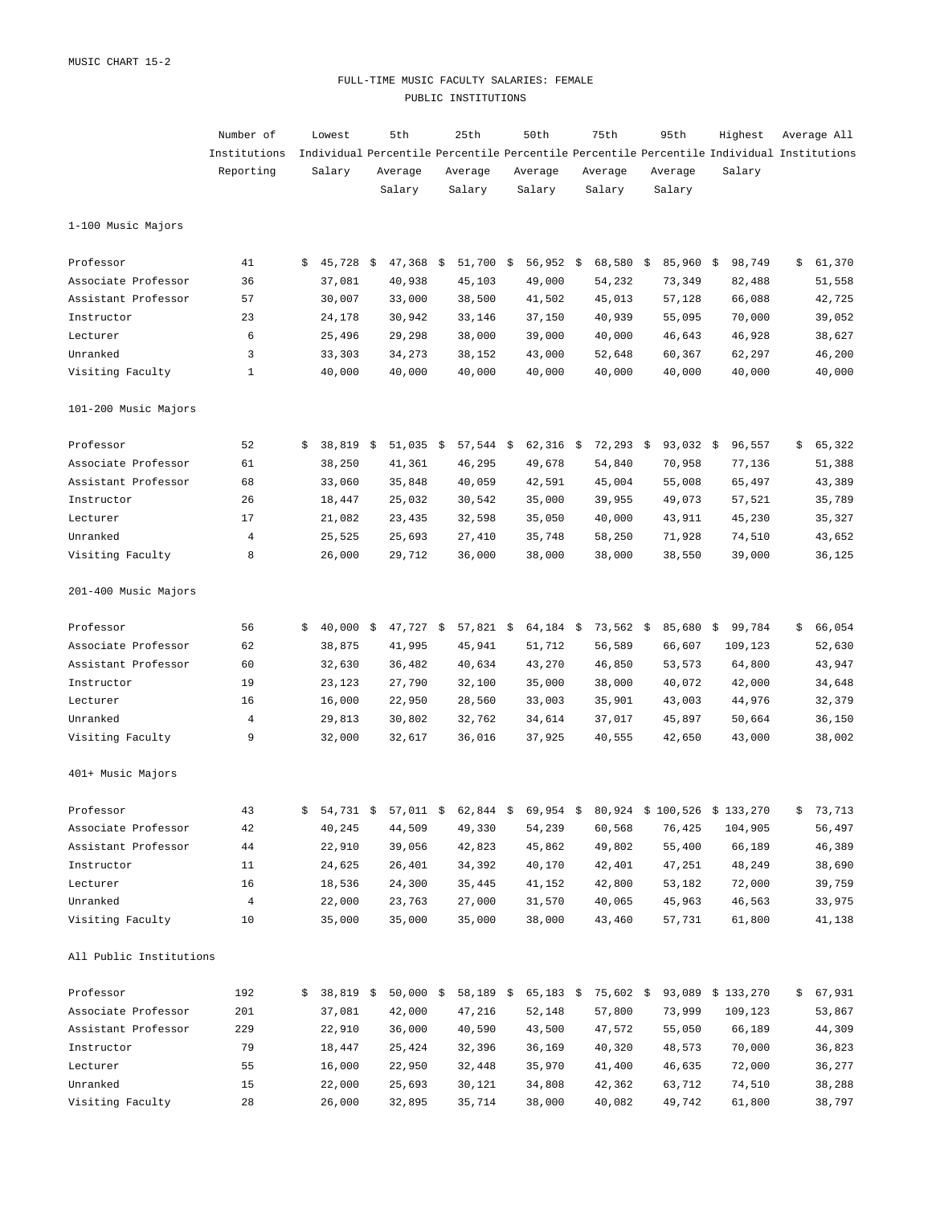MUSIC CHART 15-2

## FULL-TIME MUSIC FACULTY SALARIES: FEMALE
### PUBLIC INSTITUTIONS

| | Number of Institutions Reporting | Lowest Individual Salary | 5th Percentile Average Salary | 25th Percentile Average Salary | 50th Percentile Average Salary | 75th Percentile Average Salary | 95th Percentile Average Salary | Highest Individual Salary | Average All Institutions |
|---|---|---|---|---|---|---|---|---|---|
| **1-100 Music Majors** | | | | | | | | | |
| Professor | 41 | $ 45,728 | $ 47,368 | $ 51,700 | $ 56,952 | $ 68,580 | $ 85,960 | $ 98,749 | $ 61,370 |
| Associate Professor | 36 | 37,081 | 40,938 | 45,103 | 49,000 | 54,232 | 73,349 | 82,488 | 51,558 |
| Assistant Professor | 57 | 30,007 | 33,000 | 38,500 | 41,502 | 45,013 | 57,128 | 66,088 | 42,725 |
| Instructor | 23 | 24,178 | 30,942 | 33,146 | 37,150 | 40,939 | 55,095 | 70,000 | 39,052 |
| Lecturer | 6 | 25,496 | 29,298 | 38,000 | 39,000 | 40,000 | 46,643 | 46,928 | 38,627 |
| Unranked | 3 | 33,303 | 34,273 | 38,152 | 43,000 | 52,648 | 60,367 | 62,297 | 46,200 |
| Visiting Faculty | 1 | 40,000 | 40,000 | 40,000 | 40,000 | 40,000 | 40,000 | 40,000 | 40,000 |
| **101-200 Music Majors** | | | | | | | | | |
| Professor | 52 | $ 38,819 | $ 51,035 | $ 57,544 | $ 62,316 | $ 72,293 | $ 93,032 | $ 96,557 | $ 65,322 |
| Associate Professor | 61 | 38,250 | 41,361 | 46,295 | 49,678 | 54,840 | 70,958 | 77,136 | 51,388 |
| Assistant Professor | 68 | 33,060 | 35,848 | 40,059 | 42,591 | 45,004 | 55,008 | 65,497 | 43,389 |
| Instructor | 26 | 18,447 | 25,032 | 30,542 | 35,000 | 39,955 | 49,073 | 57,521 | 35,789 |
| Lecturer | 17 | 21,082 | 23,435 | 32,598 | 35,050 | 40,000 | 43,911 | 45,230 | 35,327 |
| Unranked | 4 | 25,525 | 25,693 | 27,410 | 35,748 | 58,250 | 71,928 | 74,510 | 43,652 |
| Visiting Faculty | 8 | 26,000 | 29,712 | 36,000 | 38,000 | 38,000 | 38,550 | 39,000 | 36,125 |
| **201-400 Music Majors** | | | | | | | | | |
| Professor | 56 | $ 40,000 | $ 47,727 | $ 57,821 | $ 64,184 | $ 73,562 | $ 85,680 | $ 99,784 | $ 66,054 |
| Associate Professor | 62 | 38,875 | 41,995 | 45,941 | 51,712 | 56,589 | 66,607 | 109,123 | 52,630 |
| Assistant Professor | 60 | 32,630 | 36,482 | 40,634 | 43,270 | 46,850 | 53,573 | 64,800 | 43,947 |
| Instructor | 19 | 23,123 | 27,790 | 32,100 | 35,000 | 38,000 | 40,072 | 42,000 | 34,648 |
| Lecturer | 16 | 16,000 | 22,950 | 28,560 | 33,003 | 35,901 | 43,003 | 44,976 | 32,379 |
| Unranked | 4 | 29,813 | 30,802 | 32,762 | 34,614 | 37,017 | 45,897 | 50,664 | 36,150 |
| Visiting Faculty | 9 | 32,000 | 32,617 | 36,016 | 37,925 | 40,555 | 42,650 | 43,000 | 38,002 |
| **401+ Music Majors** | | | | | | | | | |
| Professor | 43 | $ 54,731 | $ 57,011 | $ 62,844 | $ 69,954 | $ 80,924 | $ 100,526 | $ 133,270 | $ 73,713 |
| Associate Professor | 42 | 40,245 | 44,509 | 49,330 | 54,239 | 60,568 | 76,425 | 104,905 | 56,497 |
| Assistant Professor | 44 | 22,910 | 39,056 | 42,823 | 45,862 | 49,802 | 55,400 | 66,189 | 46,389 |
| Instructor | 11 | 24,625 | 26,401 | 34,392 | 40,170 | 42,401 | 47,251 | 48,249 | 38,690 |
| Lecturer | 16 | 18,536 | 24,300 | 35,445 | 41,152 | 42,800 | 53,182 | 72,000 | 39,759 |
| Unranked | 4 | 22,000 | 23,763 | 27,000 | 31,570 | 40,065 | 45,963 | 46,563 | 33,975 |
| Visiting Faculty | 10 | 35,000 | 35,000 | 35,000 | 38,000 | 43,460 | 57,731 | 61,800 | 41,138 |
| **All Public Institutions** | | | | | | | | | |
| Professor | 192 | $ 38,819 | $ 50,000 | $ 58,189 | $ 65,183 | $ 75,602 | $ 93,089 | $ 133,270 | $ 67,931 |
| Associate Professor | 201 | 37,081 | 42,000 | 47,216 | 52,148 | 57,800 | 73,999 | 109,123 | 53,867 |
| Assistant Professor | 229 | 22,910 | 36,000 | 40,590 | 43,500 | 47,572 | 55,050 | 66,189 | 44,309 |
| Instructor | 79 | 18,447 | 25,424 | 32,396 | 36,169 | 40,320 | 48,573 | 70,000 | 36,823 |
| Lecturer | 55 | 16,000 | 22,950 | 32,448 | 35,970 | 41,400 | 46,635 | 72,000 | 36,277 |
| Unranked | 15 | 22,000 | 25,693 | 30,121 | 34,808 | 42,362 | 63,712 | 74,510 | 38,288 |
| Visiting Faculty | 28 | 26,000 | 32,895 | 35,714 | 38,000 | 40,082 | 49,742 | 61,800 | 38,797 |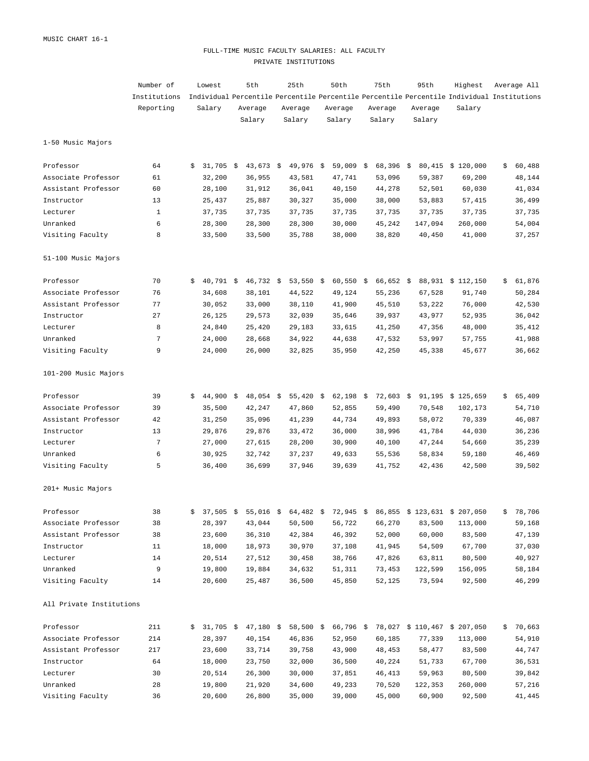MUSIC CHART 16-1

## FULL-TIME MUSIC FACULTY SALARIES: ALL FACULTY
## PRIVATE INSTITUTIONS

| | Number of Institutions Reporting | Lowest Individual Salary | 5th Percentile Average Salary | 25th Percentile Average Salary | 50th Percentile Average Salary | 75th Percentile Average Salary | 95th Percentile Average Salary | Highest Individual Salary | Average All Institutions |
|---|---|---|---|---|---|---|---|---|---|
| **1-50 Music Majors** | | | | | | | | | |
| Professor | 64 | $ 31,705 | $ 43,673 | $ 49,976 | $ 59,009 | $ 68,396 | $ 80,415 | $ 120,000 | $ 60,488 |
| Associate Professor | 61 | 32,200 | 36,955 | 43,581 | 47,741 | 53,096 | 59,387 | 69,200 | 48,144 |
| Assistant Professor | 60 | 28,100 | 31,912 | 36,041 | 40,150 | 44,278 | 52,501 | 60,030 | 41,034 |
| Instructor | 13 | 25,437 | 25,887 | 30,327 | 35,000 | 38,000 | 53,883 | 57,415 | 36,499 |
| Lecturer | 1 | 37,735 | 37,735 | 37,735 | 37,735 | 37,735 | 37,735 | 37,735 | 37,735 |
| Unranked | 6 | 28,300 | 28,300 | 28,300 | 30,000 | 45,242 | 147,094 | 260,000 | 54,004 |
| Visiting Faculty | 8 | 33,500 | 33,500 | 35,788 | 38,000 | 38,820 | 40,450 | 41,000 | 37,257 |
| **51-100 Music Majors** | | | | | | | | | |
| Professor | 70 | $ 40,791 | $ 46,732 | $ 53,550 | $ 60,550 | $ 66,652 | $ 88,931 | $ 112,150 | $ 61,876 |
| Associate Professor | 76 | 34,608 | 38,101 | 44,522 | 49,124 | 55,236 | 67,528 | 91,740 | 50,284 |
| Assistant Professor | 77 | 30,052 | 33,000 | 38,110 | 41,900 | 45,510 | 53,222 | 76,000 | 42,530 |
| Instructor | 27 | 26,125 | 29,573 | 32,039 | 35,646 | 39,937 | 43,977 | 52,935 | 36,042 |
| Lecturer | 8 | 24,840 | 25,420 | 29,183 | 33,615 | 41,250 | 47,356 | 48,000 | 35,412 |
| Unranked | 7 | 24,000 | 28,668 | 34,922 | 44,638 | 47,532 | 53,997 | 57,755 | 41,988 |
| Visiting Faculty | 9 | 24,000 | 26,000 | 32,825 | 35,950 | 42,250 | 45,338 | 45,677 | 36,662 |
| **101-200 Music Majors** | | | | | | | | | |
| Professor | 39 | $ 44,900 | $ 48,054 | $ 55,420 | $ 62,198 | $ 72,603 | $ 91,195 | $ 125,659 | $ 65,409 |
| Associate Professor | 39 | 35,500 | 42,247 | 47,860 | 52,855 | 59,490 | 70,548 | 102,173 | 54,710 |
| Assistant Professor | 42 | 31,250 | 35,096 | 41,239 | 44,734 | 49,893 | 58,072 | 70,339 | 46,087 |
| Instructor | 13 | 29,876 | 29,876 | 33,472 | 36,000 | 38,996 | 41,784 | 44,030 | 36,236 |
| Lecturer | 7 | 27,000 | 27,615 | 28,200 | 30,900 | 40,100 | 47,244 | 54,660 | 35,239 |
| Unranked | 6 | 30,925 | 32,742 | 37,237 | 49,633 | 55,536 | 58,834 | 59,180 | 46,469 |
| Visiting Faculty | 5 | 36,400 | 36,699 | 37,946 | 39,639 | 41,752 | 42,436 | 42,500 | 39,502 |
| **201+ Music Majors** | | | | | | | | | |
| Professor | 38 | $ 37,505 | $ 55,016 | $ 64,482 | $ 72,945 | $ 86,855 | $ 123,631 | $ 207,050 | $ 78,706 |
| Associate Professor | 38 | 28,397 | 43,044 | 50,500 | 56,722 | 66,270 | 83,500 | 113,000 | 59,168 |
| Assistant Professor | 38 | 23,600 | 36,310 | 42,384 | 46,392 | 52,000 | 60,000 | 83,500 | 47,139 |
| Instructor | 11 | 18,000 | 18,973 | 30,970 | 37,108 | 41,945 | 54,509 | 67,700 | 37,030 |
| Lecturer | 14 | 20,514 | 27,512 | 30,458 | 38,766 | 47,826 | 63,811 | 80,500 | 40,927 |
| Unranked | 9 | 19,800 | 19,884 | 34,632 | 51,311 | 73,453 | 122,599 | 156,095 | 58,184 |
| Visiting Faculty | 14 | 20,600 | 25,487 | 36,500 | 45,850 | 52,125 | 73,594 | 92,500 | 46,299 |
| **All Private Institutions** | | | | | | | | | |
| Professor | 211 | $ 31,705 | $ 47,180 | $ 58,500 | $ 66,796 | $ 78,027 | $ 110,467 | $ 207,050 | $ 70,663 |
| Associate Professor | 214 | 28,397 | 40,154 | 46,836 | 52,950 | 60,185 | 77,339 | 113,000 | 54,910 |
| Assistant Professor | 217 | 23,600 | 33,714 | 39,758 | 43,900 | 48,453 | 58,477 | 83,500 | 44,747 |
| Instructor | 64 | 18,000 | 23,750 | 32,000 | 36,500 | 40,224 | 51,733 | 67,700 | 36,531 |
| Lecturer | 30 | 20,514 | 26,300 | 30,000 | 37,851 | 46,413 | 59,963 | 80,500 | 39,842 |
| Unranked | 28 | 19,800 | 21,920 | 34,600 | 49,233 | 70,520 | 122,353 | 260,000 | 57,216 |
| Visiting Faculty | 36 | 20,600 | 26,800 | 35,000 | 39,000 | 45,000 | 60,900 | 92,500 | 41,445 |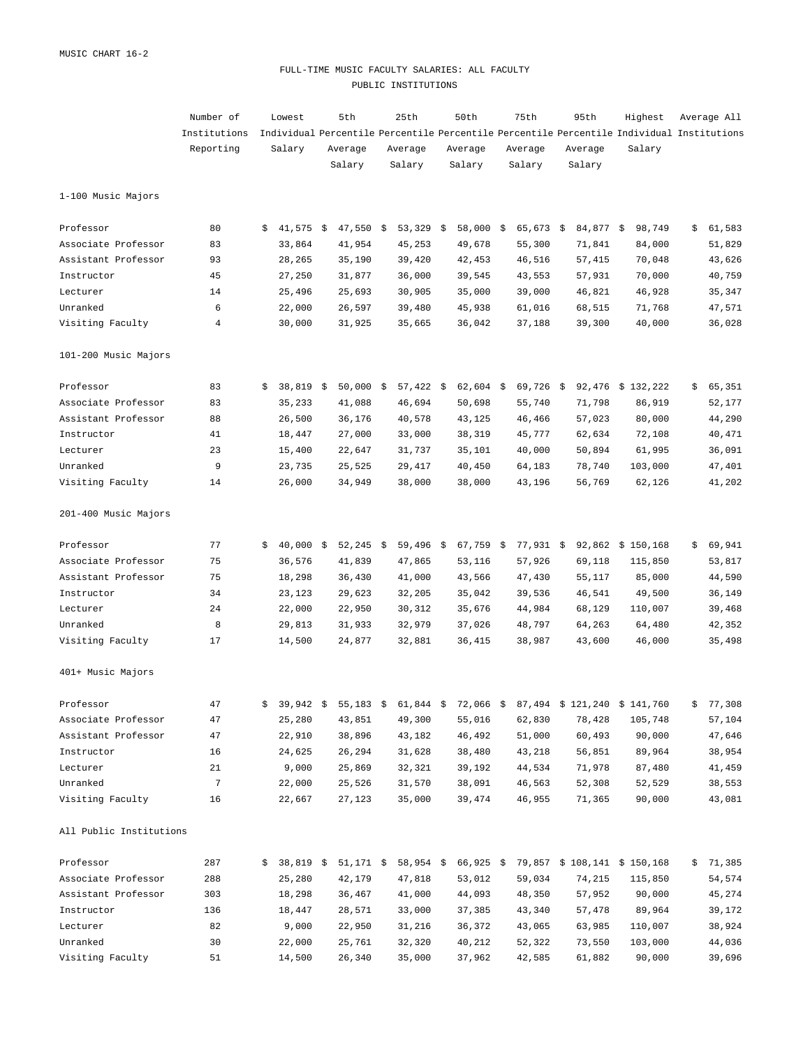MUSIC CHART 16-2

## FULL-TIME MUSIC FACULTY SALARIES: ALL FACULTY
### PUBLIC INSTITUTIONS

| | Number of Institutions Reporting | Lowest Individual Salary | 5th Percentile Average Salary | 25th Percentile Average Salary | 50th Percentile Average Salary | 75th Percentile Average Salary | 95th Percentile Average Salary | Highest Individual Salary | Average All Institutions |
|---|---|---|---|---|---|---|---|---|---|
| **1-100 Music Majors** | | | | | | | | | |
| Professor | 80 | $ 41,575 | $ 47,550 | $ 53,329 | $ 58,000 | $ 65,673 | $ 84,877 | $ 98,749 | $ 61,583 |
| Associate Professor | 83 | 33,864 | 41,954 | 45,253 | 49,678 | 55,300 | 71,841 | 84,000 | 51,829 |
| Assistant Professor | 93 | 28,265 | 35,190 | 39,420 | 42,453 | 46,516 | 57,415 | 70,048 | 43,626 |
| Instructor | 45 | 27,250 | 31,877 | 36,000 | 39,545 | 43,553 | 57,931 | 70,000 | 40,759 |
| Lecturer | 14 | 25,496 | 25,693 | 30,905 | 35,000 | 39,000 | 46,821 | 46,928 | 35,347 |
| Unranked | 6 | 22,000 | 26,597 | 39,480 | 45,938 | 61,016 | 68,515 | 71,768 | 47,571 |
| Visiting Faculty | 4 | 30,000 | 31,925 | 35,665 | 36,042 | 37,188 | 39,300 | 40,000 | 36,028 |
| **101-200 Music Majors** | | | | | | | | | |
| Professor | 83 | $ 38,819 | $ 50,000 | $ 57,422 | $ 62,604 | $ 69,726 | $ 92,476 | $ 132,222 | $ 65,351 |
| Associate Professor | 83 | 35,233 | 41,088 | 46,694 | 50,698 | 55,740 | 71,798 | 86,919 | 52,177 |
| Assistant Professor | 88 | 26,500 | 36,176 | 40,578 | 43,125 | 46,466 | 57,023 | 80,000 | 44,290 |
| Instructor | 41 | 18,447 | 27,000 | 33,000 | 38,319 | 45,777 | 62,634 | 72,108 | 40,471 |
| Lecturer | 23 | 15,400 | 22,647 | 31,737 | 35,101 | 40,000 | 50,894 | 61,995 | 36,091 |
| Unranked | 9 | 23,735 | 25,525 | 29,417 | 40,450 | 64,183 | 78,740 | 103,000 | 47,401 |
| Visiting Faculty | 14 | 26,000 | 34,949 | 38,000 | 38,000 | 43,196 | 56,769 | 62,126 | 41,202 |
| **201-400 Music Majors** | | | | | | | | | |
| Professor | 77 | $ 40,000 | $ 52,245 | $ 59,496 | $ 67,759 | $ 77,931 | $ 92,862 | $ 150,168 | $ 69,941 |
| Associate Professor | 75 | 36,576 | 41,839 | 47,865 | 53,116 | 57,926 | 69,118 | 115,850 | 53,817 |
| Assistant Professor | 75 | 18,298 | 36,430 | 41,000 | 43,566 | 47,430 | 55,117 | 85,000 | 44,590 |
| Instructor | 34 | 23,123 | 29,623 | 32,205 | 35,042 | 39,536 | 46,541 | 49,500 | 36,149 |
| Lecturer | 24 | 22,000 | 22,950 | 30,312 | 35,676 | 44,984 | 68,129 | 110,007 | 39,468 |
| Unranked | 8 | 29,813 | 31,933 | 32,979 | 37,026 | 48,797 | 64,263 | 64,480 | 42,352 |
| Visiting Faculty | 17 | 14,500 | 24,877 | 32,881 | 36,415 | 38,987 | 43,600 | 46,000 | 35,498 |
| **401+ Music Majors** | | | | | | | | | |
| Professor | 47 | $ 39,942 | $ 55,183 | $ 61,844 | $ 72,066 | $ 87,494 | $ 121,240 | $ 141,760 | $ 77,308 |
| Associate Professor | 47 | 25,280 | 43,851 | 49,300 | 55,016 | 62,830 | 78,428 | 105,748 | 57,104 |
| Assistant Professor | 47 | 22,910 | 38,896 | 43,182 | 46,492 | 51,000 | 60,493 | 90,000 | 47,646 |
| Instructor | 16 | 24,625 | 26,294 | 31,628 | 38,480 | 43,218 | 56,851 | 89,964 | 38,954 |
| Lecturer | 21 | 9,000 | 25,869 | 32,321 | 39,192 | 44,534 | 71,978 | 87,480 | 41,459 |
| Unranked | 7 | 22,000 | 25,526 | 31,570 | 38,091 | 46,563 | 52,308 | 52,529 | 38,553 |
| Visiting Faculty | 16 | 22,667 | 27,123 | 35,000 | 39,474 | 46,955 | 71,365 | 90,000 | 43,081 |
| **All Public Institutions** | | | | | | | | | |
| Professor | 287 | $ 38,819 | $ 51,171 | $ 58,954 | $ 66,925 | $ 79,857 | $ 108,141 | $ 150,168 | $ 71,385 |
| Associate Professor | 288 | 25,280 | 42,179 | 47,818 | 53,012 | 59,034 | 74,215 | 115,850 | 54,574 |
| Assistant Professor | 303 | 18,298 | 36,467 | 41,000 | 44,093 | 48,350 | 57,952 | 90,000 | 45,274 |
| Instructor | 136 | 18,447 | 28,571 | 33,000 | 37,385 | 43,340 | 57,478 | 89,964 | 39,172 |
| Lecturer | 82 | 9,000 | 22,950 | 31,216 | 36,372 | 43,065 | 63,985 | 110,007 | 38,924 |
| Unranked | 30 | 22,000 | 25,761 | 32,320 | 40,212 | 52,322 | 73,550 | 103,000 | 44,036 |
| Visiting Faculty | 51 | 14,500 | 26,340 | 35,000 | 37,962 | 42,585 | 61,882 | 90,000 | 39,696 |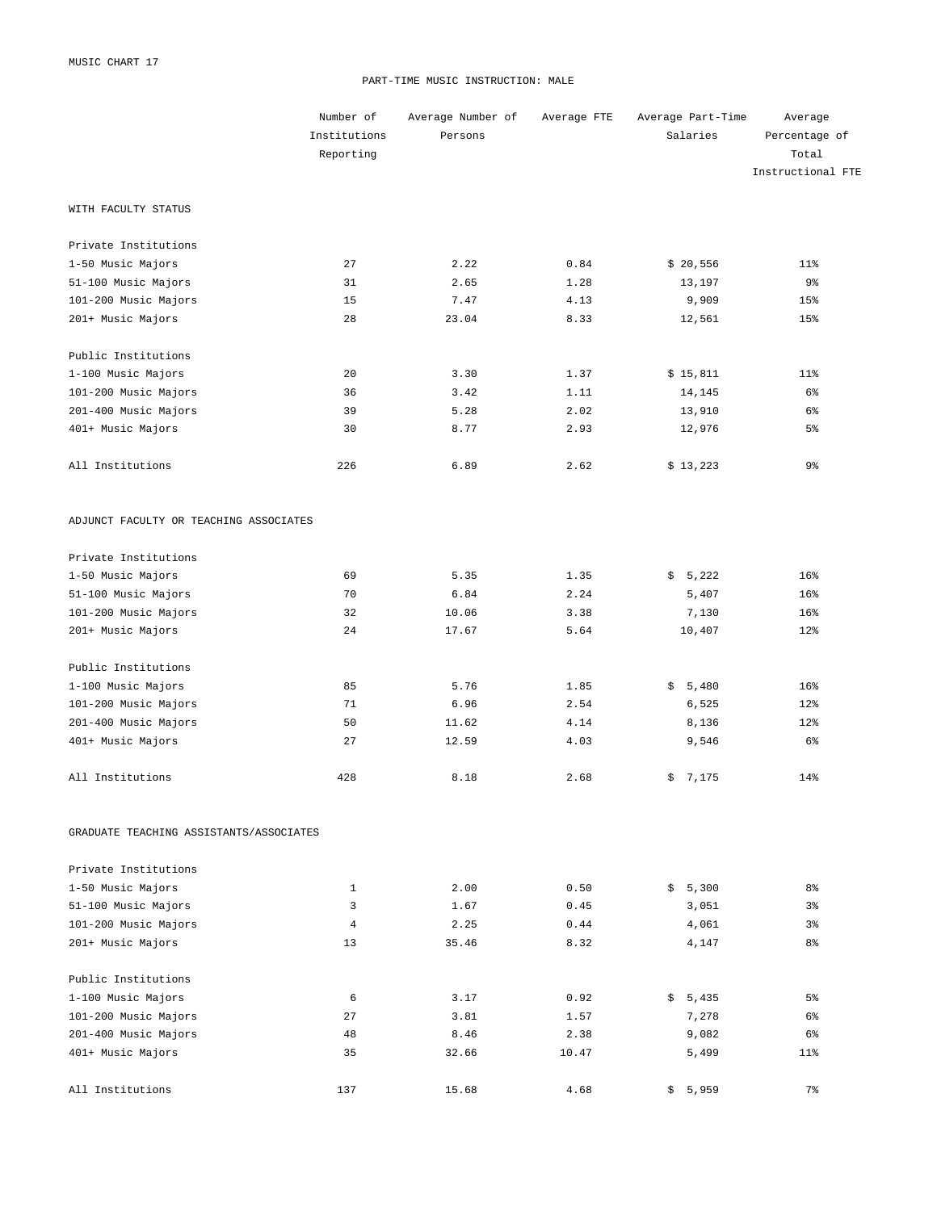MUSIC CHART 17

## PART-TIME MUSIC INSTRUCTION: MALE

| | Number of Institutions Reporting | Average Number of Persons | Average FTE | Average Part-Time Salaries | Average Percentage of Total Instructional FTE |
|---|---|---|---|---|---|
| **WITH FACULTY STATUS** | | | | | |
| Private Institutions | | | | | |
| 1-50 Music Majors | 27 | 2.22 | 0.84 | $ 20,556 | 11% |
| 51-100 Music Majors | 31 | 2.65 | 1.28 | 13,197 | 9% |
| 101-200 Music Majors | 15 | 7.47 | 4.13 | 9,909 | 15% |
| 201+ Music Majors | 28 | 23.04 | 8.33 | 12,561 | 15% |
| Public Institutions | | | | | |
| 1-100 Music Majors | 20 | 3.30 | 1.37 | $ 15,811 | 11% |
| 101-200 Music Majors | 36 | 3.42 | 1.11 | 14,145 | 6% |
| 201-400 Music Majors | 39 | 5.28 | 2.02 | 13,910 | 6% |
| 401+ Music Majors | 30 | 8.77 | 2.93 | 12,976 | 5% |
| All Institutions | 226 | 6.89 | 2.62 | $ 13,223 | 9% |
| **ADJUNCT FACULTY OR TEACHING ASSOCIATES** | | | | | |
| Private Institutions | | | | | |
| 1-50 Music Majors | 69 | 5.35 | 1.35 | $ 5,222 | 16% |
| 51-100 Music Majors | 70 | 6.84 | 2.24 | 5,407 | 16% |
| 101-200 Music Majors | 32 | 10.06 | 3.38 | 7,130 | 16% |
| 201+ Music Majors | 24 | 17.67 | 5.64 | 10,407 | 12% |
| Public Institutions | | | | | |
| 1-100 Music Majors | 85 | 5.76 | 1.85 | $ 5,480 | 16% |
| 101-200 Music Majors | 71 | 6.96 | 2.54 | 6,525 | 12% |
| 201-400 Music Majors | 50 | 11.62 | 4.14 | 8,136 | 12% |
| 401+ Music Majors | 27 | 12.59 | 4.03 | 9,546 | 6% |
| All Institutions | 428 | 8.18 | 2.68 | $ 7,175 | 14% |
| **GRADUATE TEACHING ASSISTANTS/ASSOCIATES** | | | | | |
| Private Institutions | | | | | |
| 1-50 Music Majors | 1 | 2.00 | 0.50 | $ 5,300 | 8% |
| 51-100 Music Majors | 3 | 1.67 | 0.45 | 3,051 | 3% |
| 101-200 Music Majors | 4 | 2.25 | 0.44 | 4,061 | 3% |
| 201+ Music Majors | 13 | 35.46 | 8.32 | 4,147 | 8% |
| Public Institutions | | | | | |
| 1-100 Music Majors | 6 | 3.17 | 0.92 | $ 5,435 | 5% |
| 101-200 Music Majors | 27 | 3.81 | 1.57 | 7,278 | 6% |
| 201-400 Music Majors | 48 | 8.46 | 2.38 | 9,082 | 6% |
| 401+ Music Majors | 35 | 32.66 | 10.47 | 5,499 | 11% |
| All Institutions | 137 | 15.68 | 4.68 | $ 5,959 | 7% |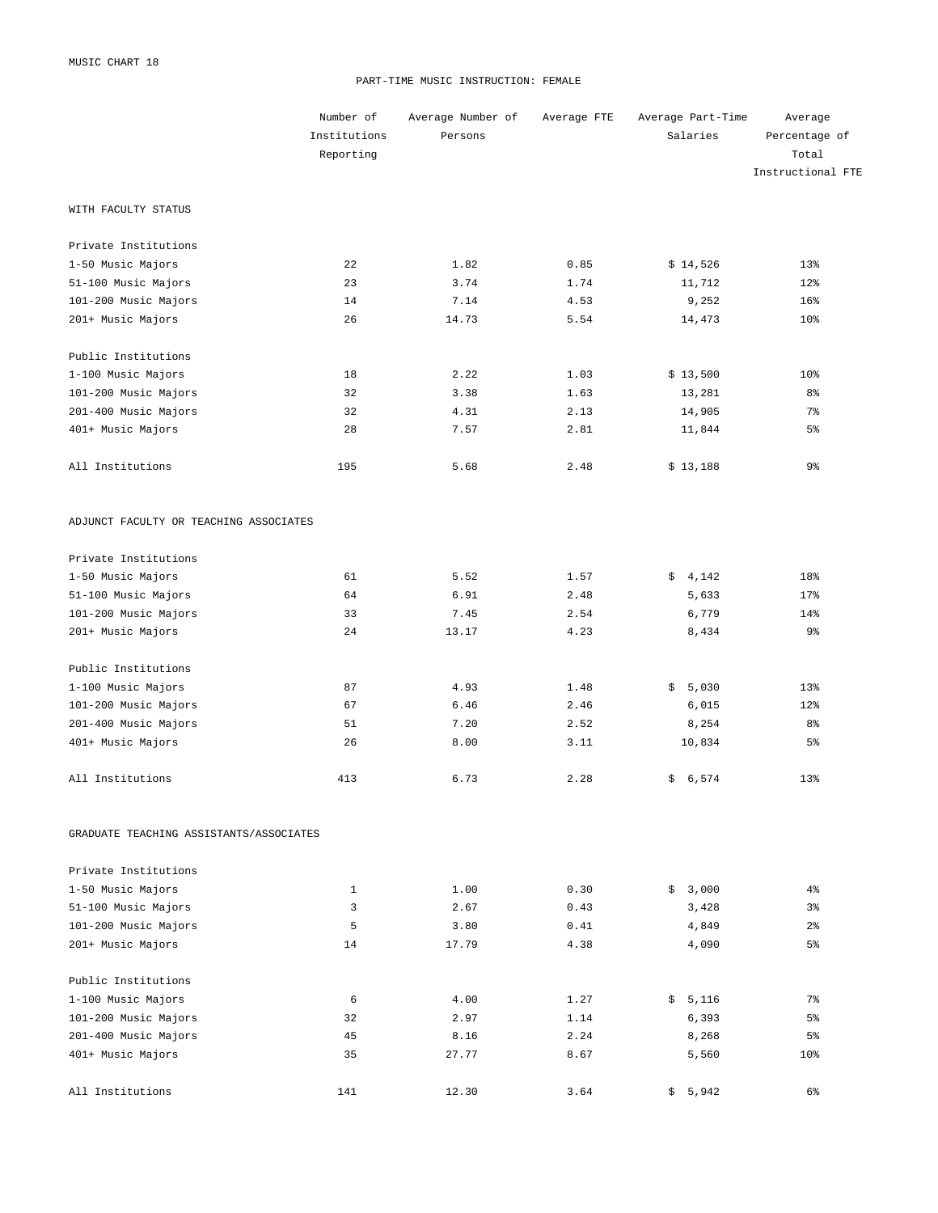MUSIC CHART 18

# PART-TIME MUSIC INSTRUCTION: FEMALE

| | Number of Institutions Reporting | Average Number of Persons | Average FTE | Average Part-Time Salaries | Average Percentage of Total Instructional FTE |
|---|---|---|---|---|---|
| **WITH FACULTY STATUS** | | | | | |
| Private Institutions | | | | | |
| 1-50 Music Majors | 22 | 1.82 | 0.85 | $ 14,526 | 13% |
| 51-100 Music Majors | 23 | 3.74 | 1.74 | 11,712 | 12% |
| 101-200 Music Majors | 14 | 7.14 | 4.53 | 9,252 | 16% |
| 201+ Music Majors | 26 | 14.73 | 5.54 | 14,473 | 10% |
| Public Institutions | | | | | |
| 1-100 Music Majors | 18 | 2.22 | 1.03 | $ 13,500 | 10% |
| 101-200 Music Majors | 32 | 3.38 | 1.63 | 13,281 | 8% |
| 201-400 Music Majors | 32 | 4.31 | 2.13 | 14,905 | 7% |
| 401+ Music Majors | 28 | 7.57 | 2.81 | 11,844 | 5% |
| All Institutions | 195 | 5.68 | 2.48 | $ 13,188 | 9% |
| **ADJUNCT FACULTY OR TEACHING ASSOCIATES** | | | | | |
| Private Institutions | | | | | |
| 1-50 Music Majors | 61 | 5.52 | 1.57 | $ 4,142 | 18% |
| 51-100 Music Majors | 64 | 6.91 | 2.48 | 5,633 | 17% |
| 101-200 Music Majors | 33 | 7.45 | 2.54 | 6,779 | 14% |
| 201+ Music Majors | 24 | 13.17 | 4.23 | 8,434 | 9% |
| Public Institutions | | | | | |
| 1-100 Music Majors | 87 | 4.93 | 1.48 | $ 5,030 | 13% |
| 101-200 Music Majors | 67 | 6.46 | 2.46 | 6,015 | 12% |
| 201-400 Music Majors | 51 | 7.20 | 2.52 | 8,254 | 8% |
| 401+ Music Majors | 26 | 8.00 | 3.11 | 10,834 | 5% |
| All Institutions | 413 | 6.73 | 2.28 | $ 6,574 | 13% |
| **GRADUATE TEACHING ASSISTANTS/ASSOCIATES** | | | | | |
| Private Institutions | | | | | |
| 1-50 Music Majors | 1 | 1.00 | 0.30 | $ 3,000 | 4% |
| 51-100 Music Majors | 3 | 2.67 | 0.43 | 3,428 | 3% |
| 101-200 Music Majors | 5 | 3.80 | 0.41 | 4,849 | 2% |
| 201+ Music Majors | 14 | 17.79 | 4.38 | 4,090 | 5% |
| Public Institutions | | | | | |
| 1-100 Music Majors | 6 | 4.00 | 1.27 | $ 5,116 | 7% |
| 101-200 Music Majors | 32 | 2.97 | 1.14 | 6,393 | 5% |
| 201-400 Music Majors | 45 | 8.16 | 2.24 | 8,268 | 5% |
| 401+ Music Majors | 35 | 27.77 | 8.67 | 5,560 | 10% |
| All Institutions | 141 | 12.30 | 3.64 | $ 5,942 | 6% |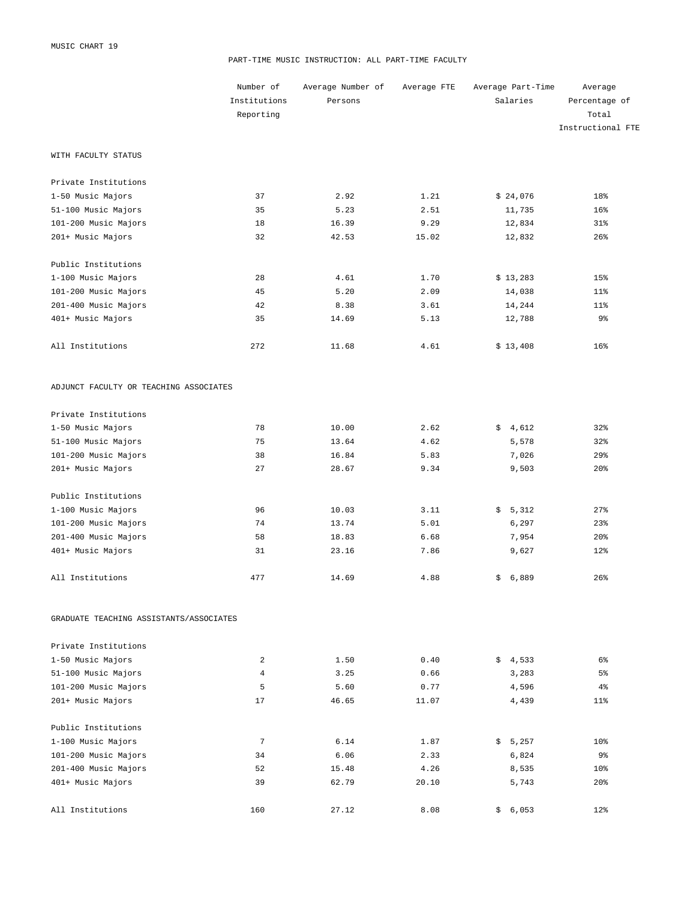MUSIC CHART 19

## PART-TIME MUSIC INSTRUCTION: ALL PART-TIME FACULTY

| | Number of Institutions Reporting | Average Number of Persons | Average FTE | Average Part-Time Salaries | Average Percentage of Total Instructional FTE |
|---|---|---|---|---|---|
| **WITH FACULTY STATUS** | | | | | |
| Private Institutions | | | | | |
| 1-50 Music Majors | 37 | 2.92 | 1.21 | $ 24,076 | 18% |
| 51-100 Music Majors | 35 | 5.23 | 2.51 | 11,735 | 16% |
| 101-200 Music Majors | 18 | 16.39 | 9.29 | 12,834 | 31% |
| 201+ Music Majors | 32 | 42.53 | 15.02 | 12,832 | 26% |
| Public Institutions | | | | | |
| 1-100 Music Majors | 28 | 4.61 | 1.70 | $ 13,283 | 15% |
| 101-200 Music Majors | 45 | 5.20 | 2.09 | 14,038 | 11% |
| 201-400 Music Majors | 42 | 8.38 | 3.61 | 14,244 | 11% |
| 401+ Music Majors | 35 | 14.69 | 5.13 | 12,788 | 9% |
| All Institutions | 272 | 11.68 | 4.61 | $ 13,408 | 16% |
| **ADJUNCT FACULTY OR TEACHING ASSOCIATES** | | | | | |
| Private Institutions | | | | | |
| 1-50 Music Majors | 78 | 10.00 | 2.62 | $ 4,612 | 32% |
| 51-100 Music Majors | 75 | 13.64 | 4.62 | 5,578 | 32% |
| 101-200 Music Majors | 38 | 16.84 | 5.83 | 7,026 | 29% |
| 201+ Music Majors | 27 | 28.67 | 9.34 | 9,503 | 20% |
| Public Institutions | | | | | |
| 1-100 Music Majors | 96 | 10.03 | 3.11 | $ 5,312 | 27% |
| 101-200 Music Majors | 74 | 13.74 | 5.01 | 6,297 | 23% |
| 201-400 Music Majors | 58 | 18.83 | 6.68 | 7,954 | 20% |
| 401+ Music Majors | 31 | 23.16 | 7.86 | 9,627 | 12% |
| All Institutions | 477 | 14.69 | 4.88 | $ 6,889 | 26% |
| **GRADUATE TEACHING ASSISTANTS/ASSOCIATES** | | | | | |
| Private Institutions | | | | | |
| 1-50 Music Majors | 2 | 1.50 | 0.40 | $ 4,533 | 6% |
| 51-100 Music Majors | 4 | 3.25 | 0.66 | 3,283 | 5% |
| 101-200 Music Majors | 5 | 5.60 | 0.77 | 4,596 | 4% |
| 201+ Music Majors | 17 | 46.65 | 11.07 | 4,439 | 11% |
| Public Institutions | | | | | |
| 1-100 Music Majors | 7 | 6.14 | 1.87 | $ 5,257 | 10% |
| 101-200 Music Majors | 34 | 6.06 | 2.33 | 6,824 | 9% |
| 201-400 Music Majors | 52 | 15.48 | 4.26 | 8,535 | 10% |
| 401+ Music Majors | 39 | 62.79 | 20.10 | 5,743 | 20% |
| All Institutions | 160 | 27.12 | 8.08 | $ 6,053 | 12% |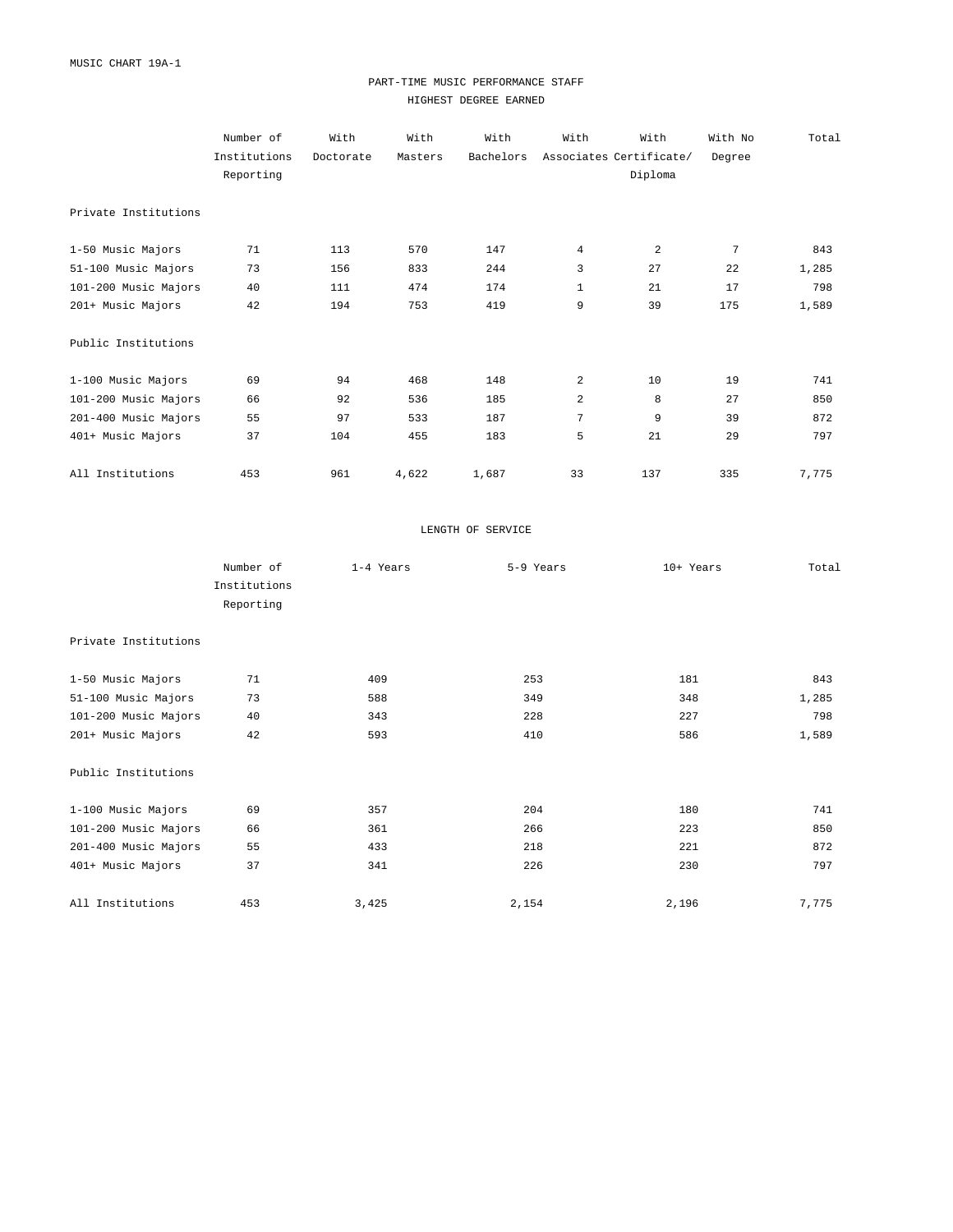MUSIC CHART 19A-1

## PART-TIME MUSIC PERFORMANCE STAFF

### HIGHEST DEGREE EARNED

| | Number of Institutions Reporting | With Doctorate | With Masters | With Bachelors | With Associates | With Certificate/ Diploma | With No Degree | Total |
|---|---|---|---|---|---|---|---|---|
| Private Institutions | | | | | | | | |
| 1-50 Music Majors | 71 | 113 | 570 | 147 | 4 | 2 | 7 | 843 |
| 51-100 Music Majors | 73 | 156 | 833 | 244 | 3 | 27 | 22 | 1,285 |
| 101-200 Music Majors | 40 | 111 | 474 | 174 | 1 | 21 | 17 | 798 |
| 201+ Music Majors | 42 | 194 | 753 | 419 | 9 | 39 | 175 | 1,589 |
| Public Institutions | | | | | | | | |
| 1-100 Music Majors | 69 | 94 | 468 | 148 | 2 | 10 | 19 | 741 |
| 101-200 Music Majors | 66 | 92 | 536 | 185 | 2 | 8 | 27 | 850 |
| 201-400 Music Majors | 55 | 97 | 533 | 187 | 7 | 9 | 39 | 872 |
| 401+ Music Majors | 37 | 104 | 455 | 183 | 5 | 21 | 29 | 797 |
| All Institutions | 453 | 961 | 4,622 | 1,687 | 33 | 137 | 335 | 7,775 |

### LENGTH OF SERVICE

| | Number of Institutions Reporting | 1-4 Years | 5-9 Years | 10+ Years | Total |
|---|---|---|---|---|---|
| Private Institutions | | | | | |
| 1-50 Music Majors | 71 | 409 | 253 | 181 | 843 |
| 51-100 Music Majors | 73 | 588 | 349 | 348 | 1,285 |
| 101-200 Music Majors | 40 | 343 | 228 | 227 | 798 |
| 201+ Music Majors | 42 | 593 | 410 | 586 | 1,589 |
| Public Institutions | | | | | |
| 1-100 Music Majors | 69 | 357 | 204 | 180 | 741 |
| 101-200 Music Majors | 66 | 361 | 266 | 223 | 850 |
| 201-400 Music Majors | 55 | 433 | 218 | 221 | 872 |
| 401+ Music Majors | 37 | 341 | 226 | 230 | 797 |
| All Institutions | 453 | 3,425 | 2,154 | 2,196 | 7,775 |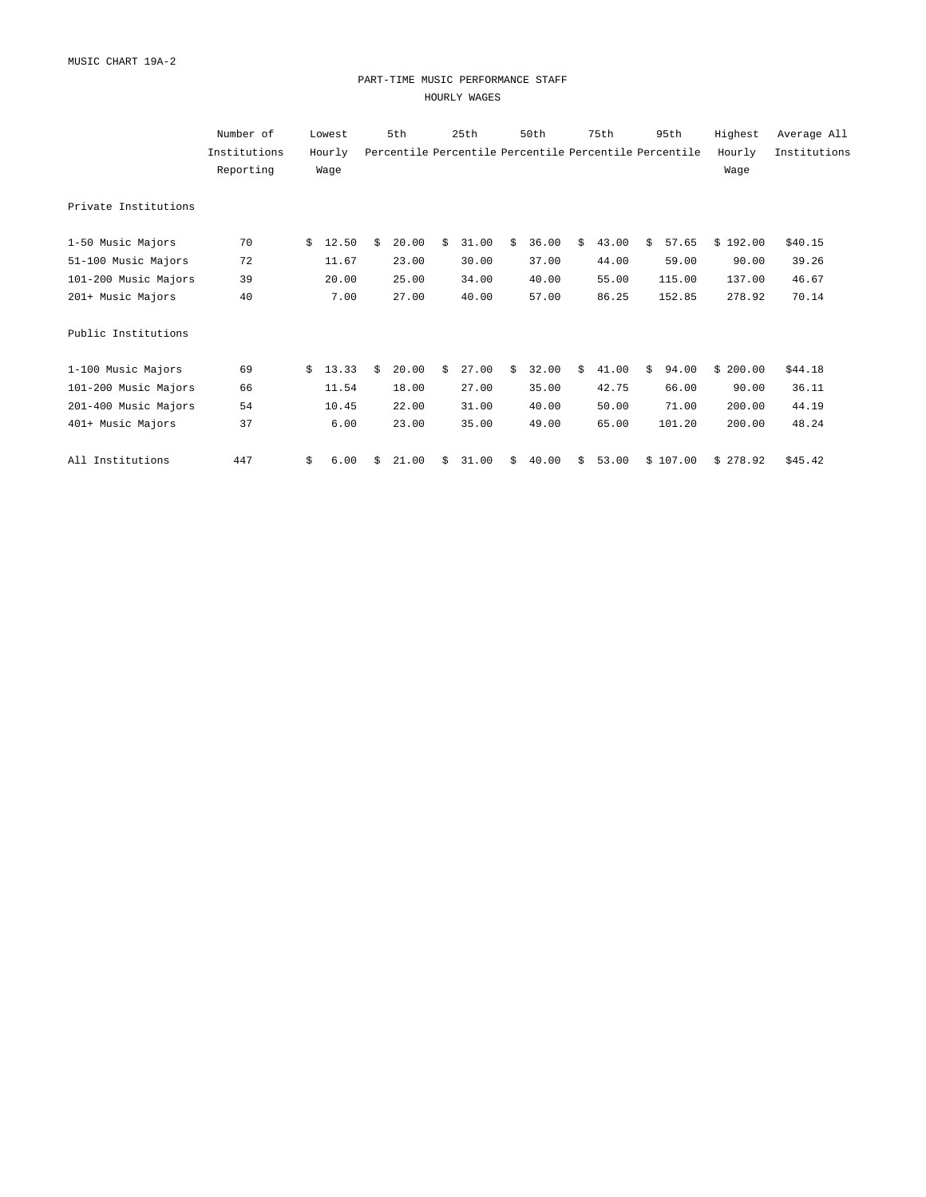MUSIC CHART 19A-2

## PART-TIME MUSIC PERFORMANCE STAFF

### HOURLY WAGES

| | Number of Institutions Reporting | Lowest Hourly Wage | 5th Percentile | 25th Percentile | 50th Percentile | 75th Percentile | 95th Percentile | Highest Hourly Wage | Average All Institutions |
|---|---|---|---|---|---|---|---|---|---|
| **Private Institutions** | | | | | | | | | |
| 1-50 Music Majors | 70 | $ 12.50 | $ 20.00 | $ 31.00 | $ 36.00 | $ 43.00 | $ 57.65 | $ 192.00 | $40.15 |
| 51-100 Music Majors | 72 | 11.67 | 23.00 | 30.00 | 37.00 | 44.00 | 59.00 | 90.00 | 39.26 |
| 101-200 Music Majors | 39 | 20.00 | 25.00 | 34.00 | 40.00 | 55.00 | 115.00 | 137.00 | 46.67 |
| 201+ Music Majors | 40 | 7.00 | 27.00 | 40.00 | 57.00 | 86.25 | 152.85 | 278.92 | 70.14 |
| **Public Institutions** | | | | | | | | | |
| 1-100 Music Majors | 69 | $ 13.33 | $ 20.00 | $ 27.00 | $ 32.00 | $ 41.00 | $ 94.00 | $ 200.00 | $44.18 |
| 101-200 Music Majors | 66 | 11.54 | 18.00 | 27.00 | 35.00 | 42.75 | 66.00 | 90.00 | 36.11 |
| 201-400 Music Majors | 54 | 10.45 | 22.00 | 31.00 | 40.00 | 50.00 | 71.00 | 200.00 | 44.19 |
| 401+ Music Majors | 37 | 6.00 | 23.00 | 35.00 | 49.00 | 65.00 | 101.20 | 200.00 | 48.24 |
| All Institutions | 447 | $ 6.00 | $ 21.00 | $ 31.00 | $ 40.00 | $ 53.00 | $ 107.00 | $ 278.92 | $45.42 |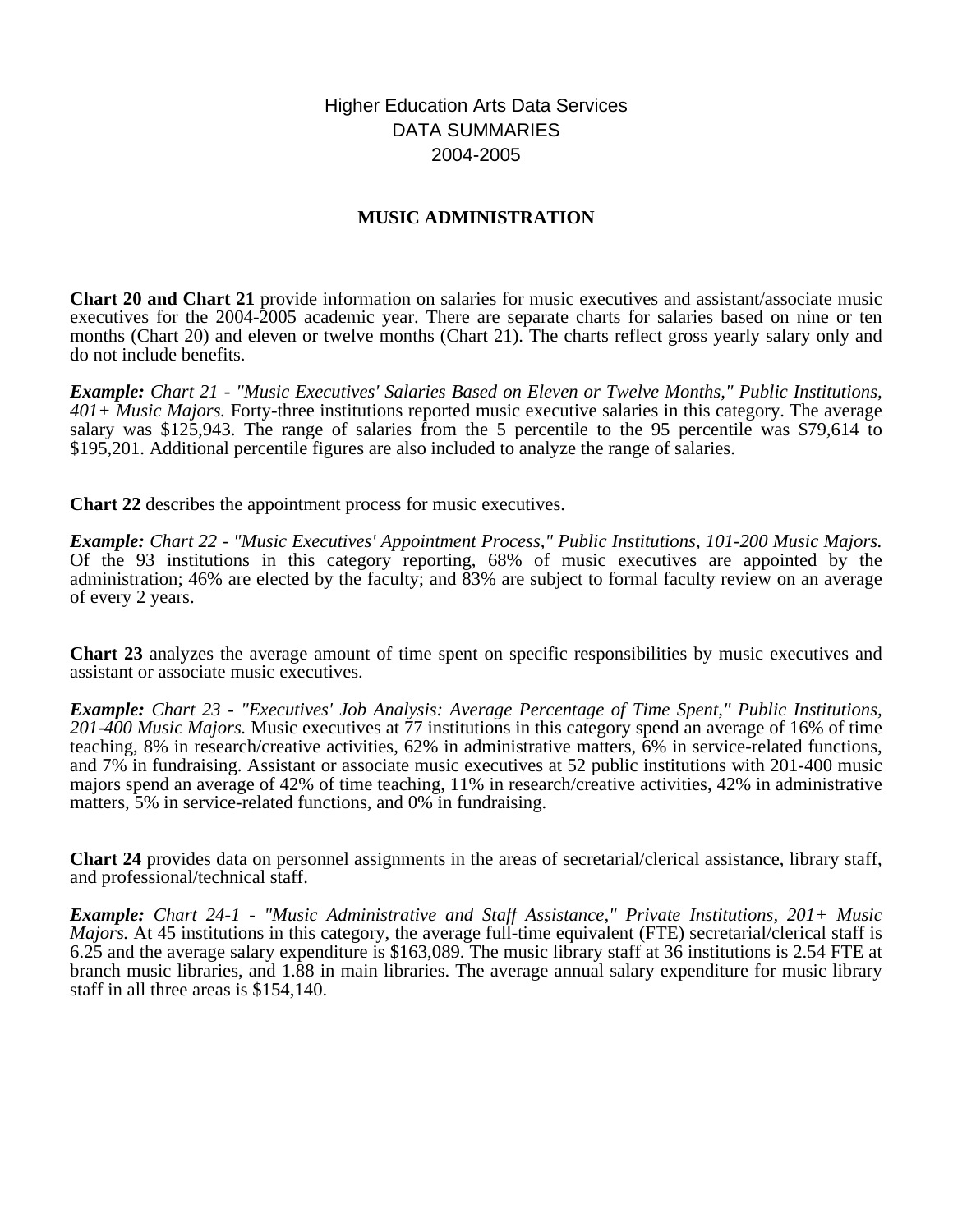Higher Education Arts Data Services
DATA SUMMARIES
2004-2005

# MUSIC ADMINISTRATION

**Chart 20 and Chart 21** provide information on salaries for music executives and assistant/associate music executives for the 2004-2005 academic year. There are separate charts for salaries based on nine or ten months (Chart 20) and eleven or twelve months (Chart 21). The charts reflect gross yearly salary only and do not include benefits.

***Example:*** *Chart 21 - "Music Executives' Salaries Based on Eleven or Twelve Months," Public Institutions, 401+ Music Majors.* Forty-three institutions reported music executive salaries in this category. The average salary was $125,943. The range of salaries from the 5 percentile to the 95 percentile was $79,614 to $195,201. Additional percentile figures are also included to analyze the range of salaries.

**Chart 22** describes the appointment process for music executives.

***Example:*** *Chart 22 - "Music Executives' Appointment Process," Public Institutions, 101-200 Music Majors.* Of the 93 institutions in this category reporting, 68% of music executives are appointed by the administration; 46% are elected by the faculty; and 83% are subject to formal faculty review on an average of every 2 years.

**Chart 23** analyzes the average amount of time spent on specific responsibilities by music executives and assistant or associate music executives.

***Example:*** *Chart 23 - "Executives' Job Analysis: Average Percentage of Time Spent," Public Institutions, 201-400 Music Majors.* Music executives at 77 institutions in this category spend an average of 16% of time teaching, 8% in research/creative activities, 62% in administrative matters, 6% in service-related functions, and 7% in fundraising. Assistant or associate music executives at 52 public institutions with 201-400 music majors spend an average of 42% of time teaching, 11% in research/creative activities, 42% in administrative matters, 5% in service-related functions, and 0% in fundraising.

**Chart 24** provides data on personnel assignments in the areas of secretarial/clerical assistance, library staff, and professional/technical staff.

***Example:*** *Chart 24-1 - "Music Administrative and Staff Assistance," Private Institutions, 201+ Music Majors.* At 45 institutions in this category, the average full-time equivalent (FTE) secretarial/clerical staff is 6.25 and the average salary expenditure is $163,089. The music library staff at 36 institutions is 2.54 FTE at branch music libraries, and 1.88 in main libraries. The average annual salary expenditure for music library staff in all three areas is $154,140.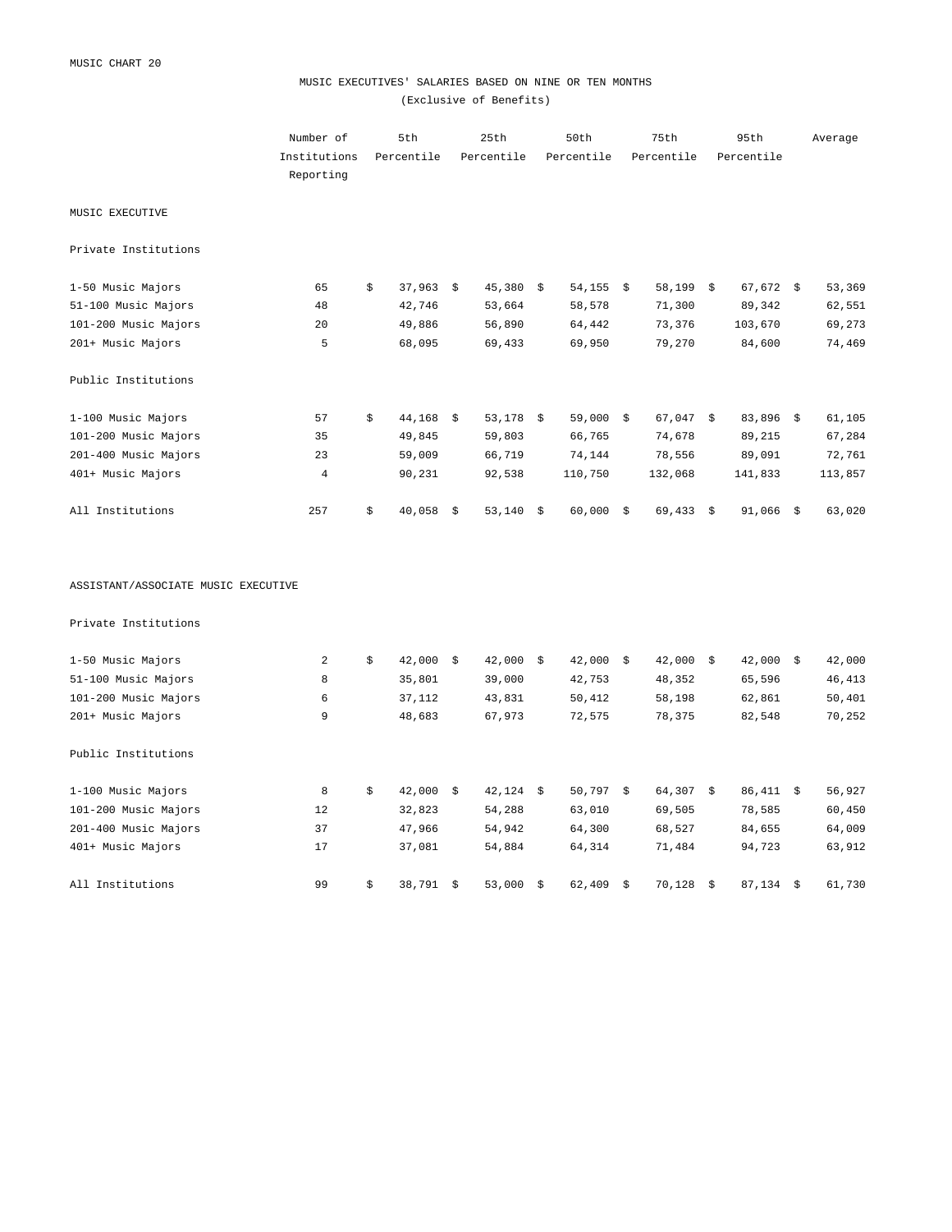MUSIC CHART 20

# MUSIC EXECUTIVES' SALARIES BASED ON NINE OR TEN MONTHS

(Exclusive of Benefits)

| | Number of Institutions Reporting | 5th Percentile | 25th Percentile | 50th Percentile | 75th Percentile | 95th Percentile | Average |
|---|---|---|---|---|---|---|---|
| **MUSIC EXECUTIVE** | | | | | | | |
| Private Institutions | | | | | | | |
| 1-50 Music Majors | 65 | $ 37,963 | $ 45,380 | $ 54,155 | $ 58,199 | $ 67,672 | $ 53,369 |
| 51-100 Music Majors | 48 | 42,746 | 53,664 | 58,578 | 71,300 | 89,342 | 62,551 |
| 101-200 Music Majors | 20 | 49,886 | 56,890 | 64,442 | 73,376 | 103,670 | 69,273 |
| 201+ Music Majors | 5 | 68,095 | 69,433 | 69,950 | 79,270 | 84,600 | 74,469 |
| Public Institutions | | | | | | | |
| 1-100 Music Majors | 57 | $ 44,168 | $ 53,178 | $ 59,000 | $ 67,047 | $ 83,896 | $ 61,105 |
| 101-200 Music Majors | 35 | 49,845 | 59,803 | 66,765 | 74,678 | 89,215 | 67,284 |
| 201-400 Music Majors | 23 | 59,009 | 66,719 | 74,144 | 78,556 | 89,091 | 72,761 |
| 401+ Music Majors | 4 | 90,231 | 92,538 | 110,750 | 132,068 | 141,833 | 113,857 |
| All Institutions | 257 | $ 40,058 | $ 53,140 | $ 60,000 | $ 69,433 | $ 91,066 | $ 63,020 |
| **ASSISTANT/ASSOCIATE MUSIC EXECUTIVE** | | | | | | | |
| Private Institutions | | | | | | | |
| 1-50 Music Majors | 2 | $ 42,000 | $ 42,000 | $ 42,000 | $ 42,000 | $ 42,000 | $ 42,000 |
| 51-100 Music Majors | 8 | 35,801 | 39,000 | 42,753 | 48,352 | 65,596 | 46,413 |
| 101-200 Music Majors | 6 | 37,112 | 43,831 | 50,412 | 58,198 | 62,861 | 50,401 |
| 201+ Music Majors | 9 | 48,683 | 67,973 | 72,575 | 78,375 | 82,548 | 70,252 |
| Public Institutions | | | | | | | |
| 1-100 Music Majors | 8 | $ 42,000 | $ 42,124 | $ 50,797 | $ 64,307 | $ 86,411 | $ 56,927 |
| 101-200 Music Majors | 12 | 32,823 | 54,288 | 63,010 | 69,505 | 78,585 | 60,450 |
| 201-400 Music Majors | 37 | 47,966 | 54,942 | 64,300 | 68,527 | 84,655 | 64,009 |
| 401+ Music Majors | 17 | 37,081 | 54,884 | 64,314 | 71,484 | 94,723 | 63,912 |
| All Institutions | 99 | $ 38,791 | $ 53,000 | $ 62,409 | $ 70,128 | $ 87,134 | $ 61,730 |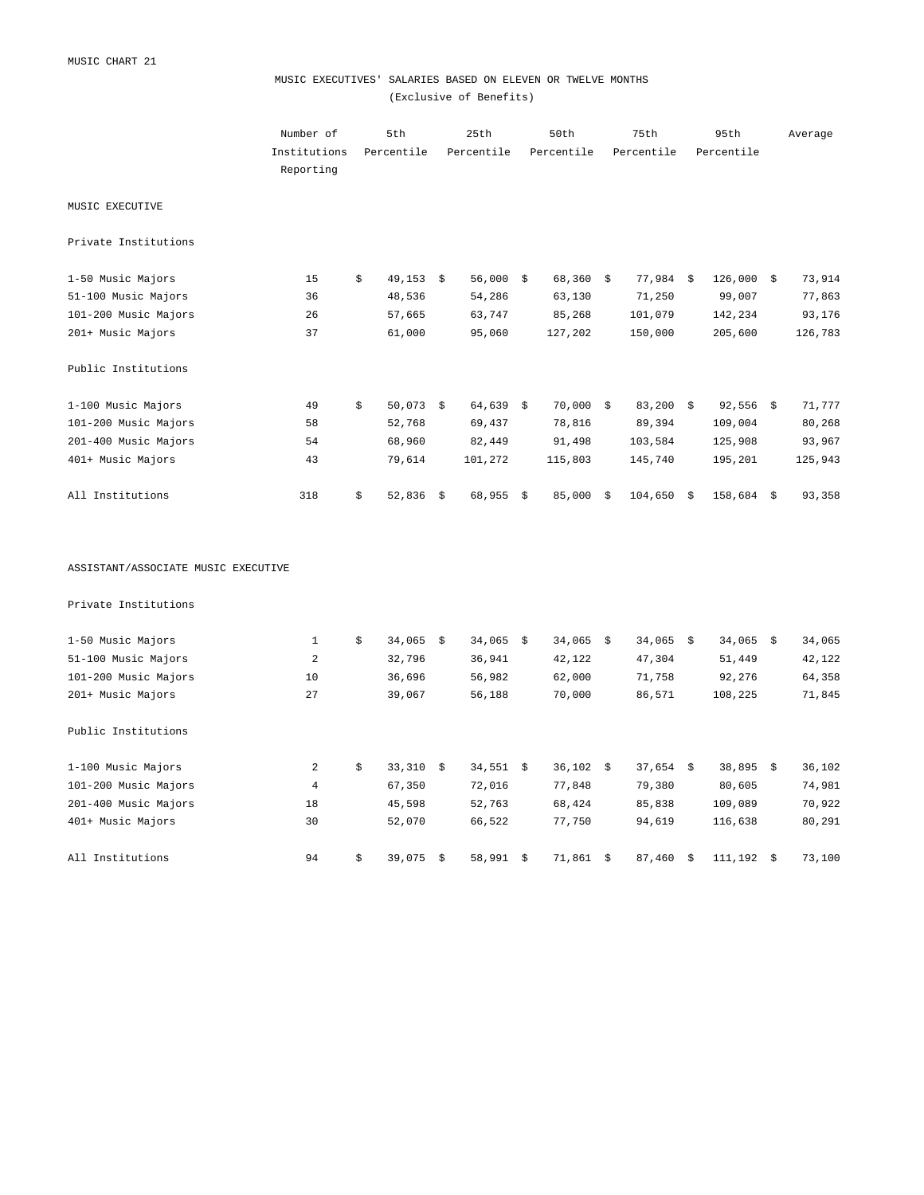MUSIC CHART 21

## MUSIC EXECUTIVES' SALARIES BASED ON ELEVEN OR TWELVE MONTHS

(Exclusive of Benefits)

| | Number of Institutions Reporting | 5th Percentile | 25th Percentile | 50th Percentile | 75th Percentile | 95th Percentile | Average |
|---|---|---|---|---|---|---|---|
| **MUSIC EXECUTIVE** | | | | | | | |
| Private Institutions | | | | | | | |
| 1-50 Music Majors | 15 | $ 49,153 | $ 56,000 | $ 68,360 | $ 77,984 | $ 126,000 | $ 73,914 |
| 51-100 Music Majors | 36 | 48,536 | 54,286 | 63,130 | 71,250 | 99,007 | 77,863 |
| 101-200 Music Majors | 26 | 57,665 | 63,747 | 85,268 | 101,079 | 142,234 | 93,176 |
| 201+ Music Majors | 37 | 61,000 | 95,060 | 127,202 | 150,000 | 205,600 | 126,783 |
| Public Institutions | | | | | | | |
| 1-100 Music Majors | 49 | $ 50,073 | $ 64,639 | $ 70,000 | $ 83,200 | $ 92,556 | $ 71,777 |
| 101-200 Music Majors | 58 | 52,768 | 69,437 | 78,816 | 89,394 | 109,004 | 80,268 |
| 201-400 Music Majors | 54 | 68,960 | 82,449 | 91,498 | 103,584 | 125,908 | 93,967 |
| 401+ Music Majors | 43 | 79,614 | 101,272 | 115,803 | 145,740 | 195,201 | 125,943 |
| All Institutions | 318 | $ 52,836 | $ 68,955 | $ 85,000 | $ 104,650 | $ 158,684 | $ 93,358 |
| **ASSISTANT/ASSOCIATE MUSIC EXECUTIVE** | | | | | | | |
| Private Institutions | | | | | | | |
| 1-50 Music Majors | 1 | $ 34,065 | $ 34,065 | $ 34,065 | $ 34,065 | $ 34,065 | $ 34,065 |
| 51-100 Music Majors | 2 | 32,796 | 36,941 | 42,122 | 47,304 | 51,449 | 42,122 |
| 101-200 Music Majors | 10 | 36,696 | 56,982 | 62,000 | 71,758 | 92,276 | 64,358 |
| 201+ Music Majors | 27 | 39,067 | 56,188 | 70,000 | 86,571 | 108,225 | 71,845 |
| Public Institutions | | | | | | | |
| 1-100 Music Majors | 2 | $ 33,310 | $ 34,551 | $ 36,102 | $ 37,654 | $ 38,895 | $ 36,102 |
| 101-200 Music Majors | 4 | 67,350 | 72,016 | 77,848 | 79,380 | 80,605 | 74,981 |
| 201-400 Music Majors | 18 | 45,598 | 52,763 | 68,424 | 85,838 | 109,089 | 70,922 |
| 401+ Music Majors | 30 | 52,070 | 66,522 | 77,750 | 94,619 | 116,638 | 80,291 |
| All Institutions | 94 | $ 39,075 | $ 58,991 | $ 71,861 | $ 87,460 | $ 111,192 | $ 73,100 |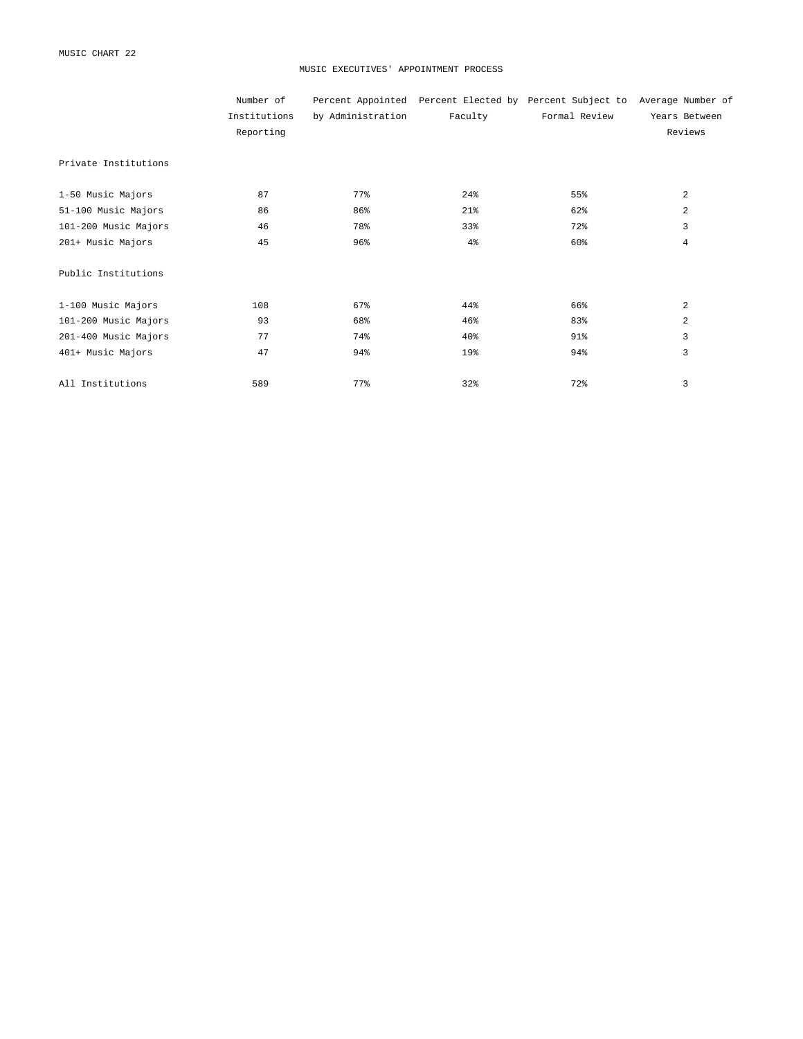MUSIC CHART 22

# MUSIC EXECUTIVES' APPOINTMENT PROCESS

| | Number of Institutions Reporting | Percent Appointed by Administration | Percent Elected by Faculty | Percent Subject to Formal Review | Average Number of Years Between Reviews |
|---|---|---|---|---|---|
| Private Institutions | | | | | |
| 1-50 Music Majors | 87 | 77% | 24% | 55% | 2 |
| 51-100 Music Majors | 86 | 86% | 21% | 62% | 2 |
| 101-200 Music Majors | 46 | 78% | 33% | 72% | 3 |
| 201+ Music Majors | 45 | 96% | 4% | 60% | 4 |
| Public Institutions | | | | | |
| 1-100 Music Majors | 108 | 67% | 44% | 66% | 2 |
| 101-200 Music Majors | 93 | 68% | 46% | 83% | 2 |
| 201-400 Music Majors | 77 | 74% | 40% | 91% | 3 |
| 401+ Music Majors | 47 | 94% | 19% | 94% | 3 |
| All Institutions | 589 | 77% | 32% | 72% | 3 |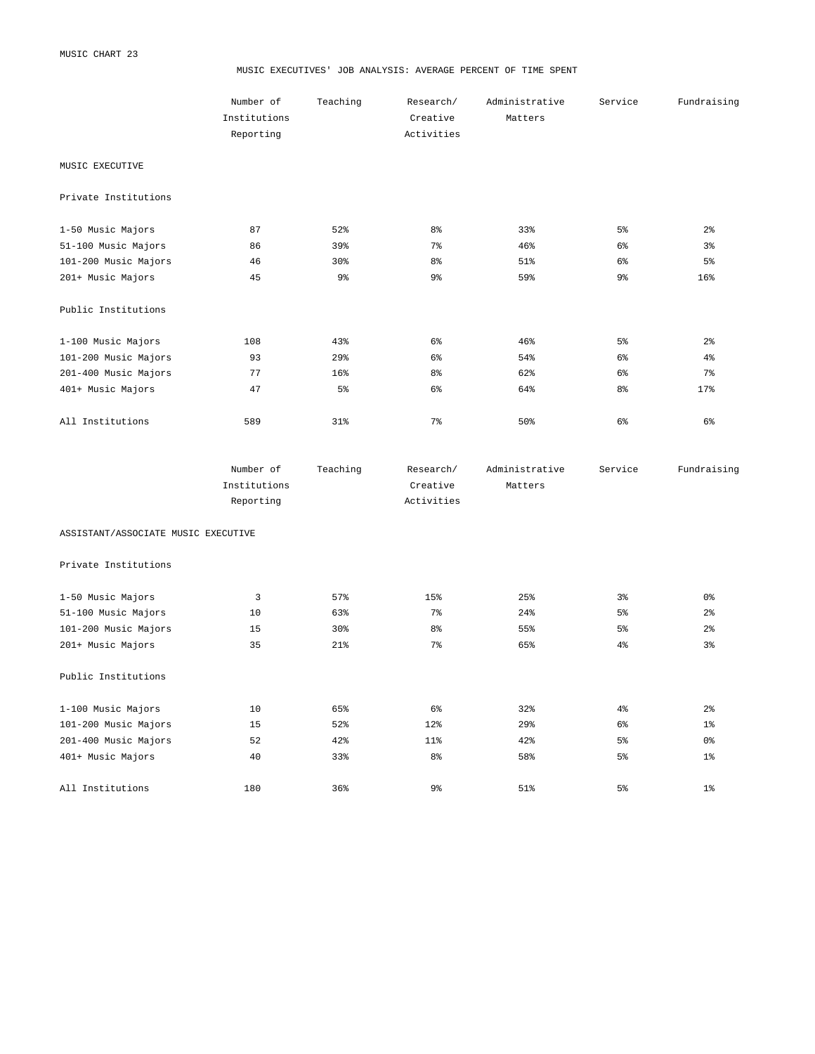MUSIC CHART 23

## MUSIC EXECUTIVES' JOB ANALYSIS: AVERAGE PERCENT OF TIME SPENT

| | Number of Institutions Reporting | Teaching | Research/ Creative Activities | Administrative Matters | Service | Fundraising |
|---|---|---|---|---|---|---|
| **MUSIC EXECUTIVE** | | | | | | |
| Private Institutions | | | | | | |
| 1-50 Music Majors | 87 | 52% | 8% | 33% | 5% | 2% |
| 51-100 Music Majors | 86 | 39% | 7% | 46% | 6% | 3% |
| 101-200 Music Majors | 46 | 30% | 8% | 51% | 6% | 5% |
| 201+ Music Majors | 45 | 9% | 9% | 59% | 9% | 16% |
| Public Institutions | | | | | | |
| 1-100 Music Majors | 108 | 43% | 6% | 46% | 5% | 2% |
| 101-200 Music Majors | 93 | 29% | 6% | 54% | 6% | 4% |
| 201-400 Music Majors | 77 | 16% | 8% | 62% | 6% | 7% |
| 401+ Music Majors | 47 | 5% | 6% | 64% | 8% | 17% |
| All Institutions | 589 | 31% | 7% | 50% | 6% | 6% |

| | Number of Institutions Reporting | Teaching | Research/ Creative Activities | Administrative Matters | Service | Fundraising |
|---|---|---|---|---|---|---|
| **ASSISTANT/ASSOCIATE MUSIC EXECUTIVE** | | | | | | |
| Private Institutions | | | | | | |
| 1-50 Music Majors | 3 | 57% | 15% | 25% | 3% | 0% |
| 51-100 Music Majors | 10 | 63% | 7% | 24% | 5% | 2% |
| 101-200 Music Majors | 15 | 30% | 8% | 55% | 5% | 2% |
| 201+ Music Majors | 35 | 21% | 7% | 65% | 4% | 3% |
| Public Institutions | | | | | | |
| 1-100 Music Majors | 10 | 65% | 6% | 32% | 4% | 2% |
| 101-200 Music Majors | 15 | 52% | 12% | 29% | 6% | 1% |
| 201-400 Music Majors | 52 | 42% | 11% | 42% | 5% | 0% |
| 401+ Music Majors | 40 | 33% | 8% | 58% | 5% | 1% |
| All Institutions | 180 | 36% | 9% | 51% | 5% | 1% |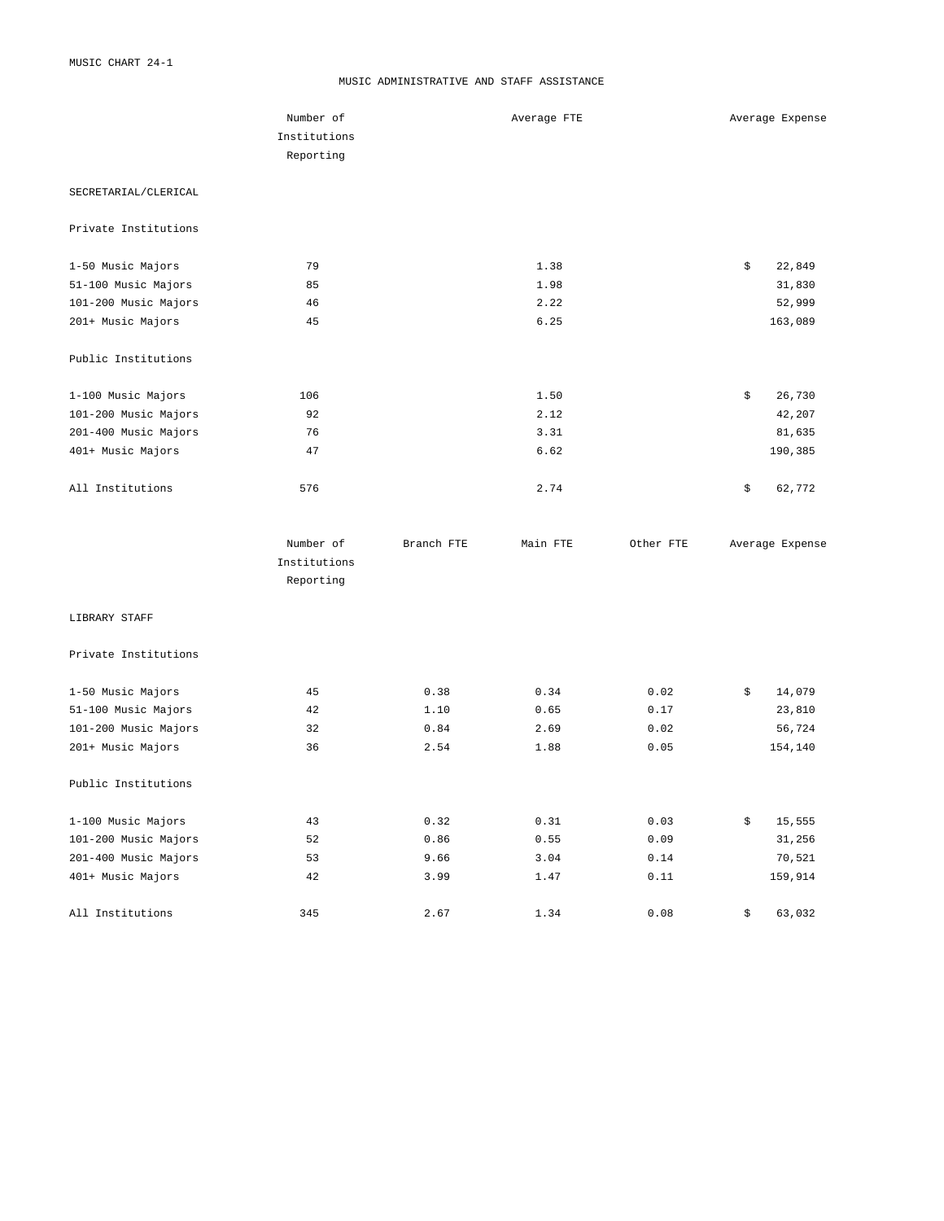MUSIC CHART 24-1

## MUSIC ADMINISTRATIVE AND STAFF ASSISTANCE

| | Number of Institutions Reporting | Average FTE | Average Expense |
|---|---|---|---|
| **SECRETARIAL/CLERICAL** | | | |
| **Private Institutions** | | | |
| 1-50 Music Majors | 79 | 1.38 | $ 22,849 |
| 51-100 Music Majors | 85 | 1.98 | 31,830 |
| 101-200 Music Majors | 46 | 2.22 | 52,999 |
| 201+ Music Majors | 45 | 6.25 | 163,089 |
| **Public Institutions** | | | |
| 1-100 Music Majors | 106 | 1.50 | $ 26,730 |
| 101-200 Music Majors | 92 | 2.12 | 42,207 |
| 201-400 Music Majors | 76 | 3.31 | 81,635 |
| 401+ Music Majors | 47 | 6.62 | 190,385 |
| All Institutions | 576 | 2.74 | $ 62,772 |

| | Number of Institutions Reporting | Branch FTE | Main FTE | Other FTE | Average Expense |
|---|---|---|---|---|---|
| **LIBRARY STAFF** | | | | | |
| **Private Institutions** | | | | | |
| 1-50 Music Majors | 45 | 0.38 | 0.34 | 0.02 | $ 14,079 |
| 51-100 Music Majors | 42 | 1.10 | 0.65 | 0.17 | 23,810 |
| 101-200 Music Majors | 32 | 0.84 | 2.69 | 0.02 | 56,724 |
| 201+ Music Majors | 36 | 2.54 | 1.88 | 0.05 | 154,140 |
| **Public Institutions** | | | | | |
| 1-100 Music Majors | 43 | 0.32 | 0.31 | 0.03 | $ 15,555 |
| 101-200 Music Majors | 52 | 0.86 | 0.55 | 0.09 | 31,256 |
| 201-400 Music Majors | 53 | 9.66 | 3.04 | 0.14 | 70,521 |
| 401+ Music Majors | 42 | 3.99 | 1.47 | 0.11 | 159,914 |
| All Institutions | 345 | 2.67 | 1.34 | 0.08 | $ 63,032 |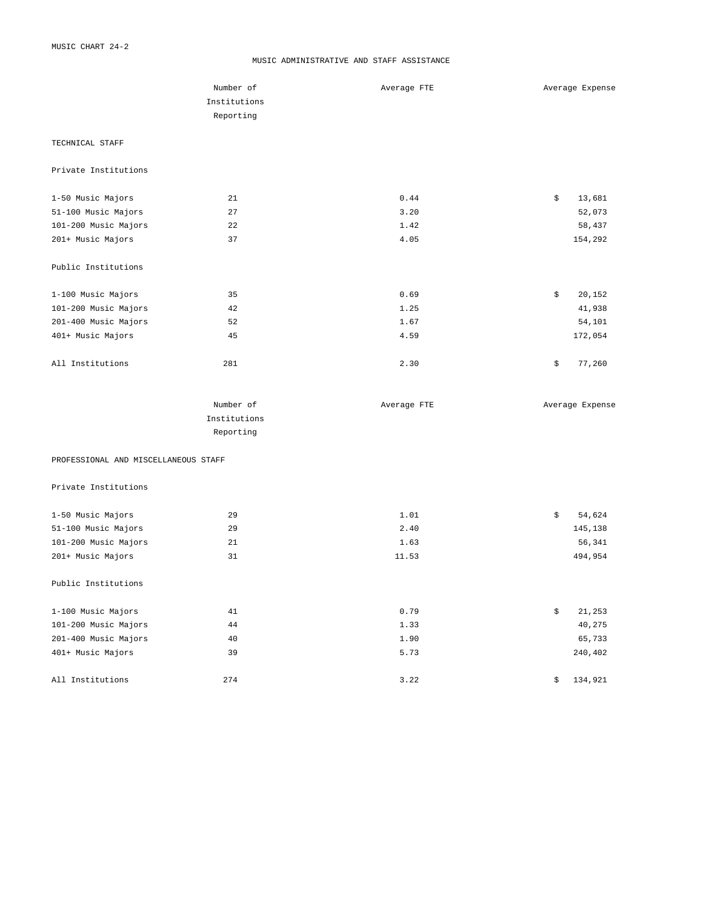MUSIC CHART 24-2

## MUSIC ADMINISTRATIVE AND STAFF ASSISTANCE

| | Number of Institutions Reporting | Average FTE | Average Expense |
|---|---|---|---|
| **TECHNICAL STAFF** | | | |
| Private Institutions | | | |
| 1-50 Music Majors | 21 | 0.44 | $ 13,681 |
| 51-100 Music Majors | 27 | 3.20 | 52,073 |
| 101-200 Music Majors | 22 | 1.42 | 58,437 |
| 201+ Music Majors | 37 | 4.05 | 154,292 |
| Public Institutions | | | |
| 1-100 Music Majors | 35 | 0.69 | $ 20,152 |
| 101-200 Music Majors | 42 | 1.25 | 41,938 |
| 201-400 Music Majors | 52 | 1.67 | 54,101 |
| 401+ Music Majors | 45 | 4.59 | 172,054 |
| All Institutions | 281 | 2.30 | $ 77,260 |

| | Number of Institutions Reporting | Average FTE | Average Expense |
|---|---|---|---|
| **PROFESSIONAL AND MISCELLANEOUS STAFF** | | | |
| Private Institutions | | | |
| 1-50 Music Majors | 29 | 1.01 | $ 54,624 |
| 51-100 Music Majors | 29 | 2.40 | 145,138 |
| 101-200 Music Majors | 21 | 1.63 | 56,341 |
| 201+ Music Majors | 31 | 11.53 | 494,954 |
| Public Institutions | | | |
| 1-100 Music Majors | 41 | 0.79 | $ 21,253 |
| 101-200 Music Majors | 44 | 1.33 | 40,275 |
| 201-400 Music Majors | 40 | 1.90 | 65,733 |
| 401+ Music Majors | 39 | 5.73 | 240,402 |
| All Institutions | 274 | 3.22 | $ 134,921 |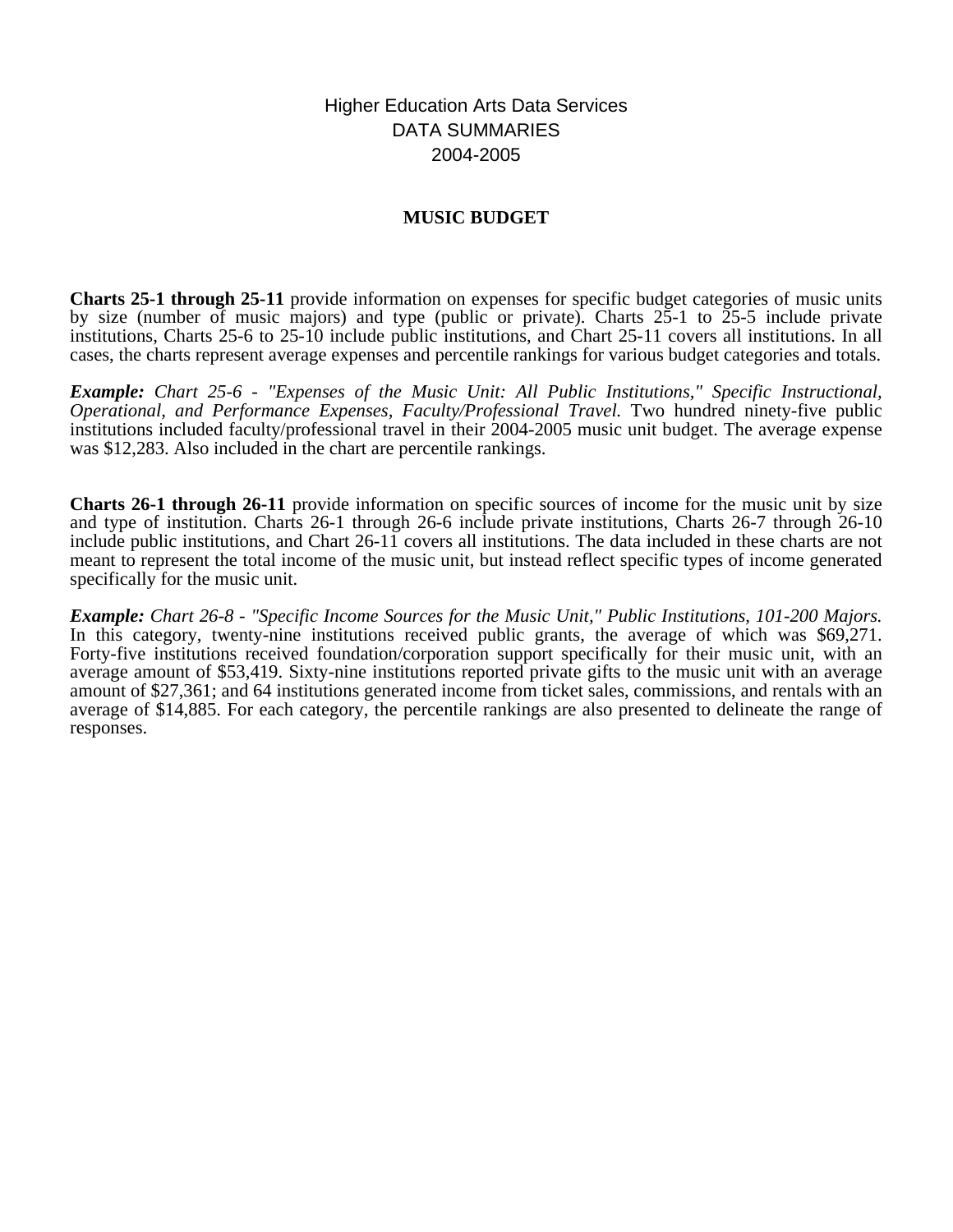Higher Education Arts Data Services
DATA SUMMARIES
2004-2005

## MUSIC BUDGET

**Charts 25-1 through 25-11** provide information on expenses for specific budget categories of music units by size (number of music majors) and type (public or private). Charts 25-1 to 25-5 include private institutions, Charts 25-6 to 25-10 include public institutions, and Chart 25-11 covers all institutions. In all cases, the charts represent average expenses and percentile rankings for various budget categories and totals.

***Example:*** *Chart 25-6 - "Expenses of the Music Unit: All Public Institutions," Specific Instructional, Operational, and Performance Expenses, Faculty/Professional Travel.* Two hundred ninety-five public institutions included faculty/professional travel in their 2004-2005 music unit budget. The average expense was $12,283. Also included in the chart are percentile rankings.

**Charts 26-1 through 26-11** provide information on specific sources of income for the music unit by size and type of institution. Charts 26-1 through 26-6 include private institutions, Charts 26-7 through 26-10 include public institutions, and Chart 26-11 covers all institutions. The data included in these charts are not meant to represent the total income of the music unit, but instead reflect specific types of income generated specifically for the music unit.

***Example:*** *Chart 26-8 - "Specific Income Sources for the Music Unit," Public Institutions, 101-200 Majors.* In this category, twenty-nine institutions received public grants, the average of which was $69,271. Forty-five institutions received foundation/corporation support specifically for their music unit, with an average amount of $53,419. Sixty-nine institutions reported private gifts to the music unit with an average amount of $27,361; and 64 institutions generated income from ticket sales, commissions, and rentals with an average of $14,885. For each category, the percentile rankings are also presented to delineate the range of responses.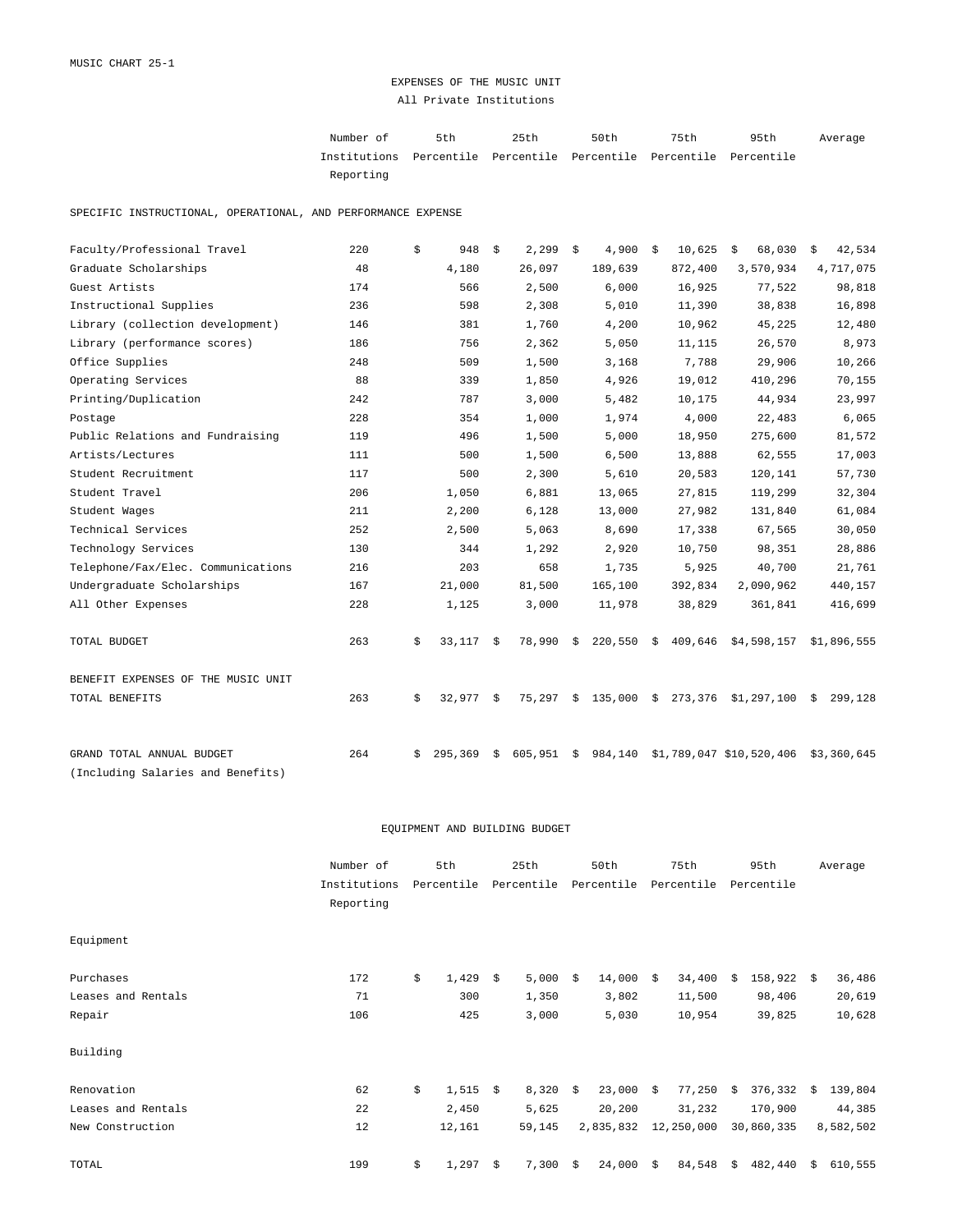MUSIC CHART 25-1

# EXPENSES OF THE MUSIC UNIT

## All Private Institutions

| | Number of Institutions Reporting | 5th Percentile | 25th Percentile | 50th Percentile | 75th Percentile | 95th Percentile | Average |
|---|---|---|---|---|---|---|---|
| **SPECIFIC INSTRUCTIONAL, OPERATIONAL, AND PERFORMANCE EXPENSE** | | | | | | | |
| Faculty/Professional Travel | 220 | $ 948 | $ 2,299 | $ 4,900 | $ 10,625 | $ 68,030 | $ 42,534 |
| Graduate Scholarships | 48 | 4,180 | 26,097 | 189,639 | 872,400 | 3,570,934 | 4,717,075 |
| Guest Artists | 174 | 566 | 2,500 | 6,000 | 16,925 | 77,522 | 98,818 |
| Instructional Supplies | 236 | 598 | 2,308 | 5,010 | 11,390 | 38,838 | 16,898 |
| Library (collection development) | 146 | 381 | 1,760 | 4,200 | 10,962 | 45,225 | 12,480 |
| Library (performance scores) | 186 | 756 | 2,362 | 5,050 | 11,115 | 26,570 | 8,973 |
| Office Supplies | 248 | 509 | 1,500 | 3,168 | 7,788 | 29,906 | 10,266 |
| Operating Services | 88 | 339 | 1,850 | 4,926 | 19,012 | 410,296 | 70,155 |
| Printing/Duplication | 242 | 787 | 3,000 | 5,482 | 10,175 | 44,934 | 23,997 |
| Postage | 228 | 354 | 1,000 | 1,974 | 4,000 | 22,483 | 6,065 |
| Public Relations and Fundraising | 119 | 496 | 1,500 | 5,000 | 18,950 | 275,600 | 81,572 |
| Artists/Lectures | 111 | 500 | 1,500 | 6,500 | 13,888 | 62,555 | 17,003 |
| Student Recruitment | 117 | 500 | 2,300 | 5,610 | 20,583 | 120,141 | 57,730 |
| Student Travel | 206 | 1,050 | 6,881 | 13,065 | 27,815 | 119,299 | 32,304 |
| Student Wages | 211 | 2,200 | 6,128 | 13,000 | 27,982 | 131,840 | 61,084 |
| Technical Services | 252 | 2,500 | 5,063 | 8,690 | 17,338 | 67,565 | 30,050 |
| Technology Services | 130 | 344 | 1,292 | 2,920 | 10,750 | 98,351 | 28,886 |
| Telephone/Fax/Elec. Communications | 216 | 203 | 658 | 1,735 | 5,925 | 40,700 | 21,761 |
| Undergraduate Scholarships | 167 | 21,000 | 81,500 | 165,100 | 392,834 | 2,090,962 | 440,157 |
| All Other Expenses | 228 | 1,125 | 3,000 | 11,978 | 38,829 | 361,841 | 416,699 |
| TOTAL BUDGET | 263 | $ 33,117 | $ 78,990 | $ 220,550 | $ 409,646 | $4,598,157 | $1,896,555 |
| **BENEFIT EXPENSES OF THE MUSIC UNIT** | | | | | | | |
| TOTAL BENEFITS | 263 | $ 32,977 | $ 75,297 | $ 135,000 | $ 273,376 | $1,297,100 | $ 299,128 |
| GRAND TOTAL ANNUAL BUDGET (Including Salaries and Benefits) | 264 | $ 295,369 | $ 605,951 | $ 984,140 | $1,789,047 | $10,520,406 | $3,360,645 |

## EQUIPMENT AND BUILDING BUDGET

| | Number of Institutions Reporting | 5th Percentile | 25th Percentile | 50th Percentile | 75th Percentile | 95th Percentile | Average |
|---|---|---|---|---|---|---|---|
| **Equipment** | | | | | | | |
| Purchases | 172 | $ 1,429 | $ 5,000 | $ 14,000 | $ 34,400 | $ 158,922 | $ 36,486 |
| Leases and Rentals | 71 | 300 | 1,350 | 3,802 | 11,500 | 98,406 | 20,619 |
| Repair | 106 | 425 | 3,000 | 5,030 | 10,954 | 39,825 | 10,628 |
| **Building** | | | | | | | |
| Renovation | 62 | $ 1,515 | $ 8,320 | $ 23,000 | $ 77,250 | $ 376,332 | $ 139,804 |
| Leases and Rentals | 22 | 2,450 | 5,625 | 20,200 | 31,232 | 170,900 | 44,385 |
| New Construction | 12 | 12,161 | 59,145 | 2,835,832 | 12,250,000 | 30,860,335 | 8,582,502 |
| TOTAL | 199 | $ 1,297 | $ 7,300 | $ 24,000 | $ 84,548 | $ 482,440 | $ 610,555 |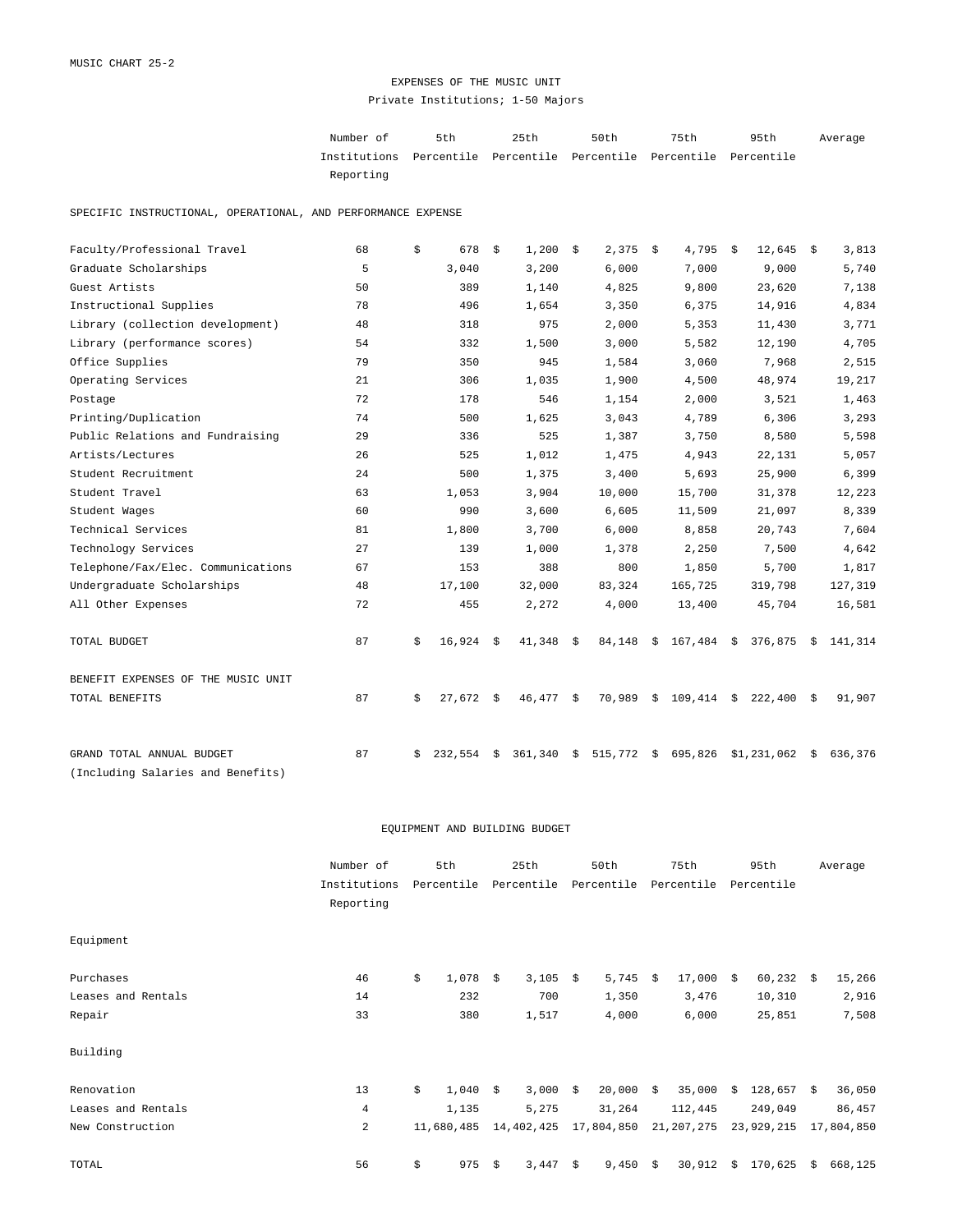MUSIC CHART 25-2

# EXPENSES OF THE MUSIC UNIT

## Private Institutions; 1-50 Majors

| | Number of Institutions Reporting | 5th Percentile | 25th Percentile | 50th Percentile | 75th Percentile | 95th Percentile | Average |
|---|---|---|---|---|---|---|---|
| **SPECIFIC INSTRUCTIONAL, OPERATIONAL, AND PERFORMANCE EXPENSE** | | | | | | | |
| Faculty/Professional Travel | 68 | $ 678 | $ 1,200 | $ 2,375 | $ 4,795 | $ 12,645 | $ 3,813 |
| Graduate Scholarships | 5 | 3,040 | 3,200 | 6,000 | 7,000 | 9,000 | 5,740 |
| Guest Artists | 50 | 389 | 1,140 | 4,825 | 9,800 | 23,620 | 7,138 |
| Instructional Supplies | 78 | 496 | 1,654 | 3,350 | 6,375 | 14,916 | 4,834 |
| Library (collection development) | 48 | 318 | 975 | 2,000 | 5,353 | 11,430 | 3,771 |
| Library (performance scores) | 54 | 332 | 1,500 | 3,000 | 5,582 | 12,190 | 4,705 |
| Office Supplies | 79 | 350 | 945 | 1,584 | 3,060 | 7,968 | 2,515 |
| Operating Services | 21 | 306 | 1,035 | 1,900 | 4,500 | 48,974 | 19,217 |
| Postage | 72 | 178 | 546 | 1,154 | 2,000 | 3,521 | 1,463 |
| Printing/Duplication | 74 | 500 | 1,625 | 3,043 | 4,789 | 6,306 | 3,293 |
| Public Relations and Fundraising | 29 | 336 | 525 | 1,387 | 3,750 | 8,580 | 5,598 |
| Artists/Lectures | 26 | 525 | 1,012 | 1,475 | 4,943 | 22,131 | 5,057 |
| Student Recruitment | 24 | 500 | 1,375 | 3,400 | 5,693 | 25,900 | 6,399 |
| Student Travel | 63 | 1,053 | 3,904 | 10,000 | 15,700 | 31,378 | 12,223 |
| Student Wages | 60 | 990 | 3,600 | 6,605 | 11,509 | 21,097 | 8,339 |
| Technical Services | 81 | 1,800 | 3,700 | 6,000 | 8,858 | 20,743 | 7,604 |
| Technology Services | 27 | 139 | 1,000 | 1,378 | 2,250 | 7,500 | 4,642 |
| Telephone/Fax/Elec. Communications | 67 | 153 | 388 | 800 | 1,850 | 5,700 | 1,817 |
| Undergraduate Scholarships | 48 | 17,100 | 32,000 | 83,324 | 165,725 | 319,798 | 127,319 |
| All Other Expenses | 72 | 455 | 2,272 | 4,000 | 13,400 | 45,704 | 16,581 |
| TOTAL BUDGET | 87 | $ 16,924 | $ 41,348 | $ 84,148 | $ 167,484 | $ 376,875 | $ 141,314 |
| **BENEFIT EXPENSES OF THE MUSIC UNIT** | | | | | | | |
| TOTAL BENEFITS | 87 | $ 27,672 | $ 46,477 | $ 70,989 | $ 109,414 | $ 222,400 | $ 91,907 |
| GRAND TOTAL ANNUAL BUDGET (Including Salaries and Benefits) | 87 | $ 232,554 | $ 361,340 | $ 515,772 | $ 695,826 | $1,231,062 | $ 636,376 |

# EQUIPMENT AND BUILDING BUDGET

| | Number of Institutions Reporting | 5th Percentile | 25th Percentile | 50th Percentile | 75th Percentile | 95th Percentile | Average |
|---|---|---|---|---|---|---|---|
| **Equipment** | | | | | | | |
| Purchases | 46 | $ 1,078 | $ 3,105 | $ 5,745 | $ 17,000 | $ 60,232 | $ 15,266 |
| Leases and Rentals | 14 | 232 | 700 | 1,350 | 3,476 | 10,310 | 2,916 |
| Repair | 33 | 380 | 1,517 | 4,000 | 6,000 | 25,851 | 7,508 |
| **Building** | | | | | | | |
| Renovation | 13 | $ 1,040 | $ 3,000 | $ 20,000 | $ 35,000 | $ 128,657 | $ 36,050 |
| Leases and Rentals | 4 | 1,135 | 5,275 | 31,264 | 112,445 | 249,049 | 86,457 |
| New Construction | 2 | 11,680,485 | 14,402,425 | 17,804,850 | 21,207,275 | 23,929,215 | 17,804,850 |
| TOTAL | 56 | $ 975 | $ 3,447 | $ 9,450 | $ 30,912 | $ 170,625 | $ 668,125 |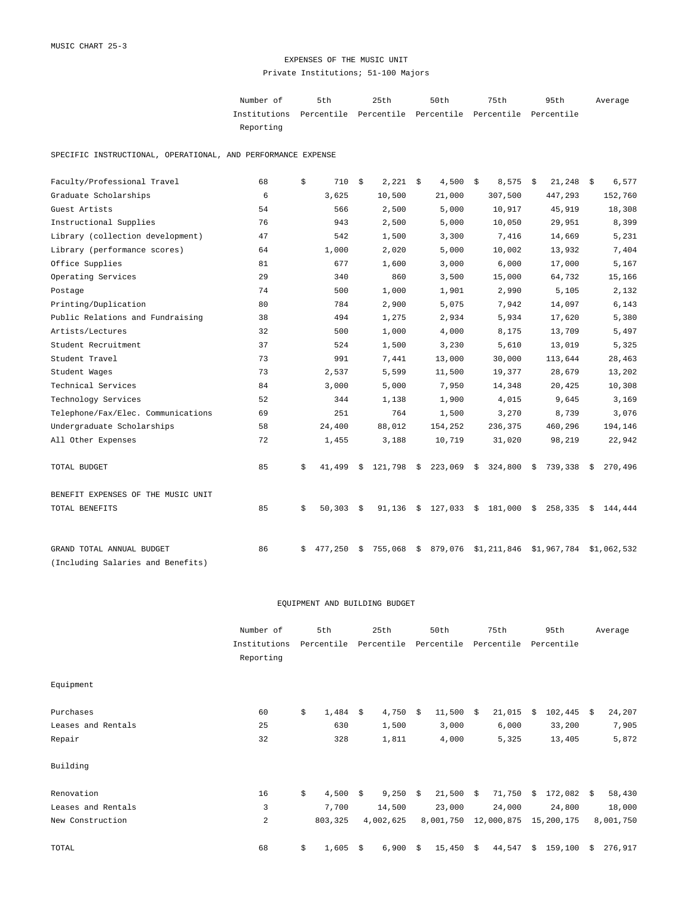MUSIC CHART 25-3

# EXPENSES OF THE MUSIC UNIT

Private Institutions; 51-100 Majors

| | Number of Institutions Reporting | 5th Percentile | 25th Percentile | 50th Percentile | 75th Percentile | 95th Percentile | Average |
|---|---|---|---|---|---|---|---|
| **SPECIFIC INSTRUCTIONAL, OPERATIONAL, AND PERFORMANCE EXPENSE** | | | | | | | |
| Faculty/Professional Travel | 68 | $ 710 | $ 2,221 | $ 4,500 | $ 8,575 | $ 21,248 | $ 6,577 |
| Graduate Scholarships | 6 | 3,625 | 10,500 | 21,000 | 307,500 | 447,293 | 152,760 |
| Guest Artists | 54 | 566 | 2,500 | 5,000 | 10,917 | 45,919 | 18,308 |
| Instructional Supplies | 76 | 943 | 2,500 | 5,000 | 10,050 | 29,951 | 8,399 |
| Library (collection development) | 47 | 542 | 1,500 | 3,300 | 7,416 | 14,669 | 5,231 |
| Library (performance scores) | 64 | 1,000 | 2,020 | 5,000 | 10,002 | 13,932 | 7,404 |
| Office Supplies | 81 | 677 | 1,600 | 3,000 | 6,000 | 17,000 | 5,167 |
| Operating Services | 29 | 340 | 860 | 3,500 | 15,000 | 64,732 | 15,166 |
| Postage | 74 | 500 | 1,000 | 1,901 | 2,990 | 5,105 | 2,132 |
| Printing/Duplication | 80 | 784 | 2,900 | 5,075 | 7,942 | 14,097 | 6,143 |
| Public Relations and Fundraising | 38 | 494 | 1,275 | 2,934 | 5,934 | 17,620 | 5,380 |
| Artists/Lectures | 32 | 500 | 1,000 | 4,000 | 8,175 | 13,709 | 5,497 |
| Student Recruitment | 37 | 524 | 1,500 | 3,230 | 5,610 | 13,019 | 5,325 |
| Student Travel | 73 | 991 | 7,441 | 13,000 | 30,000 | 113,644 | 28,463 |
| Student Wages | 73 | 2,537 | 5,599 | 11,500 | 19,377 | 28,679 | 13,202 |
| Technical Services | 84 | 3,000 | 5,000 | 7,950 | 14,348 | 20,425 | 10,308 |
| Technology Services | 52 | 344 | 1,138 | 1,900 | 4,015 | 9,645 | 3,169 |
| Telephone/Fax/Elec. Communications | 69 | 251 | 764 | 1,500 | 3,270 | 8,739 | 3,076 |
| Undergraduate Scholarships | 58 | 24,400 | 88,012 | 154,252 | 236,375 | 460,296 | 194,146 |
| All Other Expenses | 72 | 1,455 | 3,188 | 10,719 | 31,020 | 98,219 | 22,942 |
| TOTAL BUDGET | 85 | $ 41,499 | $ 121,798 | $ 223,069 | $ 324,800 | $ 739,338 | $ 270,496 |
| **BENEFIT EXPENSES OF THE MUSIC UNIT** | | | | | | | |
| TOTAL BENEFITS | 85 | $ 50,303 | $ 91,136 | $ 127,033 | $ 181,000 | $ 258,335 | $ 144,444 |
| GRAND TOTAL ANNUAL BUDGET (Including Salaries and Benefits) | 86 | $ 477,250 | $ 755,068 | $ 879,076 | $1,211,846 | $1,967,784 | $1,062,532 |

## EQUIPMENT AND BUILDING BUDGET

| | Number of Institutions Reporting | 5th Percentile | 25th Percentile | 50th Percentile | 75th Percentile | 95th Percentile | Average |
|---|---|---|---|---|---|---|---|
| **Equipment** | | | | | | | |
| Purchases | 60 | $ 1,484 | $ 4,750 | $ 11,500 | $ 21,015 | $ 102,445 | $ 24,207 |
| Leases and Rentals | 25 | 630 | 1,500 | 3,000 | 6,000 | 33,200 | 7,905 |
| Repair | 32 | 328 | 1,811 | 4,000 | 5,325 | 13,405 | 5,872 |
| **Building** | | | | | | | |
| Renovation | 16 | $ 4,500 | $ 9,250 | $ 21,500 | $ 71,750 | $ 172,082 | $ 58,430 |
| Leases and Rentals | 3 | 7,700 | 14,500 | 23,000 | 24,000 | 24,800 | 18,000 |
| New Construction | 2 | 803,325 | 4,002,625 | 8,001,750 | 12,000,875 | 15,200,175 | 8,001,750 |
| TOTAL | 68 | $ 1,605 | $ 6,900 | $ 15,450 | $ 44,547 | $ 159,100 | $ 276,917 |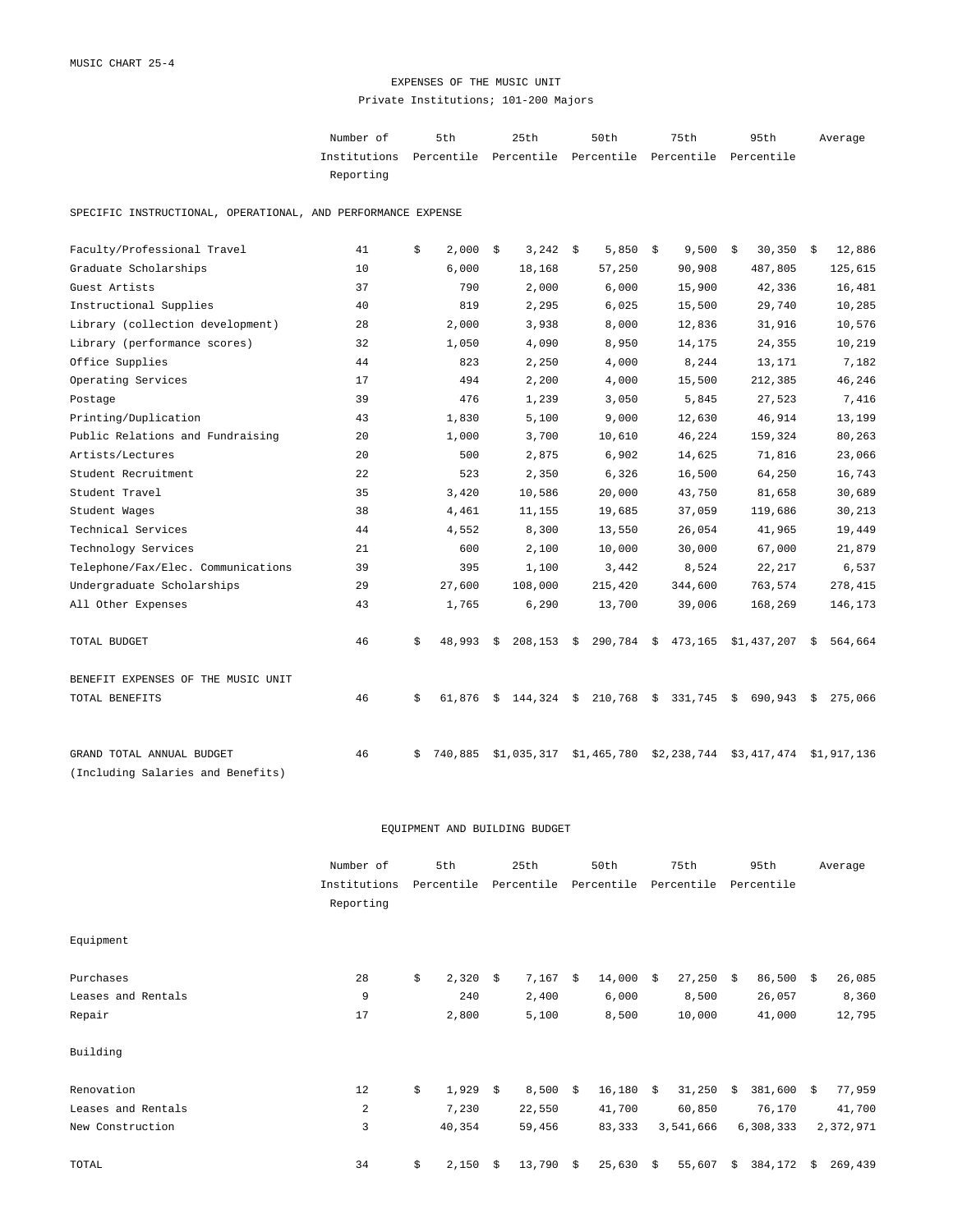MUSIC CHART 25-4

## EXPENSES OF THE MUSIC UNIT

Private Institutions; 101-200 Majors

| | Number of Institutions Reporting | 5th Percentile | 25th Percentile | 50th Percentile | 75th Percentile | 95th Percentile | Average |
|---|---|---|---|---|---|---|---|
| **SPECIFIC INSTRUCTIONAL, OPERATIONAL, AND PERFORMANCE EXPENSE** | | | | | | | |
| Faculty/Professional Travel | 41 | $ 2,000 | $ 3,242 | $ 5,850 | $ 9,500 | $ 30,350 | $ 12,886 |
| Graduate Scholarships | 10 | 6,000 | 18,168 | 57,250 | 90,908 | 487,805 | 125,615 |
| Guest Artists | 37 | 790 | 2,000 | 6,000 | 15,900 | 42,336 | 16,481 |
| Instructional Supplies | 40 | 819 | 2,295 | 6,025 | 15,500 | 29,740 | 10,285 |
| Library (collection development) | 28 | 2,000 | 3,938 | 8,000 | 12,836 | 31,916 | 10,576 |
| Library (performance scores) | 32 | 1,050 | 4,090 | 8,950 | 14,175 | 24,355 | 10,219 |
| Office Supplies | 44 | 823 | 2,250 | 4,000 | 8,244 | 13,171 | 7,182 |
| Operating Services | 17 | 494 | 2,200 | 4,000 | 15,500 | 212,385 | 46,246 |
| Postage | 39 | 476 | 1,239 | 3,050 | 5,845 | 27,523 | 7,416 |
| Printing/Duplication | 43 | 1,830 | 5,100 | 9,000 | 12,630 | 46,914 | 13,199 |
| Public Relations and Fundraising | 20 | 1,000 | 3,700 | 10,610 | 46,224 | 159,324 | 80,263 |
| Artists/Lectures | 20 | 500 | 2,875 | 6,902 | 14,625 | 71,816 | 23,066 |
| Student Recruitment | 22 | 523 | 2,350 | 6,326 | 16,500 | 64,250 | 16,743 |
| Student Travel | 35 | 3,420 | 10,586 | 20,000 | 43,750 | 81,658 | 30,689 |
| Student Wages | 38 | 4,461 | 11,155 | 19,685 | 37,059 | 119,686 | 30,213 |
| Technical Services | 44 | 4,552 | 8,300 | 13,550 | 26,054 | 41,965 | 19,449 |
| Technology Services | 21 | 600 | 2,100 | 10,000 | 30,000 | 67,000 | 21,879 |
| Telephone/Fax/Elec. Communications | 39 | 395 | 1,100 | 3,442 | 8,524 | 22,217 | 6,537 |
| Undergraduate Scholarships | 29 | 27,600 | 108,000 | 215,420 | 344,600 | 763,574 | 278,415 |
| All Other Expenses | 43 | 1,765 | 6,290 | 13,700 | 39,006 | 168,269 | 146,173 |
| TOTAL BUDGET | 46 | $ 48,993 | $ 208,153 | $ 290,784 | $ 473,165 | $1,437,207 | $ 564,664 |
| **BENEFIT EXPENSES OF THE MUSIC UNIT** | | | | | | | |
| TOTAL BENEFITS | 46 | $ 61,876 | $ 144,324 | $ 210,768 | $ 331,745 | $ 690,943 | $ 275,066 |
| GRAND TOTAL ANNUAL BUDGET (Including Salaries and Benefits) | 46 | $ 740,885 | $1,035,317 | $1,465,780 | $2,238,744 | $3,417,474 | $1,917,136 |

## EQUIPMENT AND BUILDING BUDGET

| | Number of Institutions Reporting | 5th Percentile | 25th Percentile | 50th Percentile | 75th Percentile | 95th Percentile | Average |
|---|---|---|---|---|---|---|---|
| **Equipment** | | | | | | | |
| Purchases | 28 | $ 2,320 | $ 7,167 | $ 14,000 | $ 27,250 | $ 86,500 | $ 26,085 |
| Leases and Rentals | 9 | 240 | 2,400 | 6,000 | 8,500 | 26,057 | 8,360 |
| Repair | 17 | 2,800 | 5,100 | 8,500 | 10,000 | 41,000 | 12,795 |
| **Building** | | | | | | | |
| Renovation | 12 | $ 1,929 | $ 8,500 | $ 16,180 | $ 31,250 | $ 381,600 | $ 77,959 |
| Leases and Rentals | 2 | 7,230 | 22,550 | 41,700 | 60,850 | 76,170 | 41,700 |
| New Construction | 3 | 40,354 | 59,456 | 83,333 | 3,541,666 | 6,308,333 | 2,372,971 |
| TOTAL | 34 | $ 2,150 | $ 13,790 | $ 25,630 | $ 55,607 | $ 384,172 | $ 269,439 |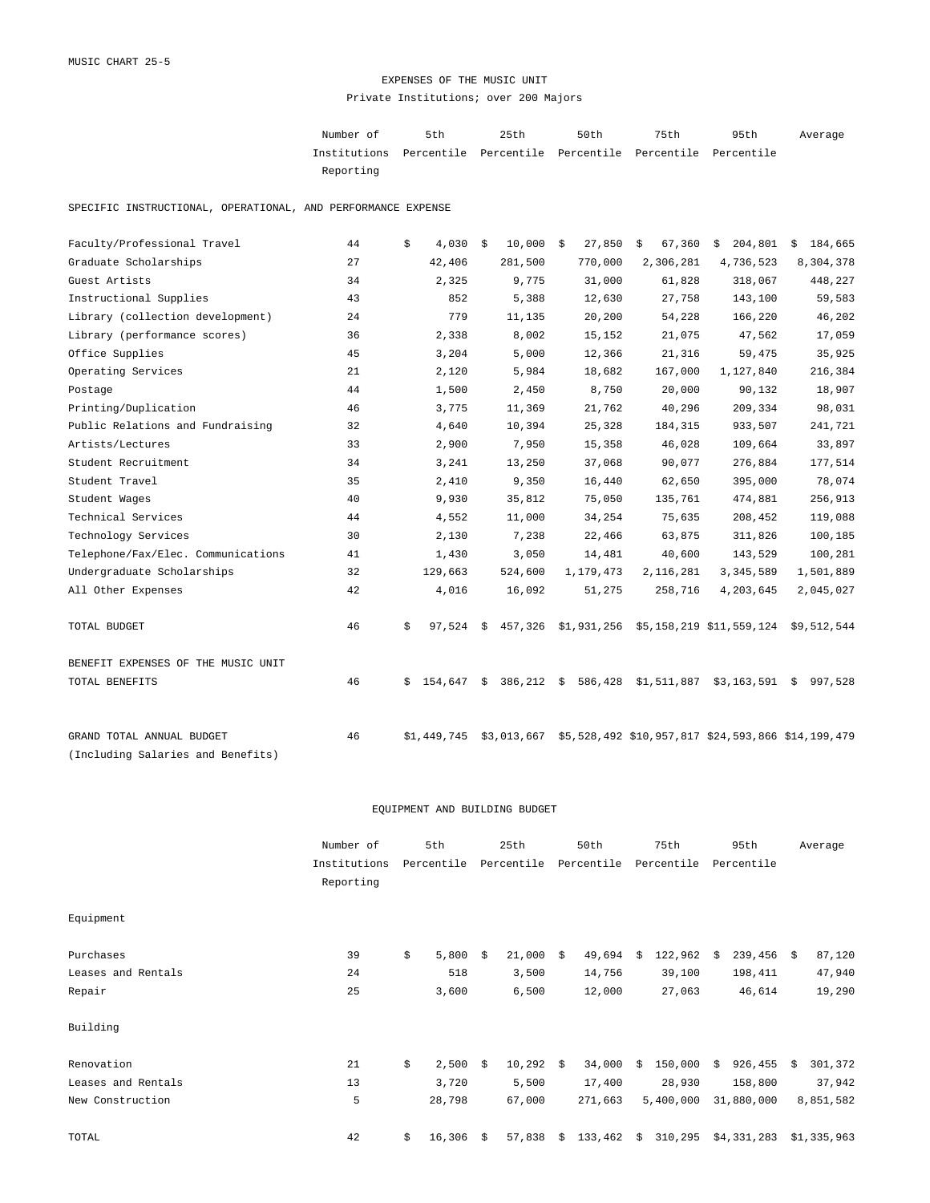MUSIC CHART 25-5

## EXPENSES OF THE MUSIC UNIT

Private Institutions; over 200 Majors

| | Number of Institutions Reporting | 5th Percentile | 25th Percentile | 50th Percentile | 75th Percentile | 95th Percentile | Average |
|---|---|---|---|---|---|---|---|
| **SPECIFIC INSTRUCTIONAL, OPERATIONAL, AND PERFORMANCE EXPENSE** | | | | | | | |
| Faculty/Professional Travel | 44 | $ 4,030 | $ 10,000 | $ 27,850 | $ 67,360 | $ 204,801 | $ 184,665 |
| Graduate Scholarships | 27 | 42,406 | 281,500 | 770,000 | 2,306,281 | 4,736,523 | 8,304,378 |
| Guest Artists | 34 | 2,325 | 9,775 | 31,000 | 61,828 | 318,067 | 448,227 |
| Instructional Supplies | 43 | 852 | 5,388 | 12,630 | 27,758 | 143,100 | 59,583 |
| Library (collection development) | 24 | 779 | 11,135 | 20,200 | 54,228 | 166,220 | 46,202 |
| Library (performance scores) | 36 | 2,338 | 8,002 | 15,152 | 21,075 | 47,562 | 17,059 |
| Office Supplies | 45 | 3,204 | 5,000 | 12,366 | 21,316 | 59,475 | 35,925 |
| Operating Services | 21 | 2,120 | 5,984 | 18,682 | 167,000 | 1,127,840 | 216,384 |
| Postage | 44 | 1,500 | 2,450 | 8,750 | 20,000 | 90,132 | 18,907 |
| Printing/Duplication | 46 | 3,775 | 11,369 | 21,762 | 40,296 | 209,334 | 98,031 |
| Public Relations and Fundraising | 32 | 4,640 | 10,394 | 25,328 | 184,315 | 933,507 | 241,721 |
| Artists/Lectures | 33 | 2,900 | 7,950 | 15,358 | 46,028 | 109,664 | 33,897 |
| Student Recruitment | 34 | 3,241 | 13,250 | 37,068 | 90,077 | 276,884 | 177,514 |
| Student Travel | 35 | 2,410 | 9,350 | 16,440 | 62,650 | 395,000 | 78,074 |
| Student Wages | 40 | 9,930 | 35,812 | 75,050 | 135,761 | 474,881 | 256,913 |
| Technical Services | 44 | 4,552 | 11,000 | 34,254 | 75,635 | 208,452 | 119,088 |
| Technology Services | 30 | 2,130 | 7,238 | 22,466 | 63,875 | 311,826 | 100,185 |
| Telephone/Fax/Elec. Communications | 41 | 1,430 | 3,050 | 14,481 | 40,600 | 143,529 | 100,281 |
| Undergraduate Scholarships | 32 | 129,663 | 524,600 | 1,179,473 | 2,116,281 | 3,345,589 | 1,501,889 |
| All Other Expenses | 42 | 4,016 | 16,092 | 51,275 | 258,716 | 4,203,645 | 2,045,027 |
| TOTAL BUDGET | 46 | $ 97,524 | $ 457,326 | $1,931,256 | $5,158,219 | $11,559,124 | $9,512,544 |
| **BENEFIT EXPENSES OF THE MUSIC UNIT** | | | | | | | |
| TOTAL BENEFITS | 46 | $ 154,647 | $ 386,212 | $ 586,428 | $1,511,887 | $3,163,591 | $ 997,528 |
| GRAND TOTAL ANNUAL BUDGET (Including Salaries and Benefits) | 46 | $1,449,745 | $3,013,667 | $5,528,492 | $10,957,817 | $24,593,866 | $14,199,479 |

## EQUIPMENT AND BUILDING BUDGET

| | Number of Institutions Reporting | 5th Percentile | 25th Percentile | 50th Percentile | 75th Percentile | 95th Percentile | Average |
|---|---|---|---|---|---|---|---|
| **Equipment** | | | | | | | |
| Purchases | 39 | $ 5,800 | $ 21,000 | $ 49,694 | $ 122,962 | $ 239,456 | $ 87,120 |
| Leases and Rentals | 24 | 518 | 3,500 | 14,756 | 39,100 | 198,411 | 47,940 |
| Repair | 25 | 3,600 | 6,500 | 12,000 | 27,063 | 46,614 | 19,290 |
| **Building** | | | | | | | |
| Renovation | 21 | $ 2,500 | $ 10,292 | $ 34,000 | $ 150,000 | $ 926,455 | $ 301,372 |
| Leases and Rentals | 13 | 3,720 | 5,500 | 17,400 | 28,930 | 158,800 | 37,942 |
| New Construction | 5 | 28,798 | 67,000 | 271,663 | 5,400,000 | 31,880,000 | 8,851,582 |
| TOTAL | 42 | $ 16,306 | $ 57,838 | $ 133,462 | $ 310,295 | $4,331,283 | $1,335,963 |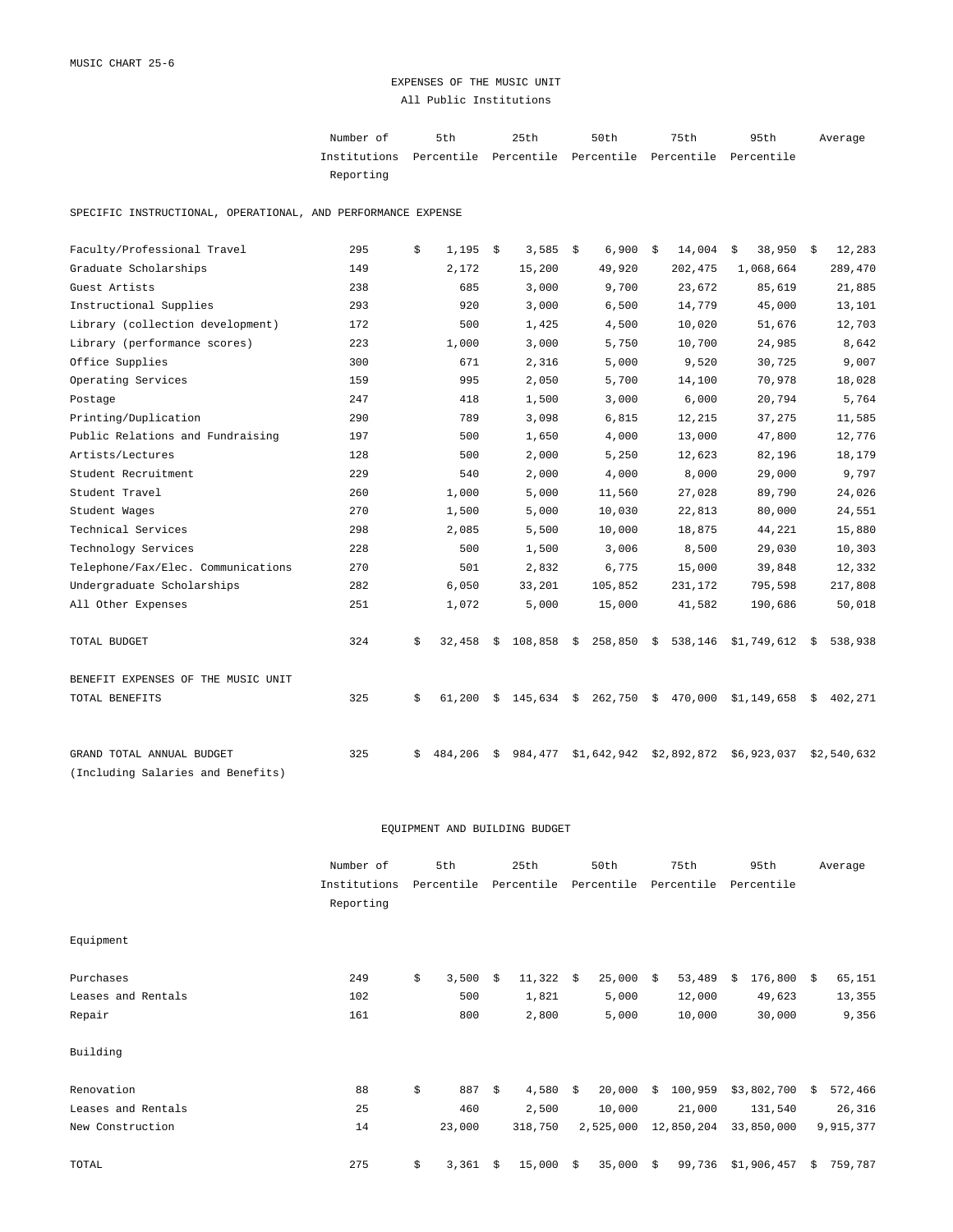MUSIC CHART 25-6

# EXPENSES OF THE MUSIC UNIT

All Public Institutions

| | Number of Institutions Reporting | 5th Percentile | 25th Percentile | 50th Percentile | 75th Percentile | 95th Percentile | Average |
|---|---|---|---|---|---|---|---|
| **SPECIFIC INSTRUCTIONAL, OPERATIONAL, AND PERFORMANCE EXPENSE** | | | | | | | |
| Faculty/Professional Travel | 295 | $ 1,195 | $ 3,585 | $ 6,900 | $ 14,004 | $ 38,950 | $ 12,283 |
| Graduate Scholarships | 149 | 2,172 | 15,200 | 49,920 | 202,475 | 1,068,664 | 289,470 |
| Guest Artists | 238 | 685 | 3,000 | 9,700 | 23,672 | 85,619 | 21,885 |
| Instructional Supplies | 293 | 920 | 3,000 | 6,500 | 14,779 | 45,000 | 13,101 |
| Library (collection development) | 172 | 500 | 1,425 | 4,500 | 10,020 | 51,676 | 12,703 |
| Library (performance scores) | 223 | 1,000 | 3,000 | 5,750 | 10,700 | 24,985 | 8,642 |
| Office Supplies | 300 | 671 | 2,316 | 5,000 | 9,520 | 30,725 | 9,007 |
| Operating Services | 159 | 995 | 2,050 | 5,700 | 14,100 | 70,978 | 18,028 |
| Postage | 247 | 418 | 1,500 | 3,000 | 6,000 | 20,794 | 5,764 |
| Printing/Duplication | 290 | 789 | 3,098 | 6,815 | 12,215 | 37,275 | 11,585 |
| Public Relations and Fundraising | 197 | 500 | 1,650 | 4,000 | 13,000 | 47,800 | 12,776 |
| Artists/Lectures | 128 | 500 | 2,000 | 5,250 | 12,623 | 82,196 | 18,179 |
| Student Recruitment | 229 | 540 | 2,000 | 4,000 | 8,000 | 29,000 | 9,797 |
| Student Travel | 260 | 1,000 | 5,000 | 11,560 | 27,028 | 89,790 | 24,026 |
| Student Wages | 270 | 1,500 | 5,000 | 10,030 | 22,813 | 80,000 | 24,551 |
| Technical Services | 298 | 2,085 | 5,500 | 10,000 | 18,875 | 44,221 | 15,880 |
| Technology Services | 228 | 500 | 1,500 | 3,006 | 8,500 | 29,030 | 10,303 |
| Telephone/Fax/Elec. Communications | 270 | 501 | 2,832 | 6,775 | 15,000 | 39,848 | 12,332 |
| Undergraduate Scholarships | 282 | 6,050 | 33,201 | 105,852 | 231,172 | 795,598 | 217,808 |
| All Other Expenses | 251 | 1,072 | 5,000 | 15,000 | 41,582 | 190,686 | 50,018 |
| TOTAL BUDGET | 324 | $ 32,458 | $ 108,858 | $ 258,850 | $ 538,146 | $1,749,612 | $ 538,938 |
| **BENEFIT EXPENSES OF THE MUSIC UNIT** | | | | | | | |
| TOTAL BENEFITS | 325 | $ 61,200 | $ 145,634 | $ 262,750 | $ 470,000 | $1,149,658 | $ 402,271 |
| GRAND TOTAL ANNUAL BUDGET (Including Salaries and Benefits) | 325 | $ 484,206 | $ 984,477 | $1,642,942 | $2,892,872 | $6,923,037 | $2,540,632 |

## EQUIPMENT AND BUILDING BUDGET

| | Number of Institutions Reporting | 5th Percentile | 25th Percentile | 50th Percentile | 75th Percentile | 95th Percentile | Average |
|---|---|---|---|---|---|---|---|
| **Equipment** | | | | | | | |
| Purchases | 249 | $ 3,500 | $ 11,322 | $ 25,000 | $ 53,489 | $ 176,800 | $ 65,151 |
| Leases and Rentals | 102 | 500 | 1,821 | 5,000 | 12,000 | 49,623 | 13,355 |
| Repair | 161 | 800 | 2,800 | 5,000 | 10,000 | 30,000 | 9,356 |
| **Building** | | | | | | | |
| Renovation | 88 | $ 887 | $ 4,580 | $ 20,000 | $ 100,959 | $3,802,700 | $ 572,466 |
| Leases and Rentals | 25 | 460 | 2,500 | 10,000 | 21,000 | 131,540 | 26,316 |
| New Construction | 14 | 23,000 | 318,750 | 2,525,000 | 12,850,204 | 33,850,000 | 9,915,377 |
| TOTAL | 275 | $ 3,361 | $ 15,000 | $ 35,000 | $ 99,736 | $1,906,457 | $ 759,787 |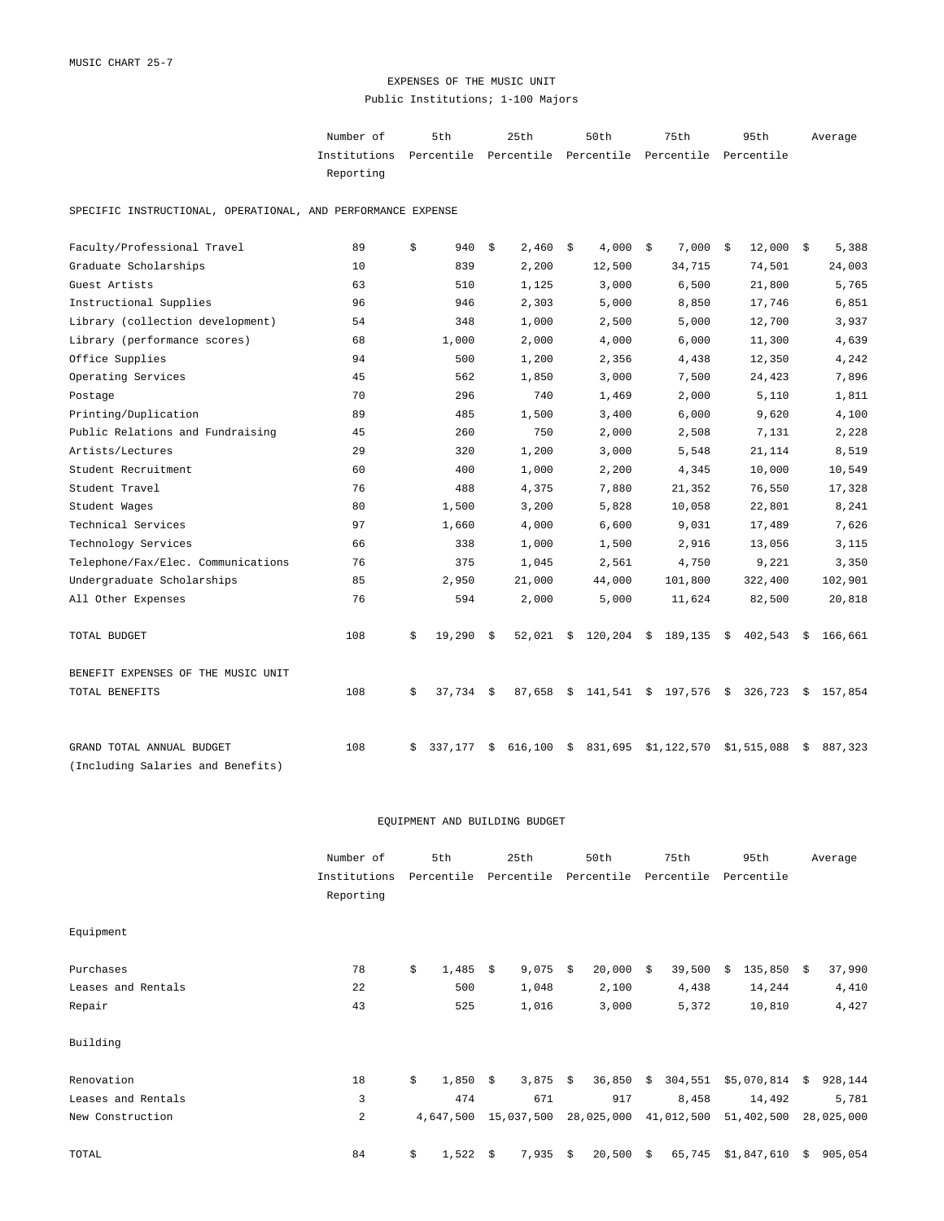MUSIC CHART 25-7

# EXPENSES OF THE MUSIC UNIT

## Public Institutions; 1-100 Majors

| | Number of Institutions Reporting | 5th Percentile | 25th Percentile | 50th Percentile | 75th Percentile | 95th Percentile | Average |
|---|---|---|---|---|---|---|---|
| **SPECIFIC INSTRUCTIONAL, OPERATIONAL, AND PERFORMANCE EXPENSE** | | | | | | | |
| Faculty/Professional Travel | 89 | $ 940 | $ 2,460 | $ 4,000 | $ 7,000 | $ 12,000 | $ 5,388 |
| Graduate Scholarships | 10 | 839 | 2,200 | 12,500 | 34,715 | 74,501 | 24,003 |
| Guest Artists | 63 | 510 | 1,125 | 3,000 | 6,500 | 21,800 | 5,765 |
| Instructional Supplies | 96 | 946 | 2,303 | 5,000 | 8,850 | 17,746 | 6,851 |
| Library (collection development) | 54 | 348 | 1,000 | 2,500 | 5,000 | 12,700 | 3,937 |
| Library (performance scores) | 68 | 1,000 | 2,000 | 4,000 | 6,000 | 11,300 | 4,639 |
| Office Supplies | 94 | 500 | 1,200 | 2,356 | 4,438 | 12,350 | 4,242 |
| Operating Services | 45 | 562 | 1,850 | 3,000 | 7,500 | 24,423 | 7,896 |
| Postage | 70 | 296 | 740 | 1,469 | 2,000 | 5,110 | 1,811 |
| Printing/Duplication | 89 | 485 | 1,500 | 3,400 | 6,000 | 9,620 | 4,100 |
| Public Relations and Fundraising | 45 | 260 | 750 | 2,000 | 2,508 | 7,131 | 2,228 |
| Artists/Lectures | 29 | 320 | 1,200 | 3,000 | 5,548 | 21,114 | 8,519 |
| Student Recruitment | 60 | 400 | 1,000 | 2,200 | 4,345 | 10,000 | 10,549 |
| Student Travel | 76 | 488 | 4,375 | 7,880 | 21,352 | 76,550 | 17,328 |
| Student Wages | 80 | 1,500 | 3,200 | 5,828 | 10,058 | 22,801 | 8,241 |
| Technical Services | 97 | 1,660 | 4,000 | 6,600 | 9,031 | 17,489 | 7,626 |
| Technology Services | 66 | 338 | 1,000 | 1,500 | 2,916 | 13,056 | 3,115 |
| Telephone/Fax/Elec. Communications | 76 | 375 | 1,045 | 2,561 | 4,750 | 9,221 | 3,350 |
| Undergraduate Scholarships | 85 | 2,950 | 21,000 | 44,000 | 101,800 | 322,400 | 102,901 |
| All Other Expenses | 76 | 594 | 2,000 | 5,000 | 11,624 | 82,500 | 20,818 |
| TOTAL BUDGET | 108 | $ 19,290 | $ 52,021 | $ 120,204 | $ 189,135 | $ 402,543 | $ 166,661 |
| **BENEFIT EXPENSES OF THE MUSIC UNIT** | | | | | | | |
| TOTAL BENEFITS | 108 | $ 37,734 | $ 87,658 | $ 141,541 | $ 197,576 | $ 326,723 | $ 157,854 |
| GRAND TOTAL ANNUAL BUDGET (Including Salaries and Benefits) | 108 | $ 337,177 | $ 616,100 | $ 831,695 | $1,122,570 | $1,515,088 | $ 887,323 |

## EQUIPMENT AND BUILDING BUDGET

| | Number of Institutions Reporting | 5th Percentile | 25th Percentile | 50th Percentile | 75th Percentile | 95th Percentile | Average |
|---|---|---|---|---|---|---|---|
| **Equipment** | | | | | | | |
| Purchases | 78 | $ 1,485 | $ 9,075 | $ 20,000 | $ 39,500 | $ 135,850 | $ 37,990 |
| Leases and Rentals | 22 | 500 | 1,048 | 2,100 | 4,438 | 14,244 | 4,410 |
| Repair | 43 | 525 | 1,016 | 3,000 | 5,372 | 10,810 | 4,427 |
| **Building** | | | | | | | |
| Renovation | 18 | $ 1,850 | $ 3,875 | $ 36,850 | $ 304,551 | $5,070,814 | $ 928,144 |
| Leases and Rentals | 3 | 474 | 671 | 917 | 8,458 | 14,492 | 5,781 |
| New Construction | 2 | 4,647,500 | 15,037,500 | 28,025,000 | 41,012,500 | 51,402,500 | 28,025,000 |
| TOTAL | 84 | $ 1,522 | $ 7,935 | $ 20,500 | $ 65,745 | $1,847,610 | $ 905,054 |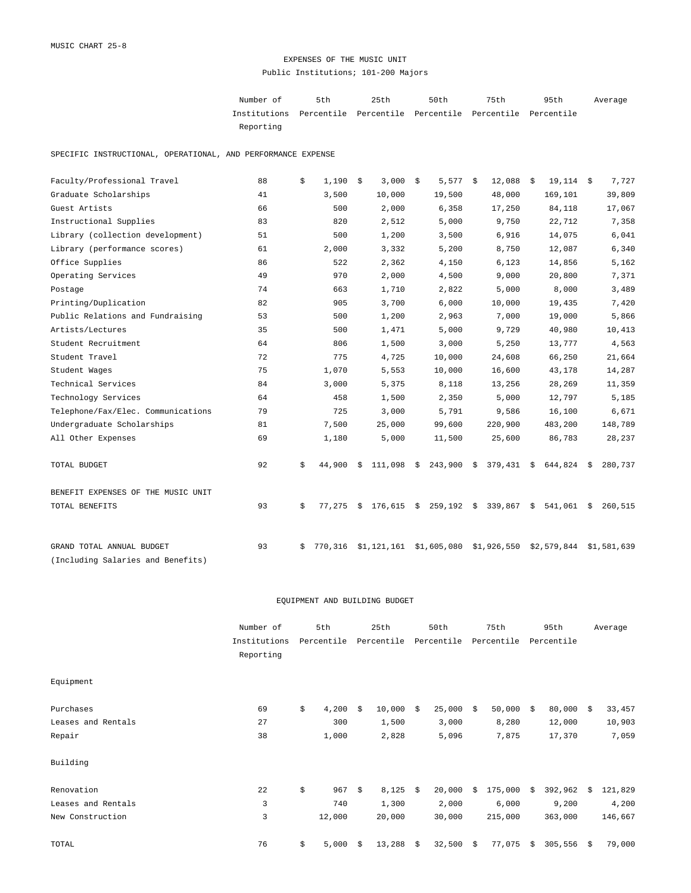MUSIC CHART 25-8

# EXPENSES OF THE MUSIC UNIT

Public Institutions; 101-200 Majors

| | Number of Institutions Reporting | 5th Percentile | 25th Percentile | 50th Percentile | 75th Percentile | 95th Percentile | Average |
|---|---|---|---|---|---|---|---|
| **SPECIFIC INSTRUCTIONAL, OPERATIONAL, AND PERFORMANCE EXPENSE** | | | | | | | |
| Faculty/Professional Travel | 88 | $ 1,190 | $ 3,000 | $ 5,577 | $ 12,088 | $ 19,114 | $ 7,727 |
| Graduate Scholarships | 41 | 3,500 | 10,000 | 19,500 | 48,000 | 169,101 | 39,809 |
| Guest Artists | 66 | 500 | 2,000 | 6,358 | 17,250 | 84,118 | 17,067 |
| Instructional Supplies | 83 | 820 | 2,512 | 5,000 | 9,750 | 22,712 | 7,358 |
| Library (collection development) | 51 | 500 | 1,200 | 3,500 | 6,916 | 14,075 | 6,041 |
| Library (performance scores) | 61 | 2,000 | 3,332 | 5,200 | 8,750 | 12,087 | 6,340 |
| Office Supplies | 86 | 522 | 2,362 | 4,150 | 6,123 | 14,856 | 5,162 |
| Operating Services | 49 | 970 | 2,000 | 4,500 | 9,000 | 20,800 | 7,371 |
| Postage | 74 | 663 | 1,710 | 2,822 | 5,000 | 8,000 | 3,489 |
| Printing/Duplication | 82 | 905 | 3,700 | 6,000 | 10,000 | 19,435 | 7,420 |
| Public Relations and Fundraising | 53 | 500 | 1,200 | 2,963 | 7,000 | 19,000 | 5,866 |
| Artists/Lectures | 35 | 500 | 1,471 | 5,000 | 9,729 | 40,980 | 10,413 |
| Student Recruitment | 64 | 806 | 1,500 | 3,000 | 5,250 | 13,777 | 4,563 |
| Student Travel | 72 | 775 | 4,725 | 10,000 | 24,608 | 66,250 | 21,664 |
| Student Wages | 75 | 1,070 | 5,553 | 10,000 | 16,600 | 43,178 | 14,287 |
| Technical Services | 84 | 3,000 | 5,375 | 8,118 | 13,256 | 28,269 | 11,359 |
| Technology Services | 64 | 458 | 1,500 | 2,350 | 5,000 | 12,797 | 5,185 |
| Telephone/Fax/Elec. Communications | 79 | 725 | 3,000 | 5,791 | 9,586 | 16,100 | 6,671 |
| Undergraduate Scholarships | 81 | 7,500 | 25,000 | 99,600 | 220,900 | 483,200 | 148,789 |
| All Other Expenses | 69 | 1,180 | 5,000 | 11,500 | 25,600 | 86,783 | 28,237 |
| TOTAL BUDGET | 92 | $ 44,900 | $ 111,098 | $ 243,900 | $ 379,431 | $ 644,824 | $ 280,737 |
| **BENEFIT EXPENSES OF THE MUSIC UNIT** | | | | | | | |
| TOTAL BENEFITS | 93 | $ 77,275 | $ 176,615 | $ 259,192 | $ 339,867 | $ 541,061 | $ 260,515 |
| GRAND TOTAL ANNUAL BUDGET (Including Salaries and Benefits) | 93 | $ 770,316 | $1,121,161 | $1,605,080 | $1,926,550 | $2,579,844 | $1,581,639 |

## EQUIPMENT AND BUILDING BUDGET

| | Number of Institutions Reporting | 5th Percentile | 25th Percentile | 50th Percentile | 75th Percentile | 95th Percentile | Average |
|---|---|---|---|---|---|---|---|
| **Equipment** | | | | | | | |
| Purchases | 69 | $ 4,200 | $ 10,000 | $ 25,000 | $ 50,000 | $ 80,000 | $ 33,457 |
| Leases and Rentals | 27 | 300 | 1,500 | 3,000 | 8,280 | 12,000 | 10,903 |
| Repair | 38 | 1,000 | 2,828 | 5,096 | 7,875 | 17,370 | 7,059 |
| **Building** | | | | | | | |
| Renovation | 22 | $ 967 | $ 8,125 | $ 20,000 | $ 175,000 | $ 392,962 | $ 121,829 |
| Leases and Rentals | 3 | 740 | 1,300 | 2,000 | 6,000 | 9,200 | 4,200 |
| New Construction | 3 | 12,000 | 20,000 | 30,000 | 215,000 | 363,000 | 146,667 |
| TOTAL | 76 | $ 5,000 | $ 13,288 | $ 32,500 | $ 77,075 | $ 305,556 | $ 79,000 |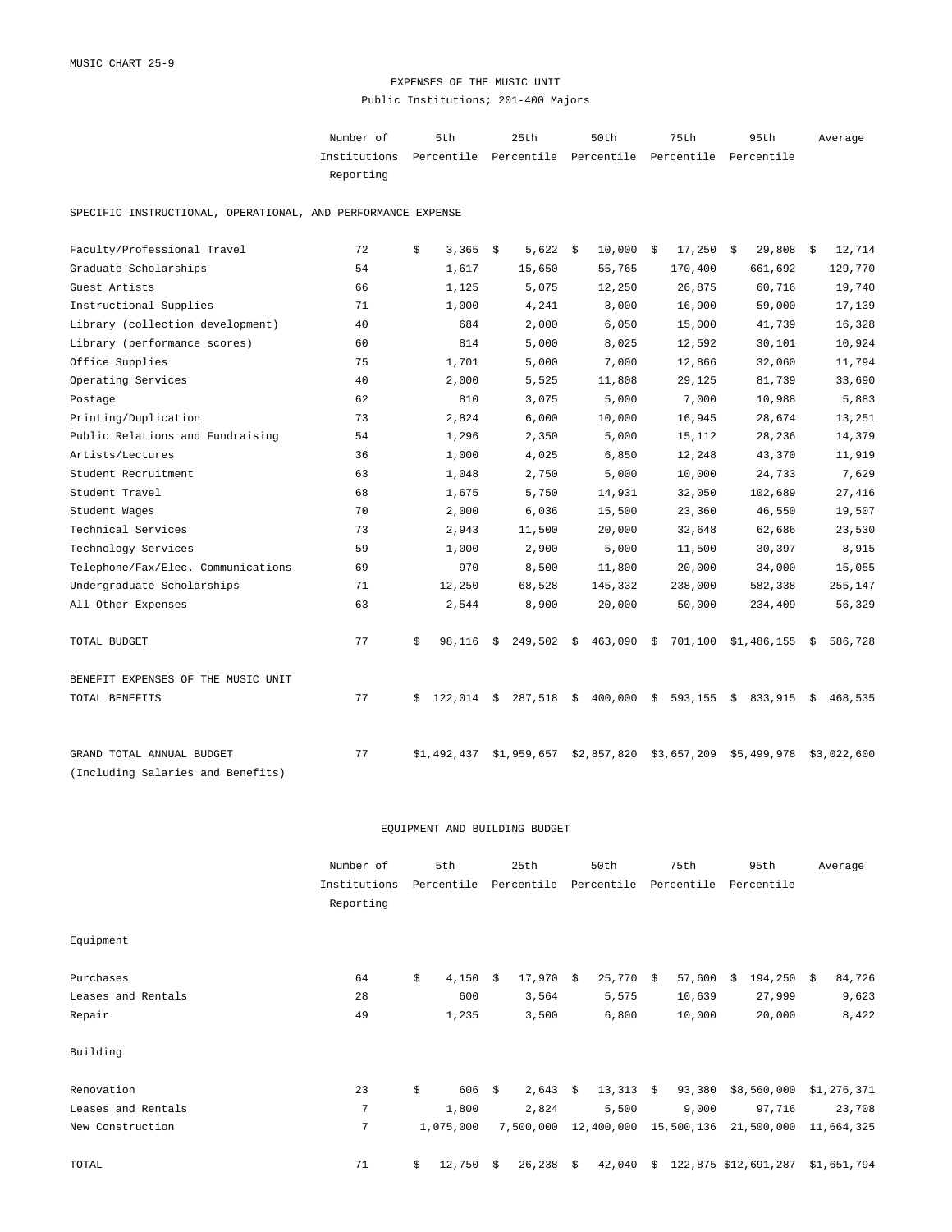MUSIC CHART 25-9

# EXPENSES OF THE MUSIC UNIT

## Public Institutions; 201-400 Majors

| | Number of Institutions Reporting | 5th Percentile | 25th Percentile | 50th Percentile | 75th Percentile | 95th Percentile | Average |
|---|---|---|---|---|---|---|---|
| **SPECIFIC INSTRUCTIONAL, OPERATIONAL, AND PERFORMANCE EXPENSE** | | | | | | | |
| Faculty/Professional Travel | 72 | $ 3,365 | $ 5,622 | $ 10,000 | $ 17,250 | $ 29,808 | $ 12,714 |
| Graduate Scholarships | 54 | 1,617 | 15,650 | 55,765 | 170,400 | 661,692 | 129,770 |
| Guest Artists | 66 | 1,125 | 5,075 | 12,250 | 26,875 | 60,716 | 19,740 |
| Instructional Supplies | 71 | 1,000 | 4,241 | 8,000 | 16,900 | 59,000 | 17,139 |
| Library (collection development) | 40 | 684 | 2,000 | 6,050 | 15,000 | 41,739 | 16,328 |
| Library (performance scores) | 60 | 814 | 5,000 | 8,025 | 12,592 | 30,101 | 10,924 |
| Office Supplies | 75 | 1,701 | 5,000 | 7,000 | 12,866 | 32,060 | 11,794 |
| Operating Services | 40 | 2,000 | 5,525 | 11,808 | 29,125 | 81,739 | 33,690 |
| Postage | 62 | 810 | 3,075 | 5,000 | 7,000 | 10,988 | 5,883 |
| Printing/Duplication | 73 | 2,824 | 6,000 | 10,000 | 16,945 | 28,674 | 13,251 |
| Public Relations and Fundraising | 54 | 1,296 | 2,350 | 5,000 | 15,112 | 28,236 | 14,379 |
| Artists/Lectures | 36 | 1,000 | 4,025 | 6,850 | 12,248 | 43,370 | 11,919 |
| Student Recruitment | 63 | 1,048 | 2,750 | 5,000 | 10,000 | 24,733 | 7,629 |
| Student Travel | 68 | 1,675 | 5,750 | 14,931 | 32,050 | 102,689 | 27,416 |
| Student Wages | 70 | 2,000 | 6,036 | 15,500 | 23,360 | 46,550 | 19,507 |
| Technical Services | 73 | 2,943 | 11,500 | 20,000 | 32,648 | 62,686 | 23,530 |
| Technology Services | 59 | 1,000 | 2,900 | 5,000 | 11,500 | 30,397 | 8,915 |
| Telephone/Fax/Elec. Communications | 69 | 970 | 8,500 | 11,800 | 20,000 | 34,000 | 15,055 |
| Undergraduate Scholarships | 71 | 12,250 | 68,528 | 145,332 | 238,000 | 582,338 | 255,147 |
| All Other Expenses | 63 | 2,544 | 8,900 | 20,000 | 50,000 | 234,409 | 56,329 |
| TOTAL BUDGET | 77 | $ 98,116 | $ 249,502 | $ 463,090 | $ 701,100 | $1,486,155 | $ 586,728 |
| **BENEFIT EXPENSES OF THE MUSIC UNIT** | | | | | | | |
| TOTAL BENEFITS | 77 | $ 122,014 | $ 287,518 | $ 400,000 | $ 593,155 | $ 833,915 | $ 468,535 |
| GRAND TOTAL ANNUAL BUDGET (Including Salaries and Benefits) | 77 | $1,492,437 | $1,959,657 | $2,857,820 | $3,657,209 | $5,499,978 | $3,022,600 |

## EQUIPMENT AND BUILDING BUDGET

| | Number of Institutions Reporting | 5th Percentile | 25th Percentile | 50th Percentile | 75th Percentile | 95th Percentile | Average |
|---|---|---|---|---|---|---|---|
| **Equipment** | | | | | | | |
| Purchases | 64 | $ 4,150 | $ 17,970 | $ 25,770 | $ 57,600 | $ 194,250 | $ 84,726 |
| Leases and Rentals | 28 | 600 | 3,564 | 5,575 | 10,639 | 27,999 | 9,623 |
| Repair | 49 | 1,235 | 3,500 | 6,800 | 10,000 | 20,000 | 8,422 |
| **Building** | | | | | | | |
| Renovation | 23 | $ 606 | $ 2,643 | $ 13,313 | $ 93,380 | $8,560,000 | $1,276,371 |
| Leases and Rentals | 7 | 1,800 | 2,824 | 5,500 | 9,000 | 97,716 | 23,708 |
| New Construction | 7 | 1,075,000 | 7,500,000 | 12,400,000 | 15,500,136 | 21,500,000 | 11,664,325 |
| TOTAL | 71 | $ 12,750 | $ 26,238 | $ 42,040 | $ 122,875 | $12,691,287 | $1,651,794 |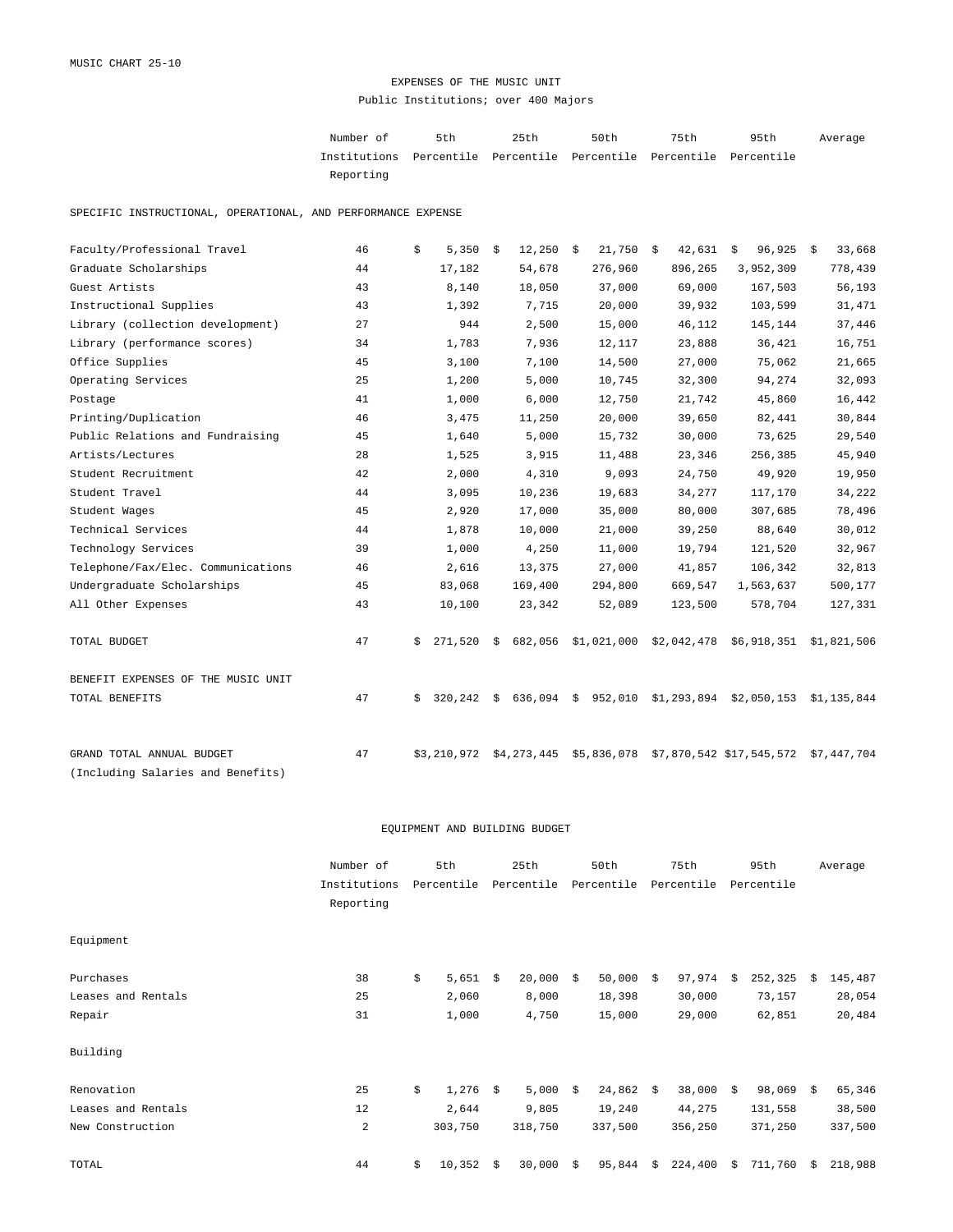MUSIC CHART 25-10

# EXPENSES OF THE MUSIC UNIT

Public Institutions; over 400 Majors

| | Number of Institutions Reporting | 5th Percentile | 25th Percentile | 50th Percentile | 75th Percentile | 95th Percentile | Average |
|---|---|---|---|---|---|---|---|
| **SPECIFIC INSTRUCTIONAL, OPERATIONAL, AND PERFORMANCE EXPENSE** | | | | | | | |
| Faculty/Professional Travel | 46 | $ 5,350 | $ 12,250 | $ 21,750 | $ 42,631 | $ 96,925 | $ 33,668 |
| Graduate Scholarships | 44 | 17,182 | 54,678 | 276,960 | 896,265 | 3,952,309 | 778,439 |
| Guest Artists | 43 | 8,140 | 18,050 | 37,000 | 69,000 | 167,503 | 56,193 |
| Instructional Supplies | 43 | 1,392 | 7,715 | 20,000 | 39,932 | 103,599 | 31,471 |
| Library (collection development) | 27 | 944 | 2,500 | 15,000 | 46,112 | 145,144 | 37,446 |
| Library (performance scores) | 34 | 1,783 | 7,936 | 12,117 | 23,888 | 36,421 | 16,751 |
| Office Supplies | 45 | 3,100 | 7,100 | 14,500 | 27,000 | 75,062 | 21,665 |
| Operating Services | 25 | 1,200 | 5,000 | 10,745 | 32,300 | 94,274 | 32,093 |
| Postage | 41 | 1,000 | 6,000 | 12,750 | 21,742 | 45,860 | 16,442 |
| Printing/Duplication | 46 | 3,475 | 11,250 | 20,000 | 39,650 | 82,441 | 30,844 |
| Public Relations and Fundraising | 45 | 1,640 | 5,000 | 15,732 | 30,000 | 73,625 | 29,540 |
| Artists/Lectures | 28 | 1,525 | 3,915 | 11,488 | 23,346 | 256,385 | 45,940 |
| Student Recruitment | 42 | 2,000 | 4,310 | 9,093 | 24,750 | 49,920 | 19,950 |
| Student Travel | 44 | 3,095 | 10,236 | 19,683 | 34,277 | 117,170 | 34,222 |
| Student Wages | 45 | 2,920 | 17,000 | 35,000 | 80,000 | 307,685 | 78,496 |
| Technical Services | 44 | 1,878 | 10,000 | 21,000 | 39,250 | 88,640 | 30,012 |
| Technology Services | 39 | 1,000 | 4,250 | 11,000 | 19,794 | 121,520 | 32,967 |
| Telephone/Fax/Elec. Communications | 46 | 2,616 | 13,375 | 27,000 | 41,857 | 106,342 | 32,813 |
| Undergraduate Scholarships | 45 | 83,068 | 169,400 | 294,800 | 669,547 | 1,563,637 | 500,177 |
| All Other Expenses | 43 | 10,100 | 23,342 | 52,089 | 123,500 | 578,704 | 127,331 |
| TOTAL BUDGET | 47 | $ 271,520 | $ 682,056 | $1,021,000 | $2,042,478 | $6,918,351 | $1,821,506 |
| **BENEFIT EXPENSES OF THE MUSIC UNIT** | | | | | | | |
| TOTAL BENEFITS | 47 | $ 320,242 | $ 636,094 | $ 952,010 | $1,293,894 | $2,050,153 | $1,135,844 |
| GRAND TOTAL ANNUAL BUDGET (Including Salaries and Benefits) | 47 | $3,210,972 | $4,273,445 | $5,836,078 | $7,870,542 | $17,545,572 | $7,447,704 |

## EQUIPMENT AND BUILDING BUDGET

| | Number of Institutions Reporting | 5th Percentile | 25th Percentile | 50th Percentile | 75th Percentile | 95th Percentile | Average |
|---|---|---|---|---|---|---|---|
| **Equipment** | | | | | | | |
| Purchases | 38 | $ 5,651 | $ 20,000 | $ 50,000 | $ 97,974 | $ 252,325 | $ 145,487 |
| Leases and Rentals | 25 | 2,060 | 8,000 | 18,398 | 30,000 | 73,157 | 28,054 |
| Repair | 31 | 1,000 | 4,750 | 15,000 | 29,000 | 62,851 | 20,484 |
| **Building** | | | | | | | |
| Renovation | 25 | $ 1,276 | $ 5,000 | $ 24,862 | $ 38,000 | $ 98,069 | $ 65,346 |
| Leases and Rentals | 12 | 2,644 | 9,805 | 19,240 | 44,275 | 131,558 | 38,500 |
| New Construction | 2 | 303,750 | 318,750 | 337,500 | 356,250 | 371,250 | 337,500 |
| TOTAL | 44 | $ 10,352 | $ 30,000 | $ 95,844 | $ 224,400 | $ 711,760 | $ 218,988 |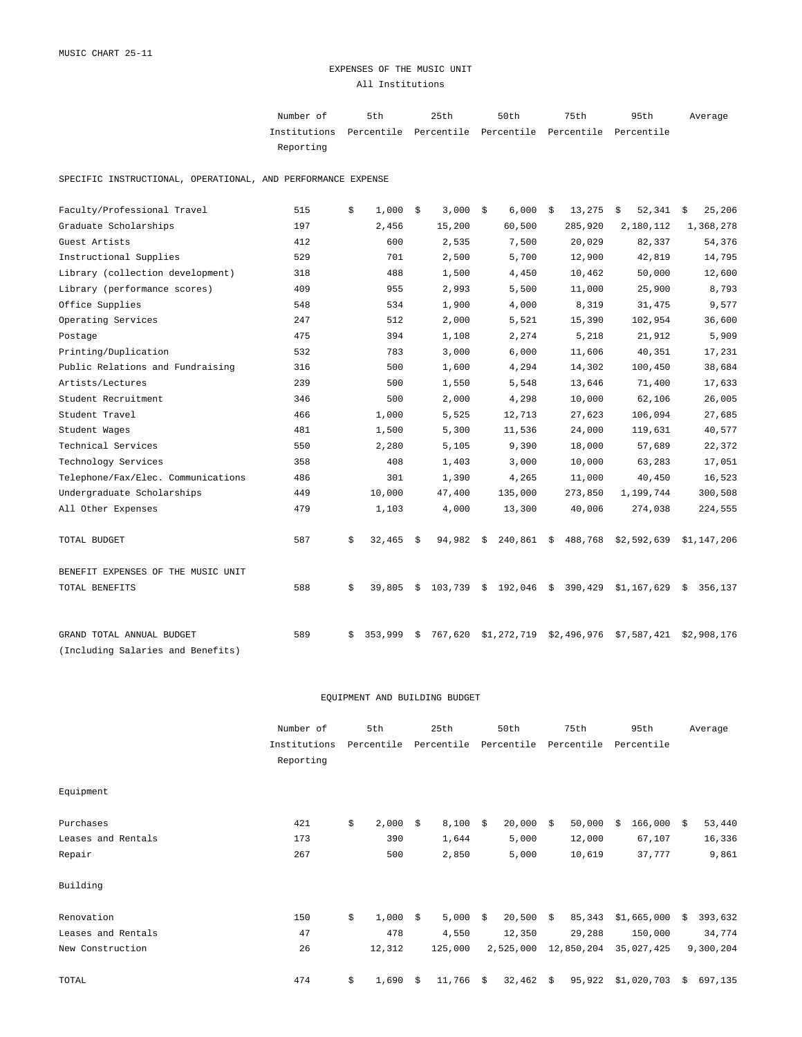MUSIC CHART 25-11

# EXPENSES OF THE MUSIC UNIT

All Institutions

| | Number of Institutions Reporting | 5th Percentile | 25th Percentile | 50th Percentile | 75th Percentile | 95th Percentile | Average |
|---|---|---|---|---|---|---|---|
| **SPECIFIC INSTRUCTIONAL, OPERATIONAL, AND PERFORMANCE EXPENSE** | | | | | | | |
| Faculty/Professional Travel | 515 | $ 1,000 | $ 3,000 | $ 6,000 | $ 13,275 | $ 52,341 | $ 25,206 |
| Graduate Scholarships | 197 | 2,456 | 15,200 | 60,500 | 285,920 | 2,180,112 | 1,368,278 |
| Guest Artists | 412 | 600 | 2,535 | 7,500 | 20,029 | 82,337 | 54,376 |
| Instructional Supplies | 529 | 701 | 2,500 | 5,700 | 12,900 | 42,819 | 14,795 |
| Library (collection development) | 318 | 488 | 1,500 | 4,450 | 10,462 | 50,000 | 12,600 |
| Library (performance scores) | 409 | 955 | 2,993 | 5,500 | 11,000 | 25,900 | 8,793 |
| Office Supplies | 548 | 534 | 1,900 | 4,000 | 8,319 | 31,475 | 9,577 |
| Operating Services | 247 | 512 | 2,000 | 5,521 | 15,390 | 102,954 | 36,600 |
| Postage | 475 | 394 | 1,108 | 2,274 | 5,218 | 21,912 | 5,909 |
| Printing/Duplication | 532 | 783 | 3,000 | 6,000 | 11,606 | 40,351 | 17,231 |
| Public Relations and Fundraising | 316 | 500 | 1,600 | 4,294 | 14,302 | 100,450 | 38,684 |
| Artists/Lectures | 239 | 500 | 1,550 | 5,548 | 13,646 | 71,400 | 17,633 |
| Student Recruitment | 346 | 500 | 2,000 | 4,298 | 10,000 | 62,106 | 26,005 |
| Student Travel | 466 | 1,000 | 5,525 | 12,713 | 27,623 | 106,094 | 27,685 |
| Student Wages | 481 | 1,500 | 5,300 | 11,536 | 24,000 | 119,631 | 40,577 |
| Technical Services | 550 | 2,280 | 5,105 | 9,390 | 18,000 | 57,689 | 22,372 |
| Technology Services | 358 | 408 | 1,403 | 3,000 | 10,000 | 63,283 | 17,051 |
| Telephone/Fax/Elec. Communications | 486 | 301 | 1,390 | 4,265 | 11,000 | 40,450 | 16,523 |
| Undergraduate Scholarships | 449 | 10,000 | 47,400 | 135,000 | 273,850 | 1,199,744 | 300,508 |
| All Other Expenses | 479 | 1,103 | 4,000 | 13,300 | 40,006 | 274,038 | 224,555 |
| TOTAL BUDGET | 587 | $ 32,465 | $ 94,982 | $ 240,861 | $ 488,768 | $2,592,639 | $1,147,206 |
| **BENEFIT EXPENSES OF THE MUSIC UNIT** | | | | | | | |
| TOTAL BENEFITS | 588 | $ 39,805 | $ 103,739 | $ 192,046 | $ 390,429 | $1,167,629 | $ 356,137 |
| GRAND TOTAL ANNUAL BUDGET (Including Salaries and Benefits) | 589 | $ 353,999 | $ 767,620 | $1,272,719 | $2,496,976 | $7,587,421 | $2,908,176 |

## EQUIPMENT AND BUILDING BUDGET

| | Number of Institutions Reporting | 5th Percentile | 25th Percentile | 50th Percentile | 75th Percentile | 95th Percentile | Average |
|---|---|---|---|---|---|---|---|
| **Equipment** | | | | | | | |
| Purchases | 421 | $ 2,000 | $ 8,100 | $ 20,000 | $ 50,000 | $ 166,000 | $ 53,440 |
| Leases and Rentals | 173 | 390 | 1,644 | 5,000 | 12,000 | 67,107 | 16,336 |
| Repair | 267 | 500 | 2,850 | 5,000 | 10,619 | 37,777 | 9,861 |
| **Building** | | | | | | | |
| Renovation | 150 | $ 1,000 | $ 5,000 | $ 20,500 | $ 85,343 | $1,665,000 | $ 393,632 |
| Leases and Rentals | 47 | 478 | 4,550 | 12,350 | 29,288 | 150,000 | 34,774 |
| New Construction | 26 | 12,312 | 125,000 | 2,525,000 | 12,850,204 | 35,027,425 | 9,300,204 |
| TOTAL | 474 | $ 1,690 | $ 11,766 | $ 32,462 | $ 95,922 | $1,020,703 | $ 697,135 |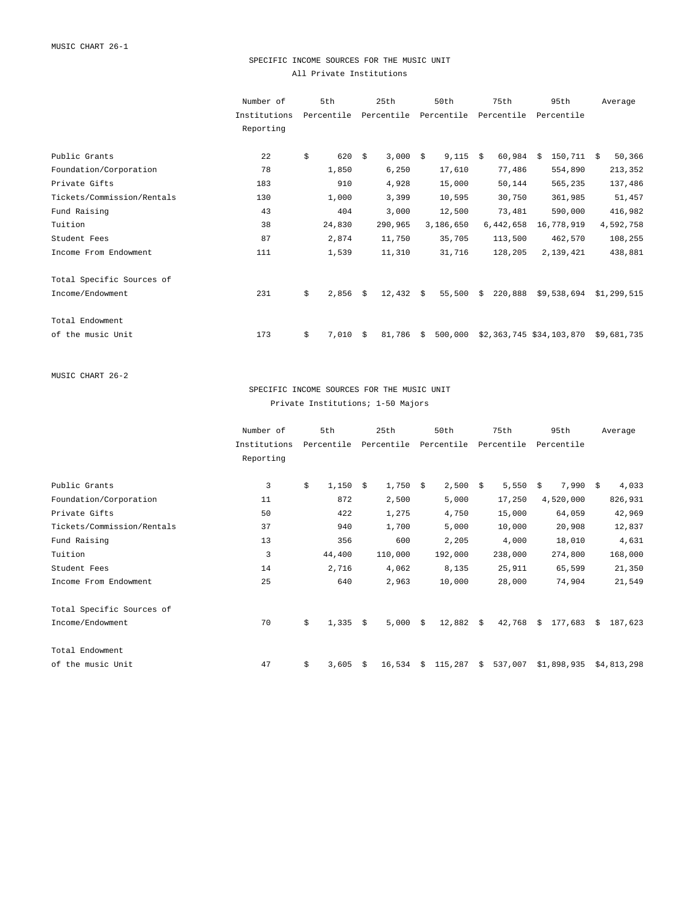MUSIC CHART 26-1

## SPECIFIC INCOME SOURCES FOR THE MUSIC UNIT

All Private Institutions

| | Number of Institutions Reporting | 5th Percentile | 25th Percentile | 50th Percentile | 75th Percentile | 95th Percentile | Average |
|---|---|---|---|---|---|---|---|
| Public Grants | 22 | $ 620 | $ 3,000 | $ 9,115 | $ 60,984 | $ 150,711 | $ 50,366 |
| Foundation/Corporation | 78 | 1,850 | 6,250 | 17,610 | 77,486 | 554,890 | 213,352 |
| Private Gifts | 183 | 910 | 4,928 | 15,000 | 50,144 | 565,235 | 137,486 |
| Tickets/Commission/Rentals | 130 | 1,000 | 3,399 | 10,595 | 30,750 | 361,985 | 51,457 |
| Fund Raising | 43 | 404 | 3,000 | 12,500 | 73,481 | 590,000 | 416,982 |
| Tuition | 38 | 24,830 | 290,965 | 3,186,650 | 6,442,658 | 16,778,919 | 4,592,758 |
| Student Fees | 87 | 2,874 | 11,750 | 35,705 | 113,500 | 462,570 | 108,255 |
| Income From Endowment | 111 | 1,539 | 11,310 | 31,716 | 128,205 | 2,139,421 | 438,881 |
| Total Specific Sources of Income/Endowment | 231 | $ 2,856 | $ 12,432 | $ 55,500 | $ 220,888 | $9,538,694 | $1,299,515 |
| Total Endowment of the music Unit | 173 | $ 7,010 | $ 81,786 | $ 500,000 | $2,363,745 | $34,103,870 | $9,681,735 |

MUSIC CHART 26-2

## SPECIFIC INCOME SOURCES FOR THE MUSIC UNIT

Private Institutions; 1-50 Majors

| | Number of Institutions Reporting | 5th Percentile | 25th Percentile | 50th Percentile | 75th Percentile | 95th Percentile | Average |
|---|---|---|---|---|---|---|---|
| Public Grants | 3 | $ 1,150 | $ 1,750 | $ 2,500 | $ 5,550 | $ 7,990 | $ 4,033 |
| Foundation/Corporation | 11 | 872 | 2,500 | 5,000 | 17,250 | 4,520,000 | 826,931 |
| Private Gifts | 50 | 422 | 1,275 | 4,750 | 15,000 | 64,059 | 42,969 |
| Tickets/Commission/Rentals | 37 | 940 | 1,700 | 5,000 | 10,000 | 20,908 | 12,837 |
| Fund Raising | 13 | 356 | 600 | 2,205 | 4,000 | 18,010 | 4,631 |
| Tuition | 3 | 44,400 | 110,000 | 192,000 | 238,000 | 274,800 | 168,000 |
| Student Fees | 14 | 2,716 | 4,062 | 8,135 | 25,911 | 65,599 | 21,350 |
| Income From Endowment | 25 | 640 | 2,963 | 10,000 | 28,000 | 74,904 | 21,549 |
| Total Specific Sources of Income/Endowment | 70 | $ 1,335 | $ 5,000 | $ 12,882 | $ 42,768 | $ 177,683 | $ 187,623 |
| Total Endowment of the music Unit | 47 | $ 3,605 | $ 16,534 | $ 115,287 | $ 537,007 | $1,898,935 | $4,813,298 |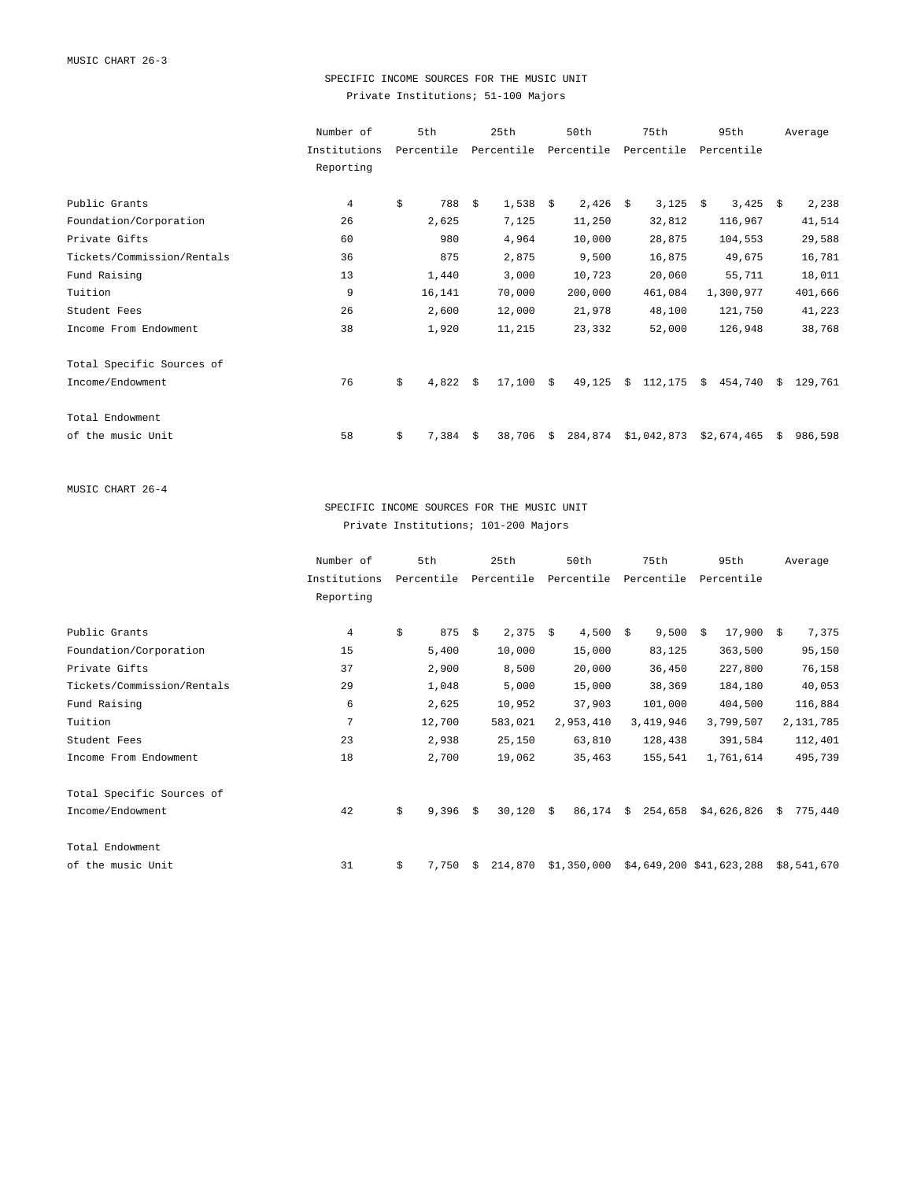MUSIC CHART 26-3

## SPECIFIC INCOME SOURCES FOR THE MUSIC UNIT

Private Institutions; 51-100 Majors

| | Number of Institutions Reporting | 5th Percentile | 25th Percentile | 50th Percentile | 75th Percentile | 95th Percentile | Average |
|---|---|---|---|---|---|---|---|
| Public Grants | 4 | $ 788 | $ 1,538 | $ 2,426 | $ 3,125 | $ 3,425 | $ 2,238 |
| Foundation/Corporation | 26 | 2,625 | 7,125 | 11,250 | 32,812 | 116,967 | 41,514 |
| Private Gifts | 60 | 980 | 4,964 | 10,000 | 28,875 | 104,553 | 29,588 |
| Tickets/Commission/Rentals | 36 | 875 | 2,875 | 9,500 | 16,875 | 49,675 | 16,781 |
| Fund Raising | 13 | 1,440 | 3,000 | 10,723 | 20,060 | 55,711 | 18,011 |
| Tuition | 9 | 16,141 | 70,000 | 200,000 | 461,084 | 1,300,977 | 401,666 |
| Student Fees | 26 | 2,600 | 12,000 | 21,978 | 48,100 | 121,750 | 41,223 |
| Income From Endowment | 38 | 1,920 | 11,215 | 23,332 | 52,000 | 126,948 | 38,768 |
| Total Specific Sources of Income/Endowment | 76 | $ 4,822 | $ 17,100 | $ 49,125 | $ 112,175 | $ 454,740 | $ 129,761 |
| Total Endowment of the music Unit | 58 | $ 7,384 | $ 38,706 | $ 284,874 | $1,042,873 | $2,674,465 | $ 986,598 |

MUSIC CHART 26-4

## SPECIFIC INCOME SOURCES FOR THE MUSIC UNIT

Private Institutions; 101-200 Majors

| | Number of Institutions Reporting | 5th Percentile | 25th Percentile | 50th Percentile | 75th Percentile | 95th Percentile | Average |
|---|---|---|---|---|---|---|---|
| Public Grants | 4 | $ 875 | $ 2,375 | $ 4,500 | $ 9,500 | $ 17,900 | $ 7,375 |
| Foundation/Corporation | 15 | 5,400 | 10,000 | 15,000 | 83,125 | 363,500 | 95,150 |
| Private Gifts | 37 | 2,900 | 8,500 | 20,000 | 36,450 | 227,800 | 76,158 |
| Tickets/Commission/Rentals | 29 | 1,048 | 5,000 | 15,000 | 38,369 | 184,180 | 40,053 |
| Fund Raising | 6 | 2,625 | 10,952 | 37,903 | 101,000 | 404,500 | 116,884 |
| Tuition | 7 | 12,700 | 583,021 | 2,953,410 | 3,419,946 | 3,799,507 | 2,131,785 |
| Student Fees | 23 | 2,938 | 25,150 | 63,810 | 128,438 | 391,584 | 112,401 |
| Income From Endowment | 18 | 2,700 | 19,062 | 35,463 | 155,541 | 1,761,614 | 495,739 |
| Total Specific Sources of Income/Endowment | 42 | $ 9,396 | $ 30,120 | $ 86,174 | $ 254,658 | $4,626,826 | $ 775,440 |
| Total Endowment of the music Unit | 31 | $ 7,750 | $ 214,870 | $1,350,000 | $4,649,200 | $41,623,288 | $8,541,670 |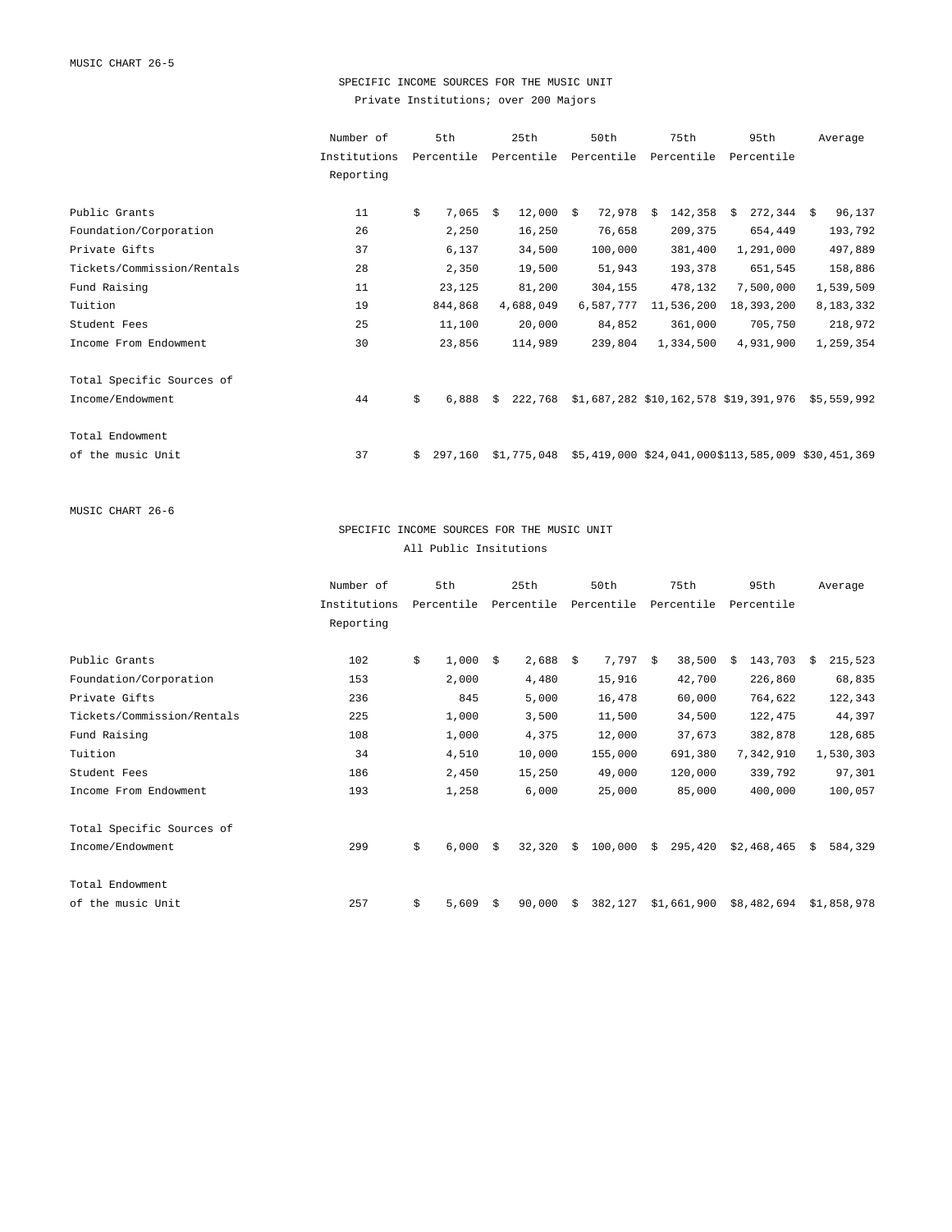MUSIC CHART 26-5

## SPECIFIC INCOME SOURCES FOR THE MUSIC UNIT

Private Institutions; over 200 Majors

| | Number of Institutions Reporting | 5th Percentile | 25th Percentile | 50th Percentile | 75th Percentile | 95th Percentile | Average |
|---|---|---|---|---|---|---|---|
| Public Grants | 11 | $ 7,065 | $ 12,000 | $ 72,978 | $ 142,358 | $ 272,344 | $ 96,137 |
| Foundation/Corporation | 26 | 2,250 | 16,250 | 76,658 | 209,375 | 654,449 | 193,792 |
| Private Gifts | 37 | 6,137 | 34,500 | 100,000 | 381,400 | 1,291,000 | 497,889 |
| Tickets/Commission/Rentals | 28 | 2,350 | 19,500 | 51,943 | 193,378 | 651,545 | 158,886 |
| Fund Raising | 11 | 23,125 | 81,200 | 304,155 | 478,132 | 7,500,000 | 1,539,509 |
| Tuition | 19 | 844,868 | 4,688,049 | 6,587,777 | 11,536,200 | 18,393,200 | 8,183,332 |
| Student Fees | 25 | 11,100 | 20,000 | 84,852 | 361,000 | 705,750 | 218,972 |
| Income From Endowment | 30 | 23,856 | 114,989 | 239,804 | 1,334,500 | 4,931,900 | 1,259,354 |
| Total Specific Sources of Income/Endowment | 44 | $ 6,888 | $ 222,768 | $1,687,282 | $10,162,578 | $19,391,976 | $5,559,992 |
| Total Endowment of the music Unit | 37 | $ 297,160 | $1,775,048 | $5,419,000 | $24,041,000 | $113,585,009 | $30,451,369 |

MUSIC CHART 26-6

## SPECIFIC INCOME SOURCES FOR THE MUSIC UNIT

All Public Insitutions

| | Number of Institutions Reporting | 5th Percentile | 25th Percentile | 50th Percentile | 75th Percentile | 95th Percentile | Average |
|---|---|---|---|---|---|---|---|
| Public Grants | 102 | $ 1,000 | $ 2,688 | $ 7,797 | $ 38,500 | $ 143,703 | $ 215,523 |
| Foundation/Corporation | 153 | 2,000 | 4,480 | 15,916 | 42,700 | 226,860 | 68,835 |
| Private Gifts | 236 | 845 | 5,000 | 16,478 | 60,000 | 764,622 | 122,343 |
| Tickets/Commission/Rentals | 225 | 1,000 | 3,500 | 11,500 | 34,500 | 122,475 | 44,397 |
| Fund Raising | 108 | 1,000 | 4,375 | 12,000 | 37,673 | 382,878 | 128,685 |
| Tuition | 34 | 4,510 | 10,000 | 155,000 | 691,380 | 7,342,910 | 1,530,303 |
| Student Fees | 186 | 2,450 | 15,250 | 49,000 | 120,000 | 339,792 | 97,301 |
| Income From Endowment | 193 | 1,258 | 6,000 | 25,000 | 85,000 | 400,000 | 100,057 |
| Total Specific Sources of Income/Endowment | 299 | $ 6,000 | $ 32,320 | $ 100,000 | $ 295,420 | $2,468,465 | $ 584,329 |
| Total Endowment of the music Unit | 257 | $ 5,609 | $ 90,000 | $ 382,127 | $1,661,900 | $8,482,694 | $1,858,978 |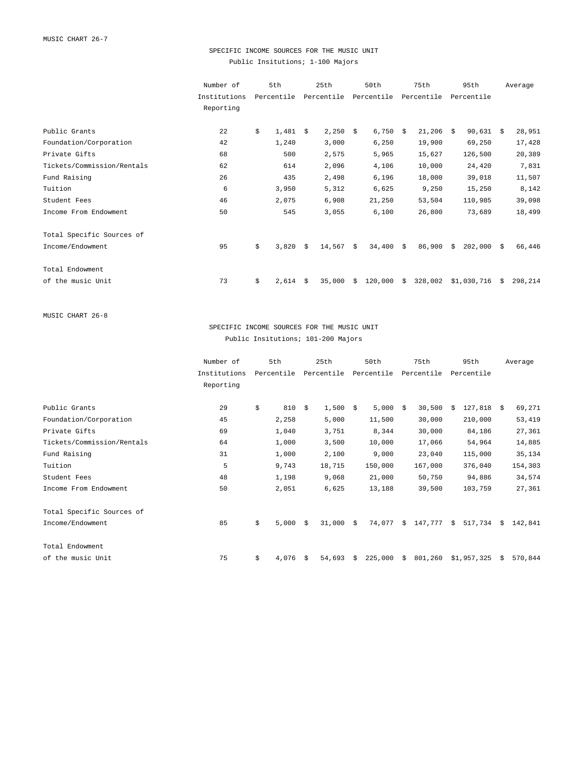MUSIC CHART 26-7

## SPECIFIC INCOME SOURCES FOR THE MUSIC UNIT

Public Insitutions; 1-100 Majors

| | Number of Institutions Reporting | 5th Percentile | 25th Percentile | 50th Percentile | 75th Percentile | 95th Percentile | Average |
|---|---|---|---|---|---|---|---|
| Public Grants | 22 | $ 1,481 | $ 2,250 | $ 6,750 | $ 21,206 | $ 90,631 | $ 28,951 |
| Foundation/Corporation | 42 | 1,240 | 3,000 | 6,250 | 19,900 | 69,250 | 17,428 |
| Private Gifts | 68 | 500 | 2,575 | 5,965 | 15,627 | 126,500 | 20,389 |
| Tickets/Commission/Rentals | 62 | 614 | 2,096 | 4,106 | 10,000 | 24,420 | 7,831 |
| Fund Raising | 26 | 435 | 2,498 | 6,196 | 18,000 | 39,018 | 11,507 |
| Tuition | 6 | 3,950 | 5,312 | 6,625 | 9,250 | 15,250 | 8,142 |
| Student Fees | 46 | 2,075 | 6,908 | 21,250 | 53,504 | 110,985 | 39,098 |
| Income From Endowment | 50 | 545 | 3,055 | 6,100 | 26,800 | 73,689 | 18,499 |
| Total Specific Sources of Income/Endowment | 95 | $ 3,820 | $ 14,567 | $ 34,400 | $ 86,900 | $ 202,000 | $ 66,446 |
| Total Endowment of the music Unit | 73 | $ 2,614 | $ 35,000 | $ 120,000 | $ 328,002 | $1,030,716 | $ 298,214 |

MUSIC CHART 26-8

## SPECIFIC INCOME SOURCES FOR THE MUSIC UNIT

Public Insitutions; 101-200 Majors

| | Number of Institutions Reporting | 5th Percentile | 25th Percentile | 50th Percentile | 75th Percentile | 95th Percentile | Average |
|---|---|---|---|---|---|---|---|
| Public Grants | 29 | $ 810 | $ 1,500 | $ 5,000 | $ 30,500 | $ 127,818 | $ 69,271 |
| Foundation/Corporation | 45 | 2,258 | 5,000 | 11,500 | 30,000 | 210,000 | 53,419 |
| Private Gifts | 69 | 1,040 | 3,751 | 8,344 | 30,000 | 84,186 | 27,361 |
| Tickets/Commission/Rentals | 64 | 1,000 | 3,500 | 10,000 | 17,066 | 54,964 | 14,885 |
| Fund Raising | 31 | 1,000 | 2,100 | 9,000 | 23,040 | 115,000 | 35,134 |
| Tuition | 5 | 9,743 | 18,715 | 150,000 | 167,000 | 376,040 | 154,303 |
| Student Fees | 48 | 1,198 | 9,068 | 21,000 | 50,750 | 94,886 | 34,574 |
| Income From Endowment | 50 | 2,051 | 6,625 | 13,188 | 39,500 | 103,759 | 27,361 |
| Total Specific Sources of Income/Endowment | 85 | $ 5,000 | $ 31,000 | $ 74,077 | $ 147,777 | $ 517,734 | $ 142,841 |
| Total Endowment of the music Unit | 75 | $ 4,076 | $ 54,693 | $ 225,000 | $ 801,260 | $1,957,325 | $ 570,844 |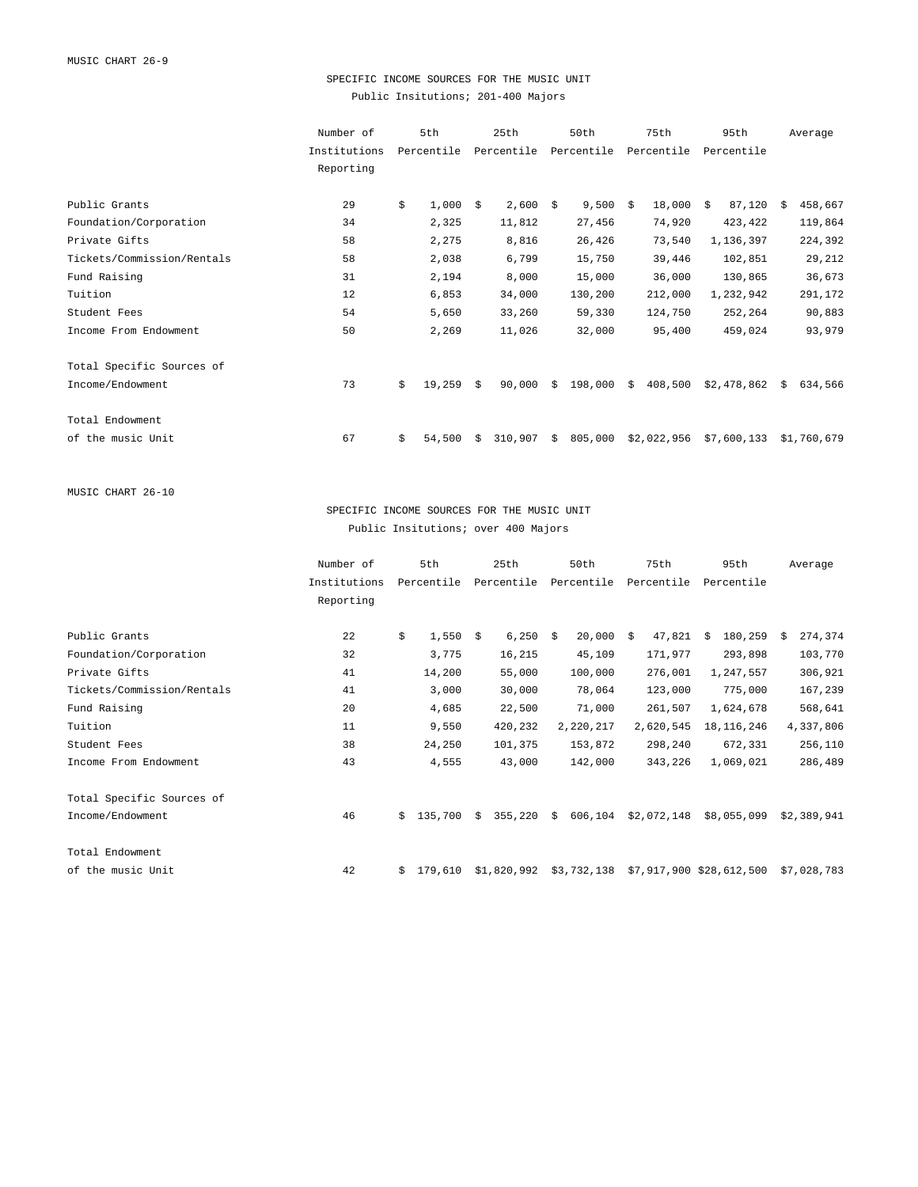MUSIC CHART 26-9

## SPECIFIC INCOME SOURCES FOR THE MUSIC UNIT

Public Insitutions; 201-400 Majors

| | Number of Institutions Reporting | 5th Percentile | 25th Percentile | 50th Percentile | 75th Percentile | 95th Percentile | Average |
|---|---|---|---|---|---|---|---|
| Public Grants | 29 | $ 1,000 | $ 2,600 | $ 9,500 | $ 18,000 | $ 87,120 | $ 458,667 |
| Foundation/Corporation | 34 | 2,325 | 11,812 | 27,456 | 74,920 | 423,422 | 119,864 |
| Private Gifts | 58 | 2,275 | 8,816 | 26,426 | 73,540 | 1,136,397 | 224,392 |
| Tickets/Commission/Rentals | 58 | 2,038 | 6,799 | 15,750 | 39,446 | 102,851 | 29,212 |
| Fund Raising | 31 | 2,194 | 8,000 | 15,000 | 36,000 | 130,865 | 36,673 |
| Tuition | 12 | 6,853 | 34,000 | 130,200 | 212,000 | 1,232,942 | 291,172 |
| Student Fees | 54 | 5,650 | 33,260 | 59,330 | 124,750 | 252,264 | 90,883 |
| Income From Endowment | 50 | 2,269 | 11,026 | 32,000 | 95,400 | 459,024 | 93,979 |
| Total Specific Sources of Income/Endowment | 73 | $ 19,259 | $ 90,000 | $ 198,000 | $ 408,500 | $2,478,862 | $ 634,566 |
| Total Endowment of the music Unit | 67 | $ 54,500 | $ 310,907 | $ 805,000 | $2,022,956 | $7,600,133 | $1,760,679 |

MUSIC CHART 26-10

## SPECIFIC INCOME SOURCES FOR THE MUSIC UNIT

Public Insitutions; over 400 Majors

| | Number of Institutions Reporting | 5th Percentile | 25th Percentile | 50th Percentile | 75th Percentile | 95th Percentile | Average |
|---|---|---|---|---|---|---|---|
| Public Grants | 22 | $ 1,550 | $ 6,250 | $ 20,000 | $ 47,821 | $ 180,259 | $ 274,374 |
| Foundation/Corporation | 32 | 3,775 | 16,215 | 45,109 | 171,977 | 293,898 | 103,770 |
| Private Gifts | 41 | 14,200 | 55,000 | 100,000 | 276,001 | 1,247,557 | 306,921 |
| Tickets/Commission/Rentals | 41 | 3,000 | 30,000 | 78,064 | 123,000 | 775,000 | 167,239 |
| Fund Raising | 20 | 4,685 | 22,500 | 71,000 | 261,507 | 1,624,678 | 568,641 |
| Tuition | 11 | 9,550 | 420,232 | 2,220,217 | 2,620,545 | 18,116,246 | 4,337,806 |
| Student Fees | 38 | 24,250 | 101,375 | 153,872 | 298,240 | 672,331 | 256,110 |
| Income From Endowment | 43 | 4,555 | 43,000 | 142,000 | 343,226 | 1,069,021 | 286,489 |
| Total Specific Sources of Income/Endowment | 46 | $ 135,700 | $ 355,220 | $ 606,104 | $2,072,148 | $8,055,099 | $2,389,941 |
| Total Endowment of the music Unit | 42 | $ 179,610 | $1,820,992 | $3,732,138 | $7,917,900 | $28,612,500 | $7,028,783 |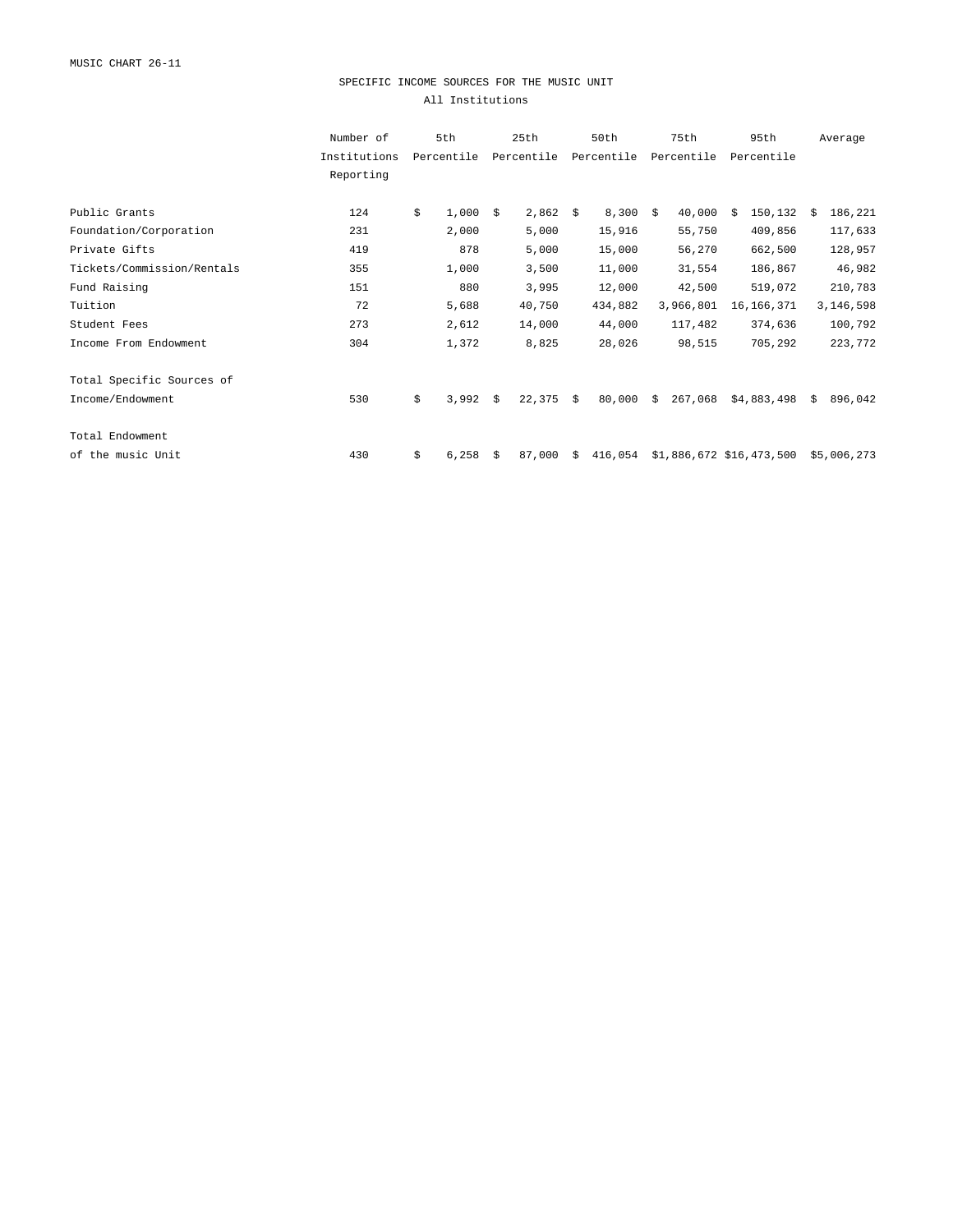MUSIC CHART 26-11

## SPECIFIC INCOME SOURCES FOR THE MUSIC UNIT

All Institutions

| | Number of Institutions Reporting | 5th Percentile | 25th Percentile | 50th Percentile | 75th Percentile | 95th Percentile | Average |
|---|---|---|---|---|---|---|---|
| Public Grants | 124 | $ 1,000 | $ 2,862 | $ 8,300 | $ 40,000 | $ 150,132 | $ 186,221 |
| Foundation/Corporation | 231 | 2,000 | 5,000 | 15,916 | 55,750 | 409,856 | 117,633 |
| Private Gifts | 419 | 878 | 5,000 | 15,000 | 56,270 | 662,500 | 128,957 |
| Tickets/Commission/Rentals | 355 | 1,000 | 3,500 | 11,000 | 31,554 | 186,867 | 46,982 |
| Fund Raising | 151 | 880 | 3,995 | 12,000 | 42,500 | 519,072 | 210,783 |
| Tuition | 72 | 5,688 | 40,750 | 434,882 | 3,966,801 | 16,166,371 | 3,146,598 |
| Student Fees | 273 | 2,612 | 14,000 | 44,000 | 117,482 | 374,636 | 100,792 |
| Income From Endowment | 304 | 1,372 | 8,825 | 28,026 | 98,515 | 705,292 | 223,772 |
| Total Specific Sources of Income/Endowment | 530 | $ 3,992 | $ 22,375 | $ 80,000 | $ 267,068 | $4,883,498 | $ 896,042 |
| Total Endowment of the music Unit | 430 | $ 6,258 | $ 87,000 | $ 416,054 | $1,886,672 | $16,473,500 | $5,006,273 |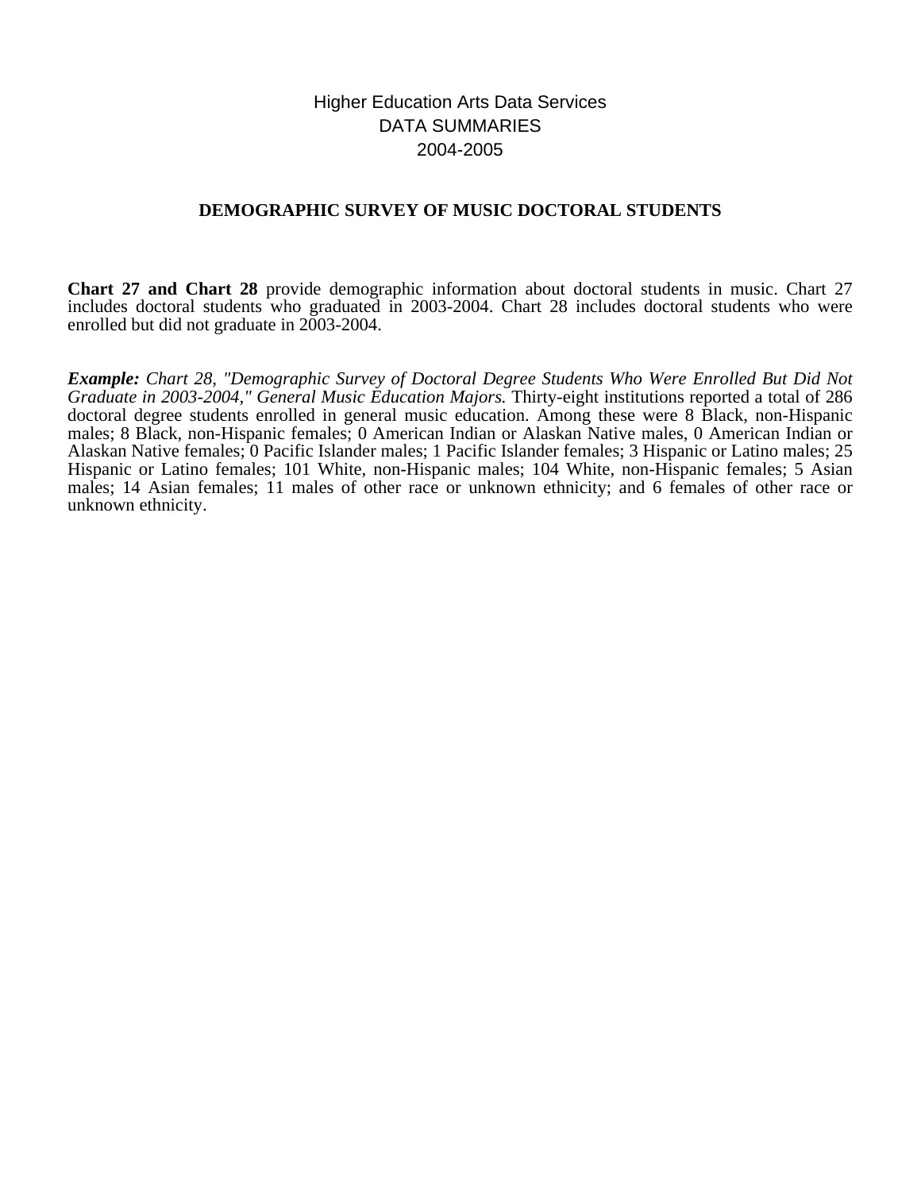Higher Education Arts Data Services
DATA SUMMARIES
2004-2005

## DEMOGRAPHIC SURVEY OF MUSIC DOCTORAL STUDENTS

**Chart 27 and Chart 28** provide demographic information about doctoral students in music. Chart 27 includes doctoral students who graduated in 2003-2004. Chart 28 includes doctoral students who were enrolled but did not graduate in 2003-2004.

***Example:*** *Chart 28, "Demographic Survey of Doctoral Degree Students Who Were Enrolled But Did Not Graduate in 2003-2004," General Music Education Majors.* Thirty-eight institutions reported a total of 286 doctoral degree students enrolled in general music education. Among these were 8 Black, non-Hispanic males; 8 Black, non-Hispanic females; 0 American Indian or Alaskan Native males, 0 American Indian or Alaskan Native females; 0 Pacific Islander males; 1 Pacific Islander females; 3 Hispanic or Latino males; 25 Hispanic or Latino females; 101 White, non-Hispanic males; 104 White, non-Hispanic females; 5 Asian males; 14 Asian females; 11 males of other race or unknown ethnicity; and 6 females of other race or unknown ethnicity.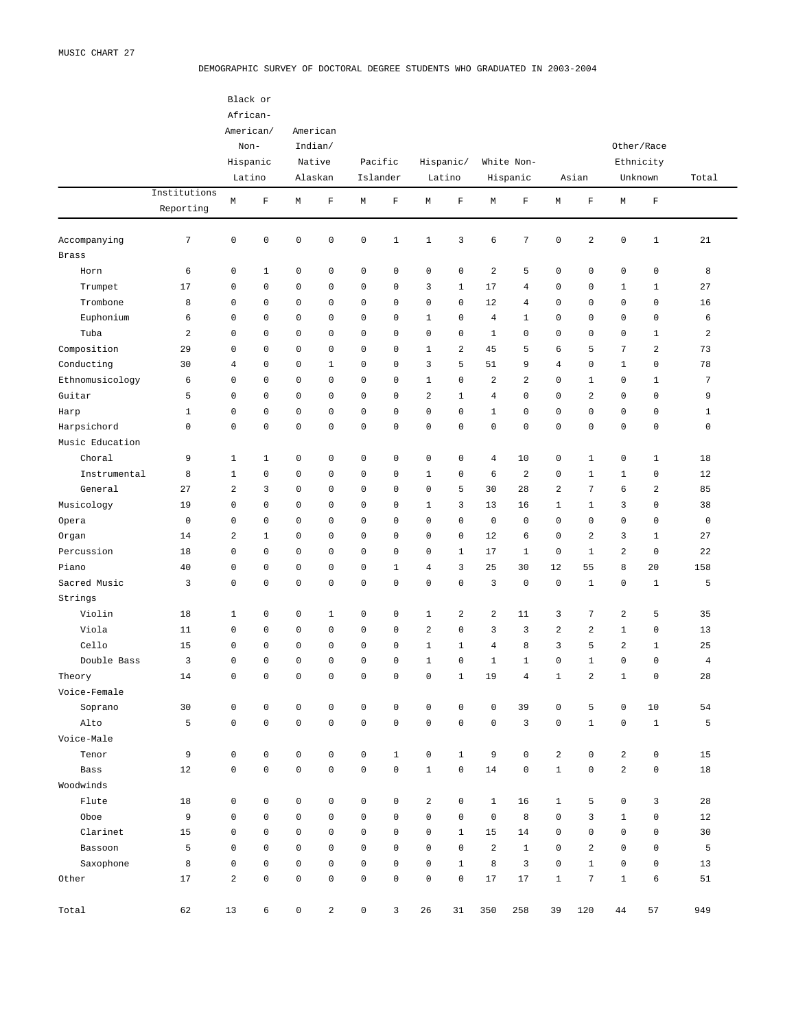MUSIC CHART 27

DEMOGRAPHIC SURVEY OF DOCTORAL DEGREE STUDENTS WHO GRADUATED IN 2003-2004

| | Institutions Reporting | Black or African-American/ Non-Hispanic Latino | | American Indian/ Native Alaskan | | Pacific Islander | | Hispanic/ Latino | | White Non-Hispanic | | Asian | | Other/Race Ethnicity Unknown | | Total |
|---|---|---|---|---|---|---|---|---|---|---|---|---|---|---|---|---|
| | | M | F | M | F | M | F | M | F | M | F | M | F | M | F | |
| Accompanying | 7 | 0 | 0 | 0 | 0 | 0 | 1 | 1 | 3 | 6 | 7 | 0 | 2 | 0 | 1 | 21 |
| Brass | | | | | | | | | | | | | | | | |
| Horn | 6 | 0 | 1 | 0 | 0 | 0 | 0 | 0 | 0 | 2 | 5 | 0 | 0 | 0 | 0 | 8 |
| Trumpet | 17 | 0 | 0 | 0 | 0 | 0 | 0 | 3 | 1 | 17 | 4 | 0 | 0 | 1 | 1 | 27 |
| Trombone | 8 | 0 | 0 | 0 | 0 | 0 | 0 | 0 | 0 | 12 | 4 | 0 | 0 | 0 | 0 | 16 |
| Euphonium | 6 | 0 | 0 | 0 | 0 | 0 | 0 | 1 | 0 | 4 | 1 | 0 | 0 | 0 | 0 | 6 |
| Tuba | 2 | 0 | 0 | 0 | 0 | 0 | 0 | 0 | 0 | 1 | 0 | 0 | 0 | 0 | 1 | 2 |
| Composition | 29 | 0 | 0 | 0 | 0 | 0 | 0 | 1 | 2 | 45 | 5 | 6 | 5 | 7 | 2 | 73 |
| Conducting | 30 | 4 | 0 | 0 | 1 | 0 | 0 | 3 | 5 | 51 | 9 | 4 | 0 | 1 | 0 | 78 |
| Ethnomusicology | 6 | 0 | 0 | 0 | 0 | 0 | 0 | 1 | 0 | 2 | 2 | 0 | 1 | 0 | 1 | 7 |
| Guitar | 5 | 0 | 0 | 0 | 0 | 0 | 0 | 2 | 1 | 4 | 0 | 0 | 2 | 0 | 0 | 9 |
| Harp | 1 | 0 | 0 | 0 | 0 | 0 | 0 | 0 | 0 | 1 | 0 | 0 | 0 | 0 | 0 | 1 |
| Harpsichord | 0 | 0 | 0 | 0 | 0 | 0 | 0 | 0 | 0 | 0 | 0 | 0 | 0 | 0 | 0 | 0 |
| Music Education | | | | | | | | | | | | | | | | |
| Choral | 9 | 1 | 1 | 0 | 0 | 0 | 0 | 0 | 0 | 4 | 10 | 0 | 1 | 0 | 1 | 18 |
| Instrumental | 8 | 1 | 0 | 0 | 0 | 0 | 0 | 1 | 0 | 6 | 2 | 0 | 1 | 1 | 0 | 12 |
| General | 27 | 2 | 3 | 0 | 0 | 0 | 0 | 0 | 5 | 30 | 28 | 2 | 7 | 6 | 2 | 85 |
| Musicology | 19 | 0 | 0 | 0 | 0 | 0 | 0 | 1 | 3 | 13 | 16 | 1 | 1 | 3 | 0 | 38 |
| Opera | 0 | 0 | 0 | 0 | 0 | 0 | 0 | 0 | 0 | 0 | 0 | 0 | 0 | 0 | 0 | 0 |
| Organ | 14 | 2 | 1 | 0 | 0 | 0 | 0 | 0 | 0 | 12 | 6 | 0 | 2 | 3 | 1 | 27 |
| Percussion | 18 | 0 | 0 | 0 | 0 | 0 | 0 | 0 | 1 | 17 | 1 | 0 | 1 | 2 | 0 | 22 |
| Piano | 40 | 0 | 0 | 0 | 0 | 0 | 1 | 4 | 3 | 25 | 30 | 12 | 55 | 8 | 20 | 158 |
| Sacred Music | 3 | 0 | 0 | 0 | 0 | 0 | 0 | 0 | 0 | 3 | 0 | 0 | 1 | 0 | 1 | 5 |
| Strings | | | | | | | | | | | | | | | | |
| Violin | 18 | 1 | 0 | 0 | 1 | 0 | 0 | 1 | 2 | 2 | 11 | 3 | 7 | 2 | 5 | 35 |
| Viola | 11 | 0 | 0 | 0 | 0 | 0 | 0 | 2 | 0 | 3 | 3 | 2 | 2 | 1 | 0 | 13 |
| Cello | 15 | 0 | 0 | 0 | 0 | 0 | 0 | 1 | 1 | 4 | 8 | 3 | 5 | 2 | 1 | 25 |
| Double Bass | 3 | 0 | 0 | 0 | 0 | 0 | 0 | 1 | 0 | 1 | 1 | 0 | 1 | 0 | 0 | 4 |
| Theory | 14 | 0 | 0 | 0 | 0 | 0 | 0 | 0 | 1 | 19 | 4 | 1 | 2 | 1 | 0 | 28 |
| Voice-Female | | | | | | | | | | | | | | | | |
| Soprano | 30 | 0 | 0 | 0 | 0 | 0 | 0 | 0 | 0 | 0 | 39 | 0 | 5 | 0 | 10 | 54 |
| Alto | 5 | 0 | 0 | 0 | 0 | 0 | 0 | 0 | 0 | 0 | 3 | 0 | 1 | 0 | 1 | 5 |
| Voice-Male | | | | | | | | | | | | | | | | |
| Tenor | 9 | 0 | 0 | 0 | 0 | 0 | 1 | 0 | 1 | 9 | 0 | 2 | 0 | 2 | 0 | 15 |
| Bass | 12 | 0 | 0 | 0 | 0 | 0 | 0 | 1 | 0 | 14 | 0 | 1 | 0 | 2 | 0 | 18 |
| Woodwinds | | | | | | | | | | | | | | | | |
| Flute | 18 | 0 | 0 | 0 | 0 | 0 | 0 | 2 | 0 | 1 | 16 | 1 | 5 | 0 | 3 | 28 |
| Oboe | 9 | 0 | 0 | 0 | 0 | 0 | 0 | 0 | 0 | 0 | 8 | 0 | 3 | 1 | 0 | 12 |
| Clarinet | 15 | 0 | 0 | 0 | 0 | 0 | 0 | 0 | 1 | 15 | 14 | 0 | 0 | 0 | 0 | 30 |
| Bassoon | 5 | 0 | 0 | 0 | 0 | 0 | 0 | 0 | 0 | 2 | 1 | 0 | 2 | 0 | 0 | 5 |
| Saxophone | 8 | 0 | 0 | 0 | 0 | 0 | 0 | 0 | 1 | 8 | 3 | 0 | 1 | 0 | 0 | 13 |
| Other | 17 | 2 | 0 | 0 | 0 | 0 | 0 | 0 | 0 | 17 | 17 | 1 | 7 | 1 | 6 | 51 |
| Total | 62 | 13 | 6 | 0 | 2 | 0 | 3 | 26 | 31 | 350 | 258 | 39 | 120 | 44 | 57 | 949 |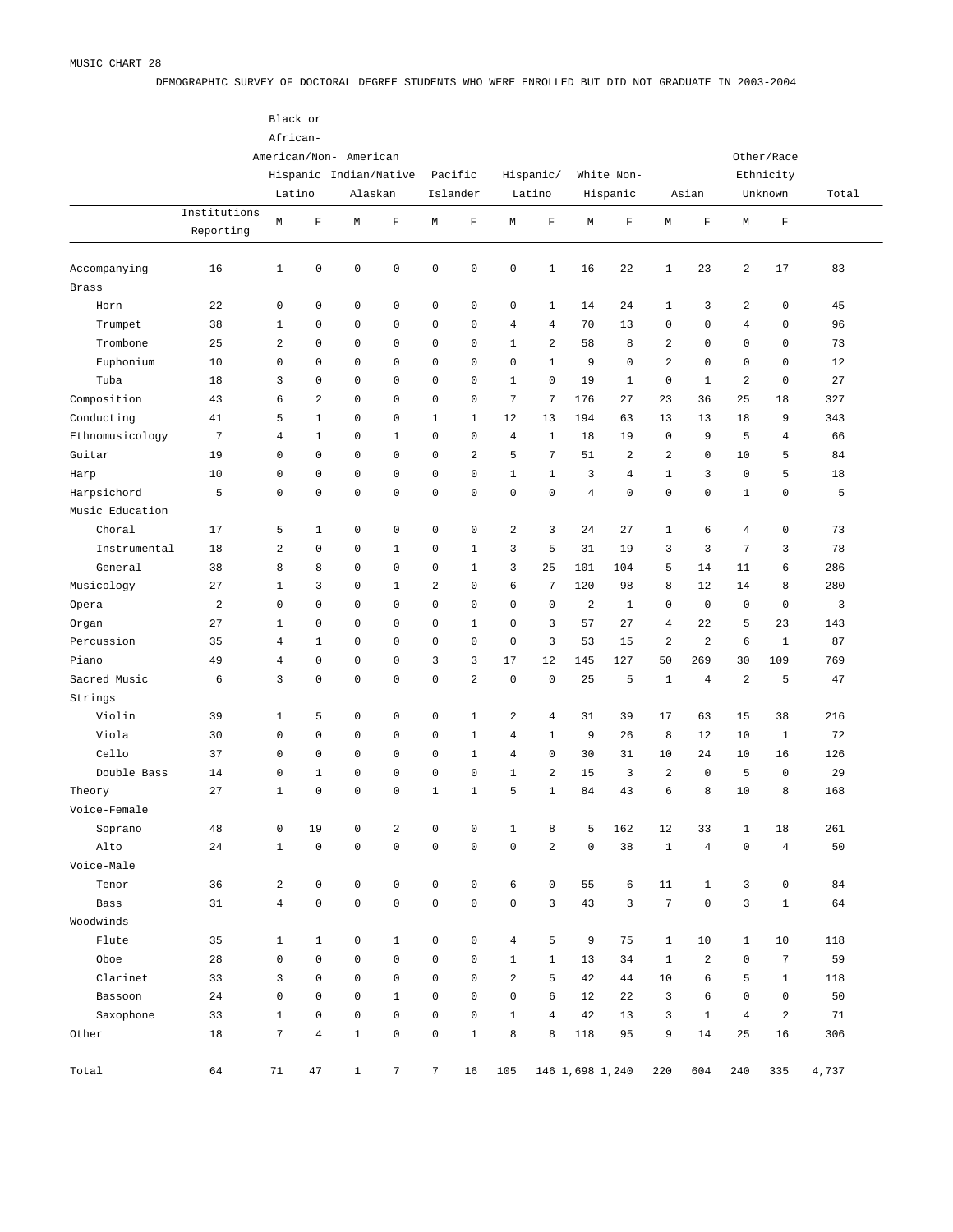MUSIC CHART 28

DEMOGRAPHIC SURVEY OF DOCTORAL DEGREE STUDENTS WHO WERE ENROLLED BUT DID NOT GRADUATE IN 2003-2004

| | | Black or African-American/Non-Hispanic Latino | | American Indian/Native Alaskan | | Pacific Islander | | Hispanic/ Latino | | White Non-Hispanic | | Asian | | Other/Race Ethnicity Unknown | | Total |
|---|---|---|---|---|---|---|---|---|---|---|---|---|---|---|---|---|
| | Institutions Reporting | M | F | M | F | M | F | M | F | M | F | M | F | M | F | |
| Accompanying | 16 | 1 | 0 | 0 | 0 | 0 | 0 | 0 | 1 | 16 | 22 | 1 | 23 | 2 | 17 | 83 |
| Brass | | | | | | | | | | | | | | | | |
| Horn | 22 | 0 | 0 | 0 | 0 | 0 | 0 | 0 | 1 | 14 | 24 | 1 | 3 | 2 | 0 | 45 |
| Trumpet | 38 | 1 | 0 | 0 | 0 | 0 | 0 | 4 | 4 | 70 | 13 | 0 | 0 | 4 | 0 | 96 |
| Trombone | 25 | 2 | 0 | 0 | 0 | 0 | 0 | 1 | 2 | 58 | 8 | 2 | 0 | 0 | 0 | 73 |
| Euphonium | 10 | 0 | 0 | 0 | 0 | 0 | 0 | 0 | 1 | 9 | 0 | 2 | 0 | 0 | 0 | 12 |
| Tuba | 18 | 3 | 0 | 0 | 0 | 0 | 0 | 1 | 0 | 19 | 1 | 0 | 1 | 2 | 0 | 27 |
| Composition | 43 | 6 | 2 | 0 | 0 | 0 | 0 | 7 | 7 | 176 | 27 | 23 | 36 | 25 | 18 | 327 |
| Conducting | 41 | 5 | 1 | 0 | 0 | 1 | 1 | 12 | 13 | 194 | 63 | 13 | 13 | 18 | 9 | 343 |
| Ethnomusicology | 7 | 4 | 1 | 0 | 1 | 0 | 0 | 4 | 1 | 18 | 19 | 0 | 9 | 5 | 4 | 66 |
| Guitar | 19 | 0 | 0 | 0 | 0 | 0 | 2 | 5 | 7 | 51 | 2 | 2 | 0 | 10 | 5 | 84 |
| Harp | 10 | 0 | 0 | 0 | 0 | 0 | 0 | 1 | 1 | 3 | 4 | 1 | 3 | 0 | 5 | 18 |
| Harpsichord | 5 | 0 | 0 | 0 | 0 | 0 | 0 | 0 | 0 | 4 | 0 | 0 | 0 | 1 | 0 | 5 |
| Music Education | | | | | | | | | | | | | | | | |
| Choral | 17 | 5 | 1 | 0 | 0 | 0 | 0 | 2 | 3 | 24 | 27 | 1 | 6 | 4 | 0 | 73 |
| Instrumental | 18 | 2 | 0 | 0 | 1 | 0 | 1 | 3 | 5 | 31 | 19 | 3 | 3 | 7 | 3 | 78 |
| General | 38 | 8 | 8 | 0 | 0 | 0 | 1 | 3 | 25 | 101 | 104 | 5 | 14 | 11 | 6 | 286 |
| Musicology | 27 | 1 | 3 | 0 | 1 | 2 | 0 | 6 | 7 | 120 | 98 | 8 | 12 | 14 | 8 | 280 |
| Opera | 2 | 0 | 0 | 0 | 0 | 0 | 0 | 0 | 0 | 2 | 1 | 0 | 0 | 0 | 0 | 3 |
| Organ | 27 | 1 | 0 | 0 | 0 | 0 | 1 | 0 | 3 | 57 | 27 | 4 | 22 | 5 | 23 | 143 |
| Percussion | 35 | 4 | 1 | 0 | 0 | 0 | 0 | 0 | 3 | 53 | 15 | 2 | 2 | 6 | 1 | 87 |
| Piano | 49 | 4 | 0 | 0 | 0 | 3 | 3 | 17 | 12 | 145 | 127 | 50 | 269 | 30 | 109 | 769 |
| Sacred Music | 6 | 3 | 0 | 0 | 0 | 0 | 2 | 0 | 0 | 25 | 5 | 1 | 4 | 2 | 5 | 47 |
| Strings | | | | | | | | | | | | | | | | |
| Violin | 39 | 1 | 5 | 0 | 0 | 0 | 1 | 2 | 4 | 31 | 39 | 17 | 63 | 15 | 38 | 216 |
| Viola | 30 | 0 | 0 | 0 | 0 | 0 | 1 | 4 | 1 | 9 | 26 | 8 | 12 | 10 | 1 | 72 |
| Cello | 37 | 0 | 0 | 0 | 0 | 0 | 1 | 4 | 0 | 30 | 31 | 10 | 24 | 10 | 16 | 126 |
| Double Bass | 14 | 0 | 1 | 0 | 0 | 0 | 0 | 1 | 2 | 15 | 3 | 2 | 0 | 5 | 0 | 29 |
| Theory | 27 | 1 | 0 | 0 | 0 | 1 | 1 | 5 | 1 | 84 | 43 | 6 | 8 | 10 | 8 | 168 |
| Voice-Female | | | | | | | | | | | | | | | | |
| Soprano | 48 | 0 | 19 | 0 | 2 | 0 | 0 | 1 | 8 | 5 | 162 | 12 | 33 | 1 | 18 | 261 |
| Alto | 24 | 1 | 0 | 0 | 0 | 0 | 0 | 0 | 2 | 0 | 38 | 1 | 4 | 0 | 4 | 50 |
| Voice-Male | | | | | | | | | | | | | | | | |
| Tenor | 36 | 2 | 0 | 0 | 0 | 0 | 0 | 6 | 0 | 55 | 6 | 11 | 1 | 3 | 0 | 84 |
| Bass | 31 | 4 | 0 | 0 | 0 | 0 | 0 | 0 | 3 | 43 | 3 | 7 | 0 | 3 | 1 | 64 |
| Woodwinds | | | | | | | | | | | | | | | | |
| Flute | 35 | 1 | 1 | 0 | 1 | 0 | 0 | 4 | 5 | 9 | 75 | 1 | 10 | 1 | 10 | 118 |
| Oboe | 28 | 0 | 0 | 0 | 0 | 0 | 0 | 1 | 1 | 13 | 34 | 1 | 2 | 0 | 7 | 59 |
| Clarinet | 33 | 3 | 0 | 0 | 0 | 0 | 0 | 2 | 5 | 42 | 44 | 10 | 6 | 5 | 1 | 118 |
| Bassoon | 24 | 0 | 0 | 0 | 1 | 0 | 0 | 0 | 6 | 12 | 22 | 3 | 6 | 0 | 0 | 50 |
| Saxophone | 33 | 1 | 0 | 0 | 0 | 0 | 0 | 1 | 4 | 42 | 13 | 3 | 1 | 4 | 2 | 71 |
| Other | 18 | 7 | 4 | 1 | 0 | 0 | 1 | 8 | 8 | 118 | 95 | 9 | 14 | 25 | 16 | 306 |
| Total | 64 | 71 | 47 | 1 | 7 | 7 | 16 | 105 | 146 | 1,698 | 1,240 | 220 | 604 | 240 | 335 | 4,737 |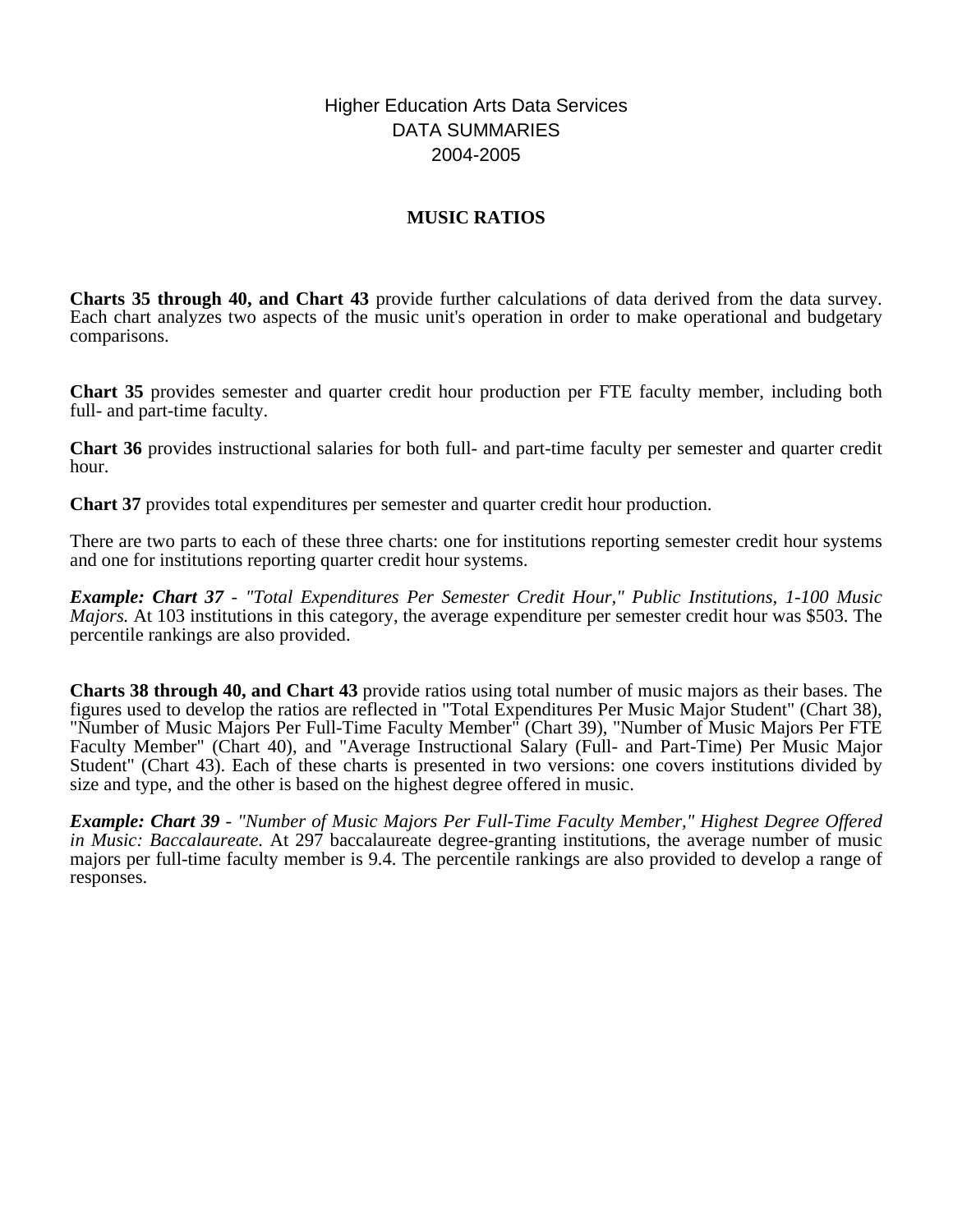Higher Education Arts Data Services
DATA SUMMARIES
2004-2005

## MUSIC RATIOS

**Charts 35 through 40, and Chart 43** provide further calculations of data derived from the data survey. Each chart analyzes two aspects of the music unit's operation in order to make operational and budgetary comparisons.

**Chart 35** provides semester and quarter credit hour production per FTE faculty member, including both full- and part-time faculty.

**Chart 36** provides instructional salaries for both full- and part-time faculty per semester and quarter credit hour.

**Chart 37** provides total expenditures per semester and quarter credit hour production.

There are two parts to each of these three charts: one for institutions reporting semester credit hour systems and one for institutions reporting quarter credit hour systems.

***Example: Chart 37*** *- "Total Expenditures Per Semester Credit Hour," Public Institutions, 1-100 Music Majors.* At 103 institutions in this category, the average expenditure per semester credit hour was $503. The percentile rankings are also provided.

**Charts 38 through 40, and Chart 43** provide ratios using total number of music majors as their bases. The figures used to develop the ratios are reflected in "Total Expenditures Per Music Major Student" (Chart 38), "Number of Music Majors Per Full-Time Faculty Member" (Chart 39), "Number of Music Majors Per FTE Faculty Member" (Chart 40), and "Average Instructional Salary (Full- and Part-Time) Per Music Major Student" (Chart 43). Each of these charts is presented in two versions: one covers institutions divided by size and type, and the other is based on the highest degree offered in music.

***Example: Chart 39*** *- "Number of Music Majors Per Full-Time Faculty Member," Highest Degree Offered in Music: Baccalaureate.* At 297 baccalaureate degree-granting institutions, the average number of music majors per full-time faculty member is 9.4. The percentile rankings are also provided to develop a range of responses.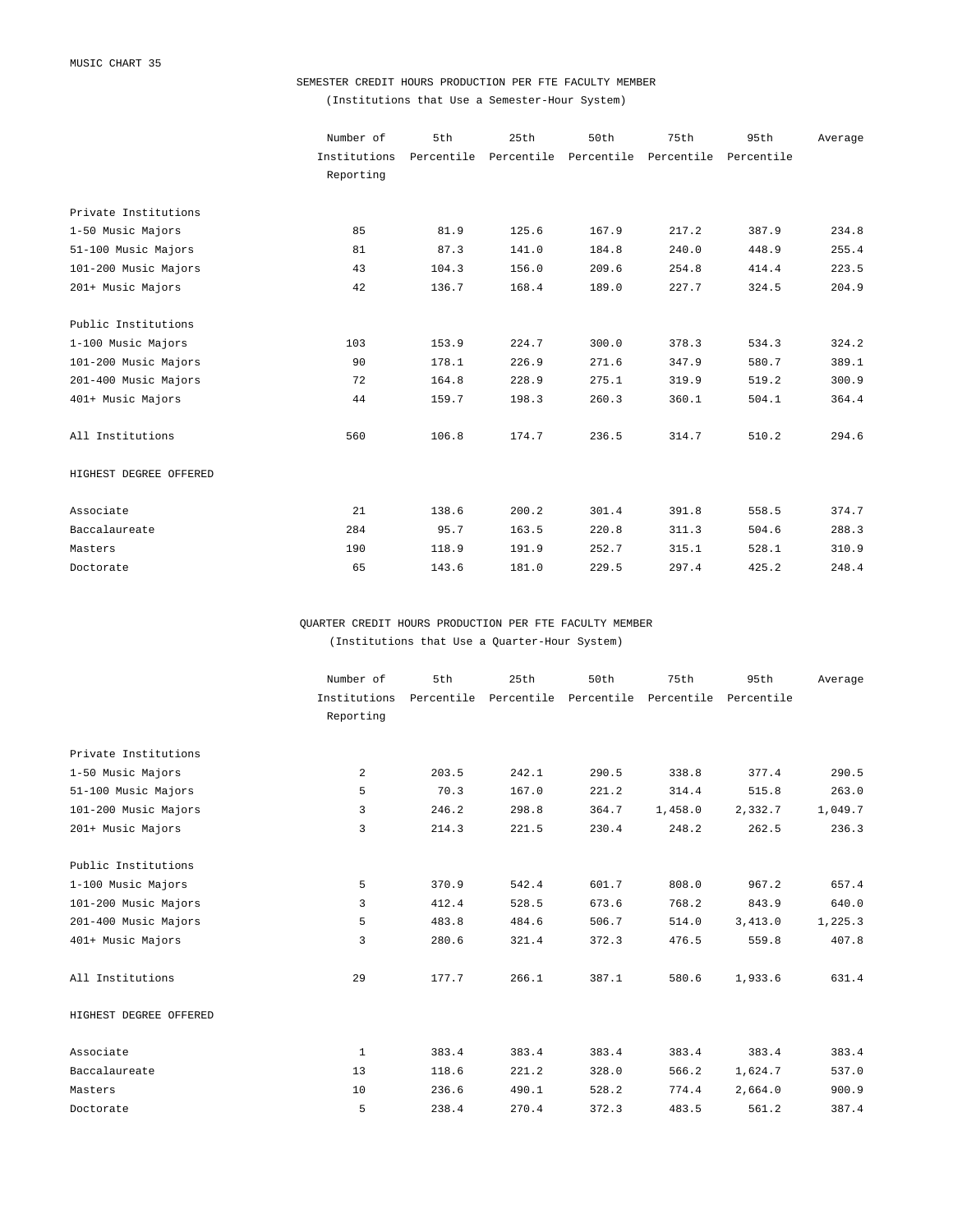MUSIC CHART 35

## SEMESTER CREDIT HOURS PRODUCTION PER FTE FACULTY MEMBER

(Institutions that Use a Semester-Hour System)

| | Number of Institutions Reporting | 5th Percentile | 25th Percentile | 50th Percentile | 75th Percentile | 95th Percentile | Average |
|---|---|---|---|---|---|---|---|
| Private Institutions | | | | | | | |
| 1-50 Music Majors | 85 | 81.9 | 125.6 | 167.9 | 217.2 | 387.9 | 234.8 |
| 51-100 Music Majors | 81 | 87.3 | 141.0 | 184.8 | 240.0 | 448.9 | 255.4 |
| 101-200 Music Majors | 43 | 104.3 | 156.0 | 209.6 | 254.8 | 414.4 | 223.5 |
| 201+ Music Majors | 42 | 136.7 | 168.4 | 189.0 | 227.7 | 324.5 | 204.9 |
| Public Institutions | | | | | | | |
| 1-100 Music Majors | 103 | 153.9 | 224.7 | 300.0 | 378.3 | 534.3 | 324.2 |
| 101-200 Music Majors | 90 | 178.1 | 226.9 | 271.6 | 347.9 | 580.7 | 389.1 |
| 201-400 Music Majors | 72 | 164.8 | 228.9 | 275.1 | 319.9 | 519.2 | 300.9 |
| 401+ Music Majors | 44 | 159.7 | 198.3 | 260.3 | 360.1 | 504.1 | 364.4 |
| All Institutions | 560 | 106.8 | 174.7 | 236.5 | 314.7 | 510.2 | 294.6 |
| HIGHEST DEGREE OFFERED | | | | | | | |
| Associate | 21 | 138.6 | 200.2 | 301.4 | 391.8 | 558.5 | 374.7 |
| Baccalaureate | 284 | 95.7 | 163.5 | 220.8 | 311.3 | 504.6 | 288.3 |
| Masters | 190 | 118.9 | 191.9 | 252.7 | 315.1 | 528.1 | 310.9 |
| Doctorate | 65 | 143.6 | 181.0 | 229.5 | 297.4 | 425.2 | 248.4 |

## QUARTER CREDIT HOURS PRODUCTION PER FTE FACULTY MEMBER

(Institutions that Use a Quarter-Hour System)

| | Number of Institutions Reporting | 5th Percentile | 25th Percentile | 50th Percentile | 75th Percentile | 95th Percentile | Average |
|---|---|---|---|---|---|---|---|
| Private Institutions | | | | | | | |
| 1-50 Music Majors | 2 | 203.5 | 242.1 | 290.5 | 338.8 | 377.4 | 290.5 |
| 51-100 Music Majors | 5 | 70.3 | 167.0 | 221.2 | 314.4 | 515.8 | 263.0 |
| 101-200 Music Majors | 3 | 246.2 | 298.8 | 364.7 | 1,458.0 | 2,332.7 | 1,049.7 |
| 201+ Music Majors | 3 | 214.3 | 221.5 | 230.4 | 248.2 | 262.5 | 236.3 |
| Public Institutions | | | | | | | |
| 1-100 Music Majors | 5 | 370.9 | 542.4 | 601.7 | 808.0 | 967.2 | 657.4 |
| 101-200 Music Majors | 3 | 412.4 | 528.5 | 673.6 | 768.2 | 843.9 | 640.0 |
| 201-400 Music Majors | 5 | 483.8 | 484.6 | 506.7 | 514.0 | 3,413.0 | 1,225.3 |
| 401+ Music Majors | 3 | 280.6 | 321.4 | 372.3 | 476.5 | 559.8 | 407.8 |
| All Institutions | 29 | 177.7 | 266.1 | 387.1 | 580.6 | 1,933.6 | 631.4 |
| HIGHEST DEGREE OFFERED | | | | | | | |
| Associate | 1 | 383.4 | 383.4 | 383.4 | 383.4 | 383.4 | 383.4 |
| Baccalaureate | 13 | 118.6 | 221.2 | 328.0 | 566.2 | 1,624.7 | 537.0 |
| Masters | 10 | 236.6 | 490.1 | 528.2 | 774.4 | 2,664.0 | 900.9 |
| Doctorate | 5 | 238.4 | 270.4 | 372.3 | 483.5 | 561.2 | 387.4 |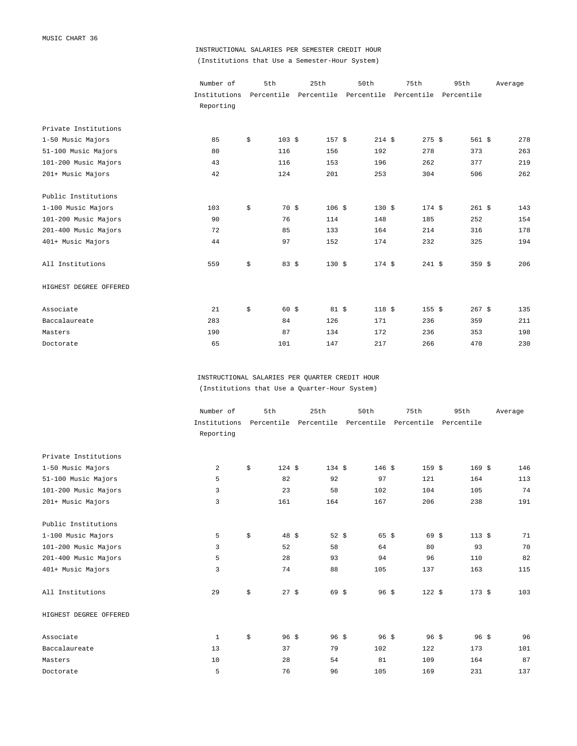MUSIC CHART 36

## INSTRUCTIONAL SALARIES PER SEMESTER CREDIT HOUR

(Institutions that Use a Semester-Hour System)

| | Number of Institutions Reporting | 5th Percentile | 25th Percentile | 50th Percentile | 75th Percentile | 95th Percentile | Average |
|---|---|---|---|---|---|---|---|
| **Private Institutions** | | | | | | | |
| 1-50 Music Majors | 85 | $ 103 | $ 157 | $ 214 | $ 275 | $ 561 | $ 278 |
| 51-100 Music Majors | 80 | 116 | 156 | 192 | 278 | 373 | 263 |
| 101-200 Music Majors | 43 | 116 | 153 | 196 | 262 | 377 | 219 |
| 201+ Music Majors | 42 | 124 | 201 | 253 | 304 | 506 | 262 |
| **Public Institutions** | | | | | | | |
| 1-100 Music Majors | 103 | $ 70 | $ 106 | $ 130 | $ 174 | $ 261 | $ 143 |
| 101-200 Music Majors | 90 | 76 | 114 | 148 | 185 | 252 | 154 |
| 201-400 Music Majors | 72 | 85 | 133 | 164 | 214 | 316 | 178 |
| 401+ Music Majors | 44 | 97 | 152 | 174 | 232 | 325 | 194 |
| All Institutions | 559 | $ 83 | $ 130 | $ 174 | $ 241 | $ 359 | $ 206 |
| **HIGHEST DEGREE OFFERED** | | | | | | | |
| Associate | 21 | $ 60 | $ 81 | $ 118 | $ 155 | $ 267 | $ 135 |
| Baccalaureate | 283 | 84 | 126 | 171 | 236 | 359 | 211 |
| Masters | 190 | 87 | 134 | 172 | 236 | 353 | 198 |
| Doctorate | 65 | 101 | 147 | 217 | 266 | 470 | 230 |

## INSTRUCTIONAL SALARIES PER QUARTER CREDIT HOUR

(Institutions that Use a Quarter-Hour System)

| | Number of Institutions Reporting | 5th Percentile | 25th Percentile | 50th Percentile | 75th Percentile | 95th Percentile | Average |
|---|---|---|---|---|---|---|---|
| **Private Institutions** | | | | | | | |
| 1-50 Music Majors | 2 | $ 124 | $ 134 | $ 146 | $ 159 | $ 169 | $ 146 |
| 51-100 Music Majors | 5 | 82 | 92 | 97 | 121 | 164 | 113 |
| 101-200 Music Majors | 3 | 23 | 58 | 102 | 104 | 105 | 74 |
| 201+ Music Majors | 3 | 161 | 164 | 167 | 206 | 238 | 191 |
| **Public Institutions** | | | | | | | |
| 1-100 Music Majors | 5 | $ 48 | $ 52 | $ 65 | $ 69 | $ 113 | $ 71 |
| 101-200 Music Majors | 3 | 52 | 58 | 64 | 80 | 93 | 70 |
| 201-400 Music Majors | 5 | 28 | 93 | 94 | 96 | 110 | 82 |
| 401+ Music Majors | 3 | 74 | 88 | 105 | 137 | 163 | 115 |
| All Institutions | 29 | $ 27 | $ 69 | $ 96 | $ 122 | $ 173 | $ 103 |
| **HIGHEST DEGREE OFFERED** | | | | | | | |
| Associate | 1 | $ 96 | $ 96 | $ 96 | $ 96 | $ 96 | $ 96 |
| Baccalaureate | 13 | 37 | 79 | 102 | 122 | 173 | 101 |
| Masters | 10 | 28 | 54 | 81 | 109 | 164 | 87 |
| Doctorate | 5 | 76 | 96 | 105 | 169 | 231 | 137 |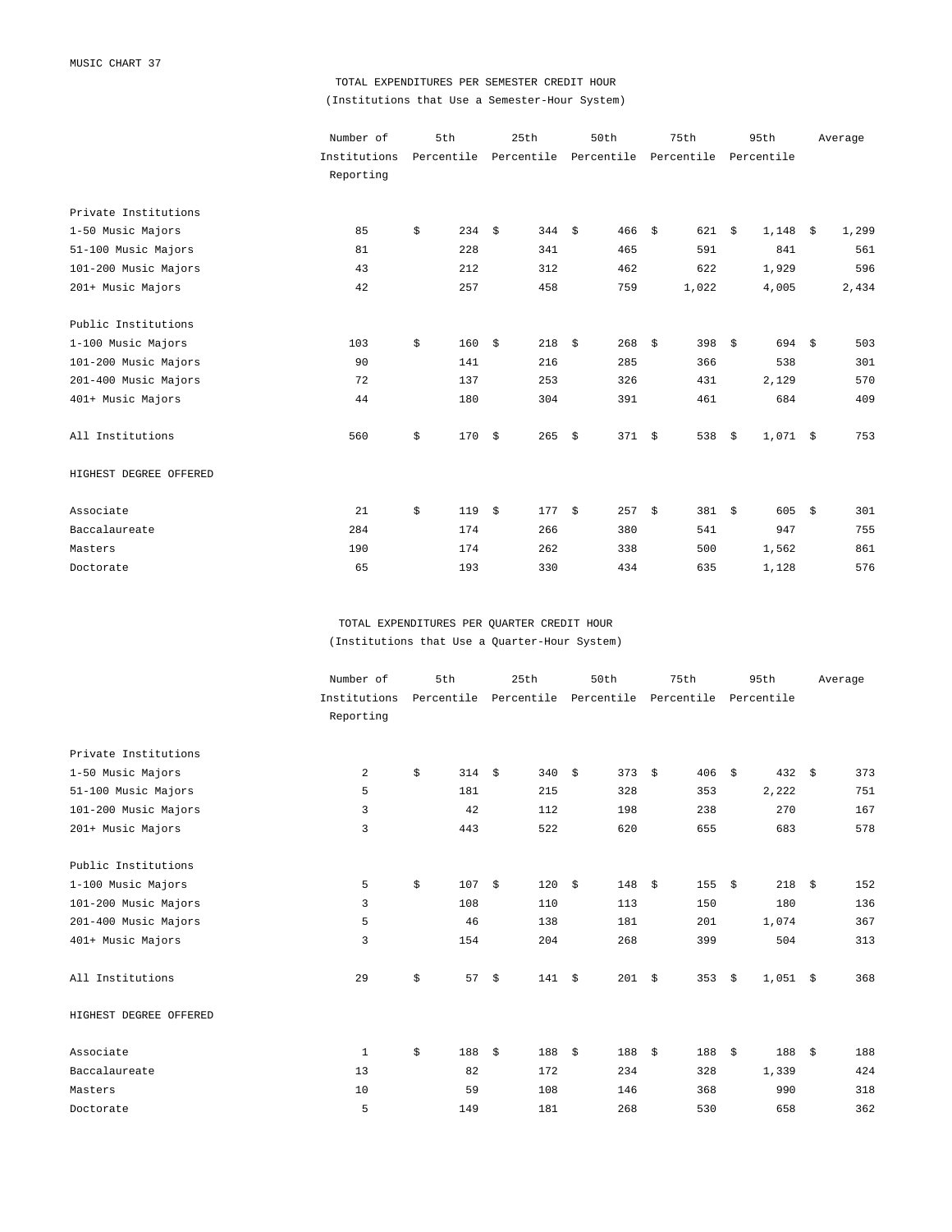MUSIC CHART 37

## TOTAL EXPENDITURES PER SEMESTER CREDIT HOUR

(Institutions that Use a Semester-Hour System)

| | Number of Institutions Reporting | 5th Percentile | 25th Percentile | 50th Percentile | 75th Percentile | 95th Percentile | Average |
|---|---|---|---|---|---|---|---|
| **Private Institutions** | | | | | | | |
| 1-50 Music Majors | 85 | $ 234 | $ 344 | $ 466 | $ 621 | $ 1,148 | $ 1,299 |
| 51-100 Music Majors | 81 | 228 | 341 | 465 | 591 | 841 | 561 |
| 101-200 Music Majors | 43 | 212 | 312 | 462 | 622 | 1,929 | 596 |
| 201+ Music Majors | 42 | 257 | 458 | 759 | 1,022 | 4,005 | 2,434 |
| **Public Institutions** | | | | | | | |
| 1-100 Music Majors | 103 | $ 160 | $ 218 | $ 268 | $ 398 | $ 694 | $ 503 |
| 101-200 Music Majors | 90 | 141 | 216 | 285 | 366 | 538 | 301 |
| 201-400 Music Majors | 72 | 137 | 253 | 326 | 431 | 2,129 | 570 |
| 401+ Music Majors | 44 | 180 | 304 | 391 | 461 | 684 | 409 |
| All Institutions | 560 | $ 170 | $ 265 | $ 371 | $ 538 | $ 1,071 | $ 753 |
| **HIGHEST DEGREE OFFERED** | | | | | | | |
| Associate | 21 | $ 119 | $ 177 | $ 257 | $ 381 | $ 605 | $ 301 |
| Baccalaureate | 284 | 174 | 266 | 380 | 541 | 947 | 755 |
| Masters | 190 | 174 | 262 | 338 | 500 | 1,562 | 861 |
| Doctorate | 65 | 193 | 330 | 434 | 635 | 1,128 | 576 |

## TOTAL EXPENDITURES PER QUARTER CREDIT HOUR

(Institutions that Use a Quarter-Hour System)

| | Number of Institutions Reporting | 5th Percentile | 25th Percentile | 50th Percentile | 75th Percentile | 95th Percentile | Average |
|---|---|---|---|---|---|---|---|
| **Private Institutions** | | | | | | | |
| 1-50 Music Majors | 2 | $ 314 | $ 340 | $ 373 | $ 406 | $ 432 | $ 373 |
| 51-100 Music Majors | 5 | 181 | 215 | 328 | 353 | 2,222 | 751 |
| 101-200 Music Majors | 3 | 42 | 112 | 198 | 238 | 270 | 167 |
| 201+ Music Majors | 3 | 443 | 522 | 620 | 655 | 683 | 578 |
| **Public Institutions** | | | | | | | |
| 1-100 Music Majors | 5 | $ 107 | $ 120 | $ 148 | $ 155 | $ 218 | $ 152 |
| 101-200 Music Majors | 3 | 108 | 110 | 113 | 150 | 180 | 136 |
| 201-400 Music Majors | 5 | 46 | 138 | 181 | 201 | 1,074 | 367 |
| 401+ Music Majors | 3 | 154 | 204 | 268 | 399 | 504 | 313 |
| All Institutions | 29 | $ 57 | $ 141 | $ 201 | $ 353 | $ 1,051 | $ 368 |
| **HIGHEST DEGREE OFFERED** | | | | | | | |
| Associate | 1 | $ 188 | $ 188 | $ 188 | $ 188 | $ 188 | $ 188 |
| Baccalaureate | 13 | 82 | 172 | 234 | 328 | 1,339 | 424 |
| Masters | 10 | 59 | 108 | 146 | 368 | 990 | 318 |
| Doctorate | 5 | 149 | 181 | 268 | 530 | 658 | 362 |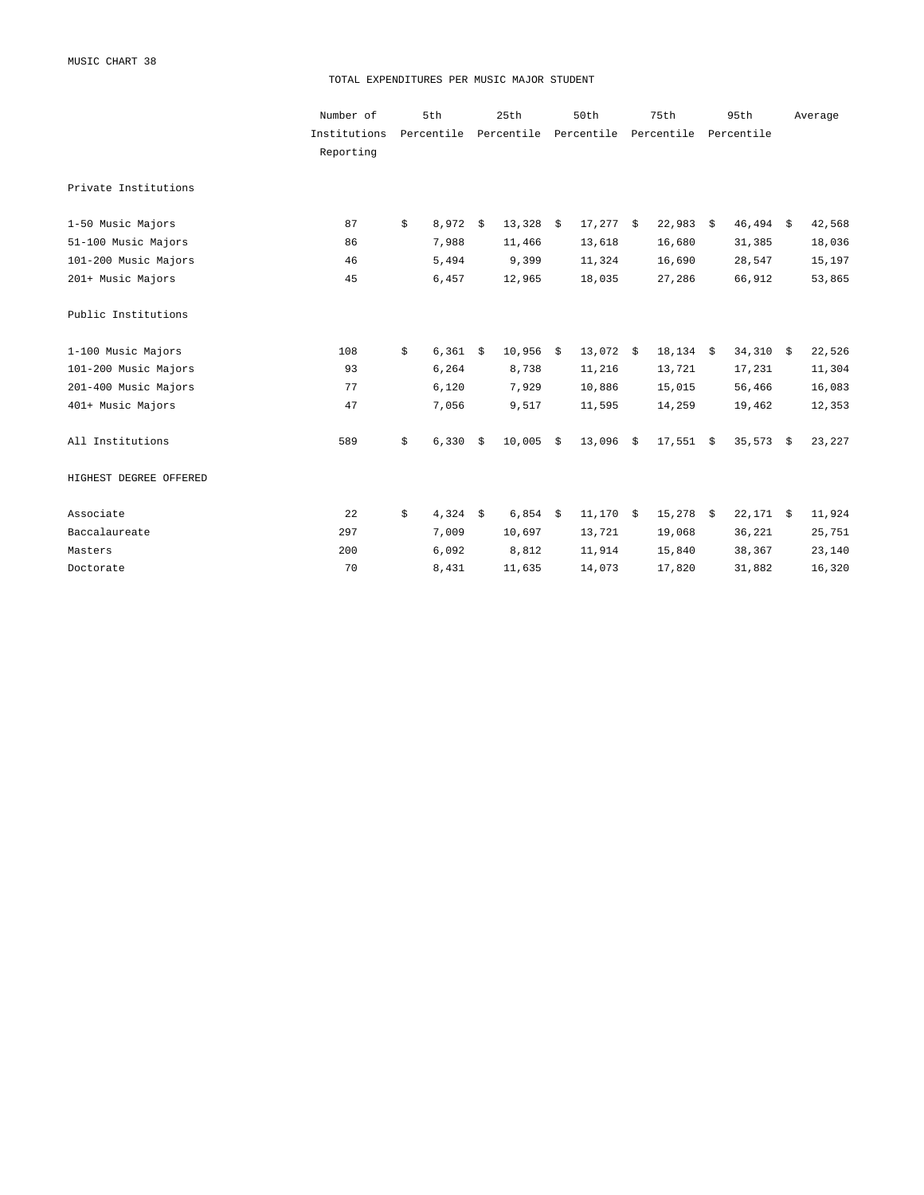MUSIC CHART 38

## TOTAL EXPENDITURES PER MUSIC MAJOR STUDENT

| | Number of Institutions Reporting | 5th Percentile | 25th Percentile | 50th Percentile | 75th Percentile | 95th Percentile | Average |
|---|---|---|---|---|---|---|---|
| Private Institutions | | | | | | | |
| 1-50 Music Majors | 87 | $ 8,972 | $ 13,328 | $ 17,277 | $ 22,983 | $ 46,494 | $ 42,568 |
| 51-100 Music Majors | 86 | 7,988 | 11,466 | 13,618 | 16,680 | 31,385 | 18,036 |
| 101-200 Music Majors | 46 | 5,494 | 9,399 | 11,324 | 16,690 | 28,547 | 15,197 |
| 201+ Music Majors | 45 | 6,457 | 12,965 | 18,035 | 27,286 | 66,912 | 53,865 |
| Public Institutions | | | | | | | |
| 1-100 Music Majors | 108 | $ 6,361 | $ 10,956 | $ 13,072 | $ 18,134 | $ 34,310 | $ 22,526 |
| 101-200 Music Majors | 93 | 6,264 | 8,738 | 11,216 | 13,721 | 17,231 | 11,304 |
| 201-400 Music Majors | 77 | 6,120 | 7,929 | 10,886 | 15,015 | 56,466 | 16,083 |
| 401+ Music Majors | 47 | 7,056 | 9,517 | 11,595 | 14,259 | 19,462 | 12,353 |
| All Institutions | 589 | $ 6,330 | $ 10,005 | $ 13,096 | $ 17,551 | $ 35,573 | $ 23,227 |
| HIGHEST DEGREE OFFERED | | | | | | | |
| Associate | 22 | $ 4,324 | $ 6,854 | $ 11,170 | $ 15,278 | $ 22,171 | $ 11,924 |
| Baccalaureate | 297 | 7,009 | 10,697 | 13,721 | 19,068 | 36,221 | 25,751 |
| Masters | 200 | 6,092 | 8,812 | 11,914 | 15,840 | 38,367 | 23,140 |
| Doctorate | 70 | 8,431 | 11,635 | 14,073 | 17,820 | 31,882 | 16,320 |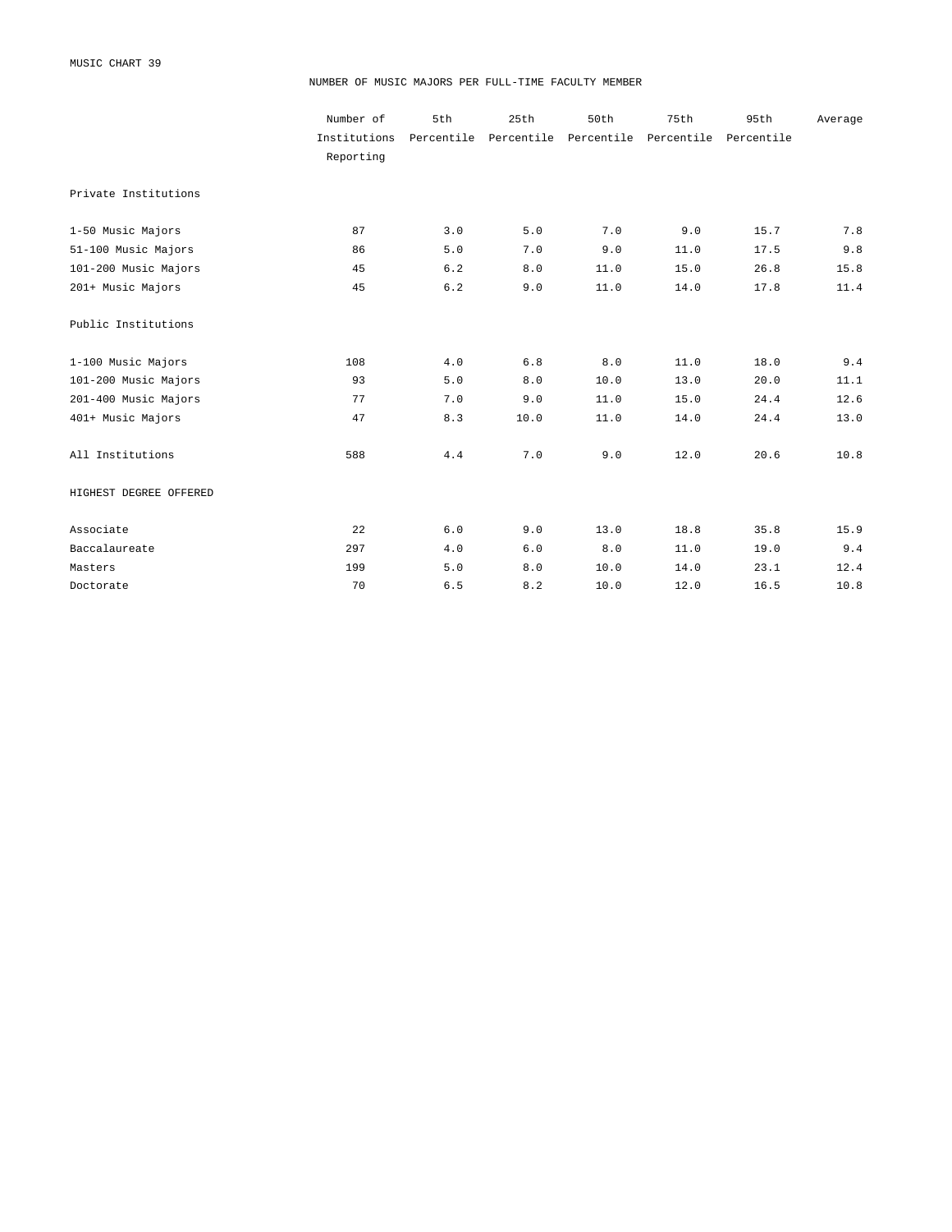MUSIC CHART 39

# NUMBER OF MUSIC MAJORS PER FULL-TIME FACULTY MEMBER

| | Number of Institutions Reporting | 5th Percentile | 25th Percentile | 50th Percentile | 75th Percentile | 95th Percentile | Average |
|---|---|---|---|---|---|---|---|
| Private Institutions | | | | | | | |
| 1-50 Music Majors | 87 | 3.0 | 5.0 | 7.0 | 9.0 | 15.7 | 7.8 |
| 51-100 Music Majors | 86 | 5.0 | 7.0 | 9.0 | 11.0 | 17.5 | 9.8 |
| 101-200 Music Majors | 45 | 6.2 | 8.0 | 11.0 | 15.0 | 26.8 | 15.8 |
| 201+ Music Majors | 45 | 6.2 | 9.0 | 11.0 | 14.0 | 17.8 | 11.4 |
| Public Institutions | | | | | | | |
| 1-100 Music Majors | 108 | 4.0 | 6.8 | 8.0 | 11.0 | 18.0 | 9.4 |
| 101-200 Music Majors | 93 | 5.0 | 8.0 | 10.0 | 13.0 | 20.0 | 11.1 |
| 201-400 Music Majors | 77 | 7.0 | 9.0 | 11.0 | 15.0 | 24.4 | 12.6 |
| 401+ Music Majors | 47 | 8.3 | 10.0 | 11.0 | 14.0 | 24.4 | 13.0 |
| All Institutions | 588 | 4.4 | 7.0 | 9.0 | 12.0 | 20.6 | 10.8 |
| HIGHEST DEGREE OFFERED | | | | | | | |
| Associate | 22 | 6.0 | 9.0 | 13.0 | 18.8 | 35.8 | 15.9 |
| Baccalaureate | 297 | 4.0 | 6.0 | 8.0 | 11.0 | 19.0 | 9.4 |
| Masters | 199 | 5.0 | 8.0 | 10.0 | 14.0 | 23.1 | 12.4 |
| Doctorate | 70 | 6.5 | 8.2 | 10.0 | 12.0 | 16.5 | 10.8 |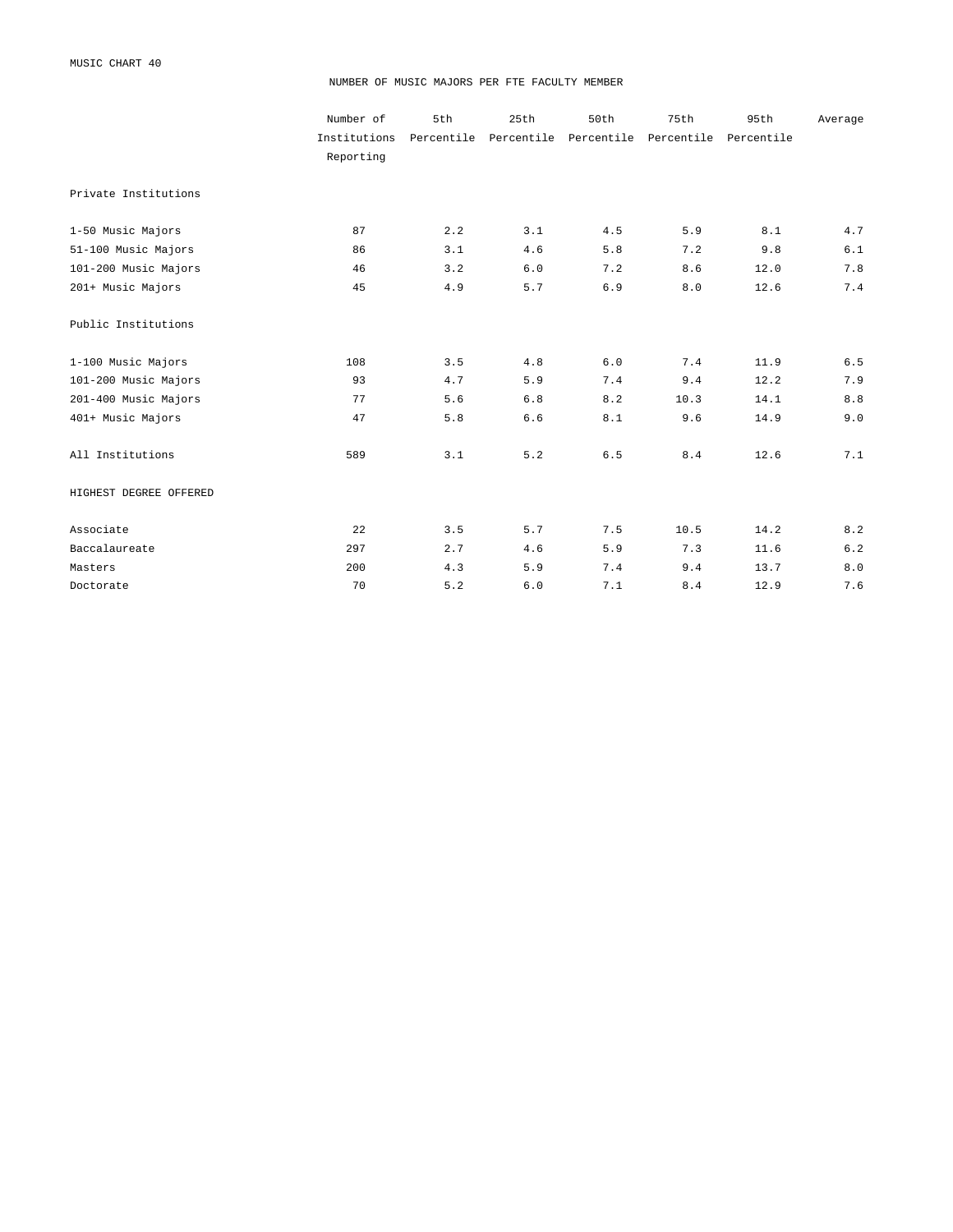MUSIC CHART 40

## NUMBER OF MUSIC MAJORS PER FTE FACULTY MEMBER

| | Number of Institutions Reporting | 5th Percentile | 25th Percentile | 50th Percentile | 75th Percentile | 95th Percentile | Average |
|---|---|---|---|---|---|---|---|
| Private Institutions | | | | | | | |
| 1-50 Music Majors | 87 | 2.2 | 3.1 | 4.5 | 5.9 | 8.1 | 4.7 |
| 51-100 Music Majors | 86 | 3.1 | 4.6 | 5.8 | 7.2 | 9.8 | 6.1 |
| 101-200 Music Majors | 46 | 3.2 | 6.0 | 7.2 | 8.6 | 12.0 | 7.8 |
| 201+ Music Majors | 45 | 4.9 | 5.7 | 6.9 | 8.0 | 12.6 | 7.4 |
| Public Institutions | | | | | | | |
| 1-100 Music Majors | 108 | 3.5 | 4.8 | 6.0 | 7.4 | 11.9 | 6.5 |
| 101-200 Music Majors | 93 | 4.7 | 5.9 | 7.4 | 9.4 | 12.2 | 7.9 |
| 201-400 Music Majors | 77 | 5.6 | 6.8 | 8.2 | 10.3 | 14.1 | 8.8 |
| 401+ Music Majors | 47 | 5.8 | 6.6 | 8.1 | 9.6 | 14.9 | 9.0 |
| All Institutions | 589 | 3.1 | 5.2 | 6.5 | 8.4 | 12.6 | 7.1 |
| HIGHEST DEGREE OFFERED | | | | | | | |
| Associate | 22 | 3.5 | 5.7 | 7.5 | 10.5 | 14.2 | 8.2 |
| Baccalaureate | 297 | 2.7 | 4.6 | 5.9 | 7.3 | 11.6 | 6.2 |
| Masters | 200 | 4.3 | 5.9 | 7.4 | 9.4 | 13.7 | 8.0 |
| Doctorate | 70 | 5.2 | 6.0 | 7.1 | 8.4 | 12.9 | 7.6 |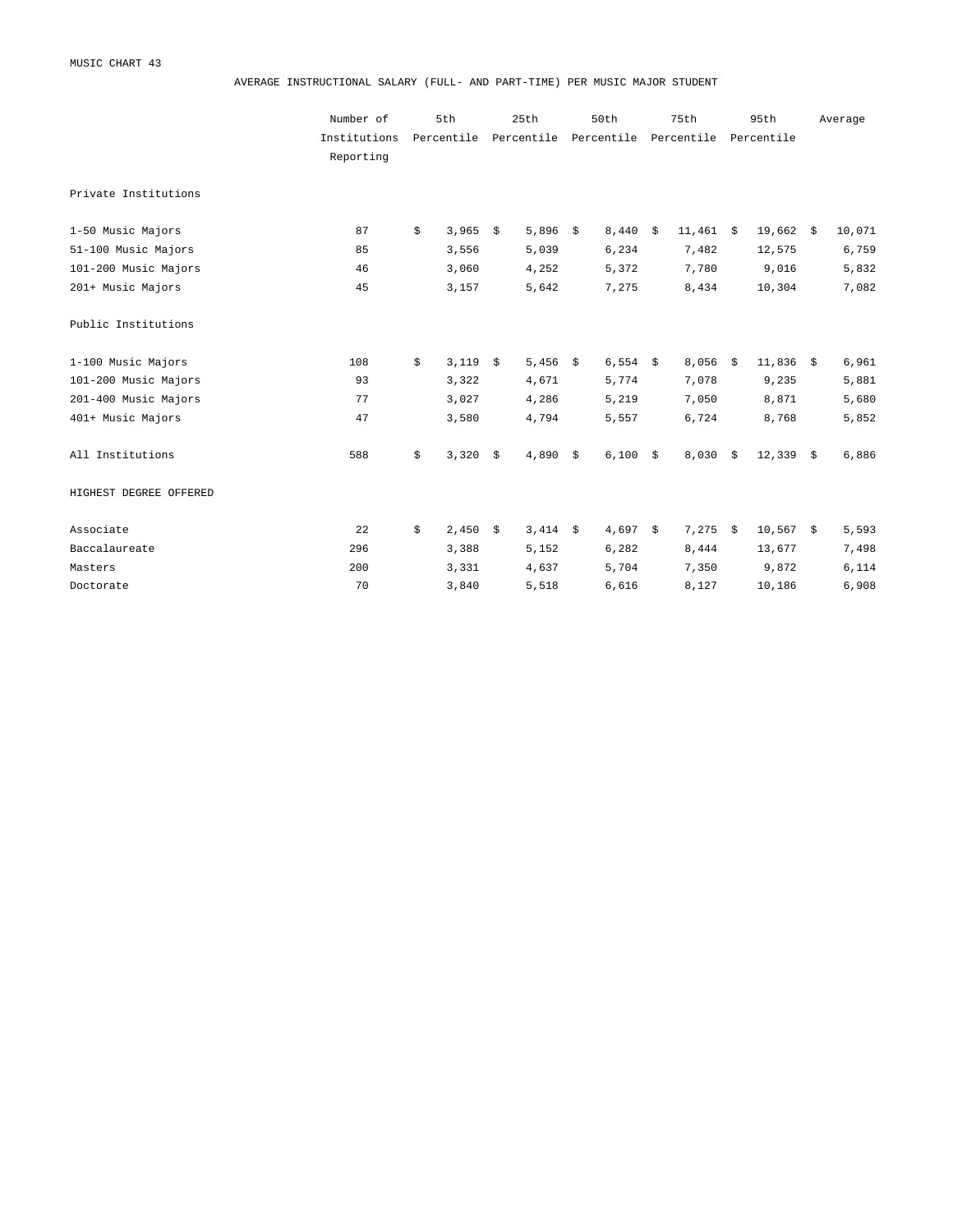MUSIC CHART 43

AVERAGE INSTRUCTIONAL SALARY (FULL- AND PART-TIME) PER MUSIC MAJOR STUDENT

| | Number of Institutions Reporting | 5th Percentile | 25th Percentile | 50th Percentile | 75th Percentile | 95th Percentile | Average |
|---|---|---|---|---|---|---|---|
| **Private Institutions** | | | | | | | |
| 1-50 Music Majors | 87 | $ 3,965 | $ 5,896 | $ 8,440 | $ 11,461 | $ 19,662 | $ 10,071 |
| 51-100 Music Majors | 85 | 3,556 | 5,039 | 6,234 | 7,482 | 12,575 | 6,759 |
| 101-200 Music Majors | 46 | 3,060 | 4,252 | 5,372 | 7,780 | 9,016 | 5,832 |
| 201+ Music Majors | 45 | 3,157 | 5,642 | 7,275 | 8,434 | 10,304 | 7,082 |
| **Public Institutions** | | | | | | | |
| 1-100 Music Majors | 108 | $ 3,119 | $ 5,456 | $ 6,554 | $ 8,056 | $ 11,836 | $ 6,961 |
| 101-200 Music Majors | 93 | 3,322 | 4,671 | 5,774 | 7,078 | 9,235 | 5,881 |
| 201-400 Music Majors | 77 | 3,027 | 4,286 | 5,219 | 7,050 | 8,871 | 5,680 |
| 401+ Music Majors | 47 | 3,580 | 4,794 | 5,557 | 6,724 | 8,768 | 5,852 |
| All Institutions | 588 | $ 3,320 | $ 4,890 | $ 6,100 | $ 8,030 | $ 12,339 | $ 6,886 |
| **HIGHEST DEGREE OFFERED** | | | | | | | |
| Associate | 22 | $ 2,450 | $ 3,414 | $ 4,697 | $ 7,275 | $ 10,567 | $ 5,593 |
| Baccalaureate | 296 | 3,388 | 5,152 | 6,282 | 8,444 | 13,677 | 7,498 |
| Masters | 200 | 3,331 | 4,637 | 5,704 | 7,350 | 9,872 | 6,114 |
| Doctorate | 70 | 3,840 | 5,518 | 6,616 | 8,127 | 10,186 | 6,908 |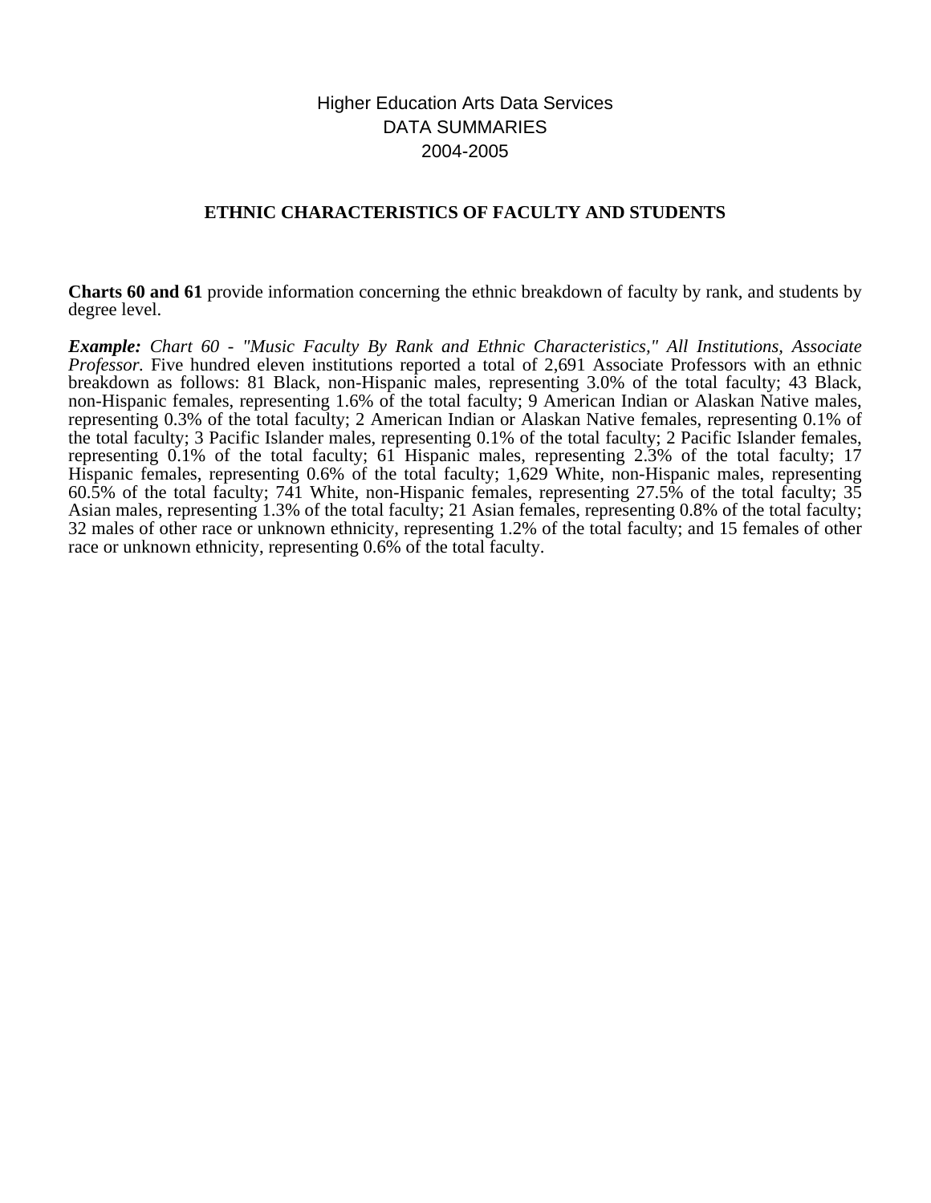# Higher Education Arts Data Services
# DATA SUMMARIES
# 2004-2005

## ETHNIC CHARACTERISTICS OF FACULTY AND STUDENTS

**Charts 60 and 61** provide information concerning the ethnic breakdown of faculty by rank, and students by degree level.

***Example:*** *Chart 60 - "Music Faculty By Rank and Ethnic Characteristics," All Institutions, Associate Professor.* Five hundred eleven institutions reported a total of 2,691 Associate Professors with an ethnic breakdown as follows: 81 Black, non-Hispanic males, representing 3.0% of the total faculty; 43 Black, non-Hispanic females, representing 1.6% of the total faculty; 9 American Indian or Alaskan Native males, representing 0.3% of the total faculty; 2 American Indian or Alaskan Native females, representing 0.1% of the total faculty; 3 Pacific Islander males, representing 0.1% of the total faculty; 2 Pacific Islander females, representing 0.1% of the total faculty; 61 Hispanic males, representing 2.3% of the total faculty; 17 Hispanic females, representing 0.6% of the total faculty; 1,629 White, non-Hispanic males, representing 60.5% of the total faculty; 741 White, non-Hispanic females, representing 27.5% of the total faculty; 35 Asian males, representing 1.3% of the total faculty; 21 Asian females, representing 0.8% of the total faculty; 32 males of other race or unknown ethnicity, representing 1.2% of the total faculty; and 15 females of other race or unknown ethnicity, representing 0.6% of the total faculty.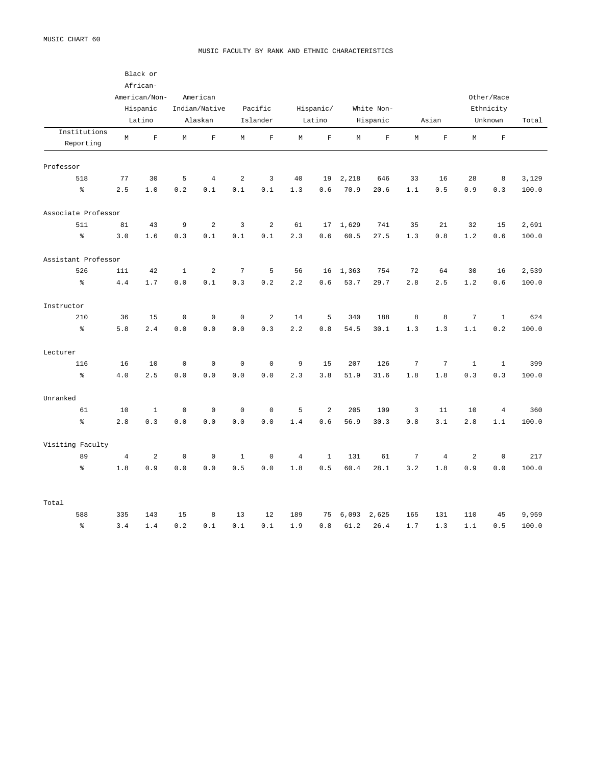MUSIC CHART 60

## MUSIC FACULTY BY RANK AND ETHNIC CHARACTERISTICS

| Institutions Reporting | Black or African-American/Non-Hispanic Latino | | American Indian/Native Alaskan | | Pacific Islander | | Hispanic/Latino | | White Non-Hispanic | | Asian | | Other/Race Ethnicity Unknown | | Total |
|---|---|---|---|---|---|---|---|---|---|---|---|---|---|---|---|
| | M | F | M | F | M | F | M | F | M | F | M | F | M | F | |
| **Professor** | | | | | | | | | | | | | | | |
| 518 | 77 | 30 | 5 | 4 | 2 | 3 | 40 | 19 | 2,218 | 646 | 33 | 16 | 28 | 8 | 3,129 |
| % | 2.5 | 1.0 | 0.2 | 0.1 | 0.1 | 0.1 | 1.3 | 0.6 | 70.9 | 20.6 | 1.1 | 0.5 | 0.9 | 0.3 | 100.0 |
| **Associate Professor** | | | | | | | | | | | | | | | |
| 511 | 81 | 43 | 9 | 2 | 3 | 2 | 61 | 17 | 1,629 | 741 | 35 | 21 | 32 | 15 | 2,691 |
| % | 3.0 | 1.6 | 0.3 | 0.1 | 0.1 | 0.1 | 2.3 | 0.6 | 60.5 | 27.5 | 1.3 | 0.8 | 1.2 | 0.6 | 100.0 |
| **Assistant Professor** | | | | | | | | | | | | | | | |
| 526 | 111 | 42 | 1 | 2 | 7 | 5 | 56 | 16 | 1,363 | 754 | 72 | 64 | 30 | 16 | 2,539 |
| % | 4.4 | 1.7 | 0.0 | 0.1 | 0.3 | 0.2 | 2.2 | 0.6 | 53.7 | 29.7 | 2.8 | 2.5 | 1.2 | 0.6 | 100.0 |
| **Instructor** | | | | | | | | | | | | | | | |
| 210 | 36 | 15 | 0 | 0 | 0 | 2 | 14 | 5 | 340 | 188 | 8 | 8 | 7 | 1 | 624 |
| % | 5.8 | 2.4 | 0.0 | 0.0 | 0.0 | 0.3 | 2.2 | 0.8 | 54.5 | 30.1 | 1.3 | 1.3 | 1.1 | 0.2 | 100.0 |
| **Lecturer** | | | | | | | | | | | | | | | |
| 116 | 16 | 10 | 0 | 0 | 0 | 0 | 9 | 15 | 207 | 126 | 7 | 7 | 1 | 1 | 399 |
| % | 4.0 | 2.5 | 0.0 | 0.0 | 0.0 | 0.0 | 2.3 | 3.8 | 51.9 | 31.6 | 1.8 | 1.8 | 0.3 | 0.3 | 100.0 |
| **Unranked** | | | | | | | | | | | | | | | |
| 61 | 10 | 1 | 0 | 0 | 0 | 0 | 5 | 2 | 205 | 109 | 3 | 11 | 10 | 4 | 360 |
| % | 2.8 | 0.3 | 0.0 | 0.0 | 0.0 | 0.0 | 1.4 | 0.6 | 56.9 | 30.3 | 0.8 | 3.1 | 2.8 | 1.1 | 100.0 |
| **Visiting Faculty** | | | | | | | | | | | | | | | |
| 89 | 4 | 2 | 0 | 0 | 1 | 0 | 4 | 1 | 131 | 61 | 7 | 4 | 2 | 0 | 217 |
| % | 1.8 | 0.9 | 0.0 | 0.0 | 0.5 | 0.0 | 1.8 | 0.5 | 60.4 | 28.1 | 3.2 | 1.8 | 0.9 | 0.0 | 100.0 |
| **Total** | | | | | | | | | | | | | | | |
| 588 | 335 | 143 | 15 | 8 | 13 | 12 | 189 | 75 | 6,093 | 2,625 | 165 | 131 | 110 | 45 | 9,959 |
| % | 3.4 | 1.4 | 0.2 | 0.1 | 0.1 | 0.1 | 1.9 | 0.8 | 61.2 | 26.4 | 1.7 | 1.3 | 1.1 | 0.5 | 100.0 |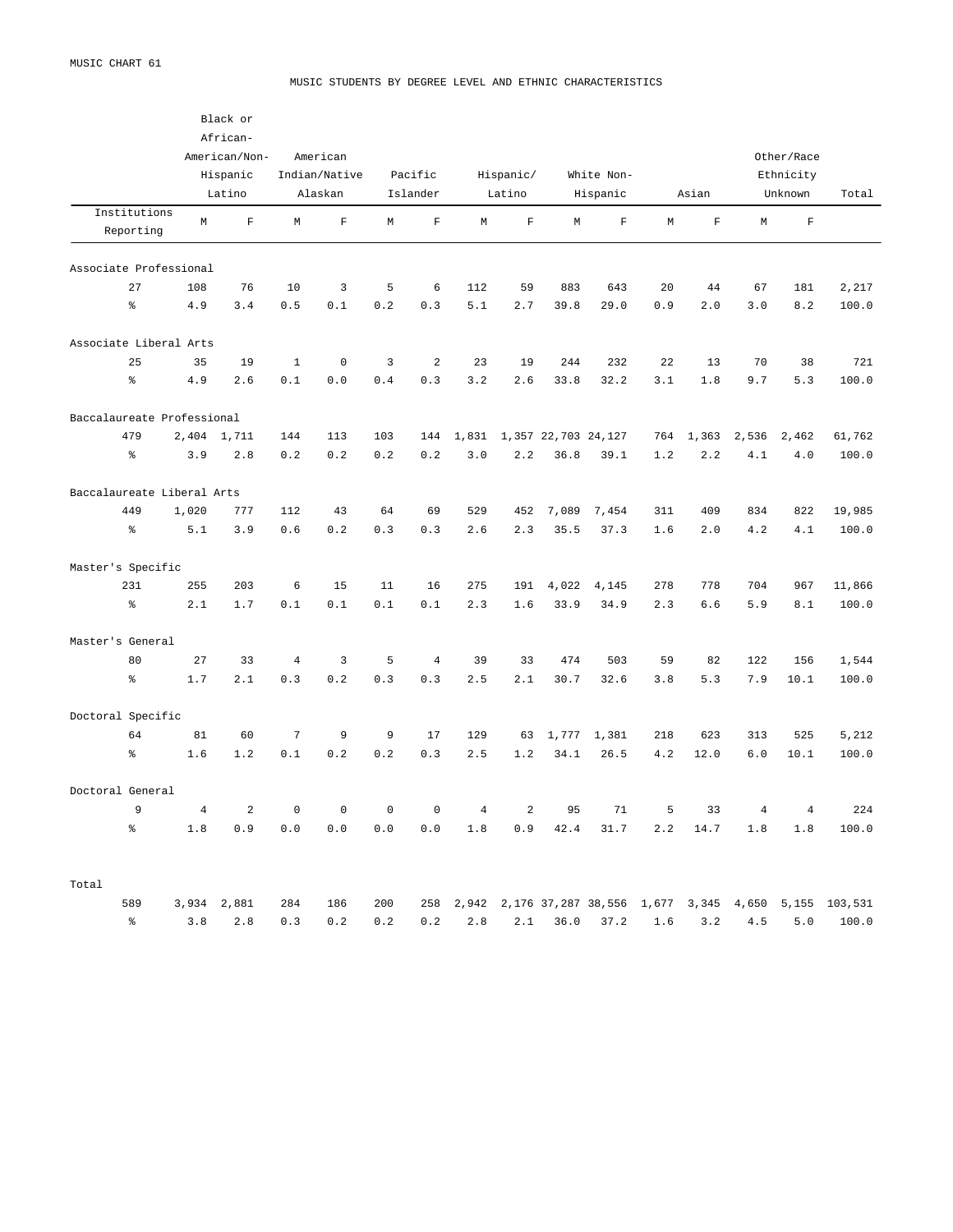MUSIC CHART 61

## MUSIC STUDENTS BY DEGREE LEVEL AND ETHNIC CHARACTERISTICS

| | Black or African-American/Non-Hispanic Latino | | American Indian/Native Alaskan | | Pacific Islander | | Hispanic/ Latino | | White Non-Hispanic | | Asian | | Other/Race Ethnicity Unknown | | Total |
|---|---|---|---|---|---|---|---|---|---|---|---|---|---|---|---|
| Institutions Reporting | M | F | M | F | M | F | M | F | M | F | M | F | M | F | |
| **Associate Professional** | | | | | | | | | | | | | | | |
| 27 | 108 | 76 | 10 | 3 | 5 | 6 | 112 | 59 | 883 | 643 | 20 | 44 | 67 | 181 | 2,217 |
| % | 4.9 | 3.4 | 0.5 | 0.1 | 0.2 | 0.3 | 5.1 | 2.7 | 39.8 | 29.0 | 0.9 | 2.0 | 3.0 | 8.2 | 100.0 |
| **Associate Liberal Arts** | | | | | | | | | | | | | | | |
| 25 | 35 | 19 | 1 | 0 | 3 | 2 | 23 | 19 | 244 | 232 | 22 | 13 | 70 | 38 | 721 |
| % | 4.9 | 2.6 | 0.1 | 0.0 | 0.4 | 0.3 | 3.2 | 2.6 | 33.8 | 32.2 | 3.1 | 1.8 | 9.7 | 5.3 | 100.0 |
| **Baccalaureate Professional** | | | | | | | | | | | | | | | |
| 479 | 2,404 | 1,711 | 144 | 113 | 103 | 144 | 1,831 | 1,357 | 22,703 | 24,127 | 764 | 1,363 | 2,536 | 2,462 | 61,762 |
| % | 3.9 | 2.8 | 0.2 | 0.2 | 0.2 | 0.2 | 3.0 | 2.2 | 36.8 | 39.1 | 1.2 | 2.2 | 4.1 | 4.0 | 100.0 |
| **Baccalaureate Liberal Arts** | | | | | | | | | | | | | | | |
| 449 | 1,020 | 777 | 112 | 43 | 64 | 69 | 529 | 452 | 7,089 | 7,454 | 311 | 409 | 834 | 822 | 19,985 |
| % | 5.1 | 3.9 | 0.6 | 0.2 | 0.3 | 0.3 | 2.6 | 2.3 | 35.5 | 37.3 | 1.6 | 2.0 | 4.2 | 4.1 | 100.0 |
| **Master's Specific** | | | | | | | | | | | | | | | |
| 231 | 255 | 203 | 6 | 15 | 11 | 16 | 275 | 191 | 4,022 | 4,145 | 278 | 778 | 704 | 967 | 11,866 |
| % | 2.1 | 1.7 | 0.1 | 0.1 | 0.1 | 0.1 | 2.3 | 1.6 | 33.9 | 34.9 | 2.3 | 6.6 | 5.9 | 8.1 | 100.0 |
| **Master's General** | | | | | | | | | | | | | | | |
| 80 | 27 | 33 | 4 | 3 | 5 | 4 | 39 | 33 | 474 | 503 | 59 | 82 | 122 | 156 | 1,544 |
| % | 1.7 | 2.1 | 0.3 | 0.2 | 0.3 | 0.3 | 2.5 | 2.1 | 30.7 | 32.6 | 3.8 | 5.3 | 7.9 | 10.1 | 100.0 |
| **Doctoral Specific** | | | | | | | | | | | | | | | |
| 64 | 81 | 60 | 7 | 9 | 9 | 17 | 129 | 63 | 1,777 | 1,381 | 218 | 623 | 313 | 525 | 5,212 |
| % | 1.6 | 1.2 | 0.1 | 0.2 | 0.2 | 0.3 | 2.5 | 1.2 | 34.1 | 26.5 | 4.2 | 12.0 | 6.0 | 10.1 | 100.0 |
| **Doctoral General** | | | | | | | | | | | | | | | |
| 9 | 4 | 2 | 0 | 0 | 0 | 0 | 4 | 2 | 95 | 71 | 5 | 33 | 4 | 4 | 224 |
| % | 1.8 | 0.9 | 0.0 | 0.0 | 0.0 | 0.0 | 1.8 | 0.9 | 42.4 | 31.7 | 2.2 | 14.7 | 1.8 | 1.8 | 100.0 |
| **Total** | | | | | | | | | | | | | | | |
| 589 | 3,934 | 2,881 | 284 | 186 | 200 | 258 | 2,942 | 2,176 | 37,287 | 38,556 | 1,677 | 3,345 | 4,650 | 5,155 | 103,531 |
| % | 3.8 | 2.8 | 0.3 | 0.2 | 0.2 | 0.2 | 2.8 | 2.1 | 36.0 | 37.2 | 1.6 | 3.2 | 4.5 | 5.0 | 100.0 |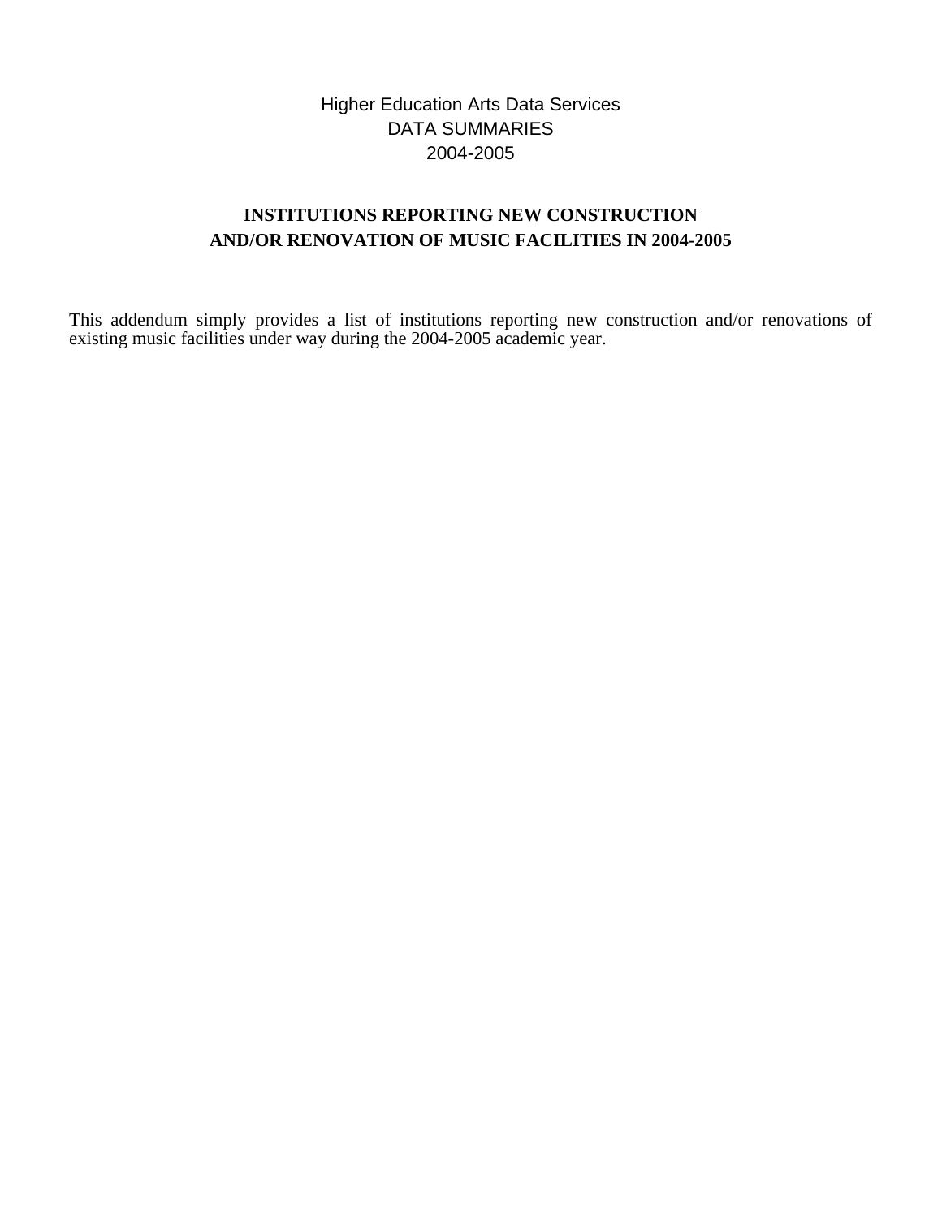Higher Education Arts Data Services
DATA SUMMARIES
2004-2005

# INSTITUTIONS REPORTING NEW CONSTRUCTION AND/OR RENOVATION OF MUSIC FACILITIES IN 2004-2005

This addendum simply provides a list of institutions reporting new construction and/or renovations of existing music facilities under way during the 2004-2005 academic year.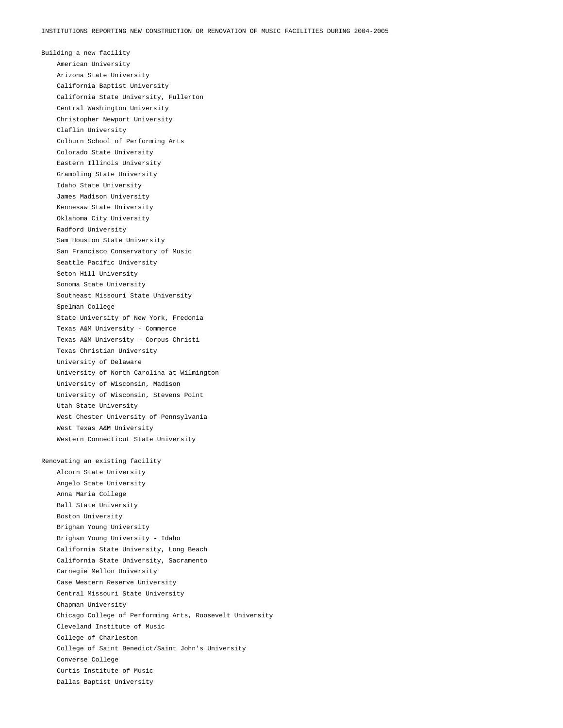# INSTITUTIONS REPORTING NEW CONSTRUCTION OR RENOVATION OF MUSIC FACILITIES DURING 2004-2005

## Building a new facility

- American University
- Arizona State University
- California Baptist University
- California State University, Fullerton
- Central Washington University
- Christopher Newport University
- Claflin University
- Colburn School of Performing Arts
- Colorado State University
- Eastern Illinois University
- Grambling State University
- Idaho State University
- James Madison University
- Kennesaw State University
- Oklahoma City University
- Radford University
- Sam Houston State University
- San Francisco Conservatory of Music
- Seattle Pacific University
- Seton Hill University
- Sonoma State University
- Southeast Missouri State University
- Spelman College
- State University of New York, Fredonia
- Texas A&M University - Commerce
- Texas A&M University - Corpus Christi
- Texas Christian University
- University of Delaware
- University of North Carolina at Wilmington
- University of Wisconsin, Madison
- University of Wisconsin, Stevens Point
- Utah State University
- West Chester University of Pennsylvania
- West Texas A&M University
- Western Connecticut State University

## Renovating an existing facility

- Alcorn State University
- Angelo State University
- Anna Maria College
- Ball State University
- Boston University
- Brigham Young University
- Brigham Young University - Idaho
- California State University, Long Beach
- California State University, Sacramento
- Carnegie Mellon University
- Case Western Reserve University
- Central Missouri State University
- Chapman University
- Chicago College of Performing Arts, Roosevelt University
- Cleveland Institute of Music
- College of Charleston
- College of Saint Benedict/Saint John's University
- Converse College
- Curtis Institute of Music
- Dallas Baptist University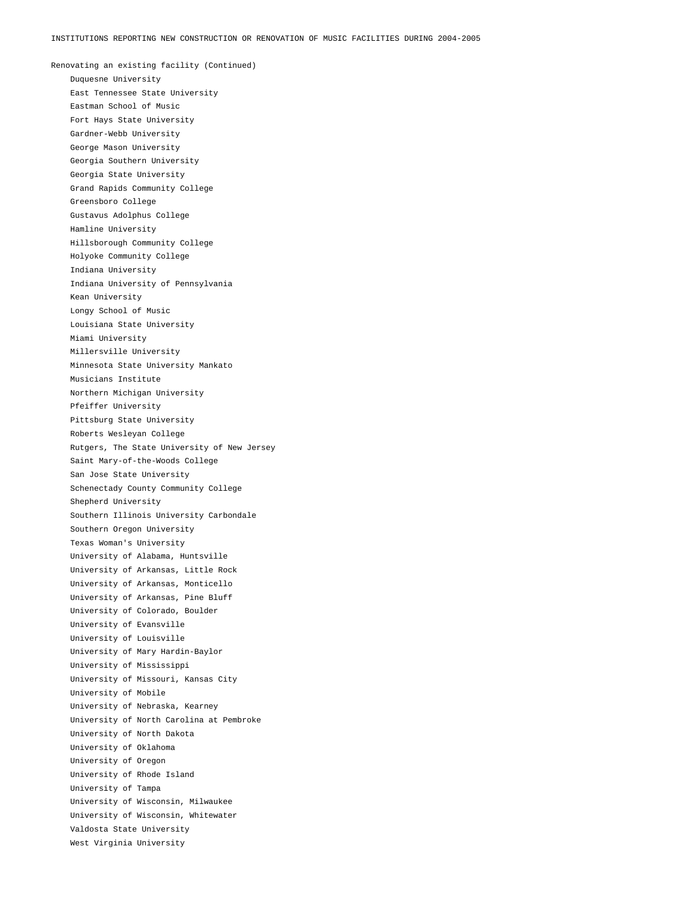INSTITUTIONS REPORTING NEW CONSTRUCTION OR RENOVATION OF MUSIC FACILITIES DURING 2004-2005

Renovating an existing facility (Continued)

- Duquesne University
- East Tennessee State University
- Eastman School of Music
- Fort Hays State University
- Gardner-Webb University
- George Mason University
- Georgia Southern University
- Georgia State University
- Grand Rapids Community College
- Greensboro College
- Gustavus Adolphus College
- Hamline University
- Hillsborough Community College
- Holyoke Community College
- Indiana University
- Indiana University of Pennsylvania
- Kean University
- Longy School of Music
- Louisiana State University
- Miami University
- Millersville University
- Minnesota State University Mankato
- Musicians Institute
- Northern Michigan University
- Pfeiffer University
- Pittsburg State University
- Roberts Wesleyan College
- Rutgers, The State University of New Jersey
- Saint Mary-of-the-Woods College
- San Jose State University
- Schenectady County Community College
- Shepherd University
- Southern Illinois University Carbondale
- Southern Oregon University
- Texas Woman's University
- University of Alabama, Huntsville
- University of Arkansas, Little Rock
- University of Arkansas, Monticello
- University of Arkansas, Pine Bluff
- University of Colorado, Boulder
- University of Evansville
- University of Louisville
- University of Mary Hardin-Baylor
- University of Mississippi
- University of Missouri, Kansas City
- University of Mobile
- University of Nebraska, Kearney
- University of North Carolina at Pembroke
- University of North Dakota
- University of Oklahoma
- University of Oregon
- University of Rhode Island
- University of Tampa
- University of Wisconsin, Milwaukee
- University of Wisconsin, Whitewater
- Valdosta State University
- West Virginia University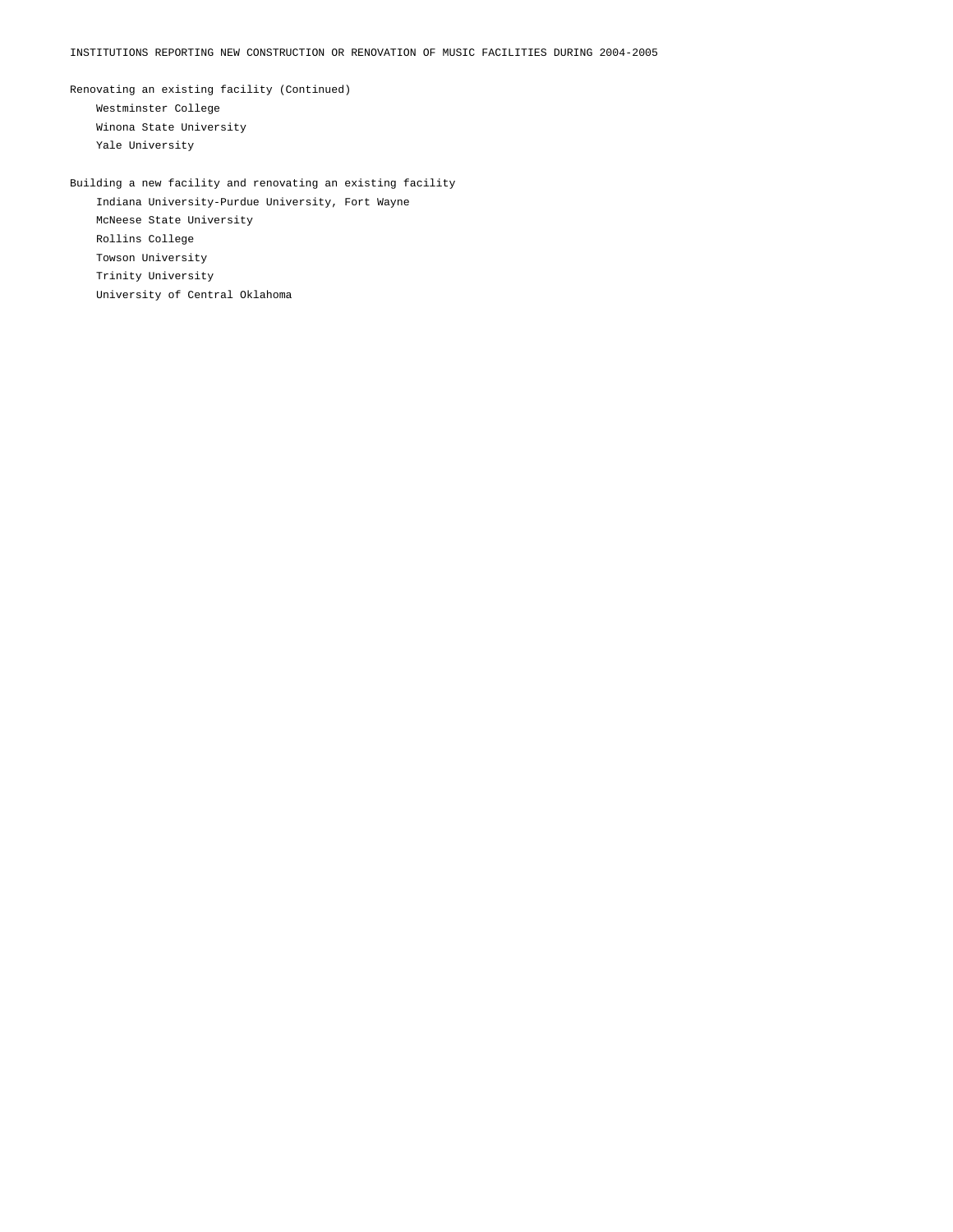Renovating an existing facility (Continued)

- Westminster College
- Winona State University
- Yale University

Building a new facility and renovating an existing facility

- Indiana University-Purdue University, Fort Wayne
- McNeese State University
- Rollins College
- Towson University
- Trinity University
- University of Central Oklahoma